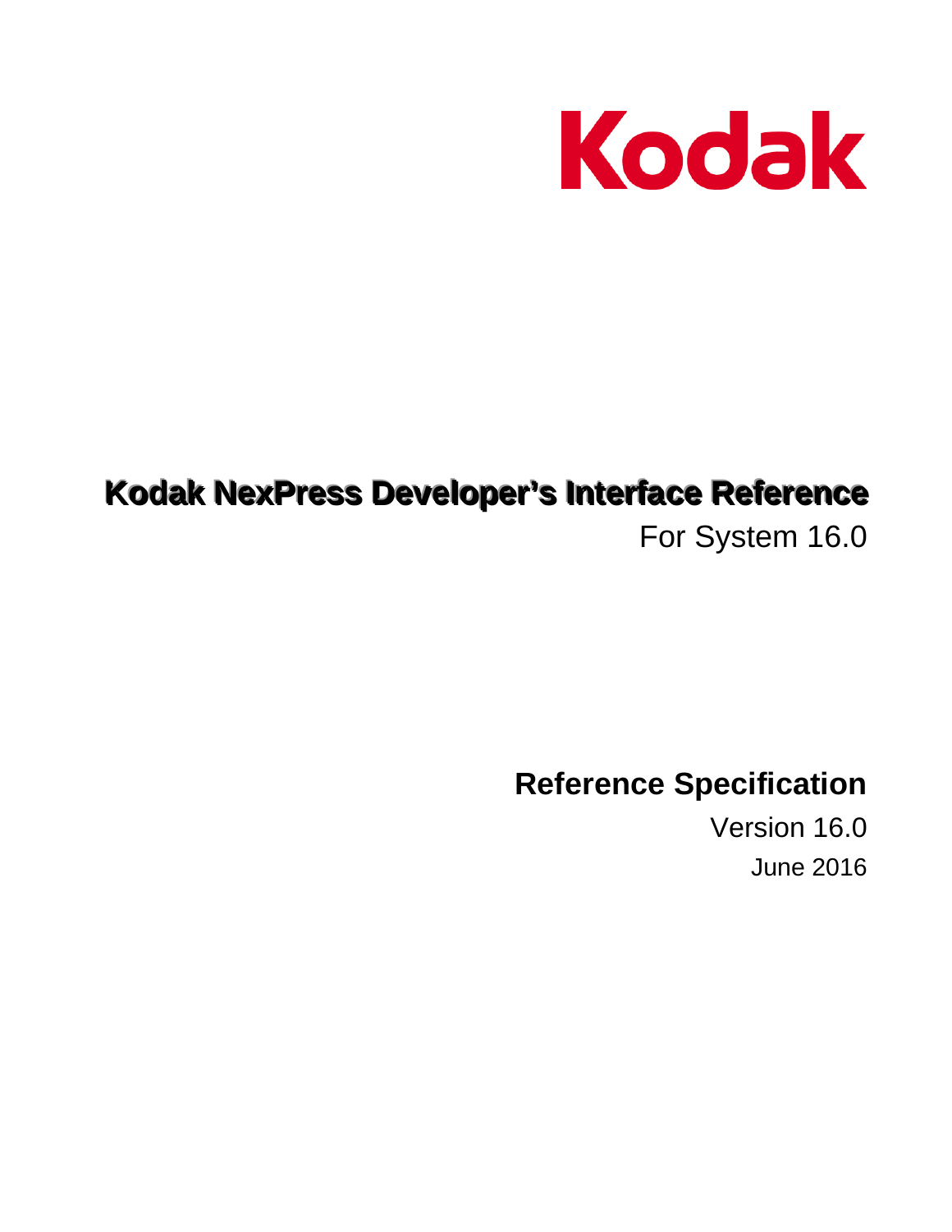Kodak

# Kodak NexPress Developer's Interface Reference

For System 16.0

## Reference Specification

Version 16.0

June 2016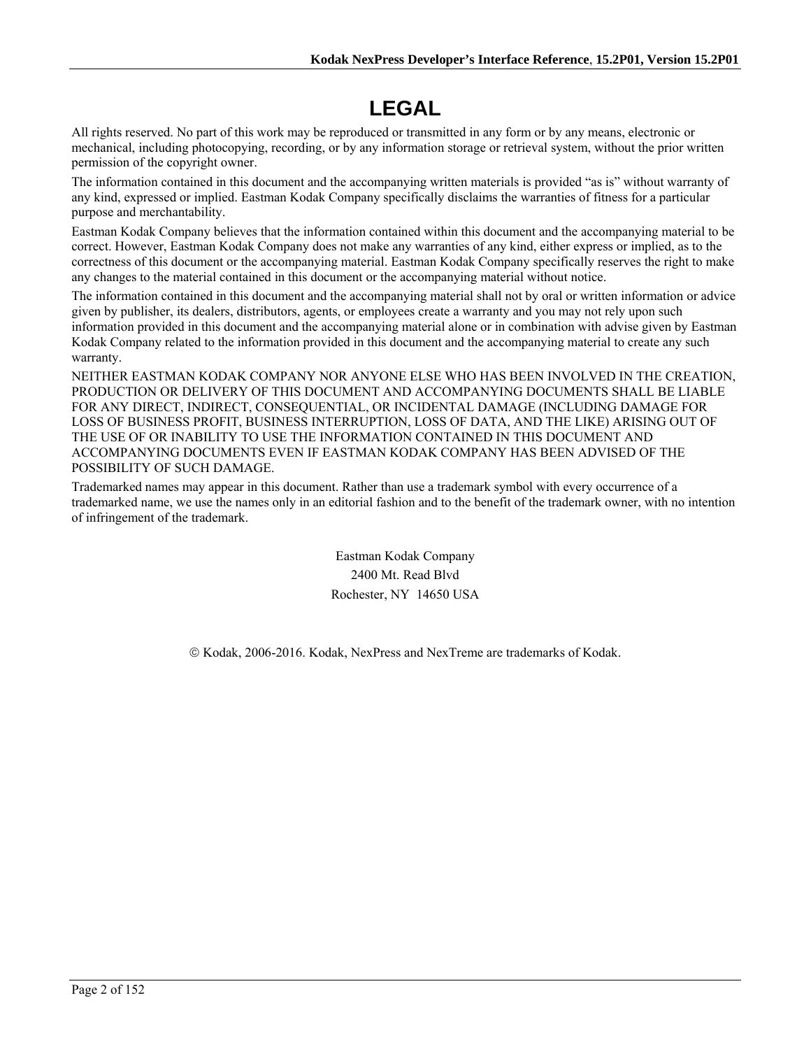# LEGAL

All rights reserved. No part of this work may be reproduced or transmitted in any form or by any means, electronic or mechanical, including photocopying, recording, or by any information storage or retrieval system, without the prior written permission of the copyright owner.

The information contained in this document and the accompanying written materials is provided "as is" without warranty of any kind, expressed or implied. Eastman Kodak Company specifically disclaims the warranties of fitness for a particular purpose and merchantability.

Eastman Kodak Company believes that the information contained within this document and the accompanying material to be correct. However, Eastman Kodak Company does not make any warranties of any kind, either express or implied, as to the correctness of this document or the accompanying material. Eastman Kodak Company specifically reserves the right to make any changes to the material contained in this document or the accompanying material without notice.

The information contained in this document and the accompanying material shall not by oral or written information or advice given by publisher, its dealers, distributors, agents, or employees create a warranty and you may not rely upon such information provided in this document and the accompanying material alone or in combination with advise given by Eastman Kodak Company related to the information provided in this document and the accompanying material to create any such warranty.

NEITHER EASTMAN KODAK COMPANY NOR ANYONE ELSE WHO HAS BEEN INVOLVED IN THE CREATION, PRODUCTION OR DELIVERY OF THIS DOCUMENT AND ACCOMPANYING DOCUMENTS SHALL BE LIABLE FOR ANY DIRECT, INDIRECT, CONSEQUENTIAL, OR INCIDENTAL DAMAGE (INCLUDING DAMAGE FOR LOSS OF BUSINESS PROFIT, BUSINESS INTERRUPTION, LOSS OF DATA, AND THE LIKE) ARISING OUT OF THE USE OF OR INABILITY TO USE THE INFORMATION CONTAINED IN THIS DOCUMENT AND ACCOMPANYING DOCUMENTS EVEN IF EASTMAN KODAK COMPANY HAS BEEN ADVISED OF THE POSSIBILITY OF SUCH DAMAGE.

Trademarked names may appear in this document. Rather than use a trademark symbol with every occurrence of a trademarked name, we use the names only in an editorial fashion and to the benefit of the trademark owner, with no intention of infringement of the trademark.

Eastman Kodak Company
2400 Mt. Read Blvd
Rochester, NY 14650 USA

© Kodak, 2006-2016. Kodak, NexPress and NexTreme are trademarks of Kodak.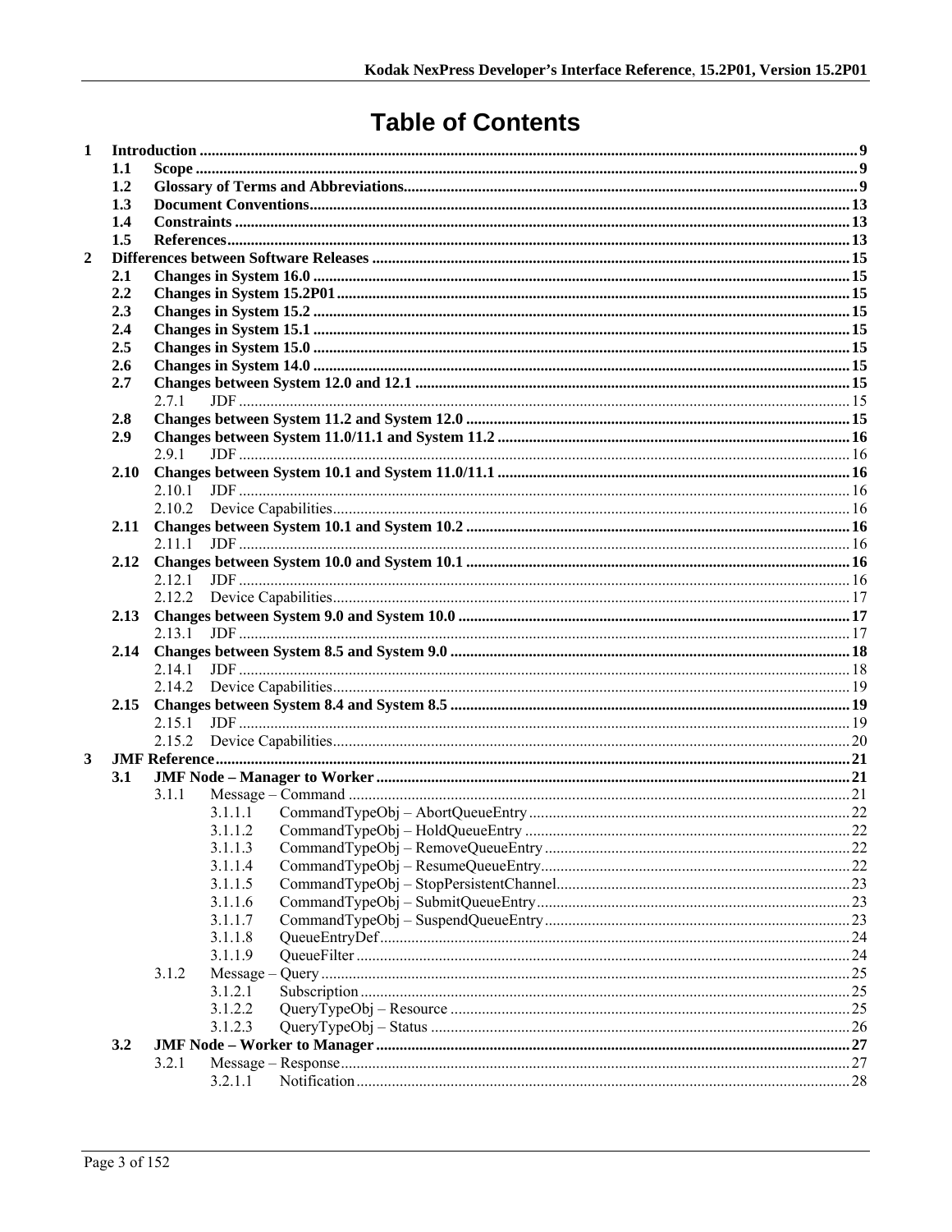# Table of Contents

1 Introduction ... 9
- 1.1 Scope ... 9
- 1.2 Glossary of Terms and Abbreviations ... 9
- 1.3 Document Conventions ... 13
- 1.4 Constraints ... 13
- 1.5 References ... 13

2 Differences between Software Releases ... 15
- 2.1 Changes in System 16.0 ... 15
- 2.2 Changes in System 15.2P01 ... 15
- 2.3 Changes in System 15.2 ... 15
- 2.4 Changes in System 15.1 ... 15
- 2.5 Changes in System 15.0 ... 15
- 2.6 Changes in System 14.0 ... 15
- 2.7 Changes between System 12.0 and 12.1 ... 15
  - 2.7.1 JDF ... 15
- 2.8 Changes between System 11.2 and System 12.0 ... 15
- 2.9 Changes between System 11.0/11.1 and System 11.2 ... 16
  - 2.9.1 JDF ... 16
- 2.10 Changes between System 10.1 and System 11.0/11.1 ... 16
  - 2.10.1 JDF ... 16
  - 2.10.2 Device Capabilities ... 16
- 2.11 Changes between System 10.1 and System 10.2 ... 16
  - 2.11.1 JDF ... 16
- 2.12 Changes between System 10.0 and System 10.1 ... 16
  - 2.12.1 JDF ... 16
  - 2.12.2 Device Capabilities ... 17
- 2.13 Changes between System 9.0 and System 10.0 ... 17
  - 2.13.1 JDF ... 17
- 2.14 Changes between System 8.5 and System 9.0 ... 18
  - 2.14.1 JDF ... 18
  - 2.14.2 Device Capabilities ... 19
- 2.15 Changes between System 8.4 and System 8.5 ... 19
  - 2.15.1 JDF ... 19
  - 2.15.2 Device Capabilities ... 20

3 JMF Reference ... 21
- 3.1 JMF Node – Manager to Worker ... 21
  - 3.1.1 Message – Command ... 21
    - 3.1.1.1 CommandTypeObj – AbortQueueEntry ... 22
    - 3.1.1.2 CommandTypeObj – HoldQueueEntry ... 22
    - 3.1.1.3 CommandTypeObj – RemoveQueueEntry ... 22
    - 3.1.1.4 CommandTypeObj – ResumeQueueEntry ... 22
    - 3.1.1.5 CommandTypeObj – StopPersistentChannel ... 23
    - 3.1.1.6 CommandTypeObj – SubmitQueueEntry ... 23
    - 3.1.1.7 CommandTypeObj – SuspendQueueEntry ... 23
    - 3.1.1.8 QueueEntryDef ... 24
    - 3.1.1.9 QueueFilter ... 24
  - 3.1.2 Message – Query ... 25
    - 3.1.2.1 Subscription ... 25
    - 3.1.2.2 QueryTypeObj – Resource ... 25
    - 3.1.2.3 QueryTypeObj – Status ... 26
- 3.2 JMF Node – Worker to Manager ... 27
  - 3.2.1 Message – Response ... 27
    - 3.2.1.1 Notification ... 28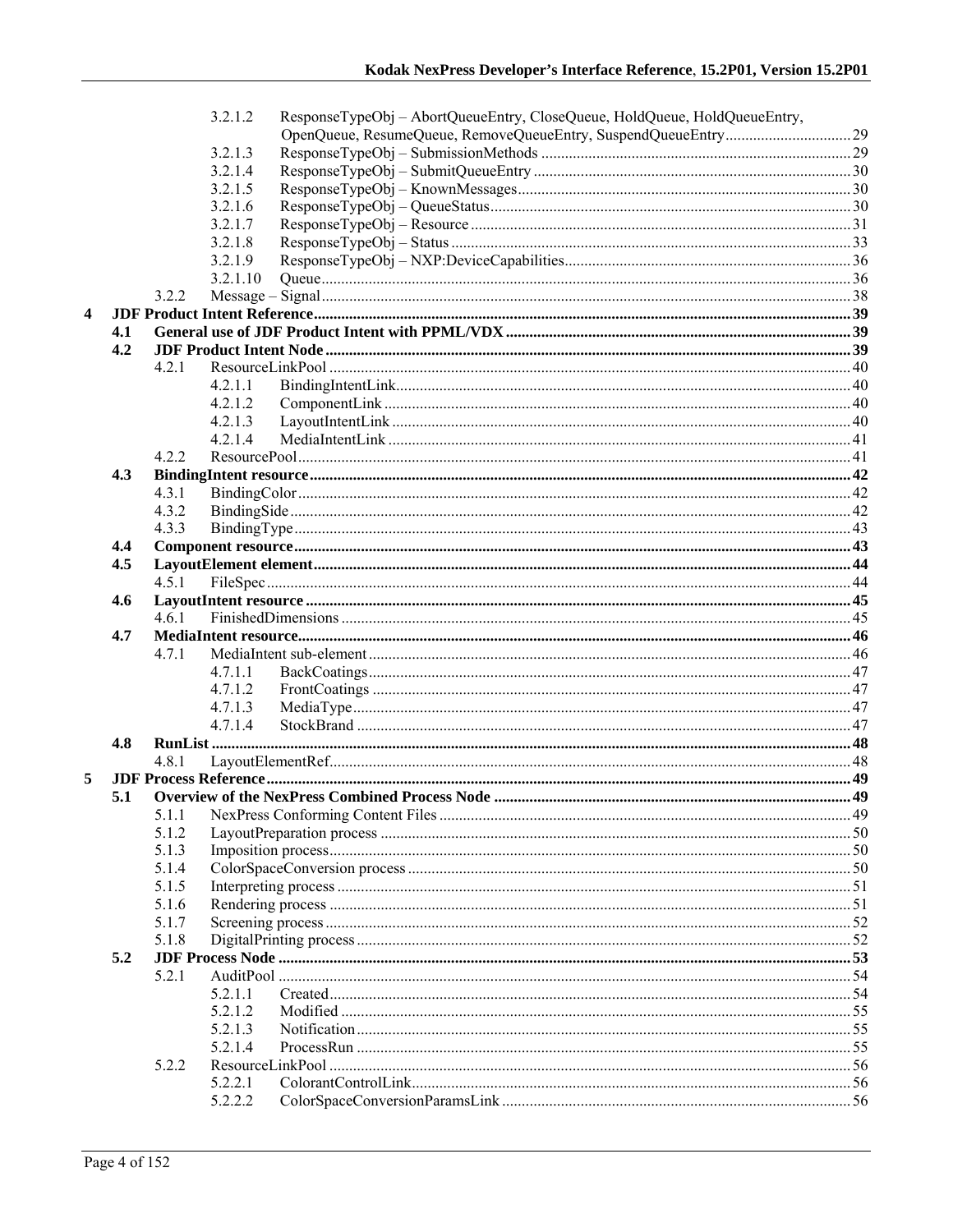3.2.1.2 ResponseTypeObj – AbortQueueEntry, CloseQueue, HoldQueue, HoldQueueEntry, OpenQueue, ResumeQueue, RemoveQueueEntry, SuspendQueueEntry ..... 29
3.2.1.3 ResponseTypeObj – SubmissionMethods ..... 29
3.2.1.4 ResponseTypeObj – SubmitQueueEntry ..... 30
3.2.1.5 ResponseTypeObj – KnownMessages ..... 30
3.2.1.6 ResponseTypeObj – QueueStatus ..... 30
3.2.1.7 ResponseTypeObj – Resource ..... 31
3.2.1.8 ResponseTypeObj – Status ..... 33
3.2.1.9 ResponseTypeObj – NXP:DeviceCapabilities ..... 36
3.2.1.10 Queue ..... 36
3.2.2 Message – Signal ..... 38

**4 JDF Product Intent Reference ..... 39**

**4.1 General use of JDF Product Intent with PPML/VDX ..... 39**

**4.2 JDF Product Intent Node ..... 39**

4.2.1 ResourceLinkPool ..... 40
4.2.1.1 BindingIntentLink ..... 40
4.2.1.2 ComponentLink ..... 40
4.2.1.3 LayoutIntentLink ..... 40
4.2.1.4 MediaIntentLink ..... 41
4.2.2 ResourcePool ..... 41

**4.3 BindingIntent resource ..... 42**

4.3.1 BindingColor ..... 42
4.3.2 BindingSide ..... 42
4.3.3 BindingType ..... 43

**4.4 Component resource ..... 43**

**4.5 LayoutElement element ..... 44**

4.5.1 FileSpec ..... 44

**4.6 LayoutIntent resource ..... 45**

4.6.1 FinishedDimensions ..... 45

**4.7 MediaIntent resource ..... 46**

4.7.1 MediaIntent sub-element ..... 46
4.7.1.1 BackCoatings ..... 47
4.7.1.2 FrontCoatings ..... 47
4.7.1.3 MediaType ..... 47
4.7.1.4 StockBrand ..... 47

**4.8 RunList ..... 48**

4.8.1 LayoutElementRef ..... 48

**5 JDF Process Reference ..... 49**

**5.1 Overview of the NexPress Combined Process Node ..... 49**

5.1.1 NexPress Conforming Content Files ..... 49
5.1.2 LayoutPreparation process ..... 50
5.1.3 Imposition process ..... 50
5.1.4 ColorSpaceConversion process ..... 50
5.1.5 Interpreting process ..... 51
5.1.6 Rendering process ..... 51
5.1.7 Screening process ..... 52
5.1.8 DigitalPrinting process ..... 52

**5.2 JDF Process Node ..... 53**

5.2.1 AuditPool ..... 54
5.2.1.1 Created ..... 54
5.2.1.2 Modified ..... 55
5.2.1.3 Notification ..... 55
5.2.1.4 ProcessRun ..... 55
5.2.2 ResourceLinkPool ..... 56
5.2.2.1 ColorantControlLink ..... 56
5.2.2.2 ColorSpaceConversionParamsLink ..... 56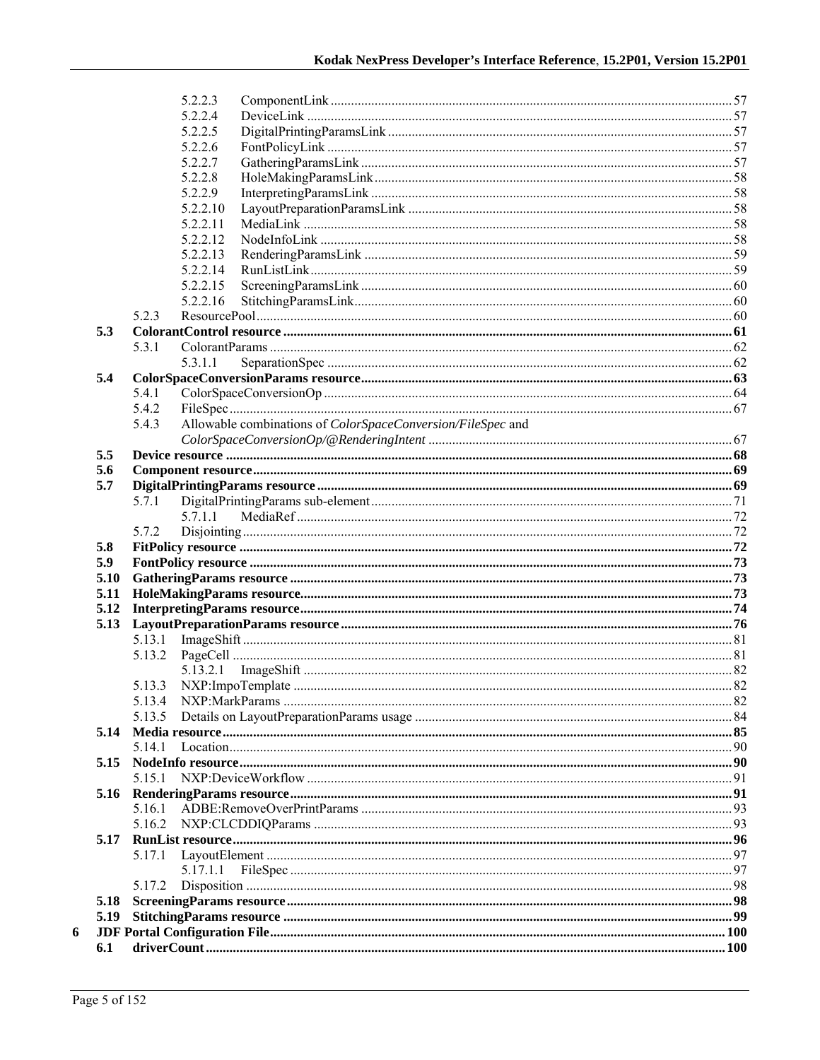- 5.2.2.3 ComponentLink ... 57
- 5.2.2.4 DeviceLink ... 57
- 5.2.2.5 DigitalPrintingParamsLink ... 57
- 5.2.2.6 FontPolicyLink ... 57
- 5.2.2.7 GatheringParamsLink ... 57
- 5.2.2.8 HoleMakingParamsLink ... 58
- 5.2.2.9 InterpretingParamsLink ... 58
- 5.2.2.10 LayoutPreparationParamsLink ... 58
- 5.2.2.11 MediaLink ... 58
- 5.2.2.12 NodeInfoLink ... 58
- 5.2.2.13 RenderingParamsLink ... 59
- 5.2.2.14 RunListLink ... 59
- 5.2.2.15 ScreeningParamsLink ... 60
- 5.2.2.16 StitchingParamsLink ... 60
- 5.2.3 ResourcePool ... 60

**5.3 ColorantControl resource ... 61**

- 5.3.1 ColorantParams ... 62
- 5.3.1.1 SeparationSpec ... 62

**5.4 ColorSpaceConversionParams resource ... 63**

- 5.4.1 ColorSpaceConversionOp ... 64
- 5.4.2 FileSpec ... 67
- 5.4.3 Allowable combinations of *ColorSpaceConversion/FileSpec* and *ColorSpaceConversionOp/@RenderingIntent* ... 67

**5.5 Device resource ... 68**

**5.6 Component resource ... 69**

**5.7 DigitalPrintingParams resource ... 69**

- 5.7.1 DigitalPrintingParams sub-element ... 71
- 5.7.1.1 MediaRef ... 72
- 5.7.2 Disjointing ... 72

**5.8 FitPolicy resource ... 72**

**5.9 FontPolicy resource ... 73**

**5.10 GatheringParams resource ... 73**

**5.11 HoleMakingParams resource ... 73**

**5.12 InterpretingParams resource ... 74**

**5.13 LayoutPreparationParams resource ... 76**

- 5.13.1 ImageShift ... 81
- 5.13.2 PageCell ... 81
- 5.13.2.1 ImageShift ... 82
- 5.13.3 NXP:ImpoTemplate ... 82
- 5.13.4 NXP:MarkParams ... 82
- 5.13.5 Details on LayoutPreparationParams usage ... 84

**5.14 Media resource ... 85**

- 5.14.1 Location ... 90

**5.15 NodeInfo resource ... 90**

- 5.15.1 NXP:DeviceWorkflow ... 91

**5.16 RenderingParams resource ... 91**

- 5.16.1 ADBE:RemoveOverPrintParams ... 93
- 5.16.2 NXP:CLCDDIQParams ... 93

**5.17 RunList resource ... 96**

- 5.17.1 LayoutElement ... 97
- 5.17.1.1 FileSpec ... 97
- 5.17.2 Disposition ... 98

**5.18 ScreeningParams resource ... 98**

**5.19 StitchingParams resource ... 99**

**6 JDF Portal Configuration File ... 100**

**6.1 driverCount ... 100**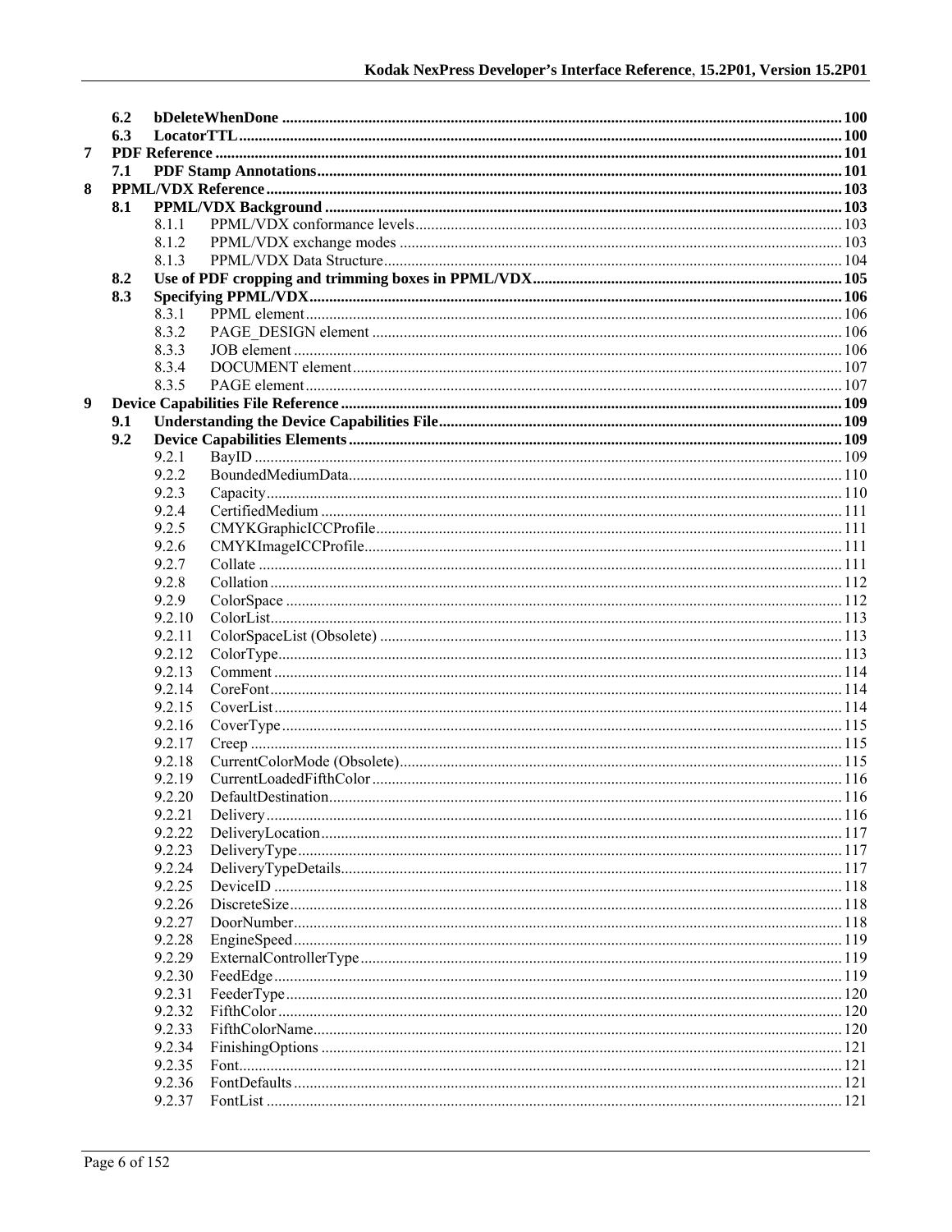- 6.2 bDeleteWhenDone ... 100
- 6.3 LocatorTTL ... 100

7 PDF Reference ... 101

- 7.1 PDF Stamp Annotations ... 101

8 PPML/VDX Reference ... 103

- 8.1 PPML/VDX Background ... 103
  - 8.1.1 PPML/VDX conformance levels ... 103
  - 8.1.2 PPML/VDX exchange modes ... 103
  - 8.1.3 PPML/VDX Data Structure ... 104
- 8.2 Use of PDF cropping and trimming boxes in PPML/VDX ... 105
- 8.3 Specifying PPML/VDX ... 106
  - 8.3.1 PPML element ... 106
  - 8.3.2 PAGE_DESIGN element ... 106
  - 8.3.3 JOB element ... 106
  - 8.3.4 DOCUMENT element ... 107
  - 8.3.5 PAGE element ... 107

9 Device Capabilities File Reference ... 109

- 9.1 Understanding the Device Capabilities File ... 109
- 9.2 Device Capabilities Elements ... 109
  - 9.2.1 BayID ... 109
  - 9.2.2 BoundedMediumData ... 110
  - 9.2.3 Capacity ... 110
  - 9.2.4 CertifiedMedium ... 111
  - 9.2.5 CMYKGraphicICCProfile ... 111
  - 9.2.6 CMYKImageICCProfile ... 111
  - 9.2.7 Collate ... 111
  - 9.2.8 Collation ... 112
  - 9.2.9 ColorSpace ... 112
  - 9.2.10 ColorList ... 113
  - 9.2.11 ColorSpaceList (Obsolete) ... 113
  - 9.2.12 ColorType ... 113
  - 9.2.13 Comment ... 114
  - 9.2.14 CoreFont ... 114
  - 9.2.15 CoverList ... 114
  - 9.2.16 CoverType ... 115
  - 9.2.17 Creep ... 115
  - 9.2.18 CurrentColorMode (Obsolete) ... 115
  - 9.2.19 CurrentLoadedFifthColor ... 116
  - 9.2.20 DefaultDestination ... 116
  - 9.2.21 Delivery ... 116
  - 9.2.22 DeliveryLocation ... 117
  - 9.2.23 DeliveryType ... 117
  - 9.2.24 DeliveryTypeDetails ... 117
  - 9.2.25 DeviceID ... 118
  - 9.2.26 DiscreteSize ... 118
  - 9.2.27 DoorNumber ... 118
  - 9.2.28 EngineSpeed ... 119
  - 9.2.29 ExternalControllerType ... 119
  - 9.2.30 FeedEdge ... 119
  - 9.2.31 FeederType ... 120
  - 9.2.32 FifthColor ... 120
  - 9.2.33 FifthColorName ... 120
  - 9.2.34 FinishingOptions ... 121
  - 9.2.35 Font ... 121
  - 9.2.36 FontDefaults ... 121
  - 9.2.37 FontList ... 121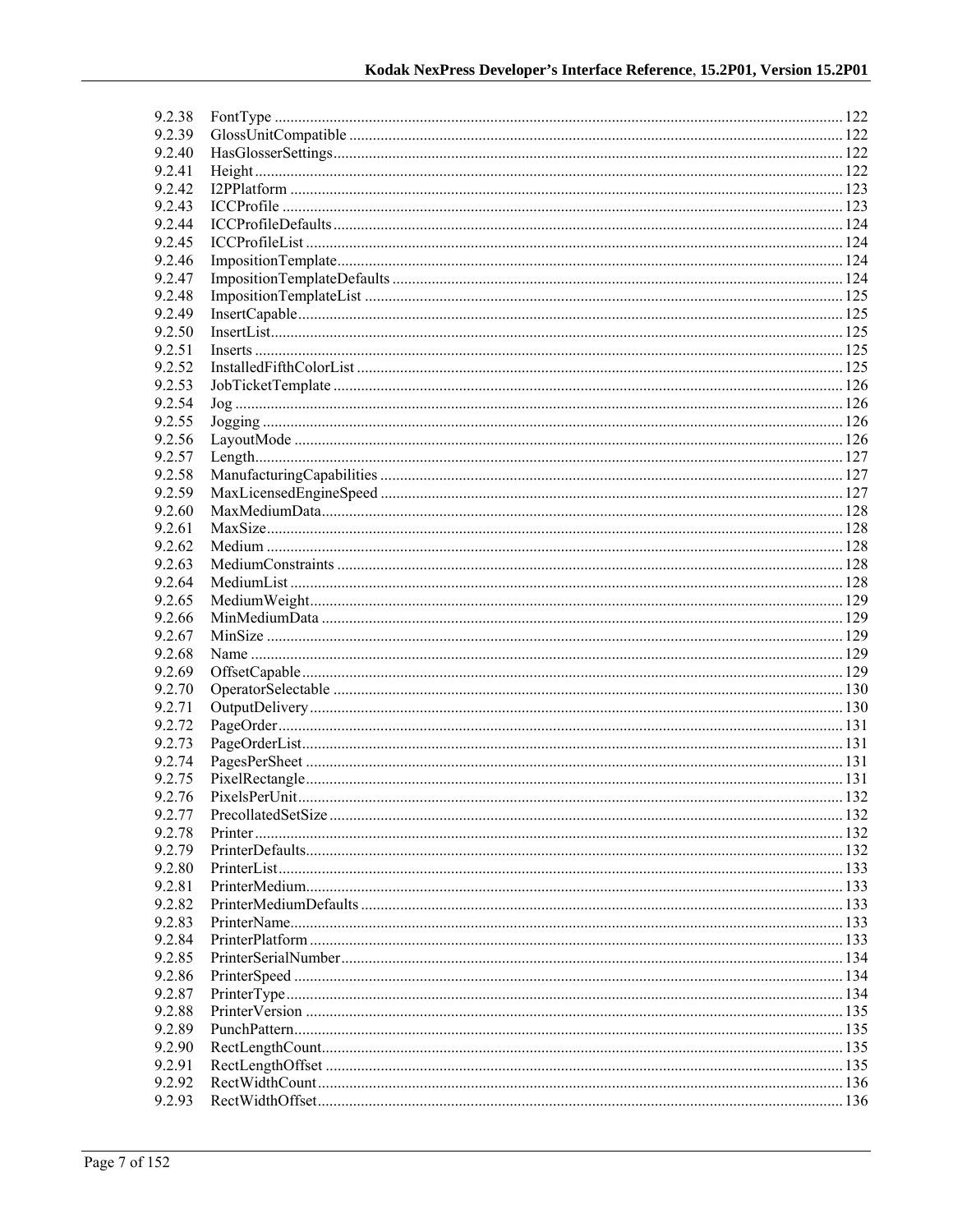9.2.38 FontType ... 122
9.2.39 GlossUnitCompatible ... 122
9.2.40 HasGlosserSettings ... 122
9.2.41 Height ... 122
9.2.42 I2PPlatform ... 123
9.2.43 ICCProfile ... 123
9.2.44 ICCProfileDefaults ... 124
9.2.45 ICCProfileList ... 124
9.2.46 ImpositionTemplate ... 124
9.2.47 ImpositionTemplateDefaults ... 124
9.2.48 ImpositionTemplateList ... 125
9.2.49 InsertCapable ... 125
9.2.50 InsertList ... 125
9.2.51 Inserts ... 125
9.2.52 InstalledFifthColorList ... 125
9.2.53 JobTicketTemplate ... 126
9.2.54 Jog ... 126
9.2.55 Jogging ... 126
9.2.56 LayoutMode ... 126
9.2.57 Length ... 127
9.2.58 ManufacturingCapabilities ... 127
9.2.59 MaxLicensedEngineSpeed ... 127
9.2.60 MaxMediumData ... 128
9.2.61 MaxSize ... 128
9.2.62 Medium ... 128
9.2.63 MediumConstraints ... 128
9.2.64 MediumList ... 128
9.2.65 MediumWeight ... 129
9.2.66 MinMediumData ... 129
9.2.67 MinSize ... 129
9.2.68 Name ... 129
9.2.69 OffsetCapable ... 129
9.2.70 OperatorSelectable ... 130
9.2.71 OutputDelivery ... 130
9.2.72 PageOrder ... 131
9.2.73 PageOrderList ... 131
9.2.74 PagesPerSheet ... 131
9.2.75 PixelRectangle ... 131
9.2.76 PixelsPerUnit ... 132
9.2.77 PrecollatedSetSize ... 132
9.2.78 Printer ... 132
9.2.79 PrinterDefaults ... 132
9.2.80 PrinterList ... 133
9.2.81 PrinterMedium ... 133
9.2.82 PrinterMediumDefaults ... 133
9.2.83 PrinterName ... 133
9.2.84 PrinterPlatform ... 133
9.2.85 PrinterSerialNumber ... 134
9.2.86 PrinterSpeed ... 134
9.2.87 PrinterType ... 134
9.2.88 PrinterVersion ... 135
9.2.89 PunchPattern ... 135
9.2.90 RectLengthCount ... 135
9.2.91 RectLengthOffset ... 135
9.2.92 RectWidthCount ... 136
9.2.93 RectWidthOffset ... 136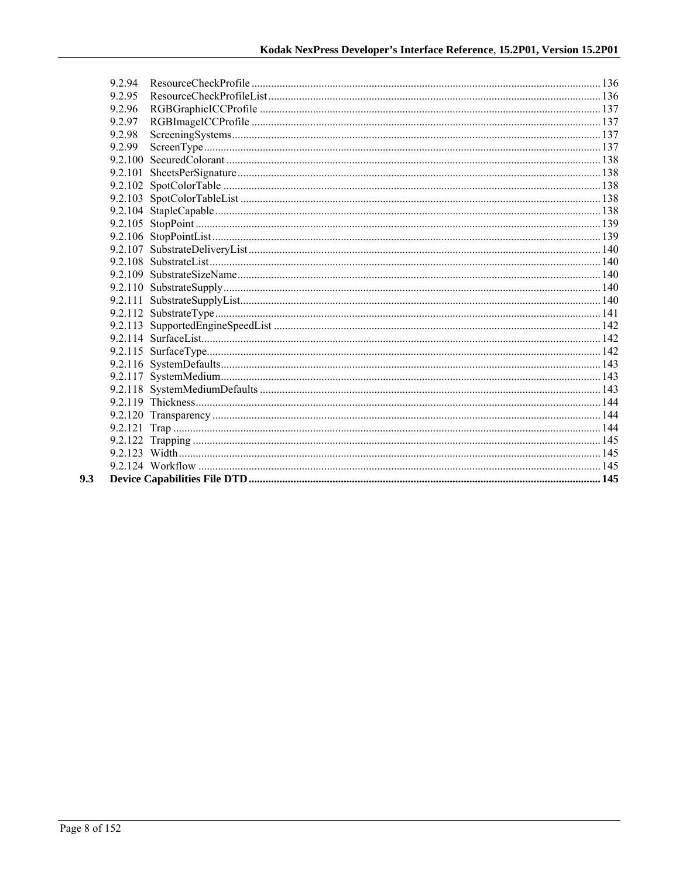- 9.2.94 ResourceCheckProfile ........ 136
- 9.2.95 ResourceCheckProfileList ........ 136
- 9.2.96 RGBGraphicICCProfile ........ 137
- 9.2.97 RGBImageICCProfile ........ 137
- 9.2.98 ScreeningSystems ........ 137
- 9.2.99 ScreenType ........ 137
- 9.2.100 SecuredColorant ........ 138
- 9.2.101 SheetsPerSignature ........ 138
- 9.2.102 SpotColorTable ........ 138
- 9.2.103 SpotColorTableList ........ 138
- 9.2.104 StapleCapable ........ 138
- 9.2.105 StopPoint ........ 139
- 9.2.106 StopPointList ........ 139
- 9.2.107 SubstrateDeliveryList ........ 140
- 9.2.108 SubstrateList ........ 140
- 9.2.109 SubstrateSizeName ........ 140
- 9.2.110 SubstrateSupply ........ 140
- 9.2.111 SubstrateSupplyList ........ 140
- 9.2.112 SubstrateType ........ 141
- 9.2.113 SupportedEngineSpeedList ........ 142
- 9.2.114 SurfaceList ........ 142
- 9.2.115 SurfaceType ........ 142
- 9.2.116 SystemDefaults ........ 143
- 9.2.117 SystemMedium ........ 143
- 9.2.118 SystemMediumDefaults ........ 143
- 9.2.119 Thickness ........ 144
- 9.2.120 Transparency ........ 144
- 9.2.121 Trap ........ 144
- 9.2.122 Trapping ........ 145
- 9.2.123 Width ........ 145
- 9.2.124 Workflow ........ 145

**9.3 Device Capabilities File DTD ........ 145**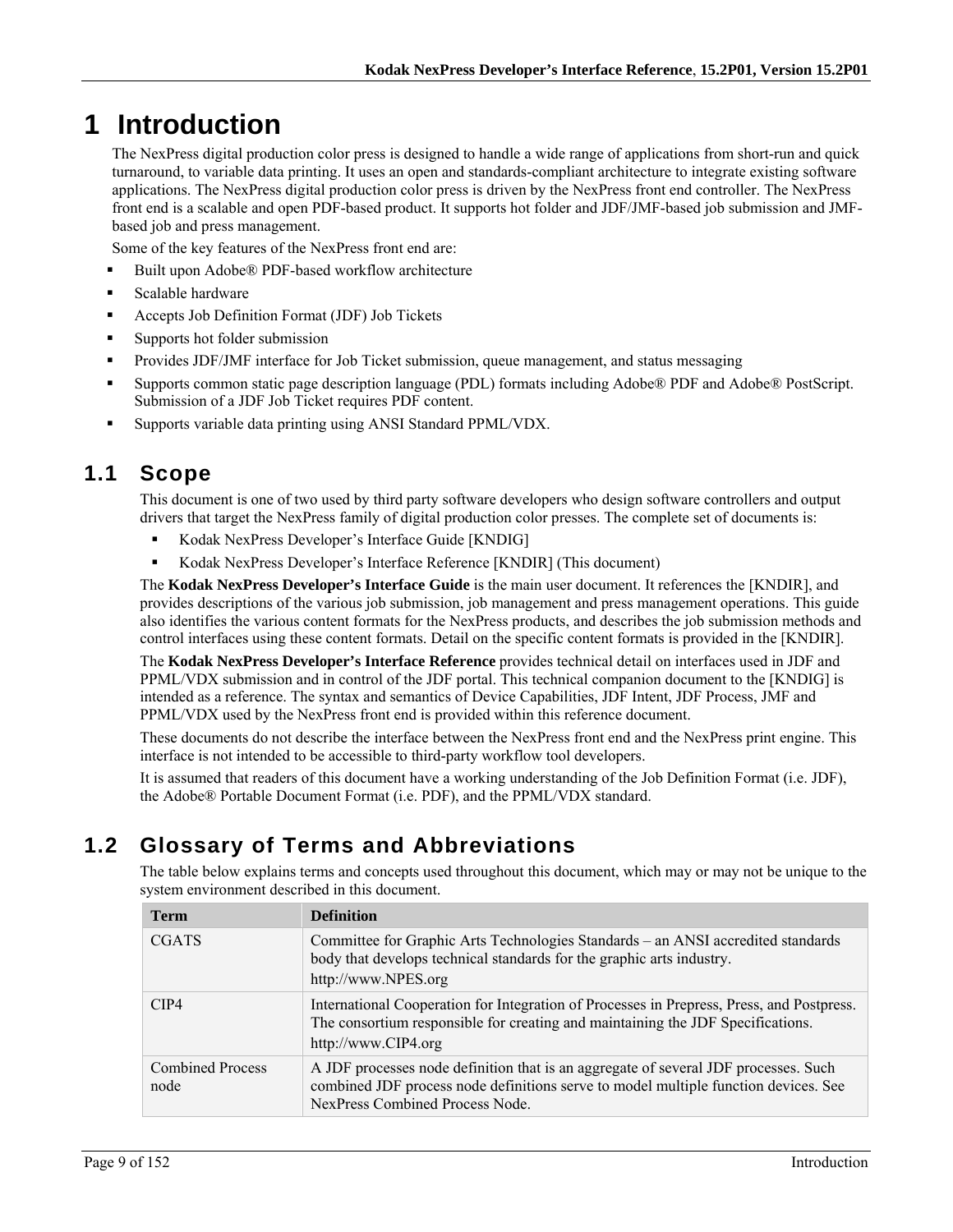# 1 Introduction

The NexPress digital production color press is designed to handle a wide range of applications from short-run and quick turnaround, to variable data printing. It uses an open and standards-compliant architecture to integrate existing software applications. The NexPress digital production color press is driven by the NexPress front end controller. The NexPress front end is a scalable and open PDF-based product. It supports hot folder and JDF/JMF-based job submission and JMF-based job and press management.

Some of the key features of the NexPress front end are:

- Built upon Adobe® PDF-based workflow architecture
- Scalable hardware
- Accepts Job Definition Format (JDF) Job Tickets
- Supports hot folder submission
- Provides JDF/JMF interface for Job Ticket submission, queue management, and status messaging
- Supports common static page description language (PDL) formats including Adobe® PDF and Adobe® PostScript. Submission of a JDF Job Ticket requires PDF content.
- Supports variable data printing using ANSI Standard PPML/VDX.

## 1.1 Scope

This document is one of two used by third party software developers who design software controllers and output drivers that target the NexPress family of digital production color presses. The complete set of documents is:

- Kodak NexPress Developer's Interface Guide [KNDIG]
- Kodak NexPress Developer's Interface Reference [KNDIR] (This document)

The **Kodak NexPress Developer's Interface Guide** is the main user document. It references the [KNDIR], and provides descriptions of the various job submission, job management and press management operations. This guide also identifies the various content formats for the NexPress products, and describes the job submission methods and control interfaces using these content formats. Detail on the specific content formats is provided in the [KNDIR].

The **Kodak NexPress Developer's Interface Reference** provides technical detail on interfaces used in JDF and PPML/VDX submission and in control of the JDF portal. This technical companion document to the [KNDIG] is intended as a reference. The syntax and semantics of Device Capabilities, JDF Intent, JDF Process, JMF and PPML/VDX used by the NexPress front end is provided within this reference document.

These documents do not describe the interface between the NexPress front end and the NexPress print engine. This interface is not intended to be accessible to third-party workflow tool developers.

It is assumed that readers of this document have a working understanding of the Job Definition Format (i.e. JDF), the Adobe® Portable Document Format (i.e. PDF), and the PPML/VDX standard.

## 1.2 Glossary of Terms and Abbreviations

The table below explains terms and concepts used throughout this document, which may or may not be unique to the system environment described in this document.

| Term | Definition |
|---|---|
| CGATS | Committee for Graphic Arts Technologies Standards – an ANSI accredited standards body that develops technical standards for the graphic arts industry. http://www.NPES.org |
| CIP4 | International Cooperation for Integration of Processes in Prepress, Press, and Postpress. The consortium responsible for creating and maintaining the JDF Specifications. http://www.CIP4.org |
| Combined Process node | A JDF processes node definition that is an aggregate of several JDF processes. Such combined JDF process node definitions serve to model multiple function devices. See NexPress Combined Process Node. |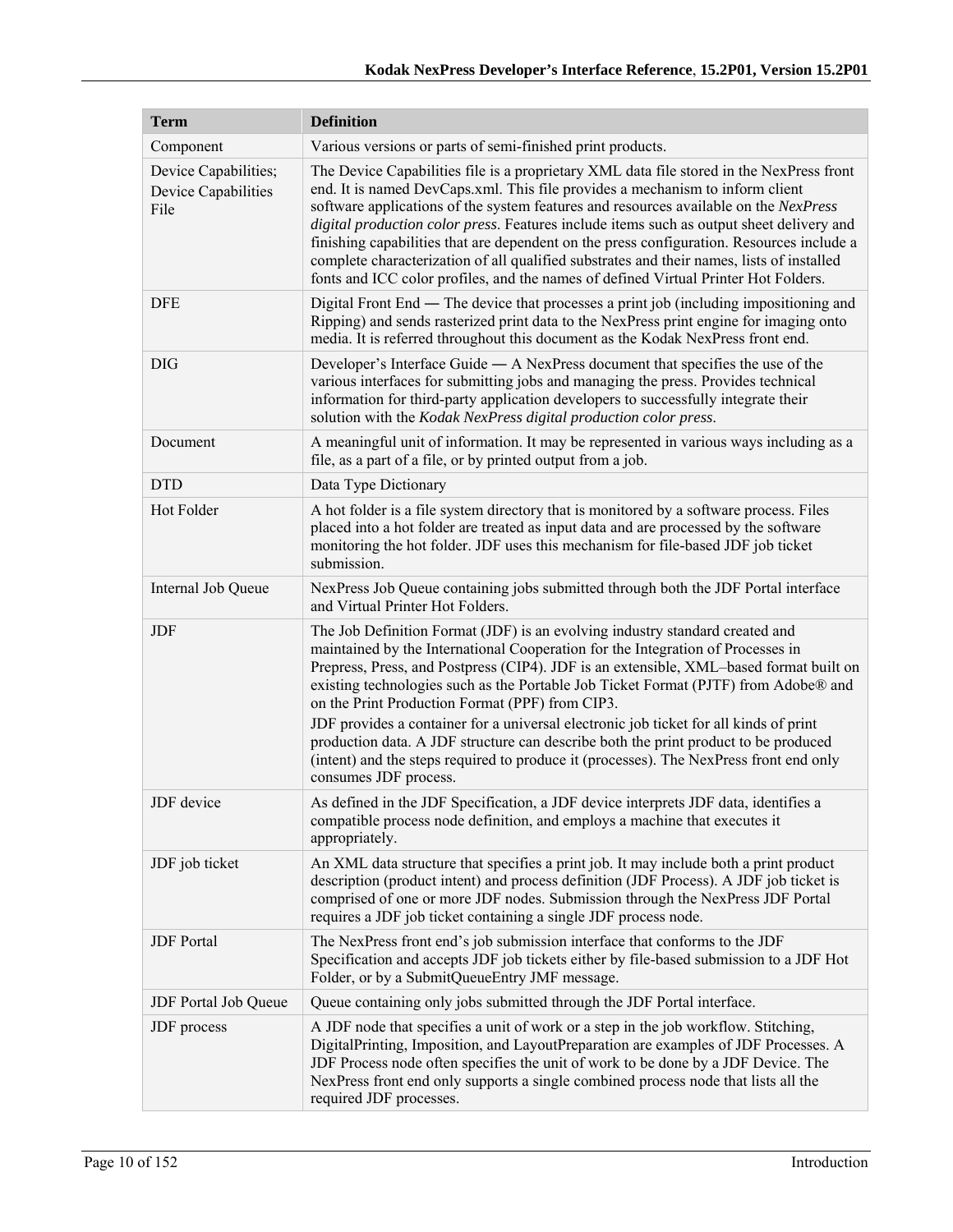| Term | Definition |
|---|---|
| Component | Various versions or parts of semi-finished print products. |
| Device Capabilities; Device Capabilities File | The Device Capabilities file is a proprietary XML data file stored in the NexPress front end. It is named DevCaps.xml. This file provides a mechanism to inform client software applications of the system features and resources available on the *NexPress digital production color press*. Features include items such as output sheet delivery and finishing capabilities that are dependent on the press configuration. Resources include a complete characterization of all qualified substrates and their names, lists of installed fonts and ICC color profiles, and the names of defined Virtual Printer Hot Folders. |
| DFE | Digital Front End — The device that processes a print job (including impositioning and Ripping) and sends rasterized print data to the NexPress print engine for imaging onto media. It is referred throughout this document as the Kodak NexPress front end. |
| DIG | Developer's Interface Guide — A NexPress document that specifies the use of the various interfaces for submitting jobs and managing the press. Provides technical information for third-party application developers to successfully integrate their solution with the *Kodak NexPress digital production color press*. |
| Document | A meaningful unit of information. It may be represented in various ways including as a file, as a part of a file, or by printed output from a job. |
| DTD | Data Type Dictionary |
| Hot Folder | A hot folder is a file system directory that is monitored by a software process. Files placed into a hot folder are treated as input data and are processed by the software monitoring the hot folder. JDF uses this mechanism for file-based JDF job ticket submission. |
| Internal Job Queue | NexPress Job Queue containing jobs submitted through both the JDF Portal interface and Virtual Printer Hot Folders. |
| JDF | The Job Definition Format (JDF) is an evolving industry standard created and maintained by the International Cooperation for the Integration of Processes in Prepress, Press, and Postpress (CIP4). JDF is an extensible, XML–based format built on existing technologies such as the Portable Job Ticket Format (PJTF) from Adobe® and on the Print Production Format (PPF) from CIP3.<br>JDF provides a container for a universal electronic job ticket for all kinds of print production data. A JDF structure can describe both the print product to be produced (intent) and the steps required to produce it (processes). The NexPress front end only consumes JDF process. |
| JDF device | As defined in the JDF Specification, a JDF device interprets JDF data, identifies a compatible process node definition, and employs a machine that executes it appropriately. |
| JDF job ticket | An XML data structure that specifies a print job. It may include both a print product description (product intent) and process definition (JDF Process). A JDF job ticket is comprised of one or more JDF nodes. Submission through the NexPress JDF Portal requires a JDF job ticket containing a single JDF process node. |
| JDF Portal | The NexPress front end's job submission interface that conforms to the JDF Specification and accepts JDF job tickets either by file-based submission to a JDF Hot Folder, or by a SubmitQueueEntry JMF message. |
| JDF Portal Job Queue | Queue containing only jobs submitted through the JDF Portal interface. |
| JDF process | A JDF node that specifies a unit of work or a step in the job workflow. Stitching, DigitalPrinting, Imposition, and LayoutPreparation are examples of JDF Processes. A JDF Process node often specifies the unit of work to be done by a JDF Device. The NexPress front end only supports a single combined process node that lists all the required JDF processes. |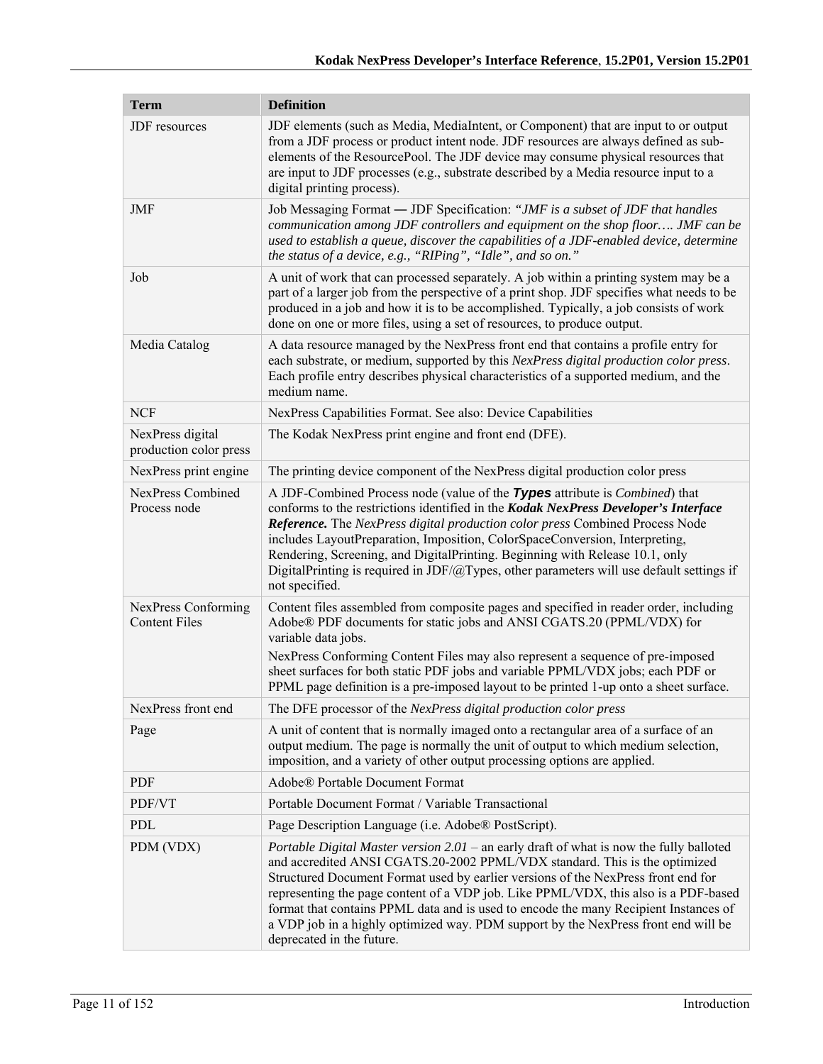| Term | Definition |
|---|---|
| JDF resources | JDF elements (such as Media, MediaIntent, or Component) that are input to or output from a JDF process or product intent node. JDF resources are always defined as sub-elements of the ResourcePool. The JDF device may consume physical resources that are input to JDF processes (e.g., substrate described by a Media resource input to a digital printing process). |
| JMF | Job Messaging Format — JDF Specification: *"JMF is a subset of JDF that handles communication among JDF controllers and equipment on the shop floor…. JMF can be used to establish a queue, discover the capabilities of a JDF-enabled device, determine the status of a device, e.g., "RIPing", "Idle", and so on."* |
| Job | A unit of work that can processed separately. A job within a printing system may be a part of a larger job from the perspective of a print shop. JDF specifies what needs to be produced in a job and how it is to be accomplished. Typically, a job consists of work done on one or more files, using a set of resources, to produce output. |
| Media Catalog | A data resource managed by the NexPress front end that contains a profile entry for each substrate, or medium, supported by this *NexPress digital production color press*. Each profile entry describes physical characteristics of a supported medium, and the medium name. |
| NCF | NexPress Capabilities Format. See also: Device Capabilities |
| NexPress digital production color press | The Kodak NexPress print engine and front end (DFE). |
| NexPress print engine | The printing device component of the NexPress digital production color press |
| NexPress Combined Process node | A JDF-Combined Process node (value of the ***Types*** attribute is *Combined*) that conforms to the restrictions identified in the ***Kodak NexPress Developer's Interface Reference.*** The *NexPress digital production color press* Combined Process Node includes LayoutPreparation, Imposition, ColorSpaceConversion, Interpreting, Rendering, Screening, and DigitalPrinting. Beginning with Release 10.1, only DigitalPrinting is required in JDF/@Types, other parameters will use default settings if not specified. |
| NexPress Conforming Content Files | Content files assembled from composite pages and specified in reader order, including Adobe® PDF documents for static jobs and ANSI CGATS.20 (PPML/VDX) for variable data jobs.<br>NexPress Conforming Content Files may also represent a sequence of pre-imposed sheet surfaces for both static PDF jobs and variable PPML/VDX jobs; each PDF or PPML page definition is a pre-imposed layout to be printed 1-up onto a sheet surface. |
| NexPress front end | The DFE processor of the *NexPress digital production color press* |
| Page | A unit of content that is normally imaged onto a rectangular area of a surface of an output medium. The page is normally the unit of output to which medium selection, imposition, and a variety of other output processing options are applied. |
| PDF | Adobe® Portable Document Format |
| PDF/VT | Portable Document Format / Variable Transactional |
| PDL | Page Description Language (i.e. Adobe® PostScript). |
| PDM (VDX) | *Portable Digital Master version 2.01* – an early draft of what is now the fully balloted and accredited ANSI CGATS.20-2002 PPML/VDX standard. This is the optimized Structured Document Format used by earlier versions of the NexPress front end for representing the page content of a VDP job. Like PPML/VDX, this also is a PDF-based format that contains PPML data and is used to encode the many Recipient Instances of a VDP job in a highly optimized way. PDM support by the NexPress front end will be deprecated in the future. |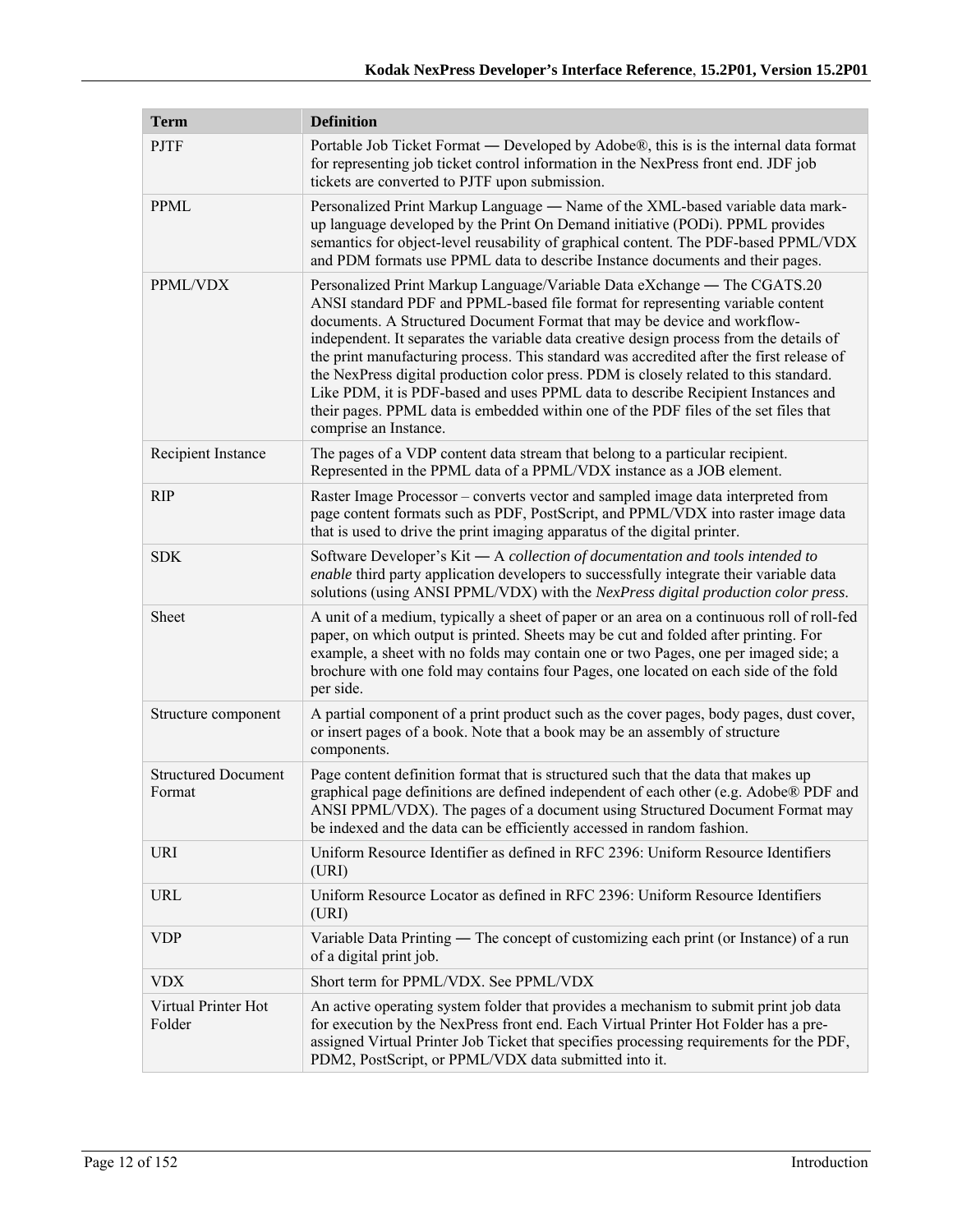| Term | Definition |
|---|---|
| PJTF | Portable Job Ticket Format — Developed by Adobe®, this is is the internal data format for representing job ticket control information in the NexPress front end. JDF job tickets are converted to PJTF upon submission. |
| PPML | Personalized Print Markup Language — Name of the XML-based variable data mark-up language developed by the Print On Demand initiative (PODi). PPML provides semantics for object-level reusability of graphical content. The PDF-based PPML/VDX and PDM formats use PPML data to describe Instance documents and their pages. |
| PPML/VDX | Personalized Print Markup Language/Variable Data eXchange — The CGATS.20 ANSI standard PDF and PPML-based file format for representing variable content documents. A Structured Document Format that may be device and workflow-independent. It separates the variable data creative design process from the details of the print manufacturing process. This standard was accredited after the first release of the NexPress digital production color press. PDM is closely related to this standard. Like PDM, it is PDF-based and uses PPML data to describe Recipient Instances and their pages. PPML data is embedded within one of the PDF files of the set files that comprise an Instance. |
| Recipient Instance | The pages of a VDP content data stream that belong to a particular recipient. Represented in the PPML data of a PPML/VDX instance as a JOB element. |
| RIP | Raster Image Processor – converts vector and sampled image data interpreted from page content formats such as PDF, PostScript, and PPML/VDX into raster image data that is used to drive the print imaging apparatus of the digital printer. |
| SDK | Software Developer's Kit — A *collection of documentation and tools intended to enable* third party application developers to successfully integrate their variable data solutions (using ANSI PPML/VDX) with the *NexPress digital production color press*. |
| Sheet | A unit of a medium, typically a sheet of paper or an area on a continuous roll of roll-fed paper, on which output is printed. Sheets may be cut and folded after printing. For example, a sheet with no folds may contain one or two Pages, one per imaged side; a brochure with one fold may contains four Pages, one located on each side of the fold per side. |
| Structure component | A partial component of a print product such as the cover pages, body pages, dust cover, or insert pages of a book. Note that a book may be an assembly of structure components. |
| Structured Document Format | Page content definition format that is structured such that the data that makes up graphical page definitions are defined independent of each other (e.g. Adobe® PDF and ANSI PPML/VDX). The pages of a document using Structured Document Format may be indexed and the data can be efficiently accessed in random fashion. |
| URI | Uniform Resource Identifier as defined in RFC 2396: Uniform Resource Identifiers (URI) |
| URL | Uniform Resource Locator as defined in RFC 2396: Uniform Resource Identifiers (URI) |
| VDP | Variable Data Printing — The concept of customizing each print (or Instance) of a run of a digital print job. |
| VDX | Short term for PPML/VDX. See PPML/VDX |
| Virtual Printer Hot Folder | An active operating system folder that provides a mechanism to submit print job data for execution by the NexPress front end. Each Virtual Printer Hot Folder has a pre-assigned Virtual Printer Job Ticket that specifies processing requirements for the PDF, PDM2, PostScript, or PPML/VDX data submitted into it. |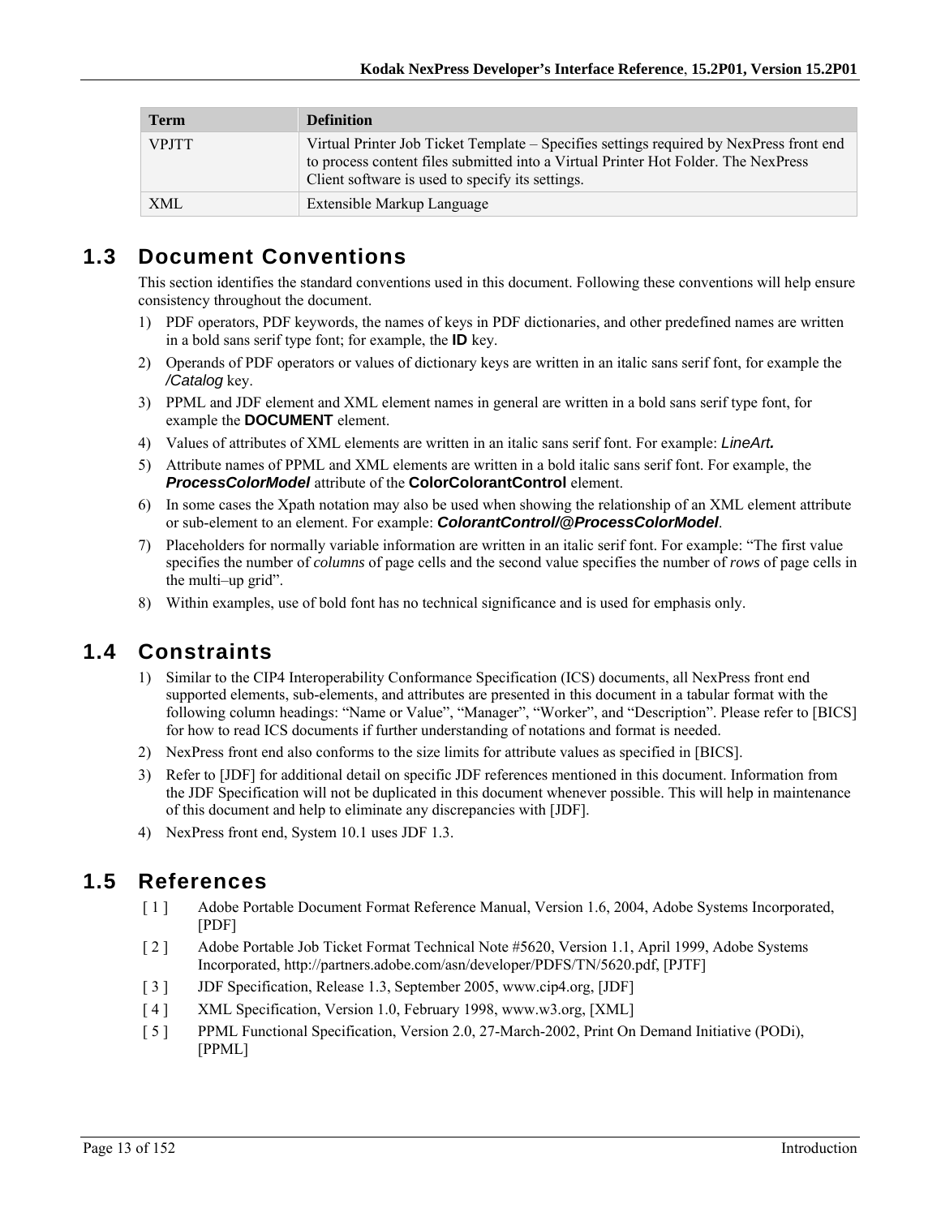| Term | Definition |
|---|---|
| VPJTT | Virtual Printer Job Ticket Template – Specifies settings required by NexPress front end to process content files submitted into a Virtual Printer Hot Folder. The NexPress Client software is used to specify its settings. |
| XML | Extensible Markup Language |

## 1.3 Document Conventions

This section identifies the standard conventions used in this document. Following these conventions will help ensure consistency throughout the document.

1) PDF operators, PDF keywords, the names of keys in PDF dictionaries, and other predefined names are written in a bold sans serif type font; for example, the **ID** key.
2) Operands of PDF operators or values of dictionary keys are written in an italic sans serif font, for example the */Catalog* key.
3) PPML and JDF element and XML element names in general are written in a bold sans serif type font, for example the **DOCUMENT** element.
4) Values of attributes of XML elements are written in an italic sans serif font. For example: *LineArt.*
5) Attribute names of PPML and XML elements are written in a bold italic sans serif font. For example, the ***ProcessColorModel*** attribute of the **ColorColorantControl** element.
6) In some cases the Xpath notation may also be used when showing the relationship of an XML element attribute or sub-element to an element. For example: ***ColorantControl/@ProcessColorModel***.
7) Placeholders for normally variable information are written in an italic serif font. For example: "The first value specifies the number of *columns* of page cells and the second value specifies the number of *rows* of page cells in the multi–up grid".
8) Within examples, use of bold font has no technical significance and is used for emphasis only.

## 1.4 Constraints

1) Similar to the CIP4 Interoperability Conformance Specification (ICS) documents, all NexPress front end supported elements, sub-elements, and attributes are presented in this document in a tabular format with the following column headings: "Name or Value", "Manager", "Worker", and "Description". Please refer to [BICS] for how to read ICS documents if further understanding of notations and format is needed.
2) NexPress front end also conforms to the size limits for attribute values as specified in [BICS].
3) Refer to [JDF] for additional detail on specific JDF references mentioned in this document. Information from the JDF Specification will not be duplicated in this document whenever possible. This will help in maintenance of this document and help to eliminate any discrepancies with [JDF].
4) NexPress front end, System 10.1 uses JDF 1.3.

## 1.5 References

[ 1 ] Adobe Portable Document Format Reference Manual, Version 1.6, 2004, Adobe Systems Incorporated, [PDF]

[ 2 ] Adobe Portable Job Ticket Format Technical Note #5620, Version 1.1, April 1999, Adobe Systems Incorporated, http://partners.adobe.com/asn/developer/PDFS/TN/5620.pdf, [PJTF]

[ 3 ] JDF Specification, Release 1.3, September 2005, www.cip4.org, [JDF]

[ 4 ] XML Specification, Version 1.0, February 1998, www.w3.org, [XML]

[ 5 ] PPML Functional Specification, Version 2.0, 27-March-2002, Print On Demand Initiative (PODi), [PPML]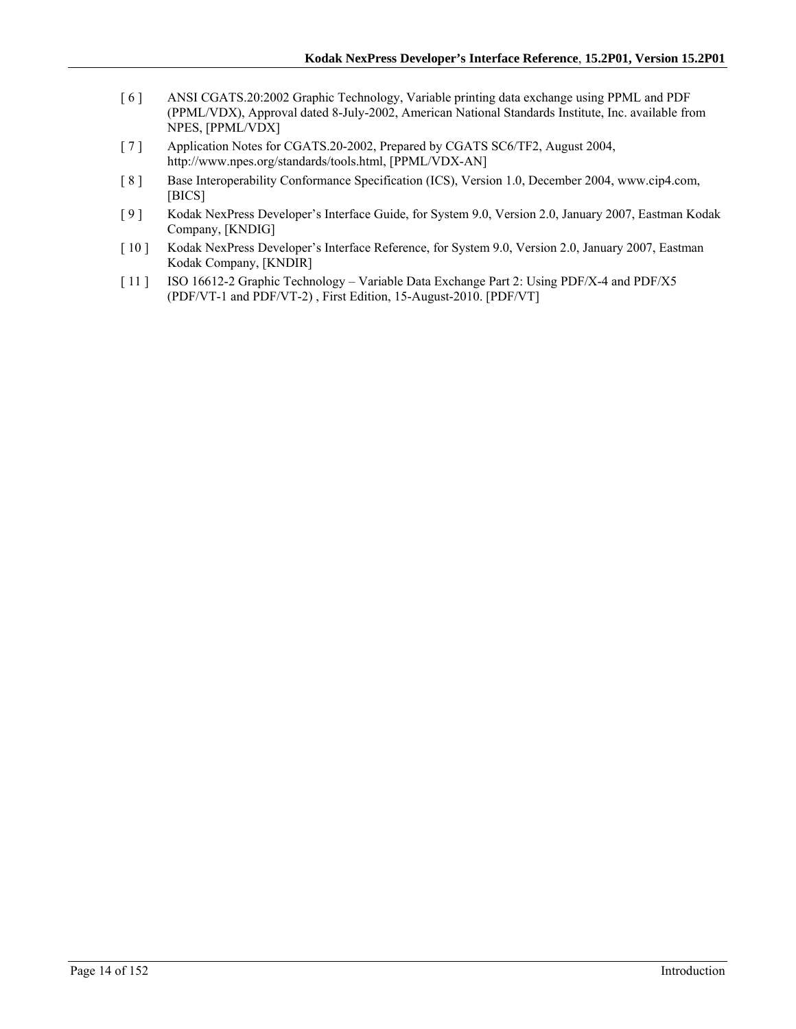[ 6 ] ANSI CGATS.20:2002 Graphic Technology, Variable printing data exchange using PPML and PDF (PPML/VDX), Approval dated 8-July-2002, American National Standards Institute, Inc. available from NPES, [PPML/VDX]

[ 7 ] Application Notes for CGATS.20-2002, Prepared by CGATS SC6/TF2, August 2004, http://www.npes.org/standards/tools.html, [PPML/VDX-AN]

[ 8 ] Base Interoperability Conformance Specification (ICS), Version 1.0, December 2004, www.cip4.com, [BICS]

[ 9 ] Kodak NexPress Developer's Interface Guide, for System 9.0, Version 2.0, January 2007, Eastman Kodak Company, [KNDIG]

[ 10 ] Kodak NexPress Developer's Interface Reference, for System 9.0, Version 2.0, January 2007, Eastman Kodak Company, [KNDIR]

[ 11 ] ISO 16612-2 Graphic Technology – Variable Data Exchange Part 2: Using PDF/X-4 and PDF/X5 (PDF/VT-1 and PDF/VT-2) , First Edition, 15-August-2010. [PDF/VT]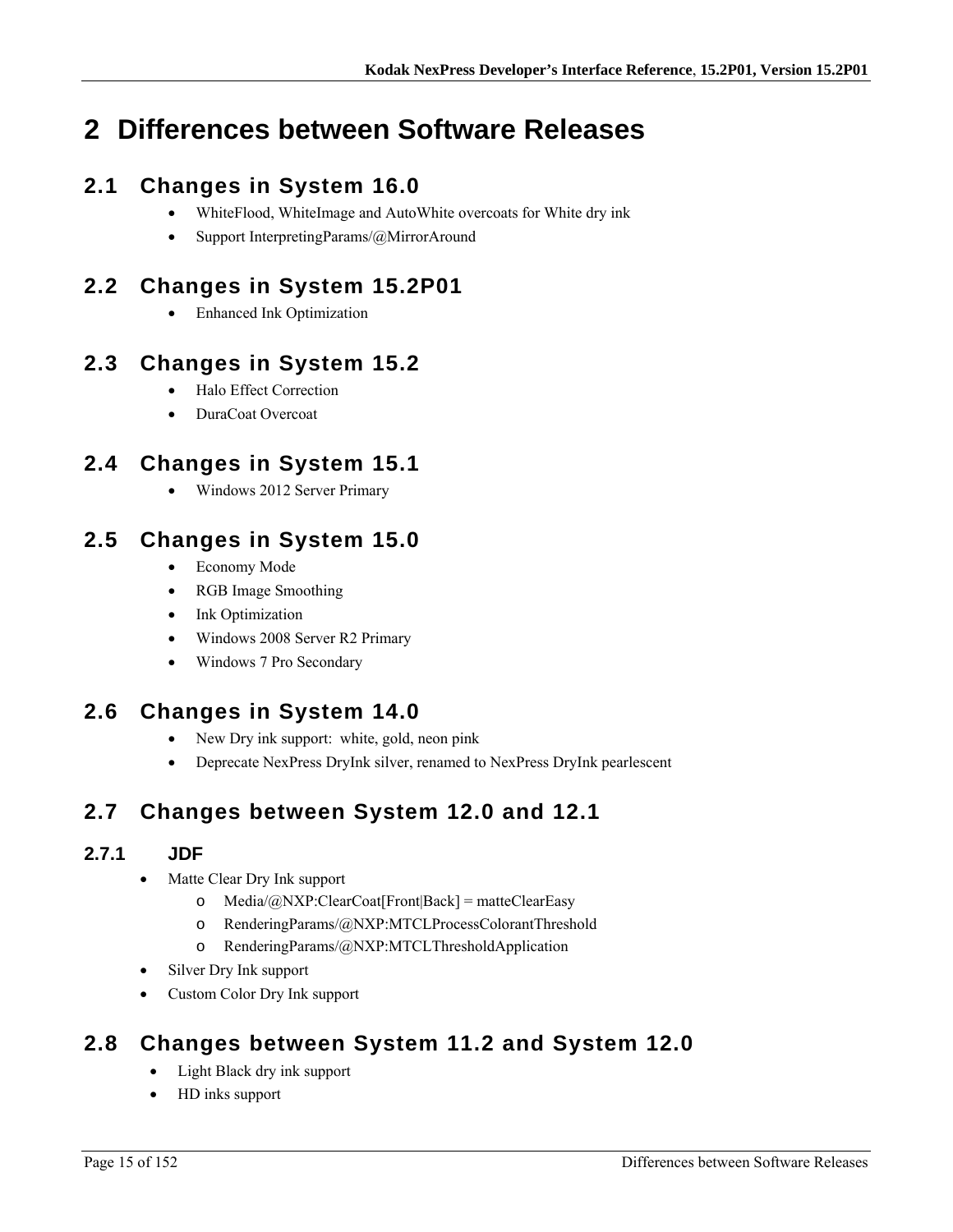# 2 Differences between Software Releases

## 2.1 Changes in System 16.0

- WhiteFlood, WhiteImage and AutoWhite overcoats for White dry ink
- Support InterpretingParams/@MirrorAround

## 2.2 Changes in System 15.2P01

- Enhanced Ink Optimization

## 2.3 Changes in System 15.2

- Halo Effect Correction
- DuraCoat Overcoat

## 2.4 Changes in System 15.1

- Windows 2012 Server Primary

## 2.5 Changes in System 15.0

- Economy Mode
- RGB Image Smoothing
- Ink Optimization
- Windows 2008 Server R2 Primary
- Windows 7 Pro Secondary

## 2.6 Changes in System 14.0

- New Dry ink support: white, gold, neon pink
- Deprecate NexPress DryInk silver, renamed to NexPress DryInk pearlescent

## 2.7 Changes between System 12.0 and 12.1

### 2.7.1 JDF

- Matte Clear Dry Ink support
  - Media/@NXP:ClearCoat[Front|Back] = matteClearEasy
  - RenderingParams/@NXP:MTCLProcessColorantThreshold
  - RenderingParams/@NXP:MTCLThresholdApplication
- Silver Dry Ink support
- Custom Color Dry Ink support

## 2.8 Changes between System 11.2 and System 12.0

- Light Black dry ink support
- HD inks support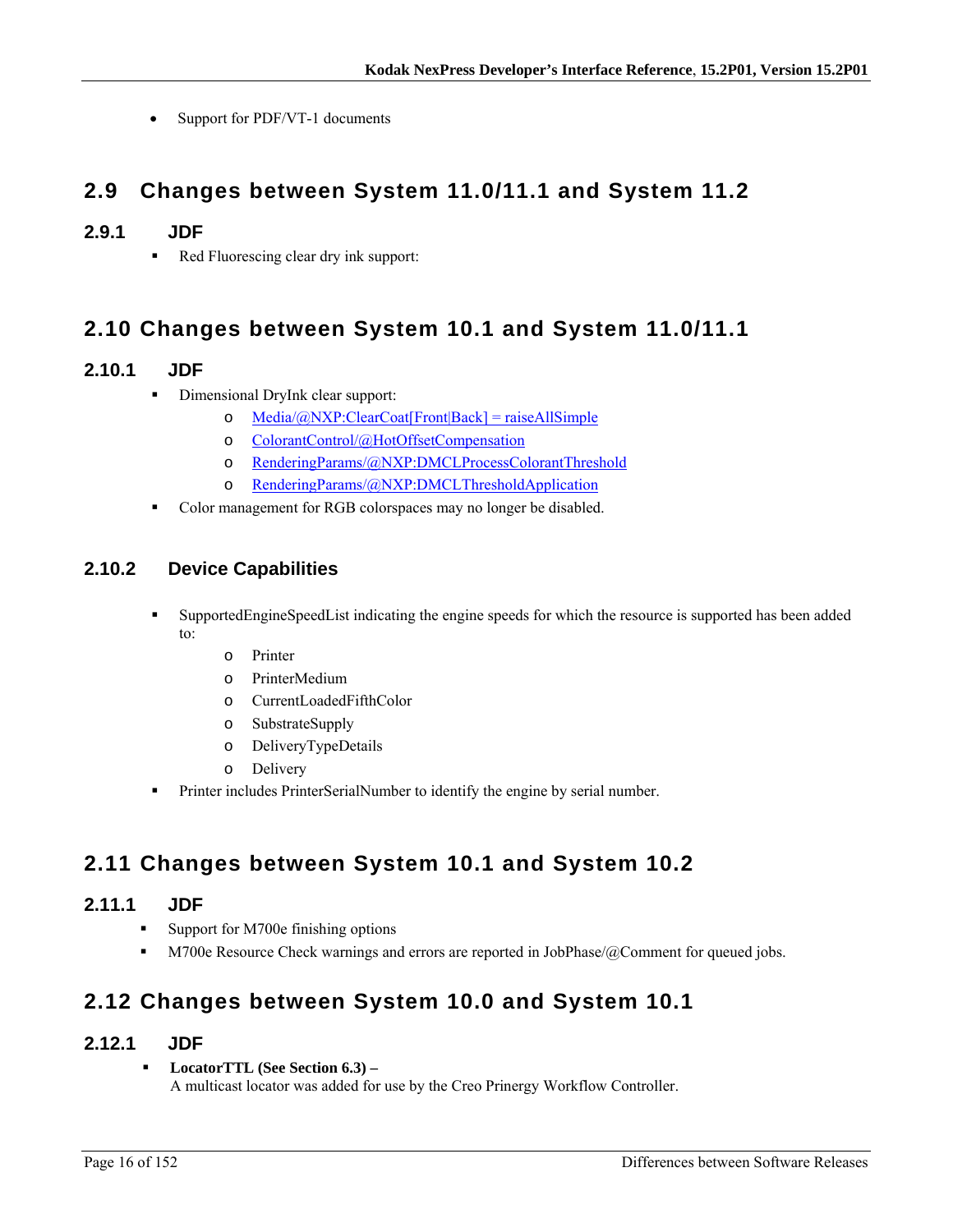- Support for PDF/VT-1 documents

## 2.9 Changes between System 11.0/11.1 and System 11.2

### 2.9.1 JDF

- Red Fluorescing clear dry ink support:

## 2.10 Changes between System 10.1 and System 11.0/11.1

### 2.10.1 JDF

- Dimensional DryInk clear support:
  - Media/@NXP:ClearCoat[Front|Back] = raiseAllSimple
  - ColorantControl/@HotOffsetCompensation
  - RenderingParams/@NXP:DMCLProcessColorantThreshold
  - RenderingParams/@NXP:DMCLThresholdApplication
- Color management for RGB colorspaces may no longer be disabled.

### 2.10.2 Device Capabilities

- SupportedEngineSpeedList indicating the engine speeds for which the resource is supported has been added to:
  - Printer
  - PrinterMedium
  - CurrentLoadedFifthColor
  - SubstrateSupply
  - DeliveryTypeDetails
  - Delivery
- Printer includes PrinterSerialNumber to identify the engine by serial number.

## 2.11 Changes between System 10.1 and System 10.2

### 2.11.1 JDF

- Support for M700e finishing options
- M700e Resource Check warnings and errors are reported in JobPhase/@Comment for queued jobs.

## 2.12 Changes between System 10.0 and System 10.1

### 2.12.1 JDF

- **LocatorTTL (See Section 6.3) –**
  A multicast locator was added for use by the Creo Prinergy Workflow Controller.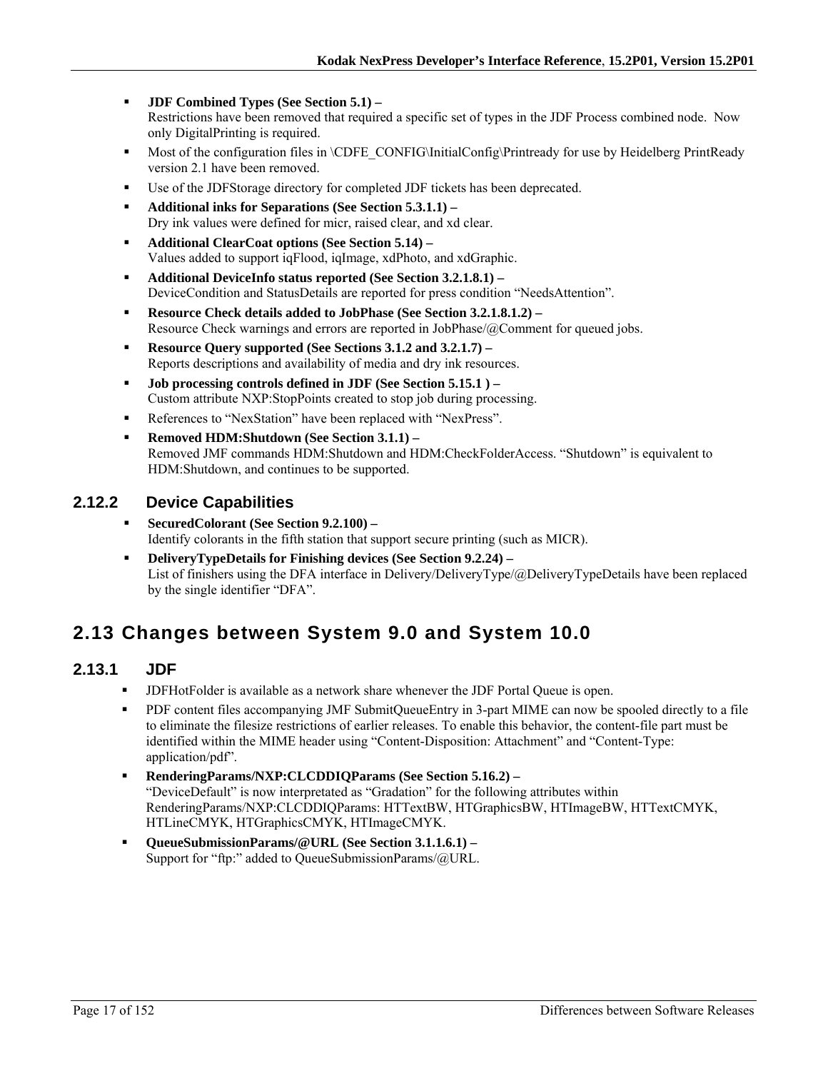- **JDF Combined Types (See Section 5.1) –**
  Restrictions have been removed that required a specific set of types in the JDF Process combined node. Now only DigitalPrinting is required.
- Most of the configuration files in \CDFE_CONFIG\InitialConfig\Printready for use by Heidelberg PrintReady version 2.1 have been removed.
- Use of the JDFStorage directory for completed JDF tickets has been deprecated.
- **Additional inks for Separations (See Section 5.3.1.1) –**
  Dry ink values were defined for micr, raised clear, and xd clear.
- **Additional ClearCoat options (See Section 5.14) –**
  Values added to support iqFlood, iqImage, xdPhoto, and xdGraphic.
- **Additional DeviceInfo status reported (See Section 3.2.1.8.1) –**
  DeviceCondition and StatusDetails are reported for press condition "NeedsAttention".
- **Resource Check details added to JobPhase (See Section 3.2.1.8.1.2) –**
  Resource Check warnings and errors are reported in JobPhase/@Comment for queued jobs.
- **Resource Query supported (See Sections 3.1.2 and 3.2.1.7) –**
  Reports descriptions and availability of media and dry ink resources.
- **Job processing controls defined in JDF (See Section 5.15.1 ) –**
  Custom attribute NXP:StopPoints created to stop job during processing.
- References to "NexStation" have been replaced with "NexPress".
- **Removed HDM:Shutdown (See Section 3.1.1) –**
  Removed JMF commands HDM:Shutdown and HDM:CheckFolderAccess. "Shutdown" is equivalent to HDM:Shutdown, and continues to be supported.

### 2.12.2 Device Capabilities

- **SecuredColorant (See Section 9.2.100) –**
  Identify colorants in the fifth station that support secure printing (such as MICR).
- **DeliveryTypeDetails for Finishing devices (See Section 9.2.24) –**
  List of finishers using the DFA interface in Delivery/DeliveryType/@DeliveryTypeDetails have been replaced by the single identifier "DFA".

## 2.13 Changes between System 9.0 and System 10.0

### 2.13.1 JDF

- JDFHotFolder is available as a network share whenever the JDF Portal Queue is open.
- PDF content files accompanying JMF SubmitQueueEntry in 3-part MIME can now be spooled directly to a file to eliminate the filesize restrictions of earlier releases. To enable this behavior, the content-file part must be identified within the MIME header using "Content-Disposition: Attachment" and "Content-Type: application/pdf".
- **RenderingParams/NXP:CLCDDIQParams (See Section 5.16.2) –**
  "DeviceDefault" is now interpretated as "Gradation" for the following attributes within RenderingParams/NXP:CLCDDIQParams: HTTextBW, HTGraphicsBW, HTImageBW, HTTextCMYK, HTLineCMYK, HTGraphicsCMYK, HTImageCMYK.
- **QueueSubmissionParams/@URL (See Section 3.1.1.6.1) –**
  Support for "ftp:" added to QueueSubmissionParams/@URL.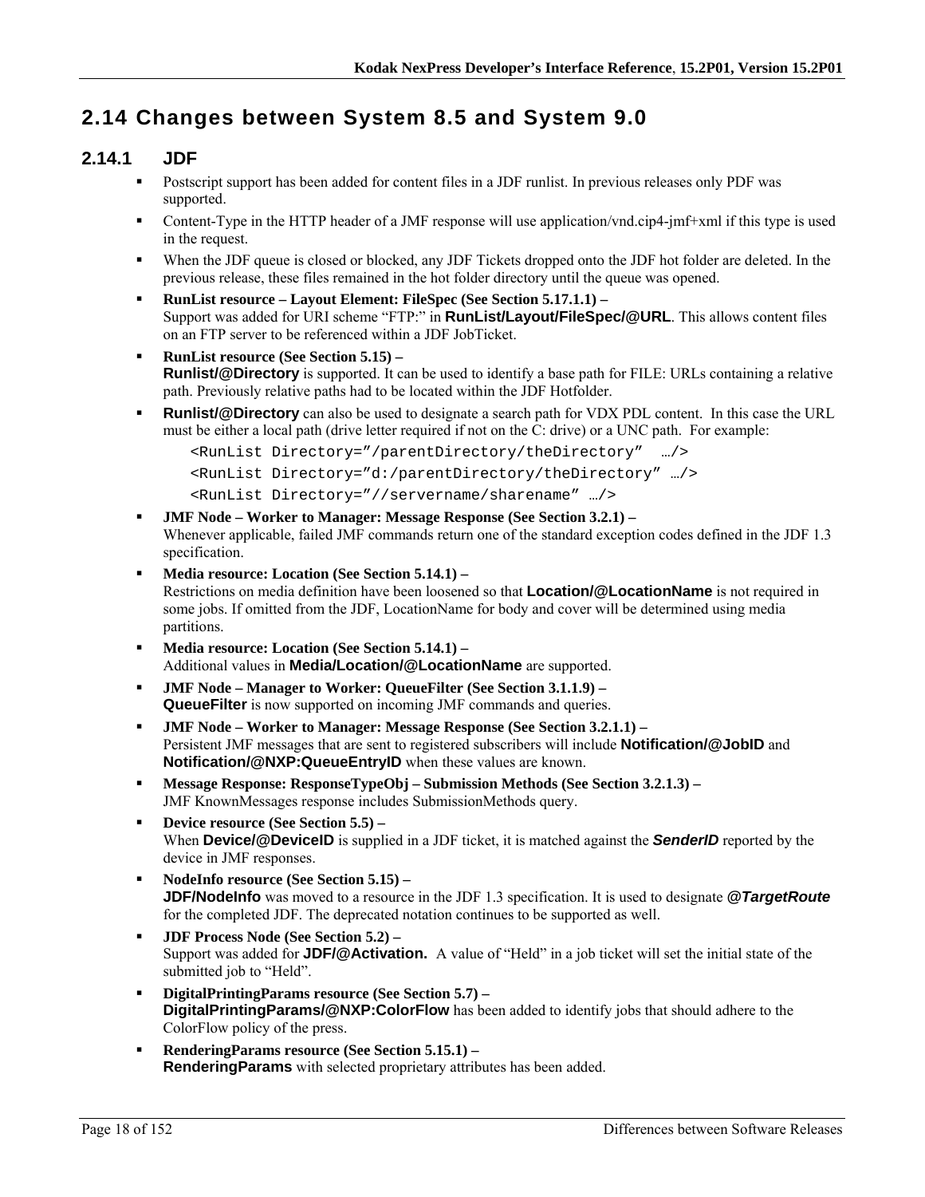## 2.14 Changes between System 8.5 and System 9.0

### 2.14.1 JDF

- Postscript support has been added for content files in a JDF runlist. In previous releases only PDF was supported.
- Content-Type in the HTTP header of a JMF response will use application/vnd.cip4-jmf+xml if this type is used in the request.
- When the JDF queue is closed or blocked, any JDF Tickets dropped onto the JDF hot folder are deleted. In the previous release, these files remained in the hot folder directory until the queue was opened.
- **RunList resource – Layout Element: FileSpec (See Section 5.17.1.1) –**
  Support was added for URI scheme "FTP:" in **RunList/Layout/FileSpec/@URL**. This allows content files on an FTP server to be referenced within a JDF JobTicket.
- **RunList resource (See Section 5.15) –**
  **Runlist/@Directory** is supported. It can be used to identify a base path for FILE: URLs containing a relative path. Previously relative paths had to be located within the JDF Hotfolder.
- **Runlist/@Directory** can also be used to designate a search path for VDX PDL content. In this case the URL must be either a local path (drive letter required if not on the C: drive) or a UNC path. For example:

  ```
  <RunList Directory="/parentDirectory/theDirectory"  …/>
  <RunList Directory="d:/parentDirectory/theDirectory" …/>
  <RunList Directory="//servername/sharename" …/>
  ```

- **JMF Node – Worker to Manager: Message Response (See Section 3.2.1) –**
  Whenever applicable, failed JMF commands return one of the standard exception codes defined in the JDF 1.3 specification.
- **Media resource: Location (See Section 5.14.1) –**
  Restrictions on media definition have been loosened so that **Location/@LocationName** is not required in some jobs. If omitted from the JDF, LocationName for body and cover will be determined using media partitions.
- **Media resource: Location (See Section 5.14.1) –**
  Additional values in **Media/Location/@LocationName** are supported.
- **JMF Node – Manager to Worker: QueueFilter (See Section 3.1.1.9) –**
  **QueueFilter** is now supported on incoming JMF commands and queries.
- **JMF Node – Worker to Manager: Message Response (See Section 3.2.1.1) –**
  Persistent JMF messages that are sent to registered subscribers will include **Notification/@JobID** and **Notification/@NXP:QueueEntryID** when these values are known.
- **Message Response: ResponseTypeObj – Submission Methods (See Section 3.2.1.3) –**
  JMF KnownMessages response includes SubmissionMethods query.
- **Device resource (See Section 5.5) –**
  When **Device/@DeviceID** is supplied in a JDF ticket, it is matched against the ***SenderID*** reported by the device in JMF responses.
- **NodeInfo resource (See Section 5.15) –**
  **JDF/NodeInfo** was moved to a resource in the JDF 1.3 specification. It is used to designate ***@TargetRoute*** for the completed JDF. The deprecated notation continues to be supported as well.
- **JDF Process Node (See Section 5.2) –**
  Support was added for **JDF/@Activation.** A value of "Held" in a job ticket will set the initial state of the submitted job to "Held".
- **DigitalPrintingParams resource (See Section 5.7) –**
  **DigitalPrintingParams/@NXP:ColorFlow** has been added to identify jobs that should adhere to the ColorFlow policy of the press.
- **RenderingParams resource (See Section 5.15.1) –**
  **RenderingParams** with selected proprietary attributes has been added.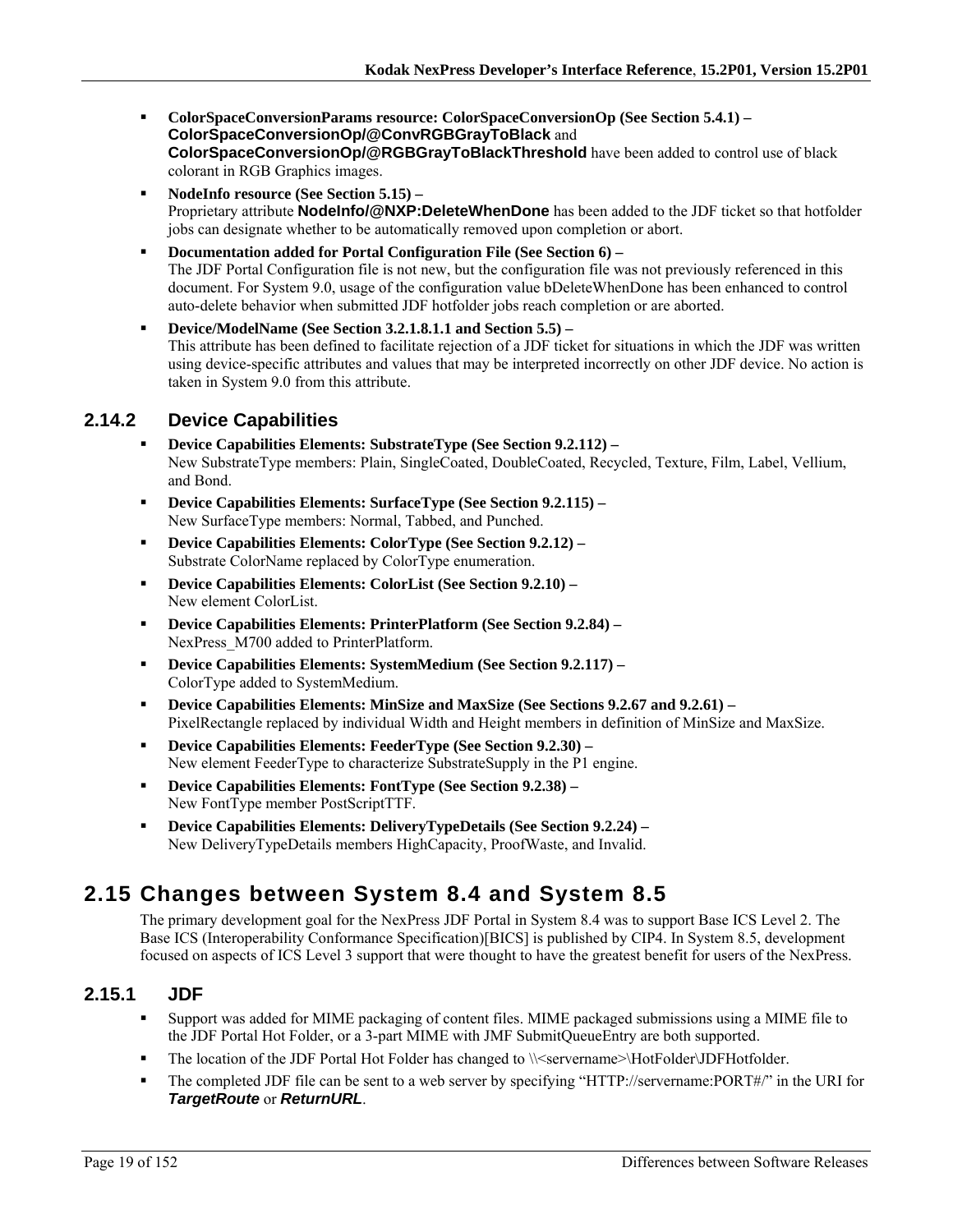- **ColorSpaceConversionParams resource: ColorSpaceConversionOp (See Section 5.4.1) – ColorSpaceConversionOp/@ConvRGBGrayToBlack** and **ColorSpaceConversionOp/@RGBGrayToBlackThreshold** have been added to control use of black colorant in RGB Graphics images.
- **NodeInfo resource (See Section 5.15) –** Proprietary attribute **NodeInfo/@NXP:DeleteWhenDone** has been added to the JDF ticket so that hotfolder jobs can designate whether to be automatically removed upon completion or abort.
- **Documentation added for Portal Configuration File (See Section 6) –** The JDF Portal Configuration file is not new, but the configuration file was not previously referenced in this document. For System 9.0, usage of the configuration value bDeleteWhenDone has been enhanced to control auto-delete behavior when submitted JDF hotfolder jobs reach completion or are aborted.
- **Device/ModelName (See Section 3.2.1.8.1.1 and Section 5.5) –** This attribute has been defined to facilitate rejection of a JDF ticket for situations in which the JDF was written using device-specific attributes and values that may be interpreted incorrectly on other JDF device. No action is taken in System 9.0 from this attribute.

### 2.14.2 Device Capabilities

- **Device Capabilities Elements: SubstrateType (See Section 9.2.112) –** New SubstrateType members: Plain, SingleCoated, DoubleCoated, Recycled, Texture, Film, Label, Vellium, and Bond.
- **Device Capabilities Elements: SurfaceType (See Section 9.2.115) –** New SurfaceType members: Normal, Tabbed, and Punched.
- **Device Capabilities Elements: ColorType (See Section 9.2.12) –** Substrate ColorName replaced by ColorType enumeration.
- **Device Capabilities Elements: ColorList (See Section 9.2.10) –** New element ColorList.
- **Device Capabilities Elements: PrinterPlatform (See Section 9.2.84) –** NexPress_M700 added to PrinterPlatform.
- **Device Capabilities Elements: SystemMedium (See Section 9.2.117) –** ColorType added to SystemMedium.
- **Device Capabilities Elements: MinSize and MaxSize (See Sections 9.2.67 and 9.2.61) –** PixelRectangle replaced by individual Width and Height members in definition of MinSize and MaxSize.
- **Device Capabilities Elements: FeederType (See Section 9.2.30) –** New element FeederType to characterize SubstrateSupply in the P1 engine.
- **Device Capabilities Elements: FontType (See Section 9.2.38) –** New FontType member PostScriptTTF.
- **Device Capabilities Elements: DeliveryTypeDetails (See Section 9.2.24) –** New DeliveryTypeDetails members HighCapacity, ProofWaste, and Invalid.

## 2.15 Changes between System 8.4 and System 8.5

The primary development goal for the NexPress JDF Portal in System 8.4 was to support Base ICS Level 2. The Base ICS (Interoperability Conformance Specification)[BICS] is published by CIP4. In System 8.5, development focused on aspects of ICS Level 3 support that were thought to have the greatest benefit for users of the NexPress.

### 2.15.1 JDF

- Support was added for MIME packaging of content files. MIME packaged submissions using a MIME file to the JDF Portal Hot Folder, or a 3-part MIME with JMF SubmitQueueEntry are both supported.
- The location of the JDF Portal Hot Folder has changed to \\<servername>\HotFolder\JDFHotfolder.
- The completed JDF file can be sent to a web server by specifying "HTTP://servername:PORT#/" in the URI for ***TargetRoute*** or ***ReturnURL***.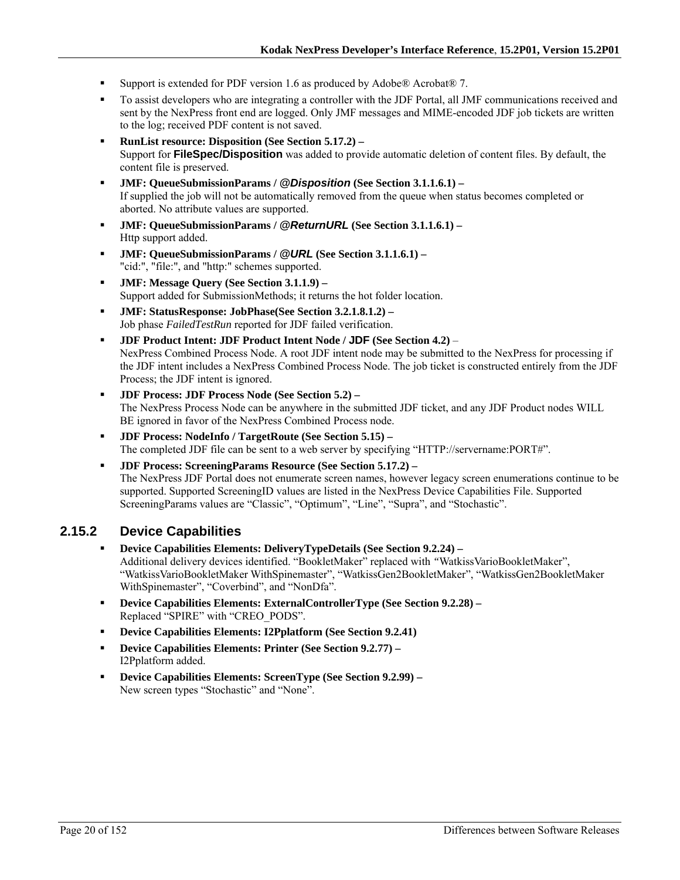- Support is extended for PDF version 1.6 as produced by Adobe® Acrobat® 7.
- To assist developers who are integrating a controller with the JDF Portal, all JMF communications received and sent by the NexPress front end are logged. Only JMF messages and MIME-encoded JDF job tickets are written to the log; received PDF content is not saved.
- **RunList resource: Disposition (See Section 5.17.2) –**
  Support for **FileSpec/Disposition** was added to provide automatic deletion of content files. By default, the content file is preserved.
- **JMF: QueueSubmissionParams / @*Disposition* (See Section 3.1.1.6.1) –**
  If supplied the job will not be automatically removed from the queue when status becomes completed or aborted. No attribute values are supported.
- **JMF: QueueSubmissionParams / @*ReturnURL* (See Section 3.1.1.6.1) –**
  Http support added.
- **JMF: QueueSubmissionParams / @*URL* (See Section 3.1.1.6.1) –**
  "cid:", "file:", and "http:" schemes supported.
- **JMF: Message Query (See Section 3.1.1.9) –**
  Support added for SubmissionMethods; it returns the hot folder location.
- **JMF: StatusResponse: JobPhase(See Section 3.2.1.8.1.2) –**
  Job phase *FailedTestRun* reported for JDF failed verification.
- **JDF Product Intent: JDF Product Intent Node / JDF (See Section 4.2)** –
  NexPress Combined Process Node. A root JDF intent node may be submitted to the NexPress for processing if the JDF intent includes a NexPress Combined Process Node. The job ticket is constructed entirely from the JDF Process; the JDF intent is ignored.
- **JDF Process: JDF Process Node (See Section 5.2) –**
  The NexPress Process Node can be anywhere in the submitted JDF ticket, and any JDF Product nodes WILL BE ignored in favor of the NexPress Combined Process node.
- **JDF Process: NodeInfo / TargetRoute (See Section 5.15) –**
  The completed JDF file can be sent to a web server by specifying "HTTP://servername:PORT#".
- **JDF Process: ScreeningParams Resource (See Section 5.17.2) –**
  The NexPress JDF Portal does not enumerate screen names, however legacy screen enumerations continue to be supported. Supported ScreeningID values are listed in the NexPress Device Capabilities File. Supported ScreeningParams values are "Classic", "Optimum", "Line", "Supra", and "Stochastic".

### 2.15.2 Device Capabilities

- **Device Capabilities Elements: DeliveryTypeDetails (See Section 9.2.24) –**
  Additional delivery devices identified. "BookletMaker" replaced with "WatkissVarioBookletMaker", "WatkissVarioBookletMaker WithSpinemaster", "WatkissGen2BookletMaker", "WatkissGen2BookletMaker WithSpinemaster", "Coverbind", and "NonDfa".
- **Device Capabilities Elements: ExternalControllerType (See Section 9.2.28) –**
  Replaced "SPIRE" with "CREO_PODS".
- **Device Capabilities Elements: I2Pplatform (See Section 9.2.41)**
- **Device Capabilities Elements: Printer (See Section 9.2.77) –**
  I2Pplatform added.
- **Device Capabilities Elements: ScreenType (See Section 9.2.99) –**
  New screen types "Stochastic" and "None".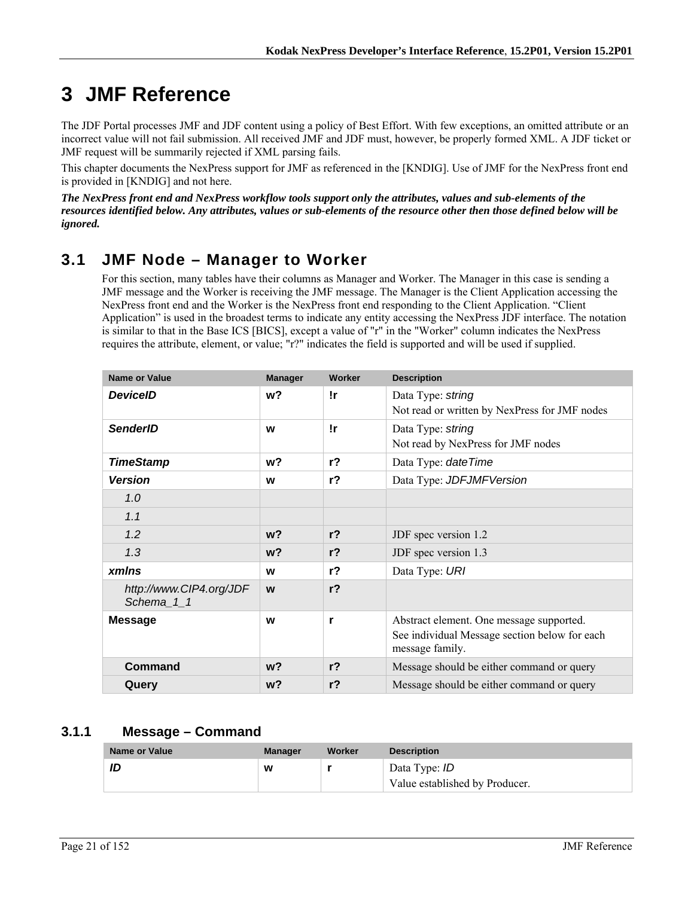# 3 JMF Reference

The JDF Portal processes JMF and JDF content using a policy of Best Effort. With few exceptions, an omitted attribute or an incorrect value will not fail submission. All received JMF and JDF must, however, be properly formed XML. A JDF ticket or JMF request will be summarily rejected if XML parsing fails.

This chapter documents the NexPress support for JMF as referenced in the [KNDIG]. Use of JMF for the NexPress front end is provided in [KNDIG] and not here.

***The NexPress front end and NexPress workflow tools support only the attributes, values and sub-elements of the resources identified below. Any attributes, values or sub-elements of the resource other then those defined below will be ignored.***

## 3.1 JMF Node – Manager to Worker

For this section, many tables have their columns as Manager and Worker. The Manager in this case is sending a JMF message and the Worker is receiving the JMF message. The Manager is the Client Application accessing the NexPress front end and the Worker is the NexPress front end responding to the Client Application. "Client Application" is used in the broadest terms to indicate any entity accessing the NexPress JDF interface. The notation is similar to that in the Base ICS [BICS], except a value of "r" in the "Worker" column indicates the NexPress requires the attribute, element, or value; "r?" indicates the field is supported and will be used if supplied.

| Name or Value | Manager | Worker | Description |
|---|---|---|---|
| ***DeviceID*** | **w?** | **!r** | Data Type: *string*<br>Not read or written by NexPress for JMF nodes |
| ***SenderID*** | **w** | **!r** | Data Type: *string*<br>Not read by NexPress for JMF nodes |
| ***TimeStamp*** | **w?** | **r?** | Data Type: *dateTime* |
| ***Version*** | **w** | **r?** | Data Type: *JDFJMFVersion* |
| *1.0* | | | |
| *1.1* | | | |
| *1.2* | **w?** | **r?** | JDF spec version 1.2 |
| *1.3* | **w?** | **r?** | JDF spec version 1.3 |
| ***xmlns*** | **w** | **r?** | Data Type: *URI* |
| *http://www.CIP4.org/JDFSchema_1_1* | **w** | **r?** | |
| **Message** | **w** | **r** | Abstract element. One message supported.<br>See individual Message section below for each message family. |
| **Command** | **w?** | **r?** | Message should be either command or query |
| **Query** | **w?** | **r?** | Message should be either command or query |

### 3.1.1 Message – Command

| Name or Value | Manager | Worker | Description |
|---|---|---|---|
| ***ID*** | **w** | **r** | Data Type: *ID*<br>Value established by Producer. |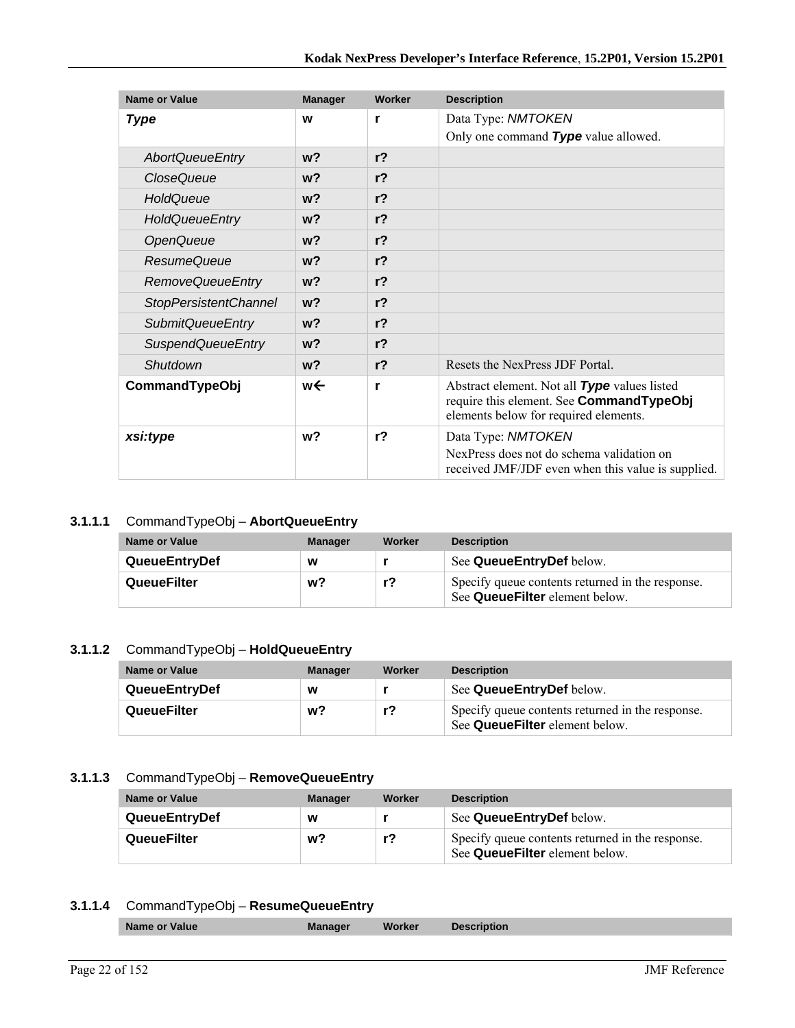| Name or Value | Manager | Worker | Description |
|---|---|---|---|
| ***Type*** | **w** | **r** | Data Type: *NMTOKEN*<br>Only one command ***Type*** value allowed. |
| *AbortQueueEntry* | **w?** | **r?** | |
| *CloseQueue* | **w?** | **r?** | |
| *HoldQueue* | **w?** | **r?** | |
| *HoldQueueEntry* | **w?** | **r?** | |
| *OpenQueue* | **w?** | **r?** | |
| *ResumeQueue* | **w?** | **r?** | |
| *RemoveQueueEntry* | **w?** | **r?** | |
| *StopPersistentChannel* | **w?** | **r?** | |
| *SubmitQueueEntry* | **w?** | **r?** | |
| *SuspendQueueEntry* | **w?** | **r?** | |
| *Shutdown* | **w?** | **r?** | Resets the NexPress JDF Portal. |
| **CommandTypeObj** | **w←** | **r** | Abstract element. Not all ***Type*** values listed require this element. See **CommandTypeObj** elements below for required elements. |
| ***xsi:type*** | **w?** | **r?** | Data Type: *NMTOKEN*<br>NexPress does not do schema validation on received JMF/JDF even when this value is supplied. |

#### 3.1.1.1 CommandTypeObj – **AbortQueueEntry**

| Name or Value | Manager | Worker | Description |
|---|---|---|---|
| **QueueEntryDef** | **w** | **r** | See **QueueEntryDef** below. |
| **QueueFilter** | **w?** | **r?** | Specify queue contents returned in the response. See **QueueFilter** element below. |

#### 3.1.1.2 CommandTypeObj – **HoldQueueEntry**

| Name or Value | Manager | Worker | Description |
|---|---|---|---|
| **QueueEntryDef** | **w** | **r** | See **QueueEntryDef** below. |
| **QueueFilter** | **w?** | **r?** | Specify queue contents returned in the response. See **QueueFilter** element below. |

#### 3.1.1.3 CommandTypeObj – **RemoveQueueEntry**

| Name or Value | Manager | Worker | Description |
|---|---|---|---|
| **QueueEntryDef** | **w** | **r** | See **QueueEntryDef** below. |
| **QueueFilter** | **w?** | **r?** | Specify queue contents returned in the response. See **QueueFilter** element below. |

#### 3.1.1.4 CommandTypeObj – **ResumeQueueEntry**

| Name or Value | Manager | Worker | Description |
|---|---|---|---|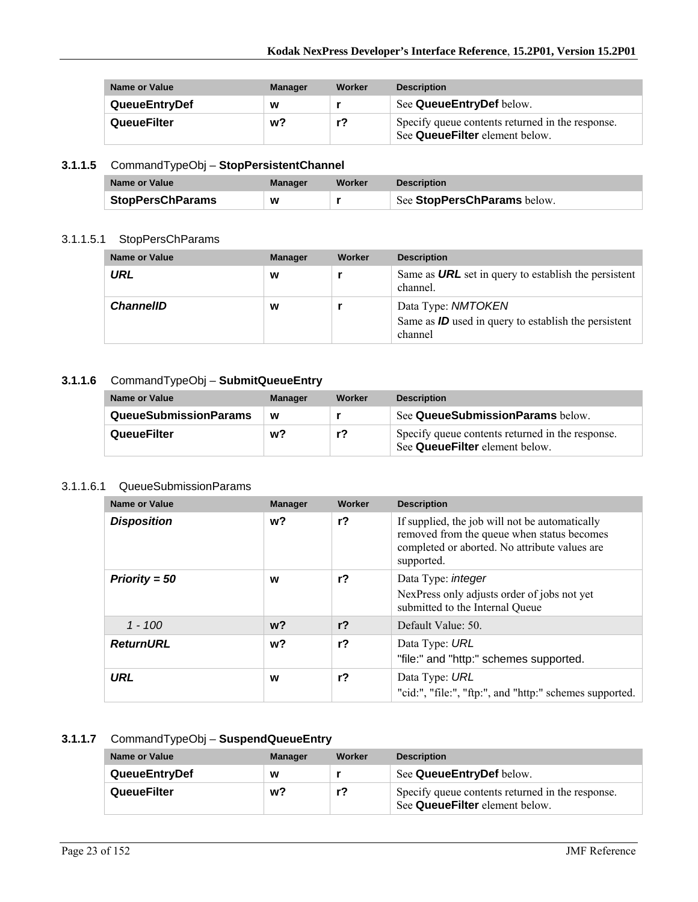| Name or Value | Manager | Worker | Description |
|---|---|---|---|
| **QueueEntryDef** | **w** | **r** | See **QueueEntryDef** below. |
| **QueueFilter** | **w?** | **r?** | Specify queue contents returned in the response. See **QueueFilter** element below. |

### 3.1.1.5 CommandTypeObj – StopPersistentChannel

| Name or Value | Manager | Worker | Description |
|---|---|---|---|
| **StopPersChParams** | **w** | **r** | See **StopPersChParams** below. |

#### 3.1.1.5.1 StopPersChParams

| Name or Value | Manager | Worker | Description |
|---|---|---|---|
| ***URL*** | **w** | **r** | Same as ***URL*** set in query to establish the persistent channel. |
| ***ChannelID*** | **w** | **r** | Data Type: *NMTOKEN*<br>Same as ***ID*** used in query to establish the persistent channel |

### 3.1.1.6 CommandTypeObj – SubmitQueueEntry

| Name or Value | Manager | Worker | Description |
|---|---|---|---|
| **QueueSubmissionParams** | **w** | **r** | See **QueueSubmissionParams** below. |
| **QueueFilter** | **w?** | **r?** | Specify queue contents returned in the response. See **QueueFilter** element below. |

#### 3.1.1.6.1 QueueSubmissionParams

| Name or Value | Manager | Worker | Description |
|---|---|---|---|
| ***Disposition*** | **w?** | **r?** | If supplied, the job will not be automatically removed from the queue when status becomes completed or aborted. No attribute values are supported. |
| ***Priority = 50*** | **w** | **r?** | Data Type: *integer*<br>NexPress only adjusts order of jobs not yet submitted to the Internal Queue |
| *1 - 100* | **w?** | **r?** | Default Value: 50. |
| ***ReturnURL*** | **w?** | **r?** | Data Type: *URL*<br>"file:" and "http:" schemes supported. |
| ***URL*** | **w** | **r?** | Data Type: *URL*<br>"cid:", "file:", "ftp:", and "http:" schemes supported. |

### 3.1.1.7 CommandTypeObj – SuspendQueueEntry

| Name or Value | Manager | Worker | Description |
|---|---|---|---|
| **QueueEntryDef** | **w** | **r** | See **QueueEntryDef** below. |
| **QueueFilter** | **w?** | **r?** | Specify queue contents returned in the response. See **QueueFilter** element below. |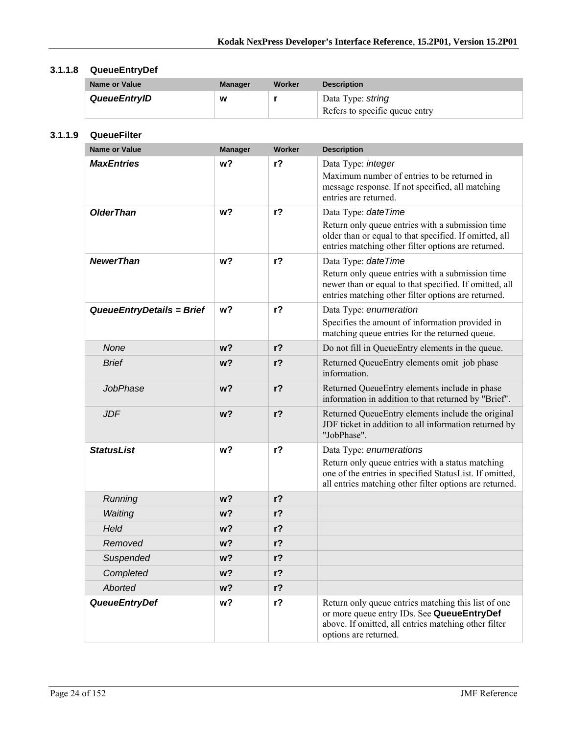### 3.1.1.8 QueueEntryDef

| Name or Value | Manager | Worker | Description |
|---|---|---|---|
| ***QueueEntryID*** | **w** | **r** | Data Type: *string*<br>Refers to specific queue entry |

### 3.1.1.9 QueueFilter

| Name or Value | Manager | Worker | Description |
|---|---|---|---|
| ***MaxEntries*** | **w?** | **r?** | Data Type: *integer*<br>Maximum number of entries to be returned in message response. If not specified, all matching entries are returned. |
| ***OlderThan*** | **w?** | **r?** | Data Type: *dateTime*<br>Return only queue entries with a submission time older than or equal to that specified. If omitted, all entries matching other filter options are returned. |
| ***NewerThan*** | **w?** | **r?** | Data Type: *dateTime*<br>Return only queue entries with a submission time newer than or equal to that specified. If omitted, all entries matching other filter options are returned. |
| ***QueueEntryDetails = Brief*** | **w?** | **r?** | Data Type: *enumeration*<br>Specifies the amount of information provided in matching queue entries for the returned queue. |
| *None* | **w?** | **r?** | Do not fill in QueueEntry elements in the queue. |
| *Brief* | **w?** | **r?** | Returned QueueEntry elements omit job phase information. |
| *JobPhase* | **w?** | **r?** | Returned QueueEntry elements include in phase information in addition to that returned by "Brief". |
| *JDF* | **w?** | **r?** | Returned QueueEntry elements include the original JDF ticket in addition to all information returned by "JobPhase". |
| ***StatusList*** | **w?** | **r?** | Data Type: *enumerations*<br>Return only queue entries with a status matching one of the entries in specified StatusList. If omitted, all entries matching other filter options are returned. |
| *Running* | **w?** | **r?** | |
| *Waiting* | **w?** | **r?** | |
| *Held* | **w?** | **r?** | |
| *Removed* | **w?** | **r?** | |
| *Suspended* | **w?** | **r?** | |
| *Completed* | **w?** | **r?** | |
| *Aborted* | **w?** | **r?** | |
| ***QueueEntryDef*** | **w?** | **r?** | Return only queue entries matching this list of one or more queue entry IDs. See **QueueEntryDef** above. If omitted, all entries matching other filter options are returned. |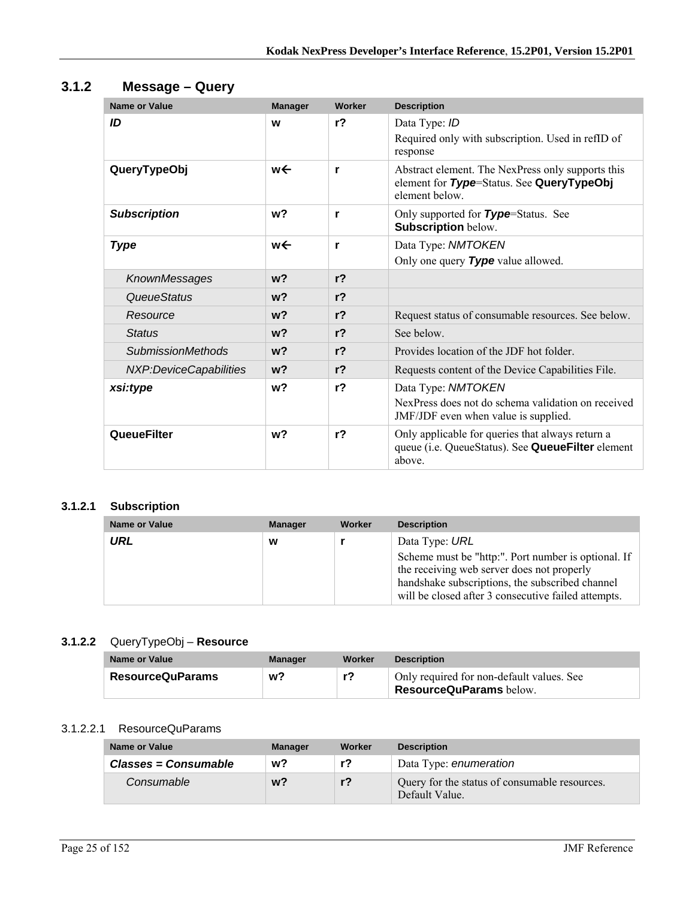### 3.1.2 Message – Query

| Name or Value | Manager | Worker | Description |
|---|---|---|---|
| ***ID*** | **w** | **r?** | Data Type: *ID*<br>Required only with subscription. Used in refID of response |
| **QueryTypeObj** | **w←** | **r** | Abstract element. The NexPress only supports this element for ***Type***=Status. See **QueryTypeObj** element below. |
| ***Subscription*** | **w?** | **r** | Only supported for ***Type***=Status. See **Subscription** below. |
| ***Type*** | **w←** | **r** | Data Type: *NMTOKEN*<br>Only one query ***Type*** value allowed. |
| *KnownMessages* | **w?** | **r?** | |
| *QueueStatus* | **w?** | **r?** | |
| *Resource* | **w?** | **r?** | Request status of consumable resources. See below. |
| *Status* | **w?** | **r?** | See below. |
| *SubmissionMethods* | **w?** | **r?** | Provides location of the JDF hot folder. |
| *NXP:DeviceCapabilities* | **w?** | **r?** | Requests content of the Device Capabilities File. |
| ***xsi:type*** | **w?** | **r?** | Data Type: *NMTOKEN*<br>NexPress does not do schema validation on received JMF/JDF even when value is supplied. |
| **QueueFilter** | **w?** | **r?** | Only applicable for queries that always return a queue (i.e. QueueStatus). See **QueueFilter** element above. |

#### 3.1.2.1 Subscription

| Name or Value | Manager | Worker | Description |
|---|---|---|---|
| ***URL*** | **w** | **r** | Data Type: *URL*<br>Scheme must be "http:". Port number is optional. If the receiving web server does not properly handshake subscriptions, the subscribed channel will be closed after 3 consecutive failed attempts. |

#### 3.1.2.2 QueryTypeObj – **Resource**

| Name or Value | Manager | Worker | Description |
|---|---|---|---|
| **ResourceQuParams** | **w?** | **r?** | Only required for non-default values. See **ResourceQuParams** below. |

##### 3.1.2.2.1 ResourceQuParams

| Name or Value | Manager | Worker | Description |
|---|---|---|---|
| ***Classes = Consumable*** | **w?** | **r?** | Data Type: *enumeration* |
| *Consumable* | **w?** | **r?** | Query for the status of consumable resources. Default Value. |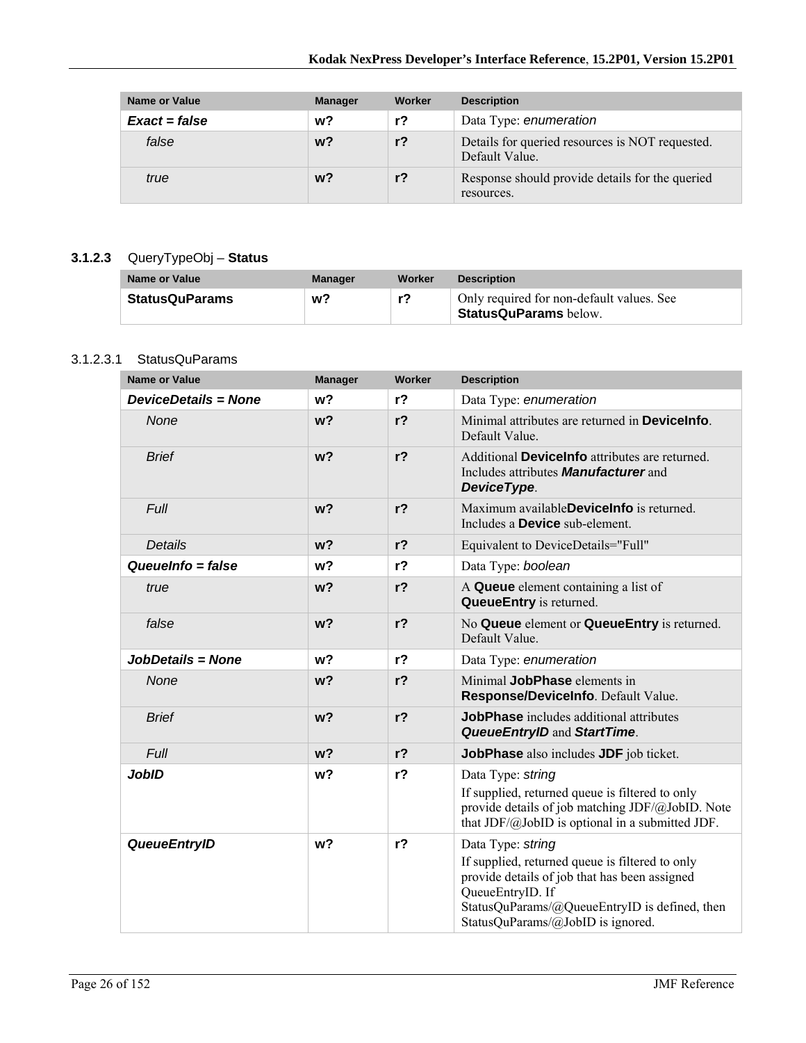| Name or Value | Manager | Worker | Description |
|---|---|---|---|
| ***Exact = false*** | **w?** | **r?** | Data Type: *enumeration* |
| *false* | **w?** | **r?** | Details for queried resources is NOT requested. Default Value. |
| *true* | **w?** | **r?** | Response should provide details for the queried resources. |

### 3.1.2.3 QueryTypeObj – **Status**

| Name or Value | Manager | Worker | Description |
|---|---|---|---|
| **StatusQuParams** | **w?** | **r?** | Only required for non-default values. See **StatusQuParams** below. |

#### 3.1.2.3.1 StatusQuParams

| Name or Value | Manager | Worker | Description |
|---|---|---|---|
| ***DeviceDetails = None*** | **w?** | **r?** | Data Type: *enumeration* |
| *None* | **w?** | **r?** | Minimal attributes are returned in **DeviceInfo**. Default Value. |
| *Brief* | **w?** | **r?** | Additional **DeviceInfo** attributes are returned. Includes attributes ***Manufacturer*** and ***DeviceType***. |
| *Full* | **w?** | **r?** | Maximum available**DeviceInfo** is returned. Includes a **Device** sub-element. |
| *Details* | **w?** | **r?** | Equivalent to DeviceDetails="Full" |
| ***QueueInfo = false*** | **w?** | **r?** | Data Type: *boolean* |
| *true* | **w?** | **r?** | A **Queue** element containing a list of **QueueEntry** is returned. |
| *false* | **w?** | **r?** | No **Queue** element or **QueueEntry** is returned. Default Value. |
| ***JobDetails = None*** | **w?** | **r?** | Data Type: *enumeration* |
| *None* | **w?** | **r?** | Minimal **JobPhase** elements in **Response/DeviceInfo**. Default Value. |
| *Brief* | **w?** | **r?** | **JobPhase** includes additional attributes ***QueueEntryID*** and ***StartTime***. |
| *Full* | **w?** | **r?** | **JobPhase** also includes **JDF** job ticket. |
| ***JobID*** | **w?** | **r?** | Data Type: *string*<br>If supplied, returned queue is filtered to only provide details of job matching JDF/@JobID. Note that JDF/@JobID is optional in a submitted JDF. |
| ***QueueEntryID*** | **w?** | **r?** | Data Type: *string*<br>If supplied, returned queue is filtered to only provide details of job that has been assigned QueueEntryID. If StatusQuParams/@QueueEntryID is defined, then StatusQuParams/@JobID is ignored. |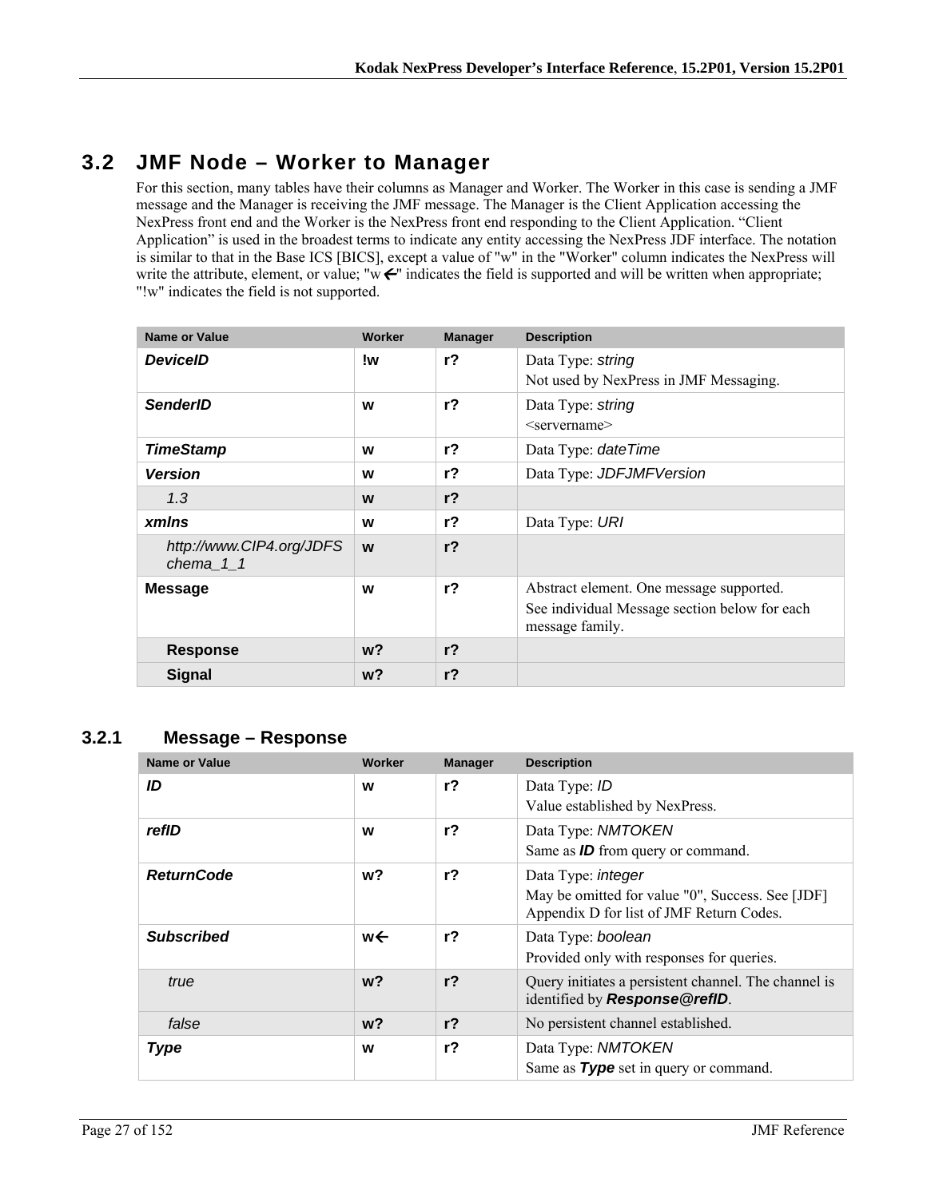## 3.2 JMF Node – Worker to Manager

For this section, many tables have their columns as Manager and Worker. The Worker in this case is sending a JMF message and the Manager is receiving the JMF message. The Manager is the Client Application accessing the NexPress front end and the Worker is the NexPress front end responding to the Client Application. "Client Application" is used in the broadest terms to indicate any entity accessing the NexPress JDF interface. The notation is similar to that in the Base ICS [BICS], except a value of "w" in the "Worker" column indicates the NexPress will write the attribute, element, or value; "w←" indicates the field is supported and will be written when appropriate; "!w" indicates the field is not supported.

| Name or Value | Worker | Manager | Description |
|---|---|---|---|
| ***DeviceID*** | **!w** | **r?** | Data Type: *string*<br>Not used by NexPress in JMF Messaging. |
| ***SenderID*** | **w** | **r?** | Data Type: *string*<br><servername> |
| ***TimeStamp*** | **w** | **r?** | Data Type: *dateTime* |
| ***Version*** | **w** | **r?** | Data Type: *JDFJMFVersion* |
| *1.3* | **w** | **r?** | |
| ***xmlns*** | **w** | **r?** | Data Type: *URI* |
| *http://www.CIP4.org/JDFSchema_1_1* | **w** | **r?** | |
| **Message** | **w** | **r?** | Abstract element. One message supported.<br>See individual Message section below for each message family. |
| **Response** | **w?** | **r?** | |
| **Signal** | **w?** | **r?** | |

### 3.2.1 Message – Response

| Name or Value | Worker | Manager | Description |
|---|---|---|---|
| ***ID*** | **w** | **r?** | Data Type: *ID*<br>Value established by NexPress. |
| ***refID*** | **w** | **r?** | Data Type: *NMTOKEN*<br>Same as ***ID*** from query or command. |
| ***ReturnCode*** | **w?** | **r?** | Data Type: *integer*<br>May be omitted for value "0", Success. See [JDF] Appendix D for list of JMF Return Codes. |
| ***Subscribed*** | **w←** | **r?** | Data Type: *boolean*<br>Provided only with responses for queries. |
| *true* | **w?** | **r?** | Query initiates a persistent channel. The channel is identified by ***Response@refID***. |
| *false* | **w?** | **r?** | No persistent channel established. |
| ***Type*** | **w** | **r?** | Data Type: *NMTOKEN*<br>Same as ***Type*** set in query or command. |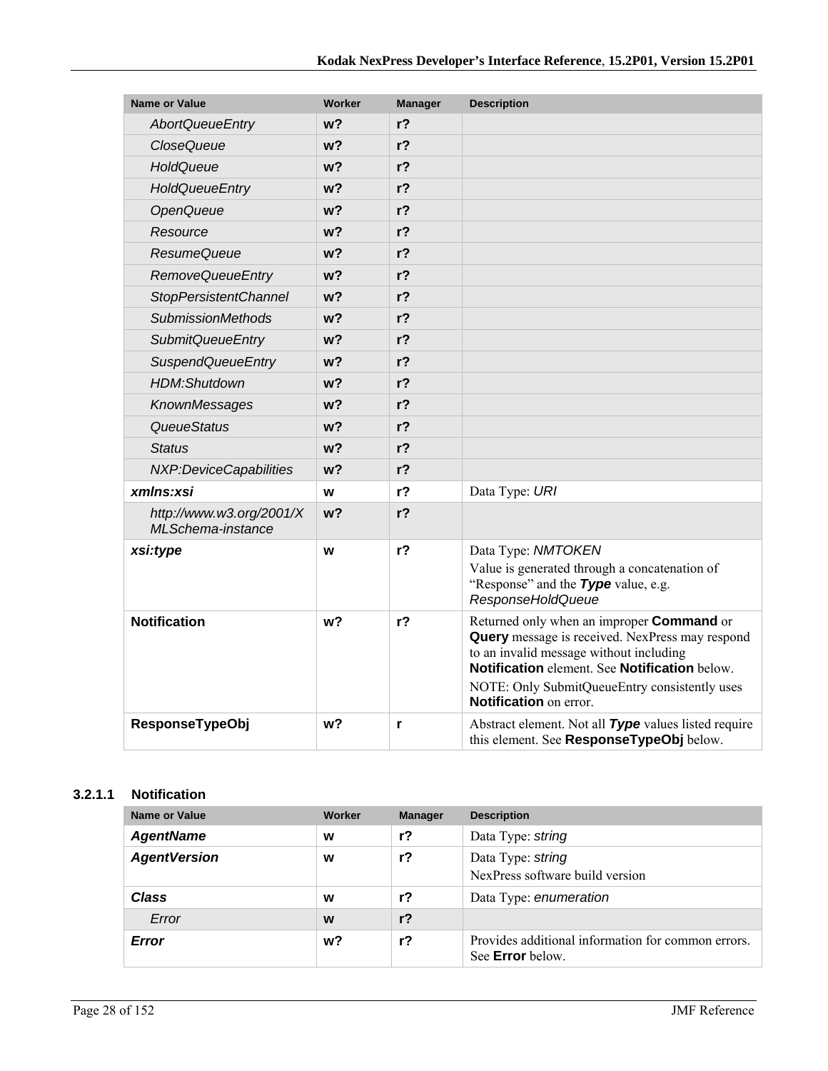| Name or Value | Worker | Manager | Description |
|---|---|---|---|
| *AbortQueueEntry* | **w?** | **r?** | |
| *CloseQueue* | **w?** | **r?** | |
| *HoldQueue* | **w?** | **r?** | |
| *HoldQueueEntry* | **w?** | **r?** | |
| *OpenQueue* | **w?** | **r?** | |
| *Resource* | **w?** | **r?** | |
| *ResumeQueue* | **w?** | **r?** | |
| *RemoveQueueEntry* | **w?** | **r?** | |
| *StopPersistentChannel* | **w?** | **r?** | |
| *SubmissionMethods* | **w?** | **r?** | |
| *SubmitQueueEntry* | **w?** | **r?** | |
| *SuspendQueueEntry* | **w?** | **r?** | |
| *HDM:Shutdown* | **w?** | **r?** | |
| *KnownMessages* | **w?** | **r?** | |
| *QueueStatus* | **w?** | **r?** | |
| *Status* | **w?** | **r?** | |
| *NXP:DeviceCapabilities* | **w?** | **r?** | |
| ***xmlns:xsi*** | **w** | **r?** | Data Type: *URI* |
| *http://www.w3.org/2001/XMLSchema-instance* | **w?** | **r?** | |
| ***xsi:type*** | **w** | **r?** | Data Type: *NMTOKEN*<br>Value is generated through a concatenation of "Response" and the ***Type*** value, e.g. *ResponseHoldQueue* |
| **Notification** | **w?** | **r?** | Returned only when an improper **Command** or **Query** message is received. NexPress may respond to an invalid message without including **Notification** element. See **Notification** below.<br>NOTE: Only SubmitQueueEntry consistently uses **Notification** on error. |
| **ResponseTypeObj** | **w?** | **r** | Abstract element. Not all ***Type*** values listed require this element. See **ResponseTypeObj** below. |

#### 3.2.1.1 Notification

| Name or Value | Worker | Manager | Description |
|---|---|---|---|
| ***AgentName*** | **w** | **r?** | Data Type: *string* |
| ***AgentVersion*** | **w** | **r?** | Data Type: *string*<br>NexPress software build version |
| ***Class*** | **w** | **r?** | Data Type: *enumeration* |
| *Error* | **w** | **r?** | |
| ***Error*** | **w?** | **r?** | Provides additional information for common errors. See **Error** below. |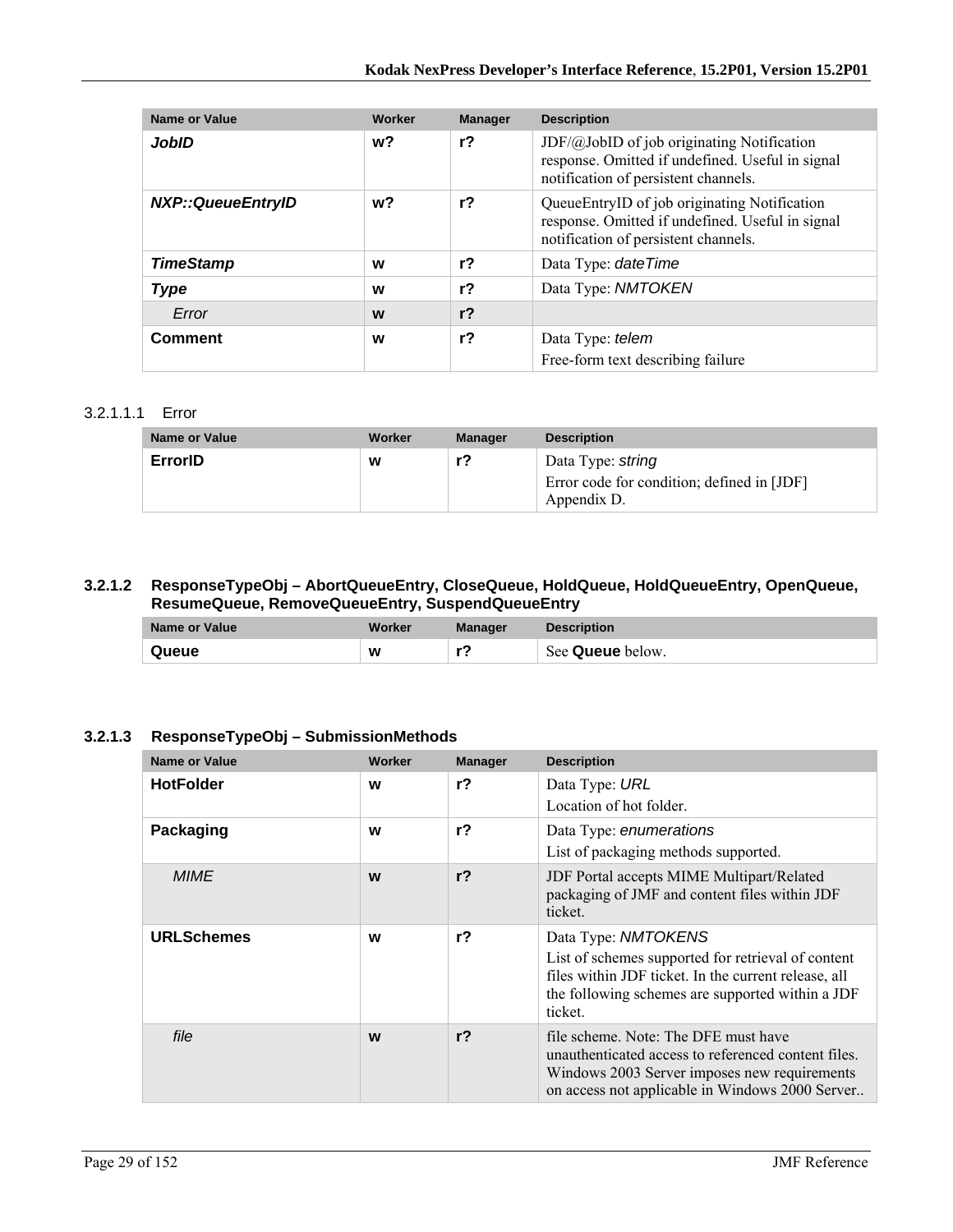| Name or Value | Worker | Manager | Description |
| --- | --- | --- | --- |
| ***JobID*** | **w?** | **r?** | JDF/@JobID of job originating Notification response. Omitted if undefined. Useful in signal notification of persistent channels. |
| ***NXP::QueueEntryID*** | **w?** | **r?** | QueueEntryID of job originating Notification response. Omitted if undefined. Useful in signal notification of persistent channels. |
| ***TimeStamp*** | **w** | **r?** | Data Type: *dateTime* |
| ***Type*** | **w** | **r?** | Data Type: *NMTOKEN* |
| *Error* | **w** | **r?** | |
| **Comment** | **w** | **r?** | Data Type: *telem*<br>Free-form text describing failure |

#### 3.2.1.1.1 Error

| Name or Value | Worker | Manager | Description |
| --- | --- | --- | --- |
| **ErrorID** | **w** | **r?** | Data Type: *string*<br>Error code for condition; defined in [JDF] Appendix D. |

### 3.2.1.2 ResponseTypeObj – AbortQueueEntry, CloseQueue, HoldQueue, HoldQueueEntry, OpenQueue, ResumeQueue, RemoveQueueEntry, SuspendQueueEntry

| Name or Value | Worker | Manager | Description |
| --- | --- | --- | --- |
| **Queue** | **w** | **r?** | See **Queue** below. |

### 3.2.1.3 ResponseTypeObj – SubmissionMethods

| Name or Value | Worker | Manager | Description |
| --- | --- | --- | --- |
| **HotFolder** | **w** | **r?** | Data Type: *URL*<br>Location of hot folder. |
| **Packaging** | **w** | **r?** | Data Type: *enumerations*<br>List of packaging methods supported. |
| *MIME* | **w** | **r?** | JDF Portal accepts MIME Multipart/Related packaging of JMF and content files within JDF ticket. |
| **URLSchemes** | **w** | **r?** | Data Type: *NMTOKENS*<br>List of schemes supported for retrieval of content files within JDF ticket. In the current release, all the following schemes are supported within a JDF ticket. |
| *file* | **w** | **r?** | file scheme. Note: The DFE must have unauthenticated access to referenced content files. Windows 2003 Server imposes new requirements on access not applicable in Windows 2000 Server.. |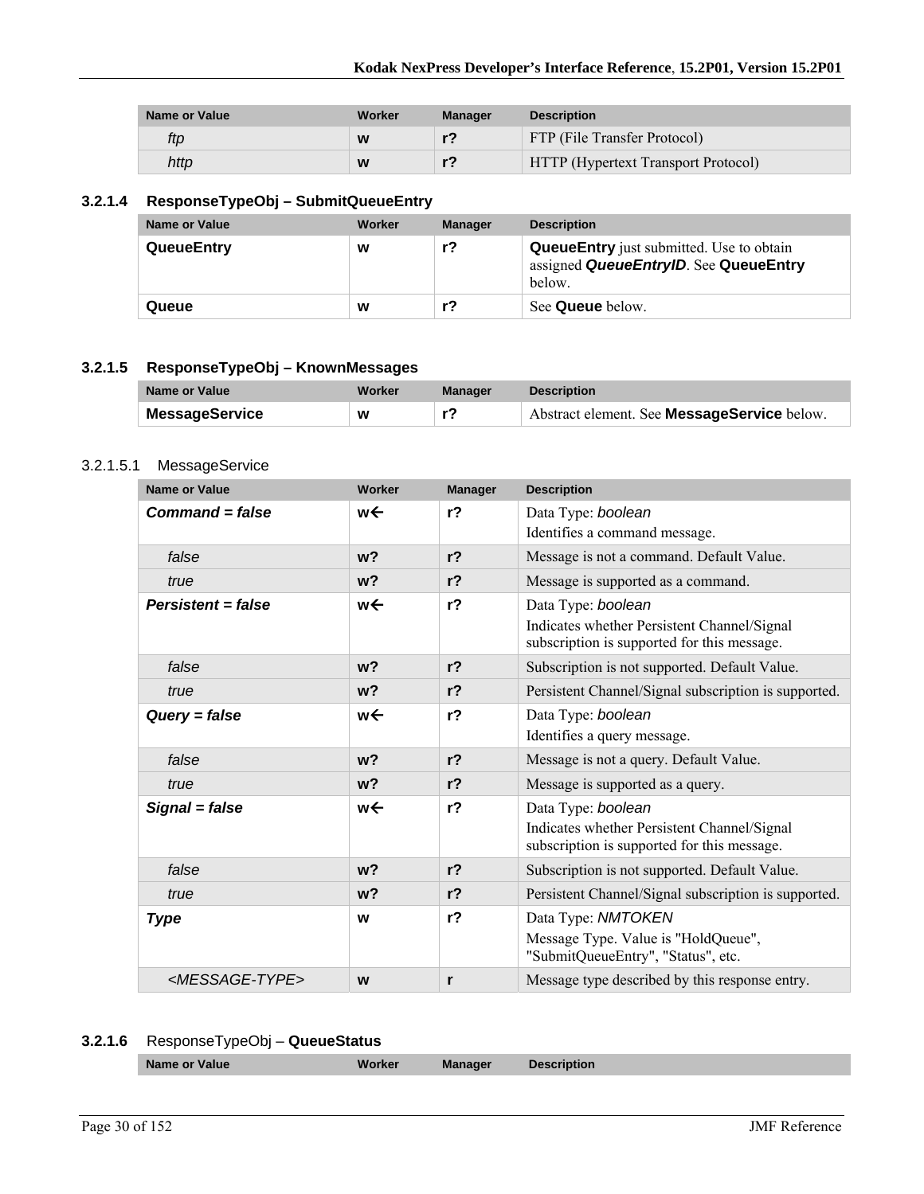| Name or Value | Worker | Manager | Description |
|---|---|---|---|
| *ftp* | **w** | **r?** | FTP (File Transfer Protocol) |
| *http* | **w** | **r?** | HTTP (Hypertext Transport Protocol) |

### 3.2.1.4 ResponseTypeObj – SubmitQueueEntry

| Name or Value | Worker | Manager | Description |
|---|---|---|---|
| **QueueEntry** | **w** | **r?** | **QueueEntry** just submitted. Use to obtain assigned ***QueueEntryID***. See **QueueEntry** below. |
| **Queue** | **w** | **r?** | See **Queue** below. |

### 3.2.1.5 ResponseTypeObj – KnownMessages

| Name or Value | Worker | Manager | Description |
|---|---|---|---|
| **MessageService** | **w** | **r?** | Abstract element. See **MessageService** below. |

#### 3.2.1.5.1 MessageService

| Name or Value | Worker | Manager | Description |
|---|---|---|---|
| ***Command = false*** | **w←** | **r?** | Data Type: *boolean*<br>Identifies a command message. |
| *false* | **w?** | **r?** | Message is not a command. Default Value. |
| *true* | **w?** | **r?** | Message is supported as a command. |
| ***Persistent = false*** | **w←** | **r?** | Data Type: *boolean*<br>Indicates whether Persistent Channel/Signal subscription is supported for this message. |
| *false* | **w?** | **r?** | Subscription is not supported. Default Value. |
| *true* | **w?** | **r?** | Persistent Channel/Signal subscription is supported. |
| ***Query = false*** | **w←** | **r?** | Data Type: *boolean*<br>Identifies a query message. |
| *false* | **w?** | **r?** | Message is not a query. Default Value. |
| *true* | **w?** | **r?** | Message is supported as a query. |
| ***Signal = false*** | **w←** | **r?** | Data Type: *boolean*<br>Indicates whether Persistent Channel/Signal subscription is supported for this message. |
| *false* | **w?** | **r?** | Subscription is not supported. Default Value. |
| *true* | **w?** | **r?** | Persistent Channel/Signal subscription is supported. |
| ***Type*** | **w** | **r?** | Data Type: *NMTOKEN*<br>Message Type. Value is "HoldQueue", "SubmitQueueEntry", "Status", etc. |
| *<MESSAGE-TYPE>* | **w** | **r** | Message type described by this response entry. |

### 3.2.1.6 ResponseTypeObj – **QueueStatus**

| Name or Value | Worker | Manager | Description |
|---|---|---|---|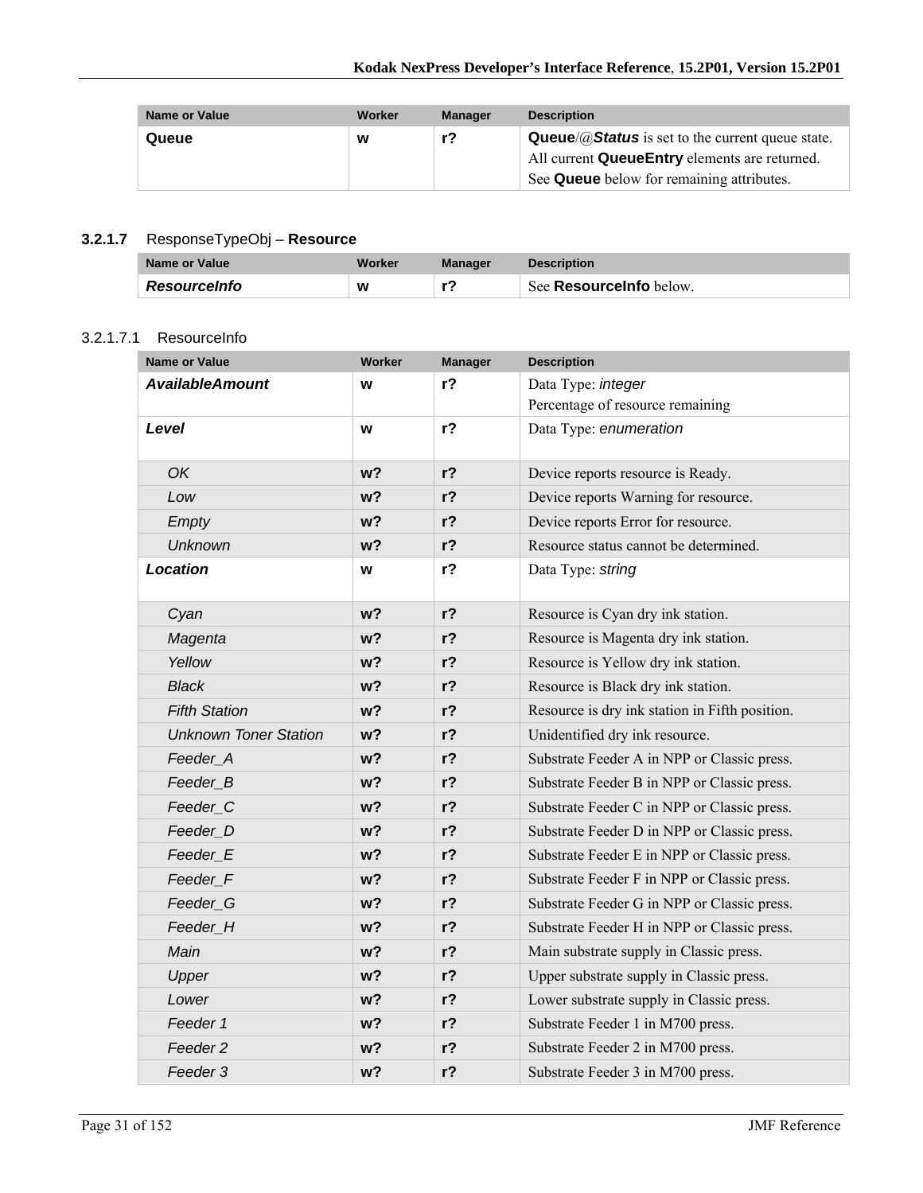| Name or Value | Worker | Manager | Description |
|---|---|---|---|
| **Queue** | w | r? | **Queue**/@***Status*** is set to the current queue state. All current **QueueEntry** elements are returned. See **Queue** below for remaining attributes. |

### 3.2.1.7 ResponseTypeObj – **Resource**

| Name or Value | Worker | Manager | Description |
|---|---|---|---|
| ***ResourceInfo*** | w | r? | See **ResourceInfo** below. |

#### 3.2.1.7.1 ResourceInfo

| Name or Value | Worker | Manager | Description |
|---|---|---|---|
| ***AvailableAmount*** | w | r? | Data Type: *integer*<br>Percentage of resource remaining |
| ***Level*** | w | r? | Data Type: *enumeration* |
| *OK* | w? | r? | Device reports resource is Ready. |
| *Low* | w? | r? | Device reports Warning for resource. |
| *Empty* | w? | r? | Device reports Error for resource. |
| *Unknown* | w? | r? | Resource status cannot be determined. |
| ***Location*** | w | r? | Data Type: *string* |
| *Cyan* | w? | r? | Resource is Cyan dry ink station. |
| *Magenta* | w? | r? | Resource is Magenta dry ink station. |
| *Yellow* | w? | r? | Resource is Yellow dry ink station. |
| *Black* | w? | r? | Resource is Black dry ink station. |
| *Fifth Station* | w? | r? | Resource is dry ink station in Fifth position. |
| *Unknown Toner Station* | w? | r? | Unidentified dry ink resource. |
| *Feeder_A* | w? | r? | Substrate Feeder A in NPP or Classic press. |
| *Feeder_B* | w? | r? | Substrate Feeder B in NPP or Classic press. |
| *Feeder_C* | w? | r? | Substrate Feeder C in NPP or Classic press. |
| *Feeder_D* | w? | r? | Substrate Feeder D in NPP or Classic press. |
| *Feeder_E* | w? | r? | Substrate Feeder E in NPP or Classic press. |
| *Feeder_F* | w? | r? | Substrate Feeder F in NPP or Classic press. |
| *Feeder_G* | w? | r? | Substrate Feeder G in NPP or Classic press. |
| *Feeder_H* | w? | r? | Substrate Feeder H in NPP or Classic press. |
| *Main* | w? | r? | Main substrate supply in Classic press. |
| *Upper* | w? | r? | Upper substrate supply in Classic press. |
| *Lower* | w? | r? | Lower substrate supply in Classic press. |
| *Feeder 1* | w? | r? | Substrate Feeder 1 in M700 press. |
| *Feeder 2* | w? | r? | Substrate Feeder 2 in M700 press. |
| *Feeder 3* | w? | r? | Substrate Feeder 3 in M700 press. |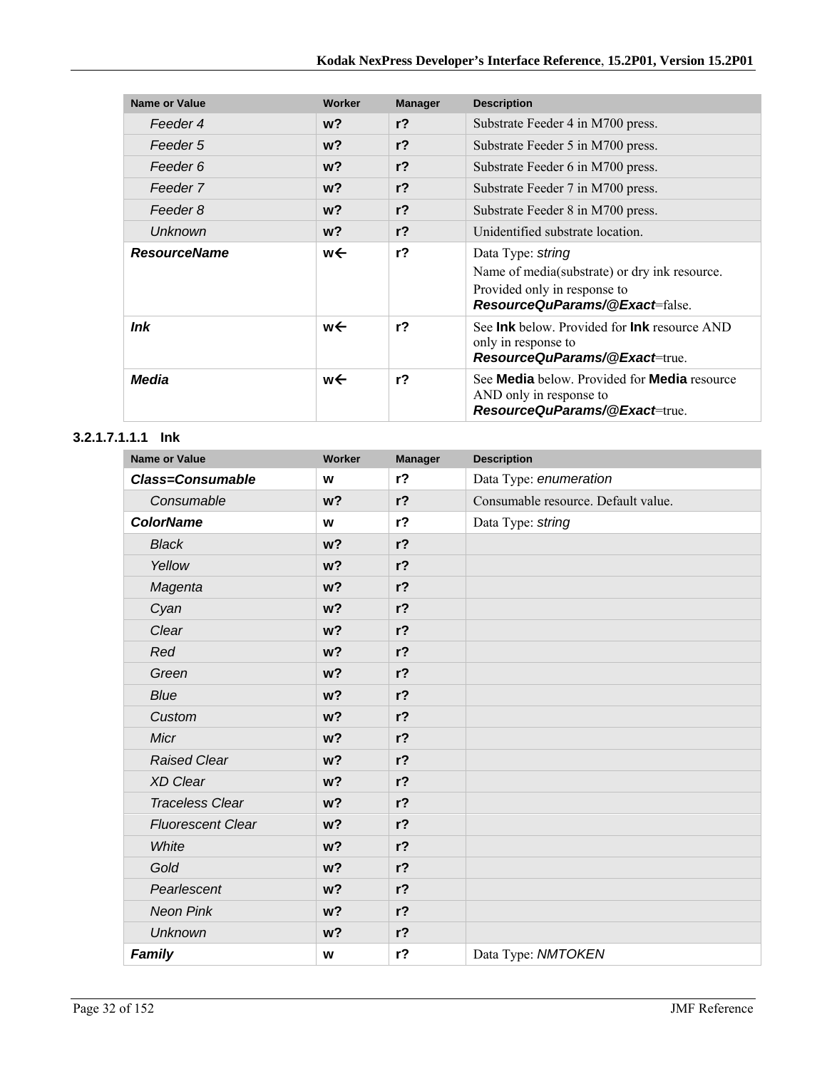| Name or Value | Worker | Manager | Description |
|---|---|---|---|
| *Feeder 4* | **w?** | **r?** | Substrate Feeder 4 in M700 press. |
| *Feeder 5* | **w?** | **r?** | Substrate Feeder 5 in M700 press. |
| *Feeder 6* | **w?** | **r?** | Substrate Feeder 6 in M700 press. |
| *Feeder 7* | **w?** | **r?** | Substrate Feeder 7 in M700 press. |
| *Feeder 8* | **w?** | **r?** | Substrate Feeder 8 in M700 press. |
| *Unknown* | **w?** | **r?** | Unidentified substrate location. |
| ***ResourceName*** | **w←** | **r?** | Data Type: *string*<br>Name of media(substrate) or dry ink resource.<br>Provided only in response to ***ResourceQuParams/@Exact***=false. |
| ***Ink*** | **w←** | **r?** | See **Ink** below. Provided for **Ink** resource AND only in response to ***ResourceQuParams/@Exact***=true. |
| ***Media*** | **w←** | **r?** | See **Media** below. Provided for **Media** resource AND only in response to ***ResourceQuParams/@Exact***=true. |

#### 3.2.1.7.1.1.1 Ink

| Name or Value | Worker | Manager | Description |
|---|---|---|---|
| ***Class=Consumable*** | **w** | **r?** | Data Type: *enumeration* |
| *Consumable* | **w?** | **r?** | Consumable resource. Default value. |
| ***ColorName*** | **w** | **r?** | Data Type: *string* |
| *Black* | **w?** | **r?** | |
| *Yellow* | **w?** | **r?** | |
| *Magenta* | **w?** | **r?** | |
| *Cyan* | **w?** | **r?** | |
| *Clear* | **w?** | **r?** | |
| *Red* | **w?** | **r?** | |
| *Green* | **w?** | **r?** | |
| *Blue* | **w?** | **r?** | |
| *Custom* | **w?** | **r?** | |
| *Micr* | **w?** | **r?** | |
| *Raised Clear* | **w?** | **r?** | |
| *XD Clear* | **w?** | **r?** | |
| *Traceless Clear* | **w?** | **r?** | |
| *Fluorescent Clear* | **w?** | **r?** | |
| *White* | **w?** | **r?** | |
| *Gold* | **w?** | **r?** | |
| *Pearlescent* | **w?** | **r?** | |
| *Neon Pink* | **w?** | **r?** | |
| *Unknown* | **w?** | **r?** | |
| ***Family*** | **w** | **r?** | Data Type: *NMTOKEN* |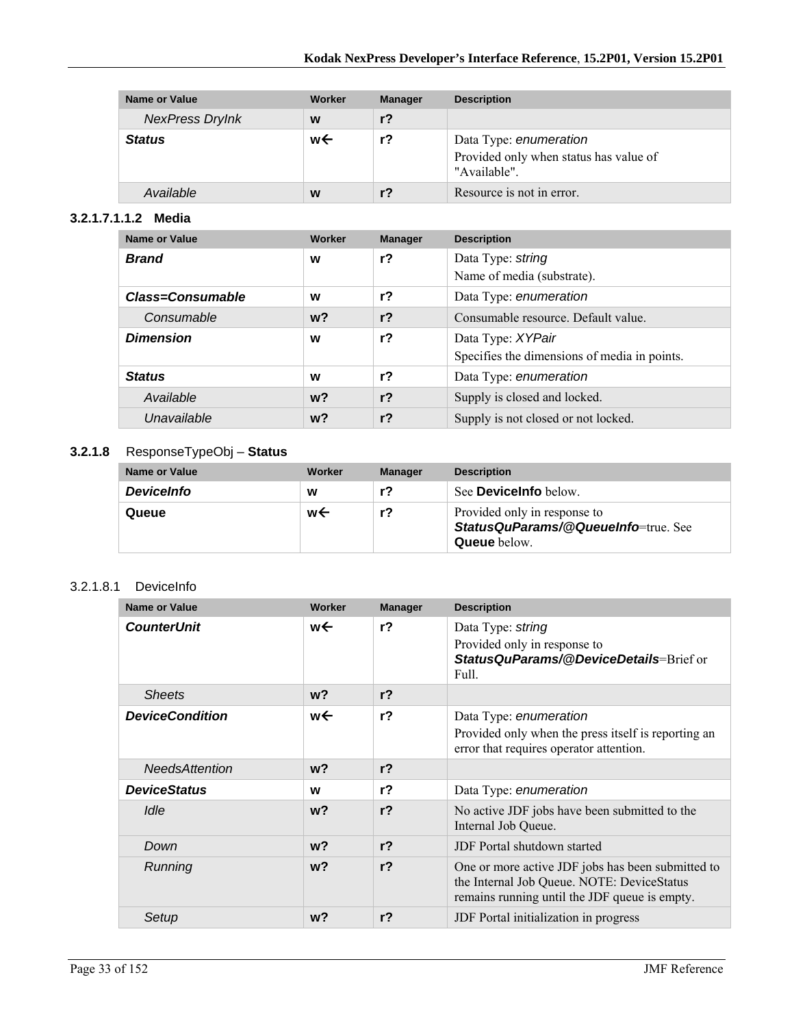| Name or Value | Worker | Manager | Description |
|---|---|---|---|
| *NexPress DryInk* | **w** | **r?** | |
| ***Status*** | **w←** | **r?** | Data Type: *enumeration*<br>Provided only when status has value of "Available". |
| *Available* | **w** | **r?** | Resource is not in error. |

#### 3.2.1.7.1.1.2 Media

| Name or Value | Worker | Manager | Description |
|---|---|---|---|
| ***Brand*** | **w** | **r?** | Data Type: *string*<br>Name of media (substrate). |
| ***Class=Consumable*** | **w** | **r?** | Data Type: *enumeration* |
| *Consumable* | **w?** | **r?** | Consumable resource. Default value. |
| ***Dimension*** | **w** | **r?** | Data Type: *XYPair*<br>Specifies the dimensions of media in points. |
| ***Status*** | **w** | **r?** | Data Type: *enumeration* |
| *Available* | **w?** | **r?** | Supply is closed and locked. |
| *Unavailable* | **w?** | **r?** | Supply is not closed or not locked. |

### 3.2.1.8 ResponseTypeObj – **Status**

| Name or Value | Worker | Manager | Description |
|---|---|---|---|
| ***DeviceInfo*** | **w** | **r?** | See **DeviceInfo** below. |
| **Queue** | **w←** | **r?** | Provided only in response to ***StatusQuParams/@QueueInfo***=true. See **Queue** below. |

#### 3.2.1.8.1 DeviceInfo

| Name or Value | Worker | Manager | Description |
|---|---|---|---|
| ***CounterUnit*** | **w←** | **r?** | Data Type: *string*<br>Provided only in response to ***StatusQuParams/@DeviceDetails***=Brief or Full. |
| *Sheets* | **w?** | **r?** | |
| ***DeviceCondition*** | **w←** | **r?** | Data Type: *enumeration*<br>Provided only when the press itself is reporting an error that requires operator attention. |
| *NeedsAttention* | **w?** | **r?** | |
| ***DeviceStatus*** | **w** | **r?** | Data Type: *enumeration* |
| *Idle* | **w?** | **r?** | No active JDF jobs have been submitted to the Internal Job Queue. |
| *Down* | **w?** | **r?** | JDF Portal shutdown started |
| *Running* | **w?** | **r?** | One or more active JDF jobs has been submitted to the Internal Job Queue. NOTE: DeviceStatus remains running until the JDF queue is empty. |
| *Setup* | **w?** | **r?** | JDF Portal initialization in progress |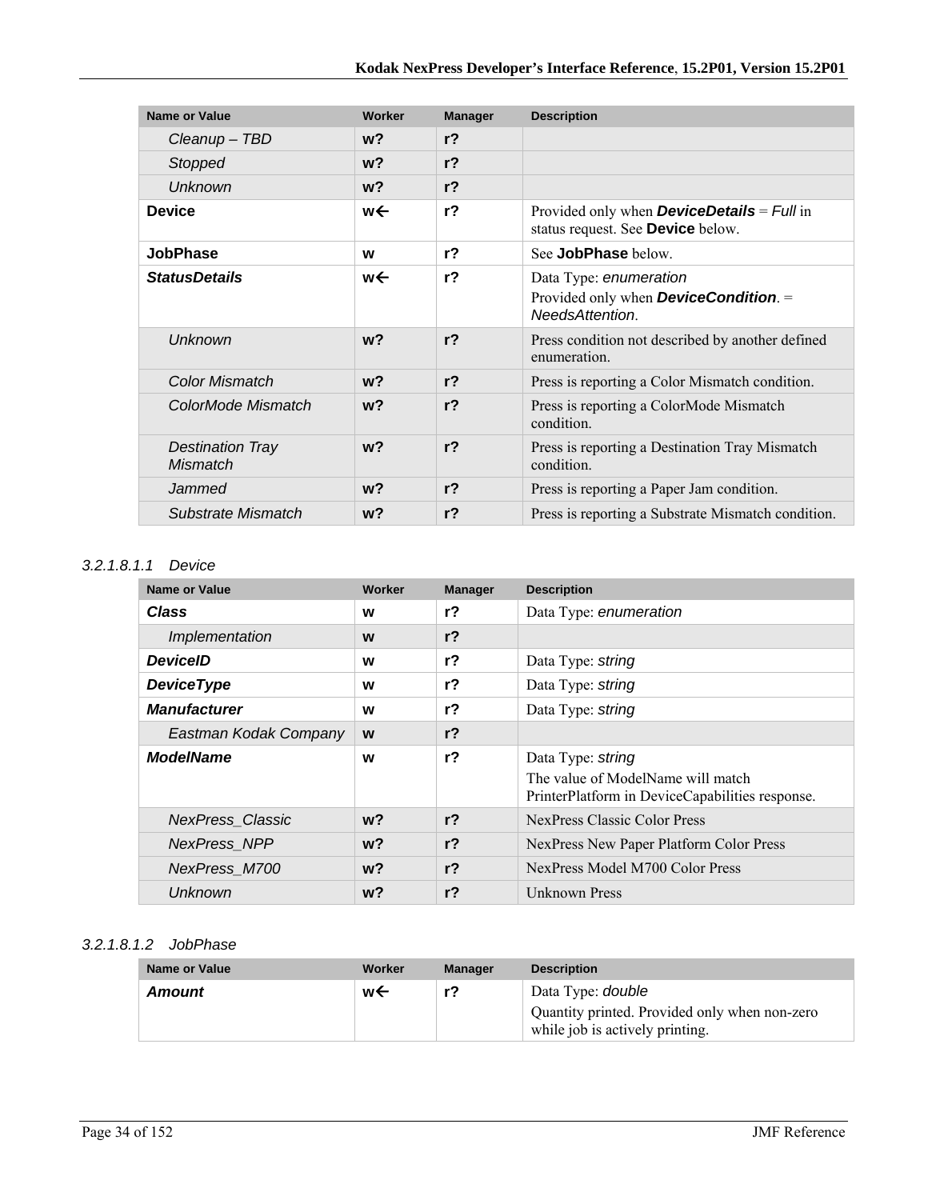| Name or Value | Worker | Manager | Description |
| --- | --- | --- | --- |
| *Cleanup – TBD* | **w?** | **r?** | |
| *Stopped* | **w?** | **r?** | |
| *Unknown* | **w?** | **r?** | |
| **Device** | **w←** | **r?** | Provided only when ***DeviceDetails*** = *Full* in status request. See **Device** below. |
| **JobPhase** | **w** | **r?** | See **JobPhase** below. |
| ***StatusDetails*** | **w←** | **r?** | Data Type: *enumeration*<br>Provided only when ***DeviceCondition***. = *NeedsAttention*. |
| *Unknown* | **w?** | **r?** | Press condition not described by another defined enumeration. |
| *Color Mismatch* | **w?** | **r?** | Press is reporting a Color Mismatch condition. |
| *ColorMode Mismatch* | **w?** | **r?** | Press is reporting a ColorMode Mismatch condition. |
| *Destination Tray Mismatch* | **w?** | **r?** | Press is reporting a Destination Tray Mismatch condition. |
| *Jammed* | **w?** | **r?** | Press is reporting a Paper Jam condition. |
| *Substrate Mismatch* | **w?** | **r?** | Press is reporting a Substrate Mismatch condition. |

###### *3.2.1.8.1.1 Device*

| Name or Value | Worker | Manager | Description |
| --- | --- | --- | --- |
| ***Class*** | **w** | **r?** | Data Type: *enumeration* |
| *Implementation* | **w** | **r?** | |
| ***DeviceID*** | **w** | **r?** | Data Type: *string* |
| ***DeviceType*** | **w** | **r?** | Data Type: *string* |
| ***Manufacturer*** | **w** | **r?** | Data Type: *string* |
| *Eastman Kodak Company* | **w** | **r?** | |
| ***ModelName*** | **w** | **r?** | Data Type: *string*<br>The value of ModelName will match PrinterPlatform in DeviceCapabilities response. |
| *NexPress_Classic* | **w?** | **r?** | NexPress Classic Color Press |
| *NexPress_NPP* | **w?** | **r?** | NexPress New Paper Platform Color Press |
| *NexPress_M700* | **w?** | **r?** | NexPress Model M700 Color Press |
| *Unknown* | **w?** | **r?** | Unknown Press |

###### *3.2.1.8.1.2 JobPhase*

| Name or Value | Worker | Manager | Description |
| --- | --- | --- | --- |
| ***Amount*** | **w←** | **r?** | Data Type: *double*<br>Quantity printed. Provided only when non-zero while job is actively printing. |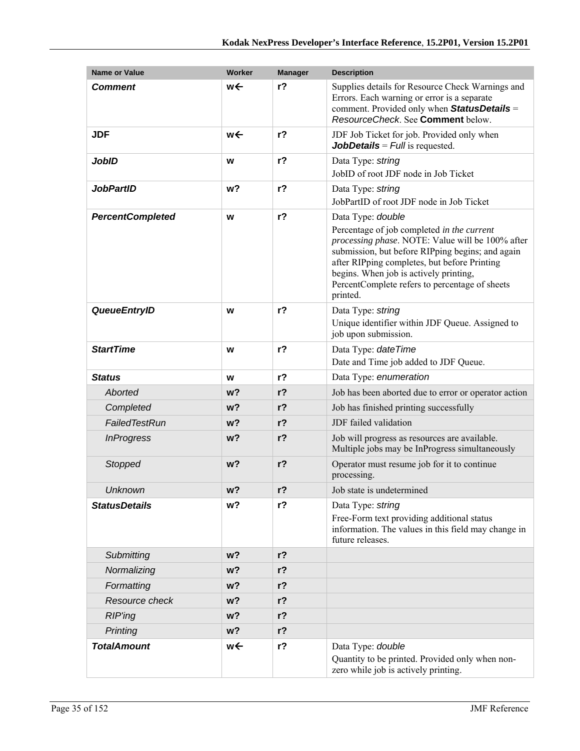| Name or Value | Worker | Manager | Description |
|---|---|---|---|
| ***Comment*** | **w←** | **r?** | Supplies details for Resource Check Warnings and Errors. Each warning or error is a separate comment. Provided only when ***StatusDetails*** = *ResourceCheck*. See **Comment** below. |
| **JDF** | **w←** | **r?** | JDF Job Ticket for job. Provided only when ***JobDetails*** = *Full* is requested. |
| ***JobID*** | **w** | **r?** | Data Type: *string*<br>JobID of root JDF node in Job Ticket |
| ***JobPartID*** | **w?** | **r?** | Data Type: *string*<br>JobPartID of root JDF node in Job Ticket |
| ***PercentCompleted*** | **w** | **r?** | Data Type: *double*<br>Percentage of job completed *in the current processing phase*. NOTE: Value will be 100% after submission, but before RIPping begins; and again after RIPping completes, but before Printing begins. When job is actively printing, PercentComplete refers to percentage of sheets printed. |
| ***QueueEntryID*** | **w** | **r?** | Data Type: *string*<br>Unique identifier within JDF Queue. Assigned to job upon submission. |
| ***StartTime*** | **w** | **r?** | Data Type: *dateTime*<br>Date and Time job added to JDF Queue. |
| ***Status*** | **w** | **r?** | Data Type: *enumeration* |
| *Aborted* | **w?** | **r?** | Job has been aborted due to error or operator action |
| *Completed* | **w?** | **r?** | Job has finished printing successfully |
| *FailedTestRun* | **w?** | **r?** | JDF failed validation |
| *InProgress* | **w?** | **r?** | Job will progress as resources are available. Multiple jobs may be InProgress simultaneously |
| *Stopped* | **w?** | **r?** | Operator must resume job for it to continue processing. |
| *Unknown* | **w?** | **r?** | Job state is undetermined |
| ***StatusDetails*** | **w?** | **r?** | Data Type: *string*<br>Free-Form text providing additional status information. The values in this field may change in future releases. |
| *Submitting* | **w?** | **r?** | |
| *Normalizing* | **w?** | **r?** | |
| *Formatting* | **w?** | **r?** | |
| *Resource check* | **w?** | **r?** | |
| *RIP'ing* | **w?** | **r?** | |
| *Printing* | **w?** | **r?** | |
| ***TotalAmount*** | **w←** | **r?** | Data Type: *double*<br>Quantity to be printed. Provided only when non-zero while job is actively printing. |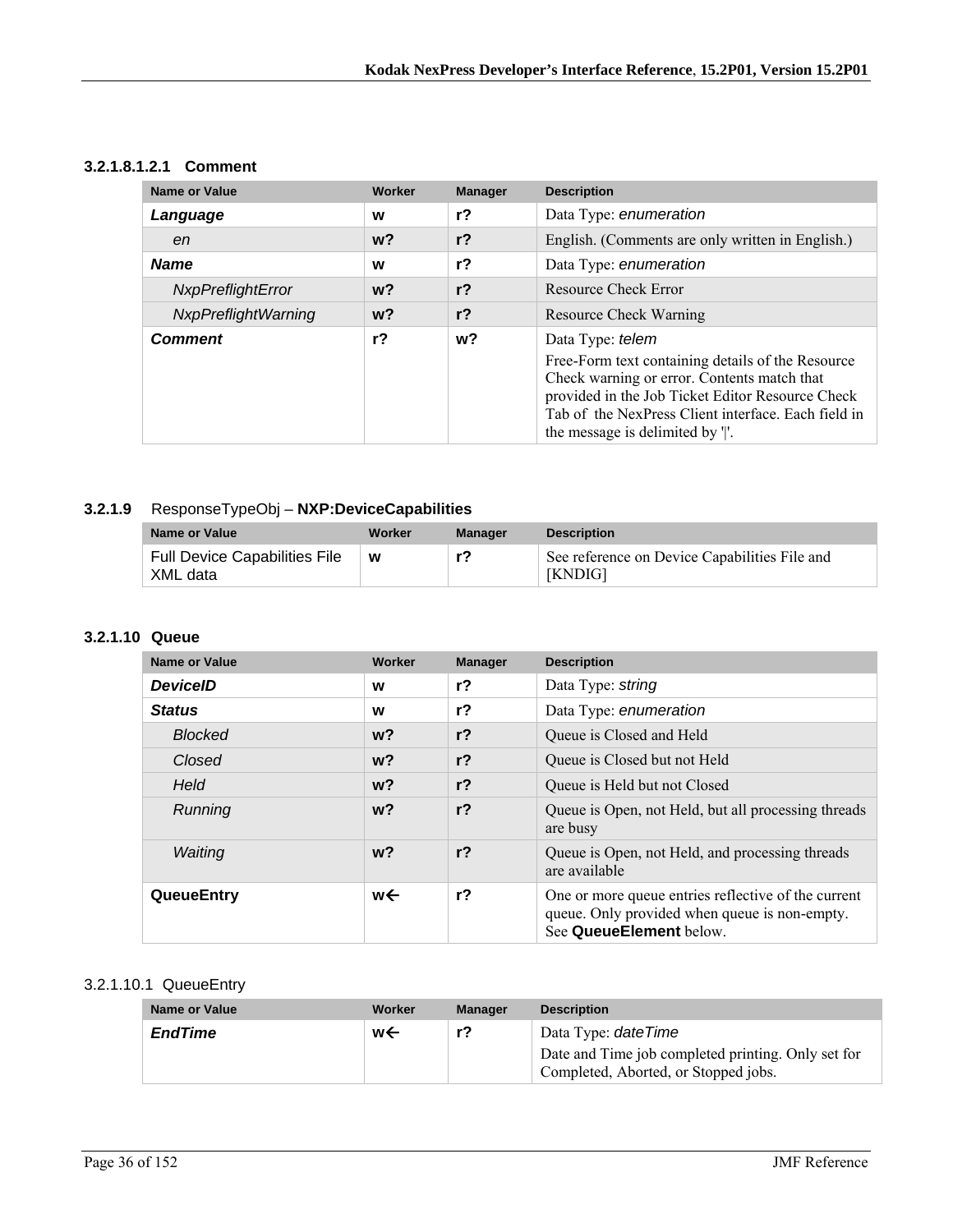#### 3.2.1.8.1.2.1 Comment

| Name or Value | Worker | Manager | Description |
| --- | --- | --- | --- |
| ***Language*** | **w** | **r?** | Data Type: *enumeration* |
| *en* | **w?** | **r?** | English. (Comments are only written in English.) |
| ***Name*** | **w** | **r?** | Data Type: *enumeration* |
| *NxpPreflightError* | **w?** | **r?** | Resource Check Error |
| *NxpPreflightWarning* | **w?** | **r?** | Resource Check Warning |
| ***Comment*** | **r?** | **w?** | Data Type: *telem*<br>Free-Form text containing details of the Resource Check warning or error. Contents match that provided in the Job Ticket Editor Resource Check Tab of the NexPress Client interface. Each field in the message is delimited by '\|'. |

### 3.2.1.9 ResponseTypeObj – **NXP:DeviceCapabilities**

| Name or Value | Worker | Manager | Description |
| --- | --- | --- | --- |
| Full Device Capabilities File XML data | **w** | **r?** | See reference on Device Capabilities File and [KNDIG] |

### 3.2.1.10 Queue

| Name or Value | Worker | Manager | Description |
| --- | --- | --- | --- |
| ***DeviceID*** | **w** | **r?** | Data Type: *string* |
| ***Status*** | **w** | **r?** | Data Type: *enumeration* |
| *Blocked* | **w?** | **r?** | Queue is Closed and Held |
| *Closed* | **w?** | **r?** | Queue is Closed but not Held |
| *Held* | **w?** | **r?** | Queue is Held but not Closed |
| *Running* | **w?** | **r?** | Queue is Open, not Held, but all processing threads are busy |
| *Waiting* | **w?** | **r?** | Queue is Open, not Held, and processing threads are available |
| **QueueEntry** | **w←** | **r?** | One or more queue entries reflective of the current queue. Only provided when queue is non-empty. See **QueueElement** below. |

#### 3.2.1.10.1 QueueEntry

| Name or Value | Worker | Manager | Description |
| --- | --- | --- | --- |
| ***EndTime*** | **w←** | **r?** | Data Type: *dateTime*<br>Date and Time job completed printing. Only set for Completed, Aborted, or Stopped jobs. |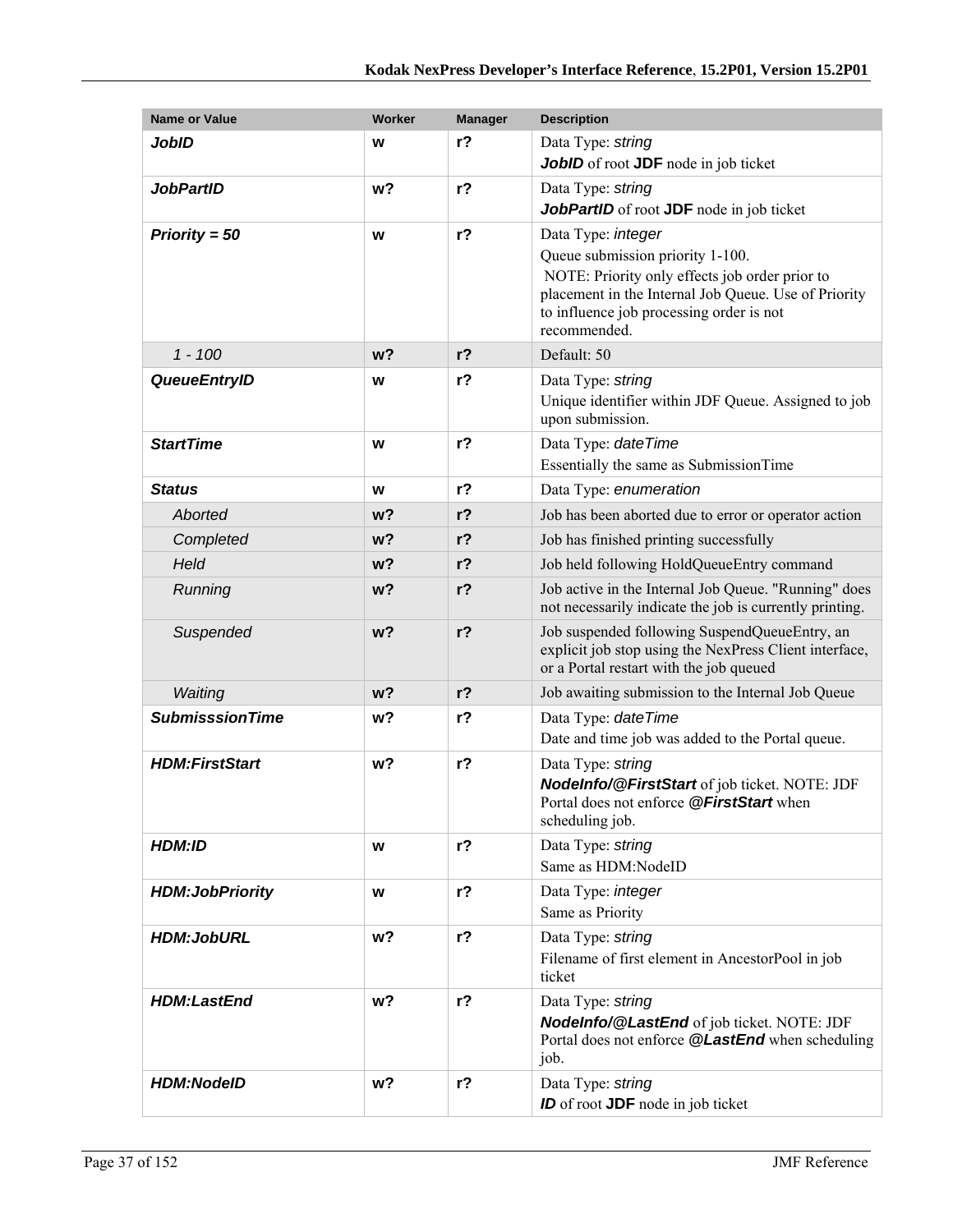| Name or Value | Worker | Manager | Description |
| --- | --- | --- | --- |
| ***JobID*** | **w** | **r?** | Data Type: *string*<br>***JobID*** of root **JDF** node in job ticket |
| ***JobPartID*** | **w?** | **r?** | Data Type: *string*<br>***JobPartID*** of root **JDF** node in job ticket |
| ***Priority = 50*** | **w** | **r?** | Data Type: *integer*<br>Queue submission priority 1-100.<br>NOTE: Priority only effects job order prior to placement in the Internal Job Queue. Use of Priority to influence job processing order is not recommended. |
| *1 - 100* | **w?** | **r?** | Default: 50 |
| ***QueueEntryID*** | **w** | **r?** | Data Type: *string*<br>Unique identifier within JDF Queue. Assigned to job upon submission. |
| ***StartTime*** | **w** | **r?** | Data Type: *dateTime*<br>Essentially the same as SubmissionTime |
| ***Status*** | **w** | **r?** | Data Type: *enumeration* |
| *Aborted* | **w?** | **r?** | Job has been aborted due to error or operator action |
| *Completed* | **w?** | **r?** | Job has finished printing successfully |
| *Held* | **w?** | **r?** | Job held following HoldQueueEntry command |
| *Running* | **w?** | **r?** | Job active in the Internal Job Queue. "Running" does not necessarily indicate the job is currently printing. |
| *Suspended* | **w?** | **r?** | Job suspended following SuspendQueueEntry, an explicit job stop using the NexPress Client interface, or a Portal restart with the job queued |
| *Waiting* | **w?** | **r?** | Job awaiting submission to the Internal Job Queue |
| ***SubmisssionTime*** | **w?** | **r?** | Data Type: *dateTime*<br>Date and time job was added to the Portal queue. |
| ***HDM:FirstStart*** | **w?** | **r?** | Data Type: *string*<br>***NodeInfo/@FirstStart*** of job ticket. NOTE: JDF Portal does not enforce ***@FirstStart*** when scheduling job. |
| ***HDM:ID*** | **w** | **r?** | Data Type: *string*<br>Same as HDM:NodeID |
| ***HDM:JobPriority*** | **w** | **r?** | Data Type: *integer*<br>Same as Priority |
| ***HDM:JobURL*** | **w?** | **r?** | Data Type: *string*<br>Filename of first element in AncestorPool in job ticket |
| ***HDM:LastEnd*** | **w?** | **r?** | Data Type: *string*<br>***NodeInfo/@LastEnd*** of job ticket. NOTE: JDF Portal does not enforce ***@LastEnd*** when scheduling job. |
| ***HDM:NodeID*** | **w?** | **r?** | Data Type: *string*<br>***ID*** of root **JDF** node in job ticket |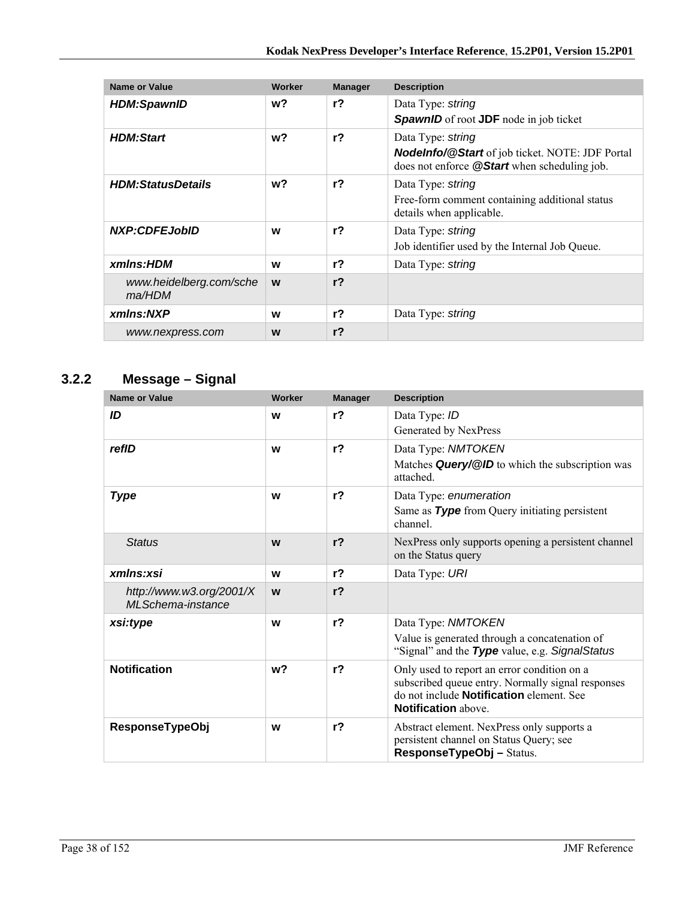| Name or Value | Worker | Manager | Description |
|---|---|---|---|
| ***HDM:SpawnID*** | **w?** | **r?** | Data Type: *string*<br>***SpawnID*** of root **JDF** node in job ticket |
| ***HDM:Start*** | **w?** | **r?** | Data Type: *string*<br>***NodeInfo/@Start*** of job ticket. NOTE: JDF Portal does not enforce ***@Start*** when scheduling job. |
| ***HDM:StatusDetails*** | **w?** | **r?** | Data Type: *string*<br>Free-form comment containing additional status details when applicable. |
| ***NXP:CDFEJobID*** | **w** | **r?** | Data Type: *string*<br>Job identifier used by the Internal Job Queue. |
| ***xmlns:HDM*** | **w** | **r?** | Data Type: *string* |
| *www.heidelberg.com/schema/HDM* | **w** | **r?** | |
| ***xmlns:NXP*** | **w** | **r?** | Data Type: *string* |
| *www.nexpress.com* | **w** | **r?** | |

### 3.2.2 Message – Signal

| Name or Value | Worker | Manager | Description |
|---|---|---|---|
| ***ID*** | **w** | **r?** | Data Type: *ID*<br>Generated by NexPress |
| ***refID*** | **w** | **r?** | Data Type: *NMTOKEN*<br>Matches ***Query/@ID*** to which the subscription was attached. |
| ***Type*** | **w** | **r?** | Data Type: *enumeration*<br>Same as ***Type*** from Query initiating persistent channel. |
| *Status* | **w** | **r?** | NexPress only supports opening a persistent channel on the Status query |
| ***xmlns:xsi*** | **w** | **r?** | Data Type: *URI* |
| *http://www.w3.org/2001/XMLSchema-instance* | **w** | **r?** | |
| ***xsi:type*** | **w** | **r?** | Data Type: *NMTOKEN*<br>Value is generated through a concatenation of “Signal” and the ***Type*** value, e.g. *SignalStatus* |
| **Notification** | **w?** | **r?** | Only used to report an error condition on a subscribed queue entry. Normally signal responses do not include **Notification** element. See **Notification** above. |
| **ResponseTypeObj** | **w** | **r?** | Abstract element. NexPress only supports a persistent channel on Status Query; see **ResponseTypeObj –** Status. |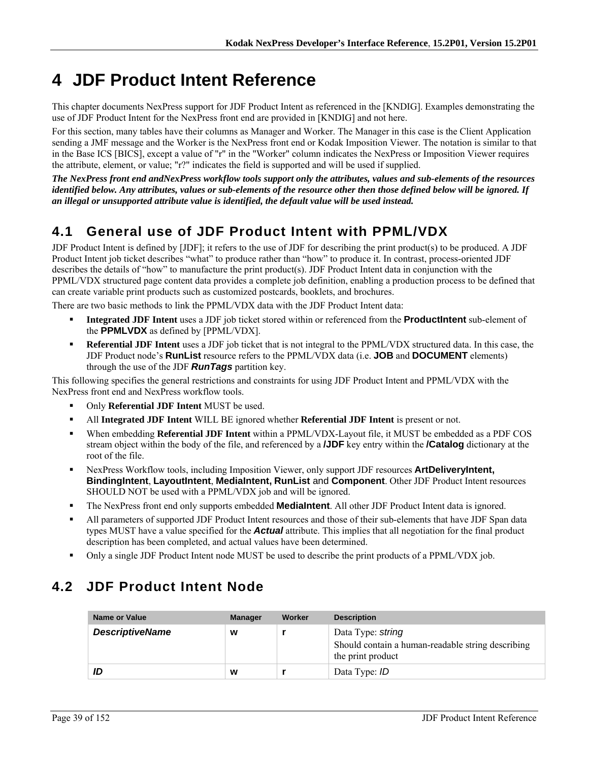# 4 JDF Product Intent Reference

This chapter documents NexPress support for JDF Product Intent as referenced in the [KNDIG]. Examples demonstrating the use of JDF Product Intent for the NexPress front end are provided in [KNDIG] and not here.

For this section, many tables have their columns as Manager and Worker. The Manager in this case is the Client Application sending a JMF message and the Worker is the NexPress front end or Kodak Imposition Viewer. The notation is similar to that in the Base ICS [BICS], except a value of "r" in the "Worker" column indicates the NexPress or Imposition Viewer requires the attribute, element, or value; "r?" indicates the field is supported and will be used if supplied.

***The NexPress front end andNexPress workflow tools support only the attributes, values and sub-elements of the resources identified below. Any attributes, values or sub-elements of the resource other then those defined below will be ignored. If an illegal or unsupported attribute value is identified, the default value will be used instead.***

## 4.1 General use of JDF Product Intent with PPML/VDX

JDF Product Intent is defined by [JDF]; it refers to the use of JDF for describing the print product(s) to be produced. A JDF Product Intent job ticket describes "what" to produce rather than "how" to produce it. In contrast, process-oriented JDF describes the details of "how" to manufacture the print product(s). JDF Product Intent data in conjunction with the PPML/VDX structured page content data provides a complete job definition, enabling a production process to be defined that can create variable print products such as customized postcards, booklets, and brochures.

There are two basic methods to link the PPML/VDX data with the JDF Product Intent data:

- **Integrated JDF Intent** uses a JDF job ticket stored within or referenced from the **ProductIntent** sub-element of the **PPMLVDX** as defined by [PPML/VDX].
- **Referential JDF Intent** uses a JDF job ticket that is not integral to the PPML/VDX structured data. In this case, the JDF Product node's **RunList** resource refers to the PPML/VDX data (i.e. **JOB** and **DOCUMENT** elements) through the use of the JDF ***RunTags*** partition key.

This following specifies the general restrictions and constraints for using JDF Product Intent and PPML/VDX with the NexPress front end and NexPress workflow tools.

- Only **Referential JDF Intent** MUST be used.
- All **Integrated JDF Intent** WILL BE ignored whether **Referential JDF Intent** is present or not.
- When embedding **Referential JDF Intent** within a PPML/VDX-Layout file, it MUST be embedded as a PDF COS stream object within the body of the file, and referenced by a **/JDF** key entry within the **/Catalog** dictionary at the root of the file.
- NexPress Workflow tools, including Imposition Viewer, only support JDF resources **ArtDeliveryIntent, BindingIntent**, **LayoutIntent**, **MediaIntent, RunList** and **Component**. Other JDF Product Intent resources SHOULD NOT be used with a PPML/VDX job and will be ignored.
- The NexPress front end only supports embedded **MediaIntent**. All other JDF Product Intent data is ignored.
- All parameters of supported JDF Product Intent resources and those of their sub-elements that have JDF Span data types MUST have a value specified for the ***Actual*** attribute. This implies that all negotiation for the final product description has been completed, and actual values have been determined.
- Only a single JDF Product Intent node MUST be used to describe the print products of a PPML/VDX job.

## 4.2 JDF Product Intent Node

| Name or Value | Manager | Worker | Description |
|---|---|---|---|
| ***DescriptiveName*** | **w** | **r** | Data Type: *string*<br>Should contain a human-readable string describing the print product |
| ***ID*** | **w** | **r** | Data Type: *ID* |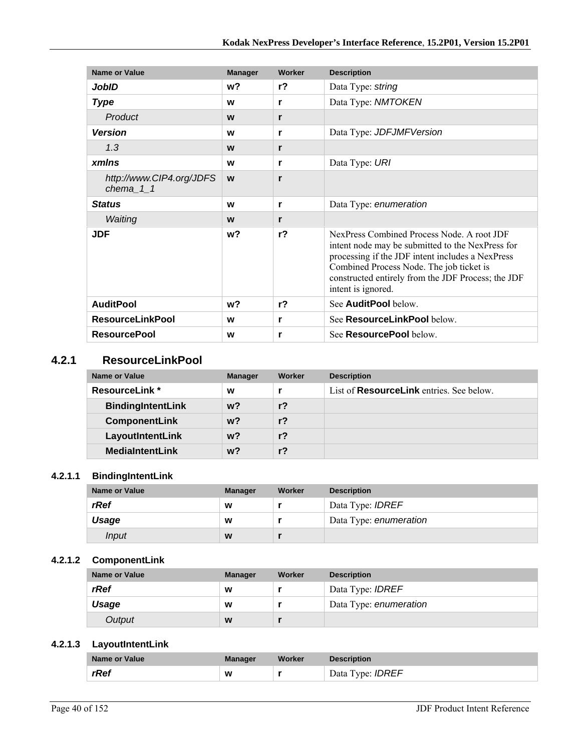| Name or Value | Manager | Worker | Description |
|---|---|---|---|
| ***JobID*** | **w?** | **r?** | Data Type: *string* |
| ***Type*** | **w** | **r** | Data Type: *NMTOKEN* |
| *Product* | **w** | **r** | |
| ***Version*** | **w** | **r** | Data Type: *JDFJMFVersion* |
| *1.3* | **w** | **r** | |
| ***xmlns*** | **w** | **r** | Data Type: *URI* |
| *http://www.CIP4.org/JDFSchema_1_1* | **w** | **r** | |
| ***Status*** | **w** | **r** | Data Type: *enumeration* |
| *Waiting* | **w** | **r** | |
| **JDF** | **w?** | **r?** | NexPress Combined Process Node. A root JDF intent node may be submitted to the NexPress for processing if the JDF intent includes a NexPress Combined Process Node. The job ticket is constructed entirely from the JDF Process; the JDF intent is ignored. |
| **AuditPool** | **w?** | **r?** | See **AuditPool** below. |
| **ResourceLinkPool** | **w** | **r** | See **ResourceLinkPool** below. |
| **ResourcePool** | **w** | **r** | See **ResourcePool** below. |

## 4.2.1 ResourceLinkPool

| Name or Value | Manager | Worker | Description |
|---|---|---|---|
| **ResourceLink *** | **w** | **r** | List of **ResourceLink** entries. See below. |
| **BindingIntentLink** | **w?** | **r?** | |
| **ComponentLink** | **w?** | **r?** | |
| **LayoutIntentLink** | **w?** | **r?** | |
| **MediaIntentLink** | **w?** | **r?** | |

### 4.2.1.1 BindingIntentLink

| Name or Value | Manager | Worker | Description |
|---|---|---|---|
| ***rRef*** | **w** | **r** | Data Type: *IDREF* |
| ***Usage*** | **w** | **r** | Data Type: *enumeration* |
| *Input* | **w** | **r** | |

### 4.2.1.2 ComponentLink

| Name or Value | Manager | Worker | Description |
|---|---|---|---|
| ***rRef*** | **w** | **r** | Data Type: *IDREF* |
| ***Usage*** | **w** | **r** | Data Type: *enumeration* |
| *Output* | **w** | **r** | |

### 4.2.1.3 LayoutIntentLink

| Name or Value | Manager | Worker | Description |
|---|---|---|---|
| ***rRef*** | **w** | **r** | Data Type: *IDREF* |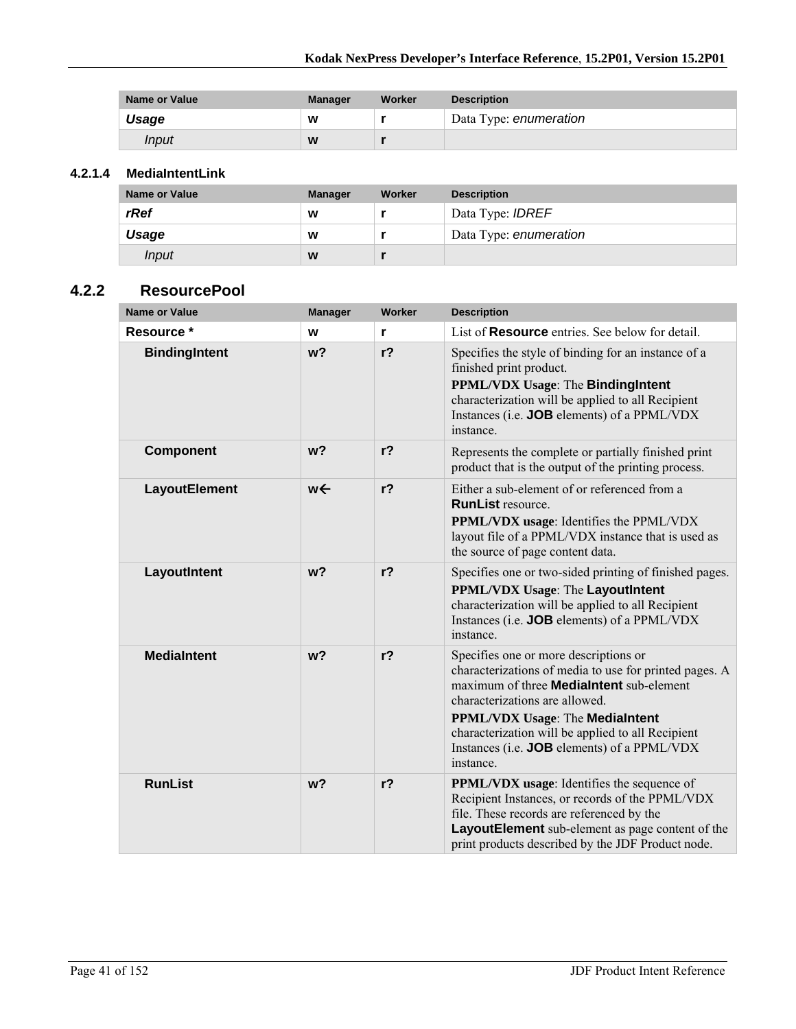| Name or Value | Manager | Worker | Description |
|---|---|---|---|
| ***Usage*** | **w** | **r** | Data Type: *enumeration* |
| *Input* | **w** | **r** | |

#### 4.2.1.4 MediaIntentLink

| Name or Value | Manager | Worker | Description |
|---|---|---|---|
| ***rRef*** | **w** | **r** | Data Type: *IDREF* |
| ***Usage*** | **w** | **r** | Data Type: *enumeration* |
| *Input* | **w** | **r** | |

### 4.2.2 ResourcePool

| Name or Value | Manager | Worker | Description |
|---|---|---|---|
| **Resource *** | **w** | **r** | List of **Resource** entries. See below for detail. |
| **BindingIntent** | **w?** | **r?** | Specifies the style of binding for an instance of a finished print product.<br>**PPML/VDX Usage**: The **BindingIntent** characterization will be applied to all Recipient Instances (i.e. **JOB** elements) of a PPML/VDX instance. |
| **Component** | **w?** | **r?** | Represents the complete or partially finished print product that is the output of the printing process. |
| **LayoutElement** | **w←** | **r?** | Either a sub-element of or referenced from a **RunList** resource.<br>**PPML/VDX usage**: Identifies the PPML/VDX layout file of a PPML/VDX instance that is used as the source of page content data. |
| **LayoutIntent** | **w?** | **r?** | Specifies one or two-sided printing of finished pages.<br>**PPML/VDX Usage**: The **LayoutIntent** characterization will be applied to all Recipient Instances (i.e. **JOB** elements) of a PPML/VDX instance. |
| **MediaIntent** | **w?** | **r?** | Specifies one or more descriptions or characterizations of media to use for printed pages. A maximum of three **MediaIntent** sub-element characterizations are allowed.<br>**PPML/VDX Usage**: The **MediaIntent** characterization will be applied to all Recipient Instances (i.e. **JOB** elements) of a PPML/VDX instance. |
| **RunList** | **w?** | **r?** | **PPML/VDX usage**: Identifies the sequence of Recipient Instances, or records of the PPML/VDX file. These records are referenced by the **LayoutElement** sub-element as page content of the print products described by the JDF Product node. |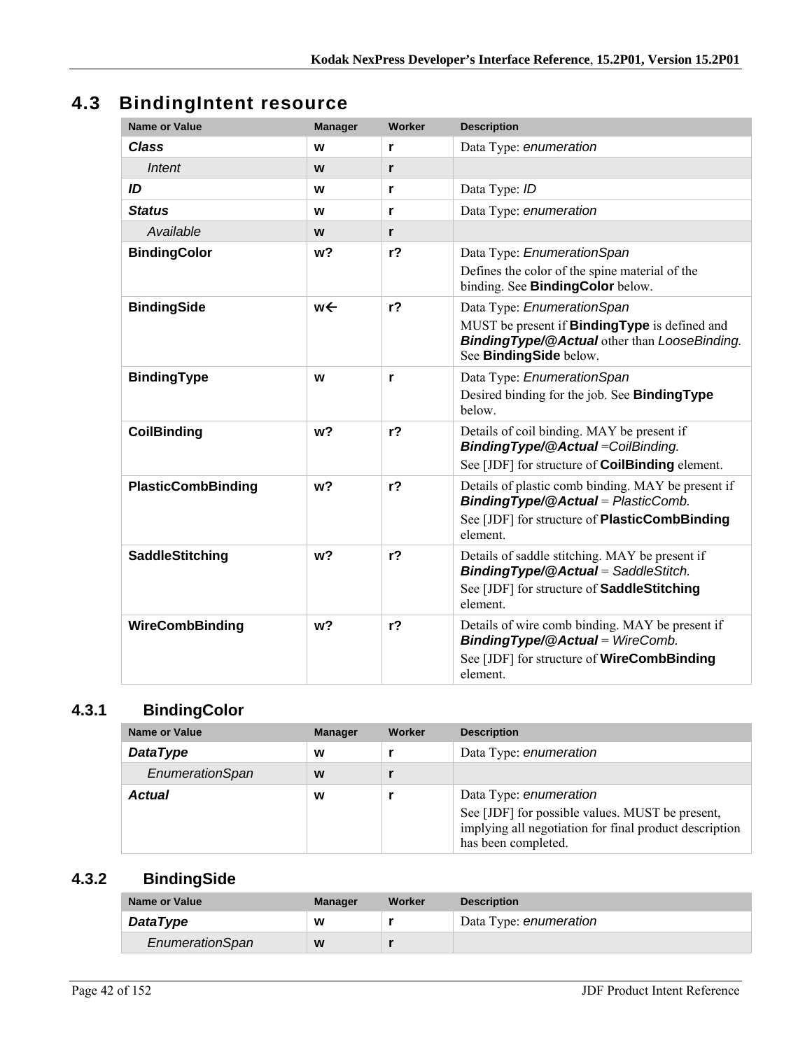## 4.3 BindingIntent resource

| Name or Value | Manager | Worker | Description |
| --- | --- | --- | --- |
| ***Class*** | **w** | **r** | Data Type: *enumeration* |
| *Intent* | **w** | **r** | |
| ***ID*** | **w** | **r** | Data Type: *ID* |
| ***Status*** | **w** | **r** | Data Type: *enumeration* |
| *Available* | **w** | **r** | |
| **BindingColor** | **w?** | **r?** | Data Type: *EnumerationSpan*<br>Defines the color of the spine material of the binding. See **BindingColor** below. |
| **BindingSide** | **w←** | **r?** | Data Type: *EnumerationSpan*<br>MUST be present if **BindingType** is defined and ***BindingType/@Actual*** other than *LooseBinding.* See **BindingSide** below. |
| **BindingType** | **w** | **r** | Data Type: *EnumerationSpan*<br>Desired binding for the job. See **BindingType** below. |
| **CoilBinding** | **w?** | **r?** | Details of coil binding. MAY be present if ***BindingType/@Actual*** =*CoilBinding.*<br>See [JDF] for structure of **CoilBinding** element. |
| **PlasticCombBinding** | **w?** | **r?** | Details of plastic comb binding. MAY be present if ***BindingType/@Actual*** = *PlasticComb.*<br>See [JDF] for structure of **PlasticCombBinding** element. |
| **SaddleStitching** | **w?** | **r?** | Details of saddle stitching. MAY be present if ***BindingType/@Actual*** = *SaddleStitch.*<br>See [JDF] for structure of **SaddleStitching** element. |
| **WireCombBinding** | **w?** | **r?** | Details of wire comb binding. MAY be present if ***BindingType/@Actual*** = *WireComb.*<br>See [JDF] for structure of **WireCombBinding** element. |

### 4.3.1 BindingColor

| Name or Value | Manager | Worker | Description |
| --- | --- | --- | --- |
| ***DataType*** | **w** | **r** | Data Type: *enumeration* |
| *EnumerationSpan* | **w** | **r** | |
| ***Actual*** | **w** | **r** | Data Type: *enumeration*<br>See [JDF] for possible values. MUST be present, implying all negotiation for final product description has been completed. |

### 4.3.2 BindingSide

| Name or Value | Manager | Worker | Description |
| --- | --- | --- | --- |
| ***DataType*** | **w** | **r** | Data Type: *enumeration* |
| *EnumerationSpan* | **w** | **r** | |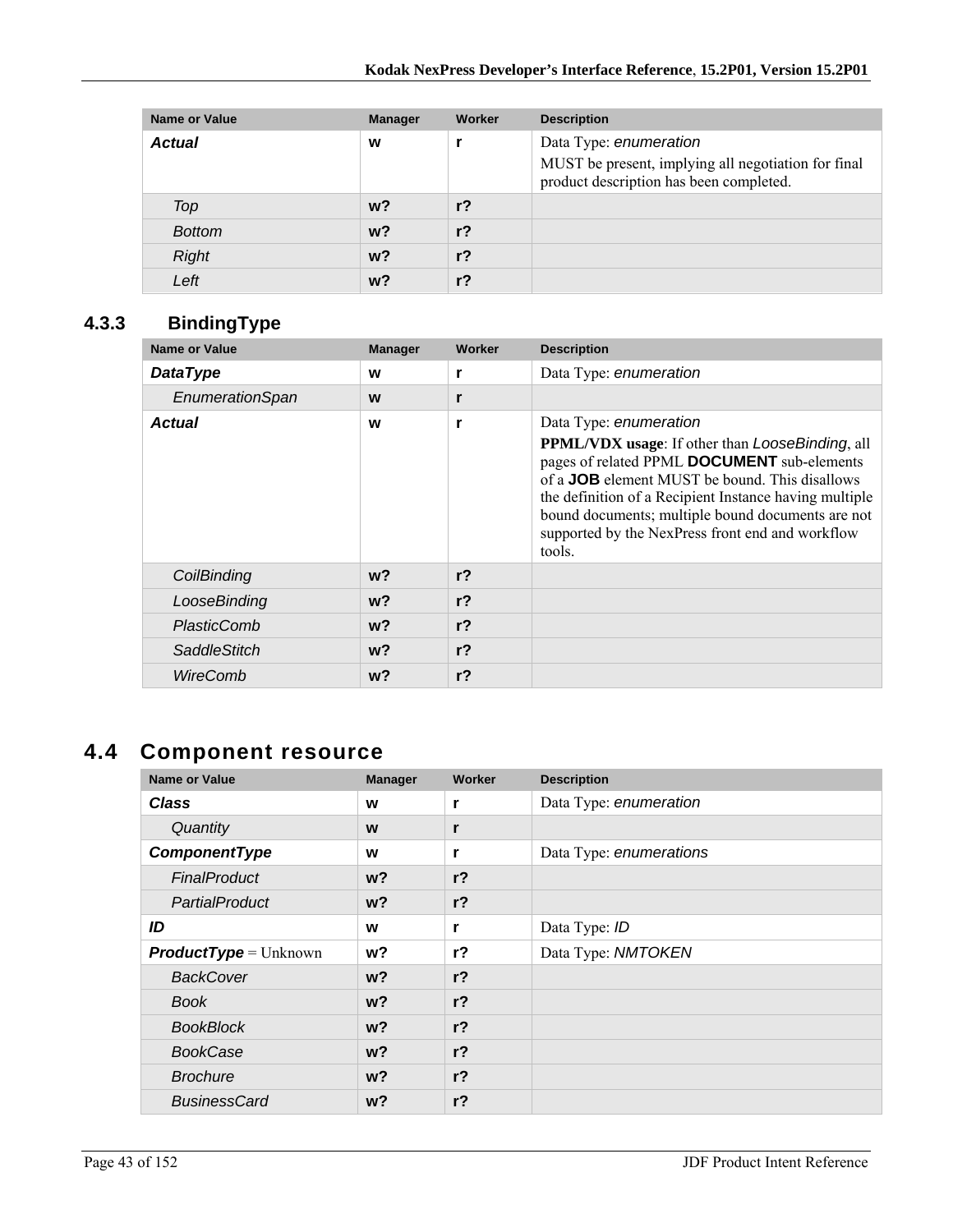| Name or Value | Manager | Worker | Description |
|---|---|---|---|
| ***Actual*** | **w** | **r** | Data Type: *enumeration*<br>MUST be present, implying all negotiation for final product description has been completed. |
| *Top* | **w?** | **r?** | |
| *Bottom* | **w?** | **r?** | |
| *Right* | **w?** | **r?** | |
| *Left* | **w?** | **r?** | |

### 4.3.3 BindingType

| Name or Value | Manager | Worker | Description |
|---|---|---|---|
| ***DataType*** | **w** | **r** | Data Type: *enumeration* |
| *EnumerationSpan* | **w** | **r** | |
| ***Actual*** | **w** | **r** | Data Type: *enumeration*<br>**PPML/VDX usage**: If other than *LooseBinding*, all pages of related PPML **DOCUMENT** sub-elements of a **JOB** element MUST be bound. This disallows the definition of a Recipient Instance having multiple bound documents; multiple bound documents are not supported by the NexPress front end and workflow tools. |
| *CoilBinding* | **w?** | **r?** | |
| *LooseBinding* | **w?** | **r?** | |
| *PlasticComb* | **w?** | **r?** | |
| *SaddleStitch* | **w?** | **r?** | |
| *WireComb* | **w?** | **r?** | |

## 4.4 Component resource

| Name or Value | Manager | Worker | Description |
|---|---|---|---|
| ***Class*** | **w** | **r** | Data Type: *enumeration* |
| *Quantity* | **w** | **r** | |
| ***ComponentType*** | **w** | **r** | Data Type: *enumerations* |
| *FinalProduct* | **w?** | **r?** | |
| *PartialProduct* | **w?** | **r?** | |
| ***ID*** | **w** | **r** | Data Type: *ID* |
| ***ProductType*** = Unknown | **w?** | **r?** | Data Type: *NMTOKEN* |
| *BackCover* | **w?** | **r?** | |
| *Book* | **w?** | **r?** | |
| *BookBlock* | **w?** | **r?** | |
| *BookCase* | **w?** | **r?** | |
| *Brochure* | **w?** | **r?** | |
| *BusinessCard* | **w?** | **r?** | |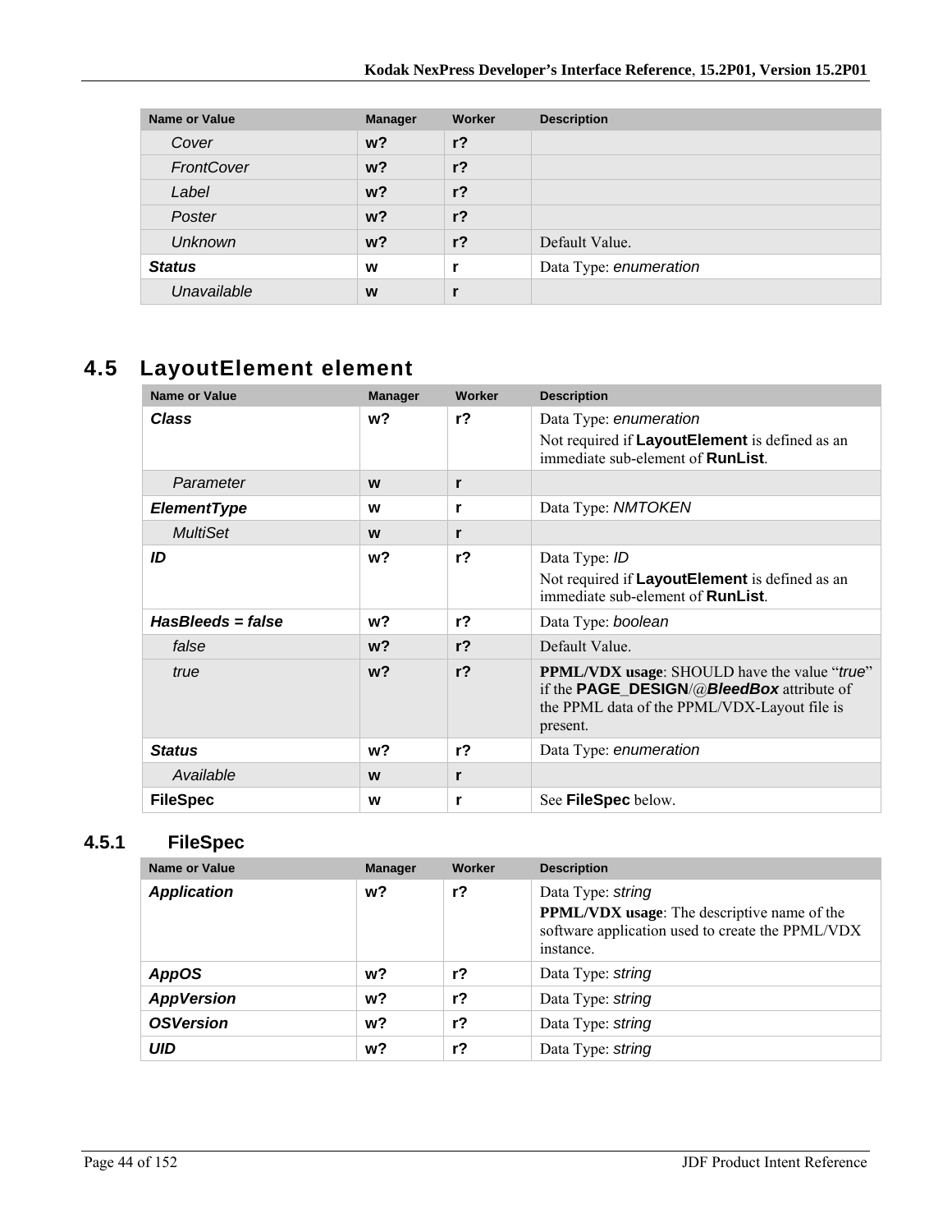| Name or Value | Manager | Worker | Description |
| --- | --- | --- | --- |
| *Cover* | **w?** | **r?** | |
| *FrontCover* | **w?** | **r?** | |
| *Label* | **w?** | **r?** | |
| *Poster* | **w?** | **r?** | |
| *Unknown* | **w?** | **r?** | Default Value. |
| ***Status*** | **w** | **r** | Data Type: *enumeration* |
| *Unavailable* | **w** | **r** | |

## 4.5 LayoutElement element

| Name or Value | Manager | Worker | Description |
| --- | --- | --- | --- |
| ***Class*** | **w?** | **r?** | Data Type: *enumeration*<br>Not required if **LayoutElement** is defined as an immediate sub-element of **RunList**. |
| *Parameter* | **w** | **r** | |
| ***ElementType*** | **w** | **r** | Data Type: *NMTOKEN* |
| *MultiSet* | **w** | **r** | |
| ***ID*** | **w?** | **r?** | Data Type: *ID*<br>Not required if **LayoutElement** is defined as an immediate sub-element of **RunList**. |
| ***HasBleeds = false*** | **w?** | **r?** | Data Type: *boolean* |
| *false* | **w?** | **r?** | Default Value. |
| *true* | **w?** | **r?** | **PPML/VDX usage**: SHOULD have the value "*true*" if the **PAGE_DESIGN**/@***BleedBox*** attribute of the PPML data of the PPML/VDX-Layout file is present. |
| ***Status*** | **w?** | **r?** | Data Type: *enumeration* |
| *Available* | **w** | **r** | |
| **FileSpec** | **w** | **r** | See **FileSpec** below. |

### 4.5.1 FileSpec

| Name or Value | Manager | Worker | Description |
| --- | --- | --- | --- |
| ***Application*** | **w?** | **r?** | Data Type: *string*<br>**PPML/VDX usage**: The descriptive name of the software application used to create the PPML/VDX instance. |
| ***AppOS*** | **w?** | **r?** | Data Type: *string* |
| ***AppVersion*** | **w?** | **r?** | Data Type: *string* |
| ***OSVersion*** | **w?** | **r?** | Data Type: *string* |
| ***UID*** | **w?** | **r?** | Data Type: *string* |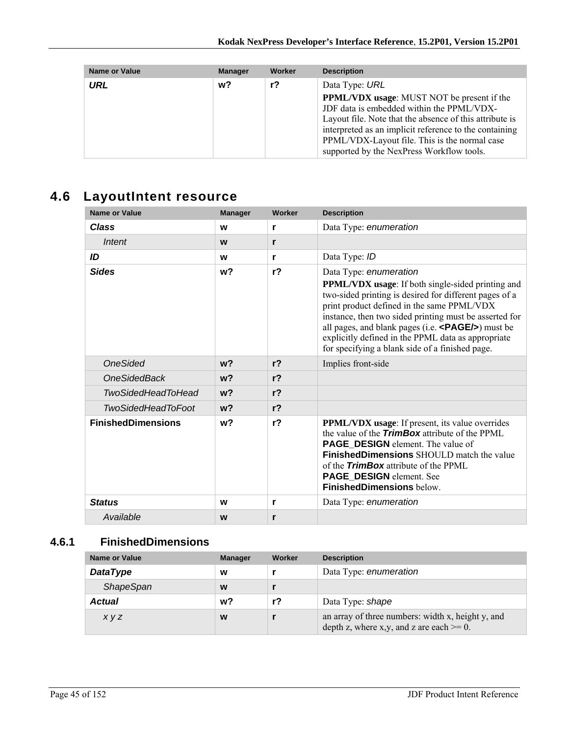| Name or Value | Manager | Worker | Description |
|---|---|---|---|
| ***URL*** | w? | r? | Data Type: *URL*<br>**PPML/VDX usage**: MUST NOT be present if the JDF data is embedded within the PPML/VDX-Layout file. Note that the absence of this attribute is interpreted as an implicit reference to the containing PPML/VDX-Layout file. This is the normal case supported by the NexPress Workflow tools. |

## 4.6 LayoutIntent resource

| Name or Value | Manager | Worker | Description |
|---|---|---|---|
| ***Class*** | w | r | Data Type: *enumeration* |
| *Intent* | w | r | |
| ***ID*** | w | r | Data Type: *ID* |
| ***Sides*** | w? | r? | Data Type: *enumeration*<br>**PPML/VDX usage**: If both single-sided printing and two-sided printing is desired for different pages of a print product defined in the same PPML/VDX instance, then two sided printing must be asserted for all pages, and blank pages (i.e. **<PAGE/>**) must be explicitly defined in the PPML data as appropriate for specifying a blank side of a finished page. |
| *OneSided* | w? | r? | Implies front-side |
| *OneSidedBack* | w? | r? | |
| *TwoSidedHeadToHead* | w? | r? | |
| *TwoSidedHeadToFoot* | w? | r? | |
| **FinishedDimensions** | w? | r? | **PPML/VDX usage**: If present, its value overrides the value of the ***TrimBox*** attribute of the PPML **PAGE_DESIGN** element. The value of **FinishedDimensions** SHOULD match the value of the ***TrimBox*** attribute of the PPML **PAGE_DESIGN** element. See **FinishedDimensions** below. |
| ***Status*** | w | r | Data Type: *enumeration* |
| *Available* | w | r | |

### 4.6.1 FinishedDimensions

| Name or Value | Manager | Worker | Description |
|---|---|---|---|
| ***DataType*** | w | r | Data Type: *enumeration* |
| *ShapeSpan* | w | r | |
| ***Actual*** | w? | r? | Data Type: *shape* |
| *x y z* | w | r | an array of three numbers: width x, height y, and depth z, where x,y, and z are each >= 0. |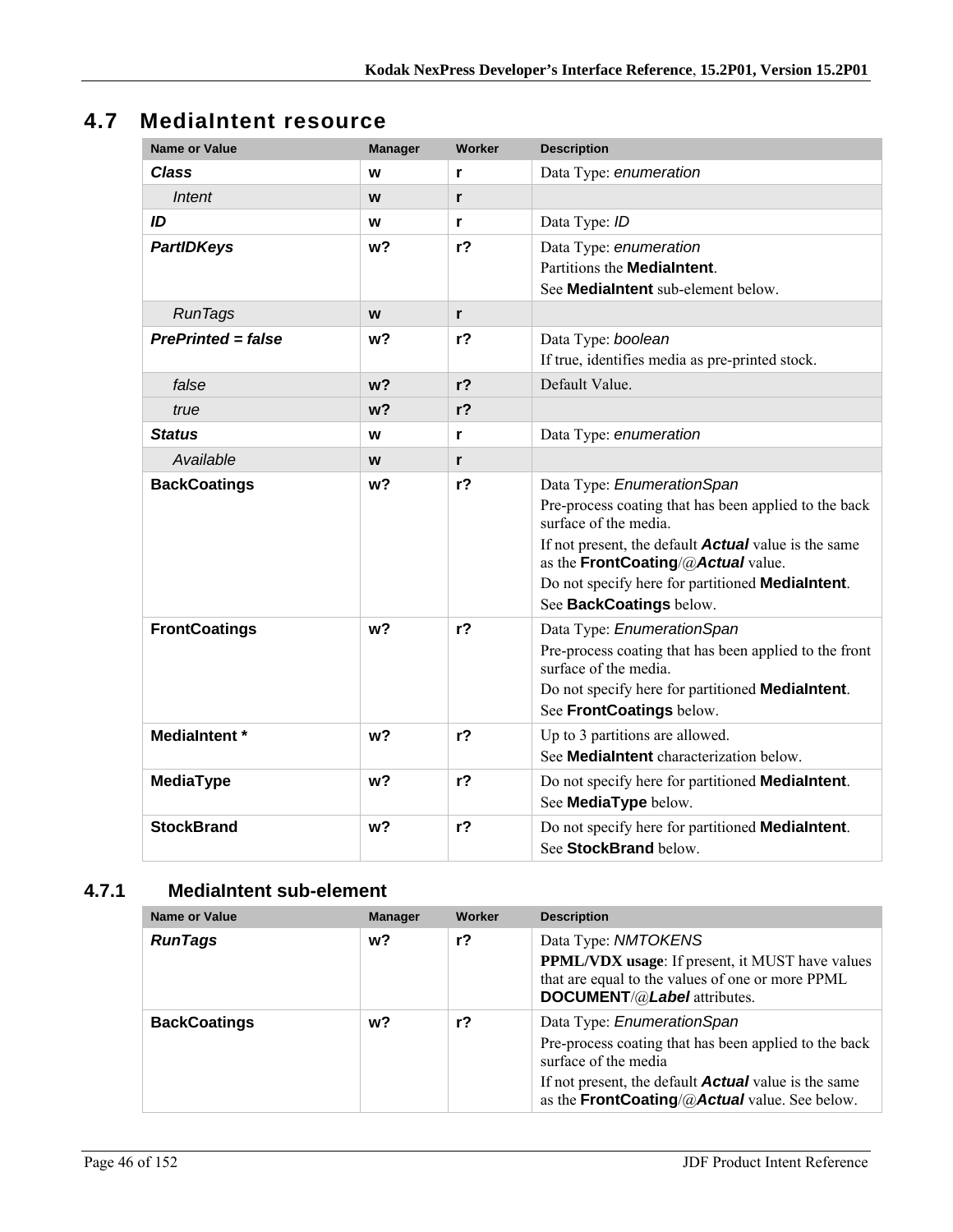## 4.7 MediaIntent resource

| Name or Value | Manager | Worker | Description |
|---|---|---|---|
| ***Class*** | w | r | Data Type: *enumeration* |
| *Intent* | w | r | |
| ***ID*** | w | r | Data Type: *ID* |
| ***PartIDKeys*** | w? | r? | Data Type: *enumeration*<br>Partitions the **MediaIntent**.<br>See **MediaIntent** sub-element below. |
| *RunTags* | w | r | |
| ***PrePrinted = false*** | w? | r? | Data Type: *boolean*<br>If true, identifies media as pre-printed stock. |
| *false* | w? | r? | Default Value. |
| *true* | w? | r? | |
| ***Status*** | w | r | Data Type: *enumeration* |
| *Available* | w | r | |
| **BackCoatings** | w? | r? | Data Type: *EnumerationSpan*<br>Pre-process coating that has been applied to the back surface of the media.<br>If not present, the default ***Actual*** value is the same as the **FrontCoating**/@***Actual*** value.<br>Do not specify here for partitioned **MediaIntent**.<br>See **BackCoatings** below. |
| **FrontCoatings** | w? | r? | Data Type: *EnumerationSpan*<br>Pre-process coating that has been applied to the front surface of the media.<br>Do not specify here for partitioned **MediaIntent**.<br>See **FrontCoatings** below. |
| **MediaIntent *** | w? | r? | Up to 3 partitions are allowed.<br>See **MediaIntent** characterization below. |
| **MediaType** | w? | r? | Do not specify here for partitioned **MediaIntent**.<br>See **MediaType** below. |
| **StockBrand** | w? | r? | Do not specify here for partitioned **MediaIntent**.<br>See **StockBrand** below. |

### 4.7.1 MediaIntent sub-element

| Name or Value | Manager | Worker | Description |
|---|---|---|---|
| ***RunTags*** | w? | r? | Data Type: *NMTOKENS*<br>**PPML/VDX usage**: If present, it MUST have values that are equal to the values of one or more PPML **DOCUMENT**/@***Label*** attributes. |
| **BackCoatings** | w? | r? | Data Type: *EnumerationSpan*<br>Pre-process coating that has been applied to the back surface of the media<br>If not present, the default ***Actual*** value is the same as the **FrontCoating**/@***Actual*** value. See below. |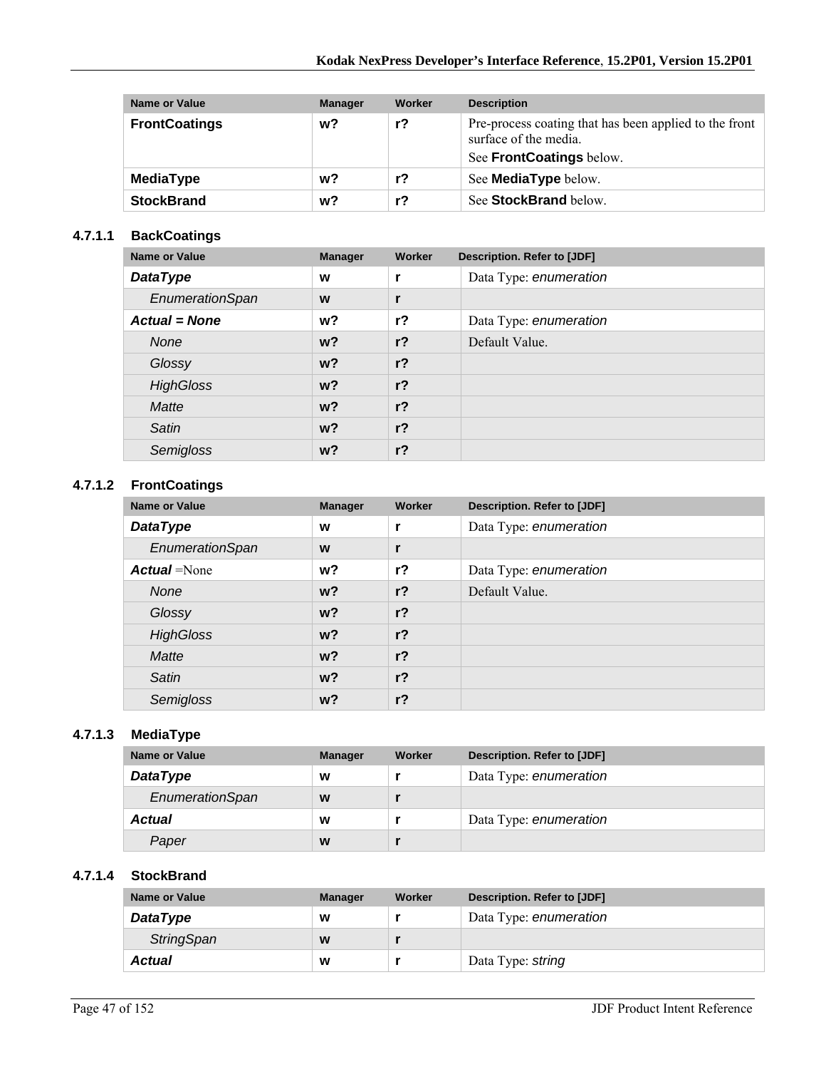| Name or Value | Manager | Worker | Description |
|---|---|---|---|
| **FrontCoatings** | **w?** | **r?** | Pre-process coating that has been applied to the front surface of the media. See **FrontCoatings** below. |
| **MediaType** | **w?** | **r?** | See **MediaType** below. |
| **StockBrand** | **w?** | **r?** | See **StockBrand** below. |

#### 4.7.1.1 BackCoatings

| Name or Value | Manager | Worker | Description. Refer to [JDF] |
|---|---|---|---|
| ***DataType*** | **w** | **r** | Data Type: *enumeration* |
| *EnumerationSpan* | **w** | **r** | |
| ***Actual = None*** | **w?** | **r?** | Data Type: *enumeration* |
| *None* | **w?** | **r?** | Default Value. |
| *Glossy* | **w?** | **r?** | |
| *HighGloss* | **w?** | **r?** | |
| *Matte* | **w?** | **r?** | |
| *Satin* | **w?** | **r?** | |
| *Semigloss* | **w?** | **r?** | |

#### 4.7.1.2 FrontCoatings

| Name or Value | Manager | Worker | Description. Refer to [JDF] |
|---|---|---|---|
| ***DataType*** | **w** | **r** | Data Type: *enumeration* |
| *EnumerationSpan* | **w** | **r** | |
| ***Actual*** =None | **w?** | **r?** | Data Type: *enumeration* |
| *None* | **w?** | **r?** | Default Value. |
| *Glossy* | **w?** | **r?** | |
| *HighGloss* | **w?** | **r?** | |
| *Matte* | **w?** | **r?** | |
| *Satin* | **w?** | **r?** | |
| *Semigloss* | **w?** | **r?** | |

#### 4.7.1.3 MediaType

| Name or Value | Manager | Worker | Description. Refer to [JDF] |
|---|---|---|---|
| ***DataType*** | **w** | **r** | Data Type: *enumeration* |
| *EnumerationSpan* | **w** | **r** | |
| ***Actual*** | **w** | **r** | Data Type: *enumeration* |
| *Paper* | **w** | **r** | |

#### 4.7.1.4 StockBrand

| Name or Value | Manager | Worker | Description. Refer to [JDF] |
|---|---|---|---|
| ***DataType*** | **w** | **r** | Data Type: *enumeration* |
| *StringSpan* | **w** | **r** | |
| ***Actual*** | **w** | **r** | Data Type: *string* |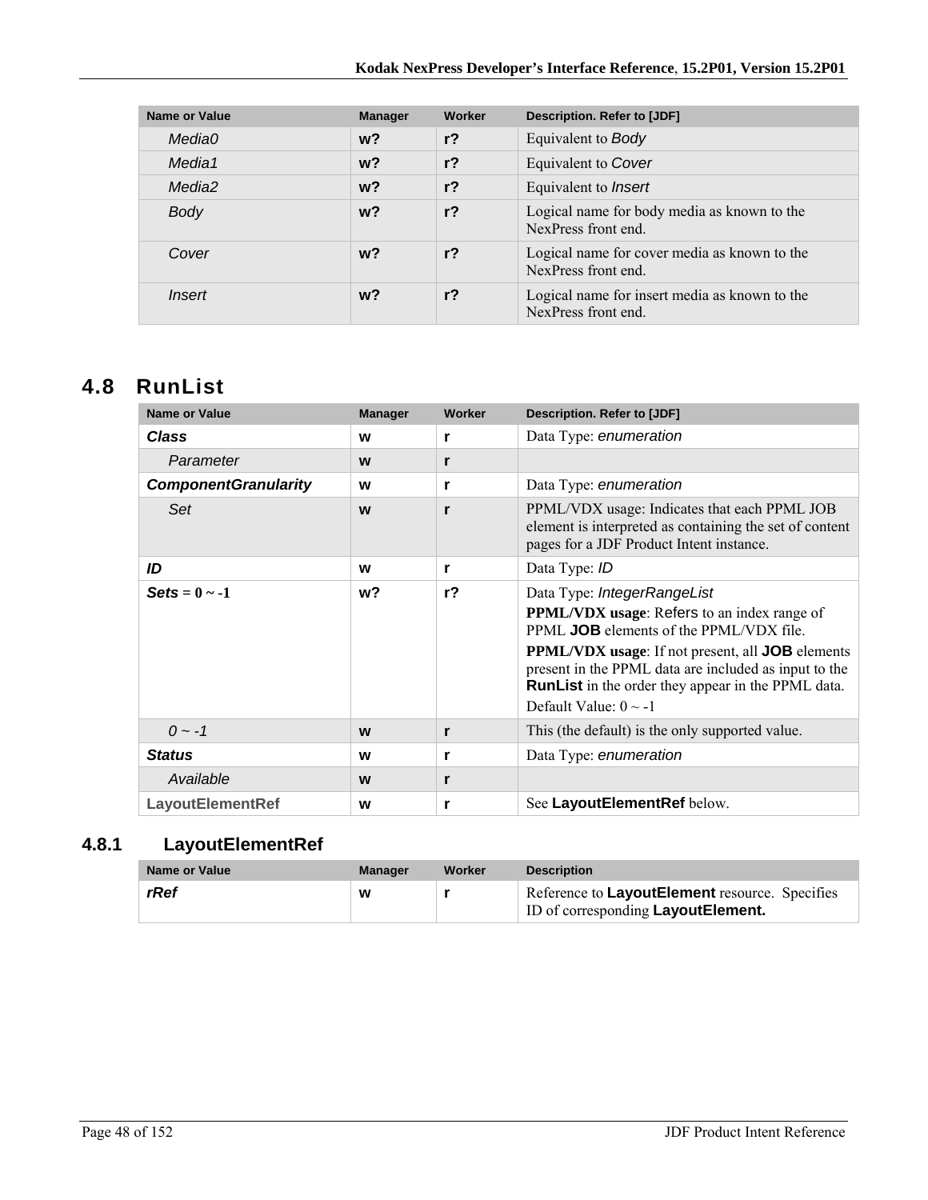| Name or Value | Manager | Worker | Description. Refer to [JDF] |
| --- | --- | --- | --- |
| *Media0* | **w?** | **r?** | Equivalent to *Body* |
| *Media1* | **w?** | **r?** | Equivalent to *Cover* |
| *Media2* | **w?** | **r?** | Equivalent to *Insert* |
| *Body* | **w?** | **r?** | Logical name for body media as known to the NexPress front end. |
| *Cover* | **w?** | **r?** | Logical name for cover media as known to the NexPress front end. |
| *Insert* | **w?** | **r?** | Logical name for insert media as known to the NexPress front end. |

## 4.8 RunList

| Name or Value | Manager | Worker | Description. Refer to [JDF] |
| --- | --- | --- | --- |
| ***Class*** | **w** | **r** | Data Type: *enumeration* |
| *Parameter* | **w** | **r** | |
| ***ComponentGranularity*** | **w** | **r** | Data Type: *enumeration* |
| *Set* | **w** | **r** | PPML/VDX usage: Indicates that each PPML JOB element is interpreted as containing the set of content pages for a JDF Product Intent instance. |
| ***ID*** | **w** | **r** | Data Type: *ID* |
| ***Sets* = 0 ~ -1** | **w?** | **r?** | Data Type: *IntegerRangeList*<br>**PPML/VDX usage**: Refers to an index range of PPML **JOB** elements of the PPML/VDX file.<br>**PPML/VDX usage**: If not present, all **JOB** elements present in the PPML data are included as input to the **RunList** in the order they appear in the PPML data.<br>Default Value: 0 ~ -1 |
| *0 ~ -1* | **w** | **r** | This (the default) is the only supported value. |
| ***Status*** | **w** | **r** | Data Type: *enumeration* |
| *Available* | **w** | **r** | |
| **LayoutElementRef** | **w** | **r** | See **LayoutElementRef** below. |

### 4.8.1 LayoutElementRef

| Name or Value | Manager | Worker | Description |
| --- | --- | --- | --- |
| ***rRef*** | **w** | **r** | Reference to **LayoutElement** resource. Specifies ID of corresponding **LayoutElement.** |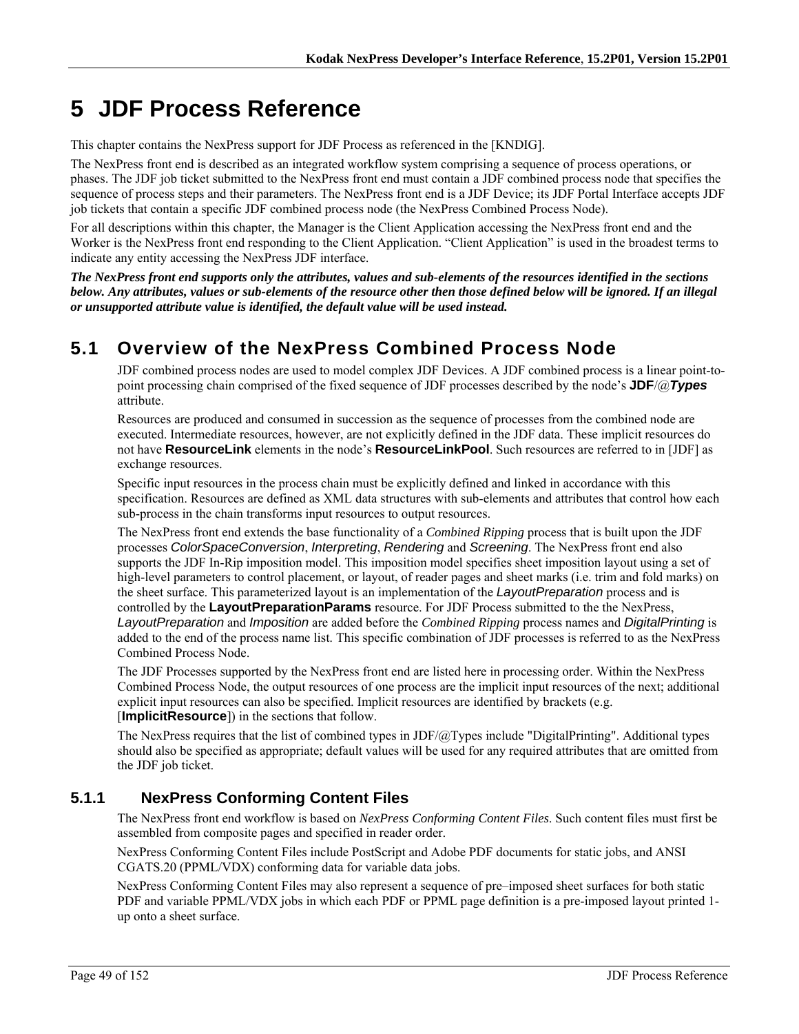# 5 JDF Process Reference

This chapter contains the NexPress support for JDF Process as referenced in the [KNDIG].

The NexPress front end is described as an integrated workflow system comprising a sequence of process operations, or phases. The JDF job ticket submitted to the NexPress front end must contain a JDF combined process node that specifies the sequence of process steps and their parameters. The NexPress front end is a JDF Device; its JDF Portal Interface accepts JDF job tickets that contain a specific JDF combined process node (the NexPress Combined Process Node).

For all descriptions within this chapter, the Manager is the Client Application accessing the NexPress front end and the Worker is the NexPress front end responding to the Client Application. "Client Application" is used in the broadest terms to indicate any entity accessing the NexPress JDF interface.

***The NexPress front end supports only the attributes, values and sub-elements of the resources identified in the sections below. Any attributes, values or sub-elements of the resource other then those defined below will be ignored. If an illegal or unsupported attribute value is identified, the default value will be used instead.***

## 5.1 Overview of the NexPress Combined Process Node

JDF combined process nodes are used to model complex JDF Devices. A JDF combined process is a linear point-to-point processing chain comprised of the fixed sequence of JDF processes described by the node's **JDF**/@***Types*** attribute.

Resources are produced and consumed in succession as the sequence of processes from the combined node are executed. Intermediate resources, however, are not explicitly defined in the JDF data. These implicit resources do not have **ResourceLink** elements in the node's **ResourceLinkPool**. Such resources are referred to in [JDF] as exchange resources.

Specific input resources in the process chain must be explicitly defined and linked in accordance with this specification. Resources are defined as XML data structures with sub-elements and attributes that control how each sub-process in the chain transforms input resources to output resources.

The NexPress front end extends the base functionality of a *Combined Ripping* process that is built upon the JDF processes *ColorSpaceConversion*, *Interpreting*, *Rendering* and *Screening*. The NexPress front end also supports the JDF In-Rip imposition model. This imposition model specifies sheet imposition layout using a set of high-level parameters to control placement, or layout, of reader pages and sheet marks (i.e. trim and fold marks) on the sheet surface. This parameterized layout is an implementation of the *LayoutPreparation* process and is controlled by the **LayoutPreparationParams** resource. For JDF Process submitted to the the NexPress, *LayoutPreparation* and *Imposition* are added before the *Combined Ripping* process names and *DigitalPrinting* is added to the end of the process name list. This specific combination of JDF processes is referred to as the NexPress Combined Process Node.

The JDF Processes supported by the NexPress front end are listed here in processing order. Within the NexPress Combined Process Node, the output resources of one process are the implicit input resources of the next; additional explicit input resources can also be specified. Implicit resources are identified by brackets (e.g. [**ImplicitResource**]) in the sections that follow.

The NexPress requires that the list of combined types in JDF/@Types include "DigitalPrinting". Additional types should also be specified as appropriate; default values will be used for any required attributes that are omitted from the JDF job ticket.

### 5.1.1 NexPress Conforming Content Files

The NexPress front end workflow is based on *NexPress Conforming Content Files*. Such content files must first be assembled from composite pages and specified in reader order.

NexPress Conforming Content Files include PostScript and Adobe PDF documents for static jobs, and ANSI CGATS.20 (PPML/VDX) conforming data for variable data jobs.

NexPress Conforming Content Files may also represent a sequence of pre–imposed sheet surfaces for both static PDF and variable PPML/VDX jobs in which each PDF or PPML page definition is a pre-imposed layout printed 1-up onto a sheet surface.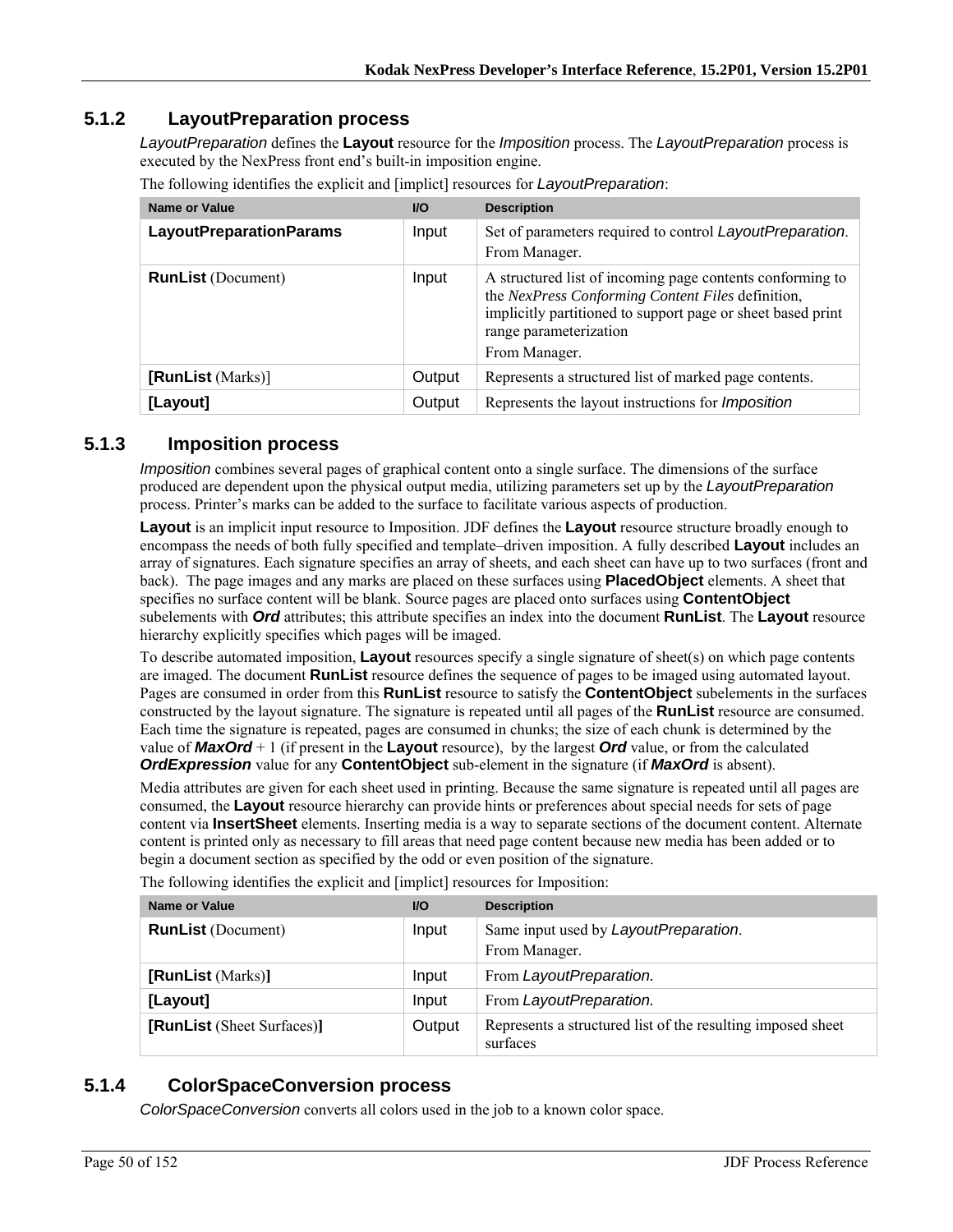### 5.1.2 LayoutPreparation process

*LayoutPreparation* defines the **Layout** resource for the *Imposition* process. The *LayoutPreparation* process is executed by the NexPress front end's built-in imposition engine.

The following identifies the explicit and [implict] resources for *LayoutPreparation*:

| Name or Value | I/O | Description |
|---|---|---|
| **LayoutPreparationParams** | Input | Set of parameters required to control *LayoutPreparation*. From Manager. |
| **RunList** (Document) | Input | A structured list of incoming page contents conforming to the *NexPress Conforming Content Files* definition, implicitly partitioned to support page or sheet based print range parameterization<br>From Manager. |
| **[RunList** (Marks)] | Output | Represents a structured list of marked page contents. |
| **[Layout]** | Output | Represents the layout instructions for *Imposition* |

### 5.1.3 Imposition process

*Imposition* combines several pages of graphical content onto a single surface. The dimensions of the surface produced are dependent upon the physical output media, utilizing parameters set up by the *LayoutPreparation* process. Printer's marks can be added to the surface to facilitate various aspects of production.

**Layout** is an implicit input resource to Imposition. JDF defines the **Layout** resource structure broadly enough to encompass the needs of both fully specified and template–driven imposition. A fully described **Layout** includes an array of signatures. Each signature specifies an array of sheets, and each sheet can have up to two surfaces (front and back). The page images and any marks are placed on these surfaces using **PlacedObject** elements. A sheet that specifies no surface content will be blank. Source pages are placed onto surfaces using **ContentObject** subelements with ***Ord*** attributes; this attribute specifies an index into the document **RunList**. The **Layout** resource hierarchy explicitly specifies which pages will be imaged.

To describe automated imposition, **Layout** resources specify a single signature of sheet(s) on which page contents are imaged. The document **RunList** resource defines the sequence of pages to be imaged using automated layout. Pages are consumed in order from this **RunList** resource to satisfy the **ContentObject** subelements in the surfaces constructed by the layout signature. The signature is repeated until all pages of the **RunList** resource are consumed. Each time the signature is repeated, pages are consumed in chunks; the size of each chunk is determined by the value of ***MaxOrd*** + 1 (if present in the **Layout** resource), by the largest ***Ord*** value, or from the calculated ***OrdExpression*** value for any **ContentObject** sub-element in the signature (if ***MaxOrd*** is absent).

Media attributes are given for each sheet used in printing. Because the same signature is repeated until all pages are consumed, the **Layout** resource hierarchy can provide hints or preferences about special needs for sets of page content via **InsertSheet** elements. Inserting media is a way to separate sections of the document content. Alternate content is printed only as necessary to fill areas that need page content because new media has been added or to begin a document section as specified by the odd or even position of the signature.

The following identifies the explicit and [implict] resources for Imposition:

| Name or Value | I/O | Description |
|---|---|---|
| **RunList** (Document) | Input | Same input used by *LayoutPreparation*.<br>From Manager. |
| **[RunList** (Marks)**]** | Input | From *LayoutPreparation.* |
| **[Layout]** | Input | From *LayoutPreparation.* |
| **[RunList** (Sheet Surfaces)**]** | Output | Represents a structured list of the resulting imposed sheet surfaces |

### 5.1.4 ColorSpaceConversion process

*ColorSpaceConversion* converts all colors used in the job to a known color space.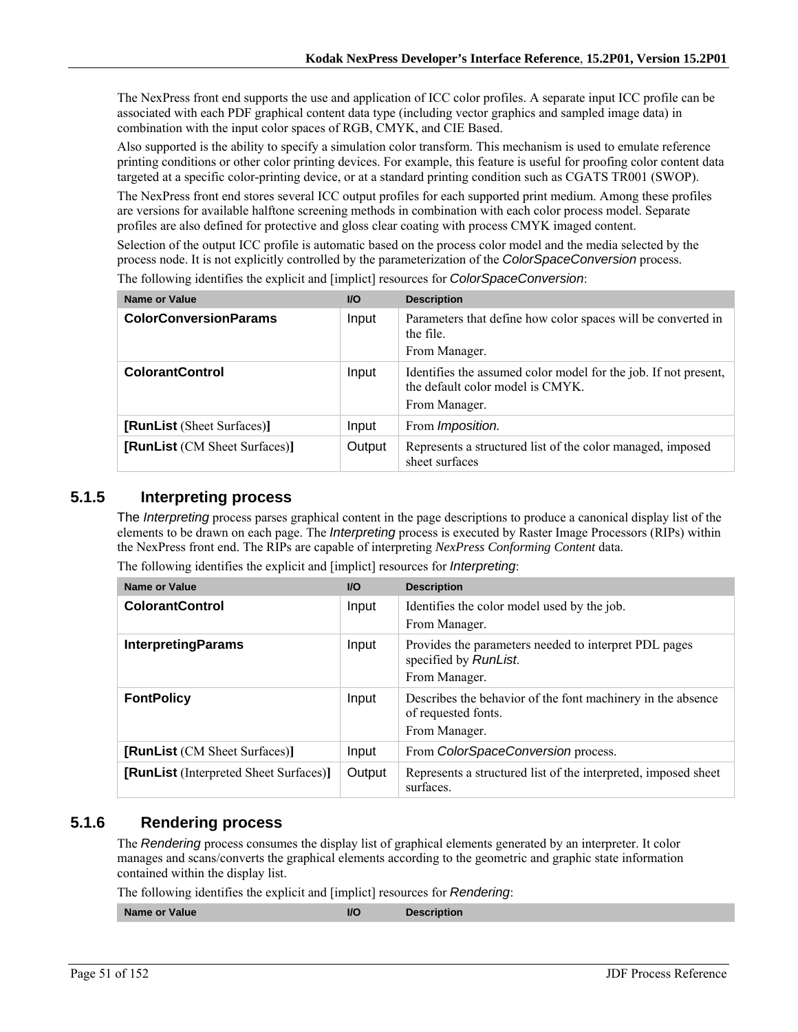The NexPress front end supports the use and application of ICC color profiles. A separate input ICC profile can be associated with each PDF graphical content data type (including vector graphics and sampled image data) in combination with the input color spaces of RGB, CMYK, and CIE Based.

Also supported is the ability to specify a simulation color transform. This mechanism is used to emulate reference printing conditions or other color printing devices. For example, this feature is useful for proofing color content data targeted at a specific color-printing device, or at a standard printing condition such as CGATS TR001 (SWOP).

The NexPress front end stores several ICC output profiles for each supported print medium. Among these profiles are versions for available halftone screening methods in combination with each color process model. Separate profiles are also defined for protective and gloss clear coating with process CMYK imaged content.

Selection of the output ICC profile is automatic based on the process color model and the media selected by the process node. It is not explicitly controlled by the parameterization of the *ColorSpaceConversion* process.

The following identifies the explicit and [implict] resources for *ColorSpaceConversion*:

| Name or Value | I/O | Description |
|---|---|---|
| **ColorConversionParams** | Input | Parameters that define how color spaces will be converted in the file.<br>From Manager. |
| **ColorantControl** | Input | Identifies the assumed color model for the job. If not present, the default color model is CMYK.<br>From Manager. |
| **[RunList** (Sheet Surfaces)**]** | Input | From *Imposition.* |
| **[RunList** (CM Sheet Surfaces)**]** | Output | Represents a structured list of the color managed, imposed sheet surfaces |

### 5.1.5 Interpreting process

The *Interpreting* process parses graphical content in the page descriptions to produce a canonical display list of the elements to be drawn on each page. The *Interpreting* process is executed by Raster Image Processors (RIPs) within the NexPress front end. The RIPs are capable of interpreting *NexPress Conforming Content* data.

The following identifies the explicit and [implict] resources for *Interpreting*:

| Name or Value | I/O | Description |
|---|---|---|
| **ColorantControl** | Input | Identifies the color model used by the job.<br>From Manager. |
| **InterpretingParams** | Input | Provides the parameters needed to interpret PDL pages specified by *RunList*.<br>From Manager. |
| **FontPolicy** | Input | Describes the behavior of the font machinery in the absence of requested fonts.<br>From Manager. |
| **[RunList** (CM Sheet Surfaces)**]** | Input | From *ColorSpaceConversion* process. |
| **[RunList** (Interpreted Sheet Surfaces)**]** | Output | Represents a structured list of the interpreted, imposed sheet surfaces. |

### 5.1.6 Rendering process

The *Rendering* process consumes the display list of graphical elements generated by an interpreter. It color manages and scans/converts the graphical elements according to the geometric and graphic state information contained within the display list.

The following identifies the explicit and [implict] resources for *Rendering*:

| Name or Value | I/O | Description |
|---|---|---|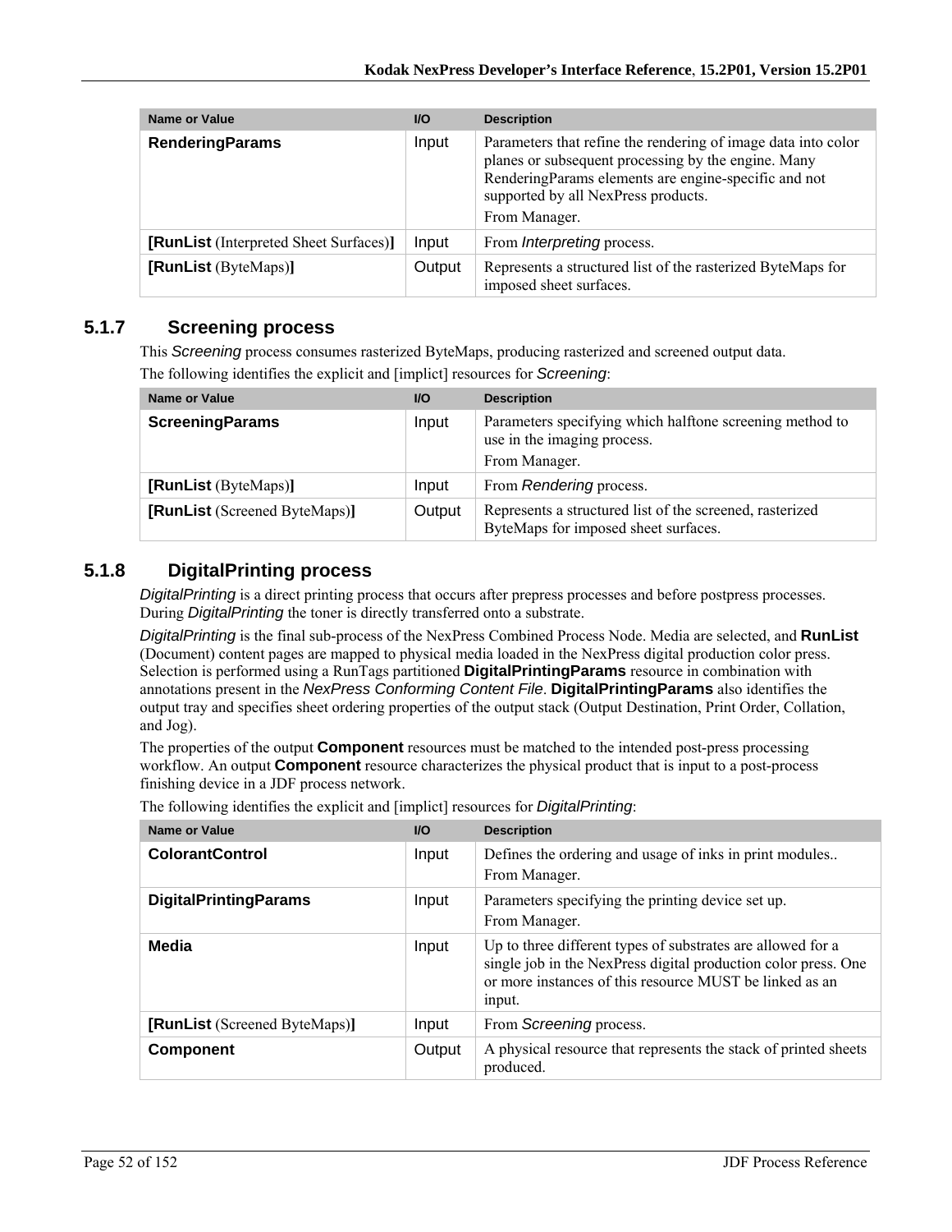| Name or Value | I/O | Description |
| --- | --- | --- |
| **RenderingParams** | Input | Parameters that refine the rendering of image data into color planes or subsequent processing by the engine. Many RenderingParams elements are engine-specific and not supported by all NexPress products.<br>From Manager. |
| **[RunList** (Interpreted Sheet Surfaces)**]** | Input | From *Interpreting* process. |
| **[RunList** (ByteMaps)**]** | Output | Represents a structured list of the rasterized ByteMaps for imposed sheet surfaces. |

### 5.1.7 Screening process

This *Screening* process consumes rasterized ByteMaps, producing rasterized and screened output data.

The following identifies the explicit and [implict] resources for *Screening*:

| Name or Value | I/O | Description |
| --- | --- | --- |
| **ScreeningParams** | Input | Parameters specifying which halftone screening method to use in the imaging process.<br>From Manager. |
| **[RunList** (ByteMaps)**]** | Input | From *Rendering* process. |
| **[RunList** (Screened ByteMaps)**]** | Output | Represents a structured list of the screened, rasterized ByteMaps for imposed sheet surfaces. |

### 5.1.8 DigitalPrinting process

*DigitalPrinting* is a direct printing process that occurs after prepress processes and before postpress processes. During *DigitalPrinting* the toner is directly transferred onto a substrate.

*DigitalPrinting* is the final sub-process of the NexPress Combined Process Node. Media are selected, and **RunList** (Document) content pages are mapped to physical media loaded in the NexPress digital production color press. Selection is performed using a RunTags partitioned **DigitalPrintingParams** resource in combination with annotations present in the *NexPress Conforming Content File*. **DigitalPrintingParams** also identifies the output tray and specifies sheet ordering properties of the output stack (Output Destination, Print Order, Collation, and Jog).

The properties of the output **Component** resources must be matched to the intended post-press processing workflow. An output **Component** resource characterizes the physical product that is input to a post-process finishing device in a JDF process network.

The following identifies the explicit and [implict] resources for *DigitalPrinting*:

| Name or Value | I/O | Description |
| --- | --- | --- |
| **ColorantControl** | Input | Defines the ordering and usage of inks in print modules..<br>From Manager. |
| **DigitalPrintingParams** | Input | Parameters specifying the printing device set up.<br>From Manager. |
| **Media** | Input | Up to three different types of substrates are allowed for a single job in the NexPress digital production color press. One or more instances of this resource MUST be linked as an input. |
| **[RunList** (Screened ByteMaps)**]** | Input | From *Screening* process. |
| **Component** | Output | A physical resource that represents the stack of printed sheets produced. |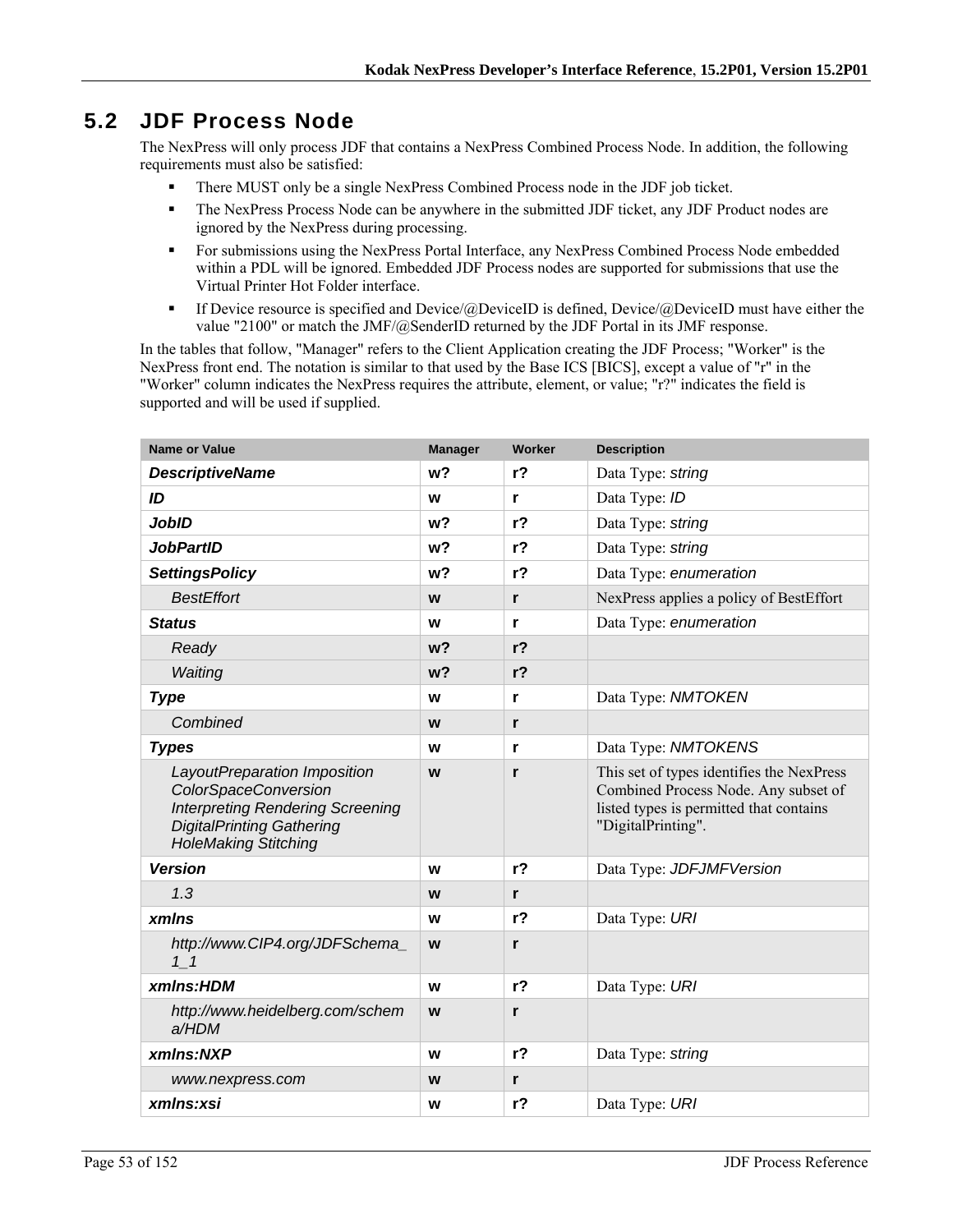## 5.2 JDF Process Node

The NexPress will only process JDF that contains a NexPress Combined Process Node. In addition, the following requirements must also be satisfied:

- There MUST only be a single NexPress Combined Process node in the JDF job ticket.
- The NexPress Process Node can be anywhere in the submitted JDF ticket, any JDF Product nodes are ignored by the NexPress during processing.
- For submissions using the NexPress Portal Interface, any NexPress Combined Process Node embedded within a PDL will be ignored. Embedded JDF Process nodes are supported for submissions that use the Virtual Printer Hot Folder interface.
- If Device resource is specified and Device/@DeviceID is defined, Device/@DeviceID must have either the value "2100" or match the JMF/@SenderID returned by the JDF Portal in its JMF response.

In the tables that follow, "Manager" refers to the Client Application creating the JDF Process; "Worker" is the NexPress front end. The notation is similar to that used by the Base ICS [BICS], except a value of "r" in the "Worker" column indicates the NexPress requires the attribute, element, or value; "r?" indicates the field is supported and will be used if supplied.

| Name or Value | Manager | Worker | Description |
|---|---|---|---|
| ***DescriptiveName*** | **w?** | **r?** | Data Type: *string* |
| ***ID*** | **w** | **r** | Data Type: *ID* |
| ***JobID*** | **w?** | **r?** | Data Type: *string* |
| ***JobPartID*** | **w?** | **r?** | Data Type: *string* |
| ***SettingsPolicy*** | **w?** | **r?** | Data Type: *enumeration* |
| *BestEffort* | **w** | **r** | NexPress applies a policy of BestEffort |
| ***Status*** | **w** | **r** | Data Type: *enumeration* |
| *Ready* | **w?** | **r?** | |
| *Waiting* | **w?** | **r?** | |
| ***Type*** | **w** | **r** | Data Type: *NMTOKEN* |
| *Combined* | **w** | **r** | |
| ***Types*** | **w** | **r** | Data Type: *NMTOKENS* |
| *LayoutPreparation Imposition ColorSpaceConversion Interpreting Rendering Screening DigitalPrinting Gathering HoleMaking Stitching* | **w** | **r** | This set of types identifies the NexPress Combined Process Node. Any subset of listed types is permitted that contains "DigitalPrinting". |
| ***Version*** | **w** | **r?** | Data Type: *JDFJMFVersion* |
| *1.3* | **w** | **r** | |
| ***xmlns*** | **w** | **r?** | Data Type: *URI* |
| *http://www.CIP4.org/JDFSchema_1_1* | **w** | **r** | |
| ***xmlns:HDM*** | **w** | **r?** | Data Type: *URI* |
| *http://www.heidelberg.com/schema/HDM* | **w** | **r** | |
| ***xmlns:NXP*** | **w** | **r?** | Data Type: *string* |
| *www.nexpress.com* | **w** | **r** | |
| ***xmlns:xsi*** | **w** | **r?** | Data Type: *URI* |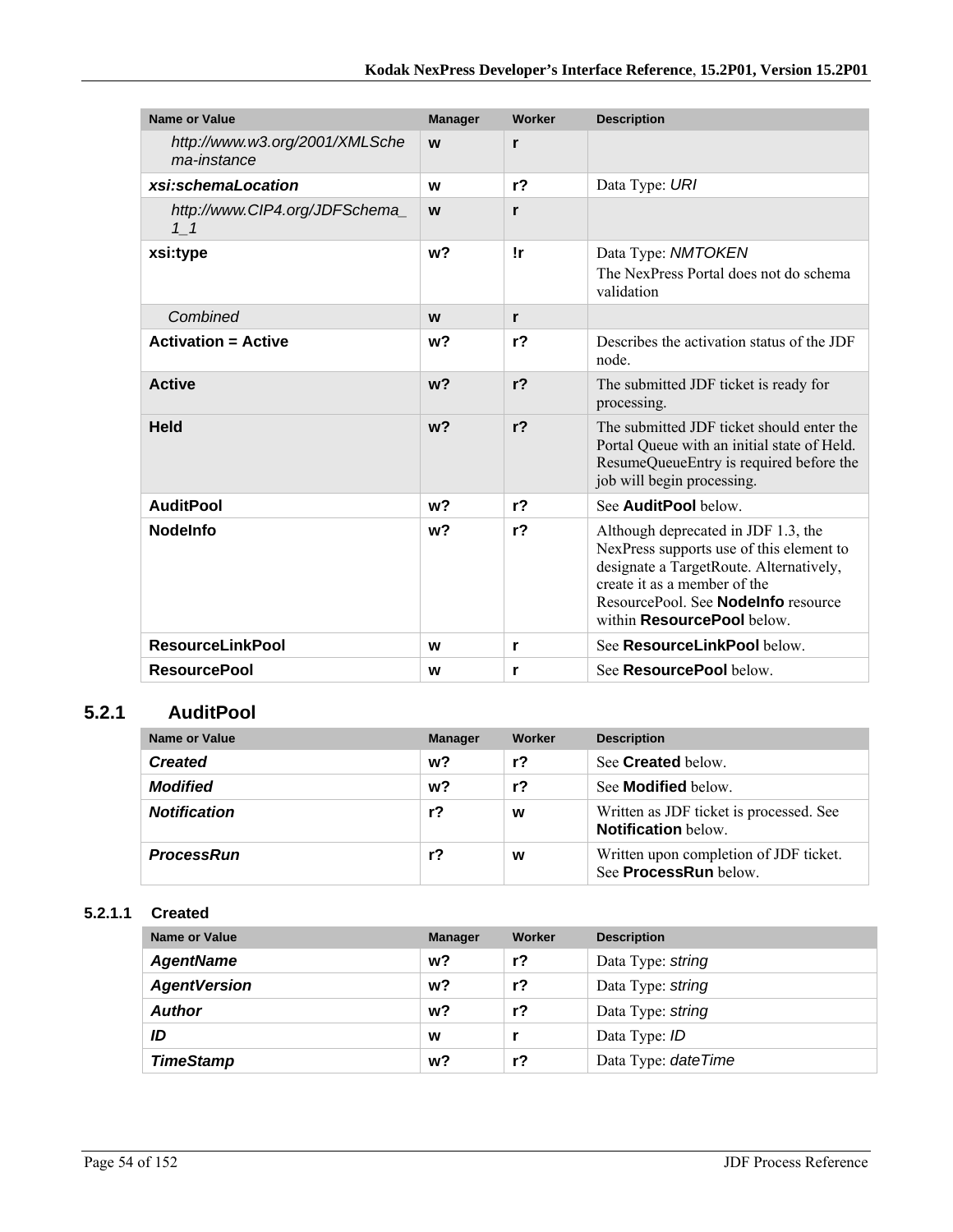| Name or Value | Manager | Worker | Description |
| --- | --- | --- | --- |
| *http://www.w3.org/2001/XMLSchema-instance* | **w** | **r** | |
| ***xsi:schemaLocation*** | **w** | **r?** | Data Type: *URI* |
| *http://www.CIP4.org/JDFSchema_1_1* | **w** | **r** | |
| **xsi:type** | **w?** | **!r** | Data Type: *NMTOKEN* The NexPress Portal does not do schema validation |
| *Combined* | **w** | **r** | |
| **Activation = Active** | **w?** | **r?** | Describes the activation status of the JDF node. |
| **Active** | **w?** | **r?** | The submitted JDF ticket is ready for processing. |
| **Held** | **w?** | **r?** | The submitted JDF ticket should enter the Portal Queue with an initial state of Held. ResumeQueueEntry is required before the job will begin processing. |
| **AuditPool** | **w?** | **r?** | See **AuditPool** below. |
| **NodeInfo** | **w?** | **r?** | Although deprecated in JDF 1.3, the NexPress supports use of this element to designate a TargetRoute. Alternatively, create it as a member of the ResourcePool. See **NodeInfo** resource within **ResourcePool** below. |
| **ResourceLinkPool** | **w** | **r** | See **ResourceLinkPool** below. |
| **ResourcePool** | **w** | **r** | See **ResourcePool** below. |

## 5.2.1 AuditPool

| Name or Value | Manager | Worker | Description |
| --- | --- | --- | --- |
| ***Created*** | **w?** | **r?** | See **Created** below. |
| ***Modified*** | **w?** | **r?** | See **Modified** below. |
| ***Notification*** | **r?** | **w** | Written as JDF ticket is processed. See **Notification** below. |
| ***ProcessRun*** | **r?** | **w** | Written upon completion of JDF ticket. See **ProcessRun** below. |

### 5.2.1.1 Created

| Name or Value | Manager | Worker | Description |
| --- | --- | --- | --- |
| ***AgentName*** | **w?** | **r?** | Data Type: *string* |
| ***AgentVersion*** | **w?** | **r?** | Data Type: *string* |
| ***Author*** | **w?** | **r?** | Data Type: *string* |
| ***ID*** | **w** | **r** | Data Type: *ID* |
| ***TimeStamp*** | **w?** | **r?** | Data Type: *dateTime* |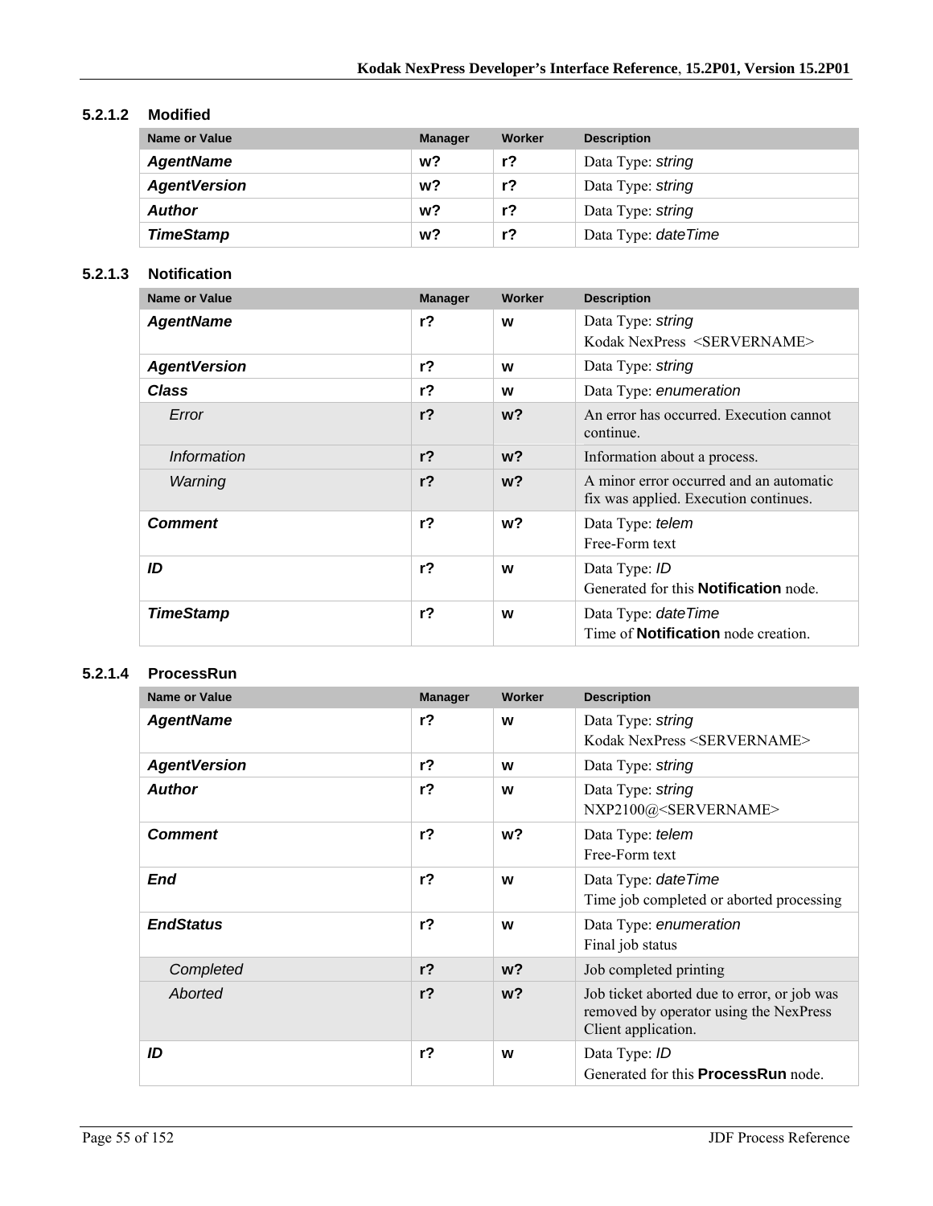#### 5.2.1.2 Modified

| Name or Value | Manager | Worker | Description |
|---|---|---|---|
| ***AgentName*** | **w?** | **r?** | Data Type: *string* |
| ***AgentVersion*** | **w?** | **r?** | Data Type: *string* |
| ***Author*** | **w?** | **r?** | Data Type: *string* |
| ***TimeStamp*** | **w?** | **r?** | Data Type: *dateTime* |

#### 5.2.1.3 Notification

| Name or Value | Manager | Worker | Description |
|---|---|---|---|
| ***AgentName*** | **r?** | **w** | Data Type: *string*<br>Kodak NexPress <SERVERNAME> |
| ***AgentVersion*** | **r?** | **w** | Data Type: *string* |
| ***Class*** | **r?** | **w** | Data Type: *enumeration* |
| *Error* | **r?** | **w?** | An error has occurred. Execution cannot continue. |
| *Information* | **r?** | **w?** | Information about a process. |
| *Warning* | **r?** | **w?** | A minor error occurred and an automatic fix was applied. Execution continues. |
| ***Comment*** | **r?** | **w?** | Data Type: *telem*<br>Free-Form text |
| ***ID*** | **r?** | **w** | Data Type: *ID*<br>Generated for this **Notification** node. |
| ***TimeStamp*** | **r?** | **w** | Data Type: *dateTime*<br>Time of **Notification** node creation. |

#### 5.2.1.4 ProcessRun

| Name or Value | Manager | Worker | Description |
|---|---|---|---|
| ***AgentName*** | **r?** | **w** | Data Type: *string*<br>Kodak NexPress <SERVERNAME> |
| ***AgentVersion*** | **r?** | **w** | Data Type: *string* |
| ***Author*** | **r?** | **w** | Data Type: *string*<br>NXP2100@<SERVERNAME> |
| ***Comment*** | **r?** | **w?** | Data Type: *telem*<br>Free-Form text |
| ***End*** | **r?** | **w** | Data Type: *dateTime*<br>Time job completed or aborted processing |
| ***EndStatus*** | **r?** | **w** | Data Type: *enumeration*<br>Final job status |
| *Completed* | **r?** | **w?** | Job completed printing |
| *Aborted* | **r?** | **w?** | Job ticket aborted due to error, or job was removed by operator using the NexPress Client application. |
| ***ID*** | **r?** | **w** | Data Type: *ID*<br>Generated for this **ProcessRun** node. |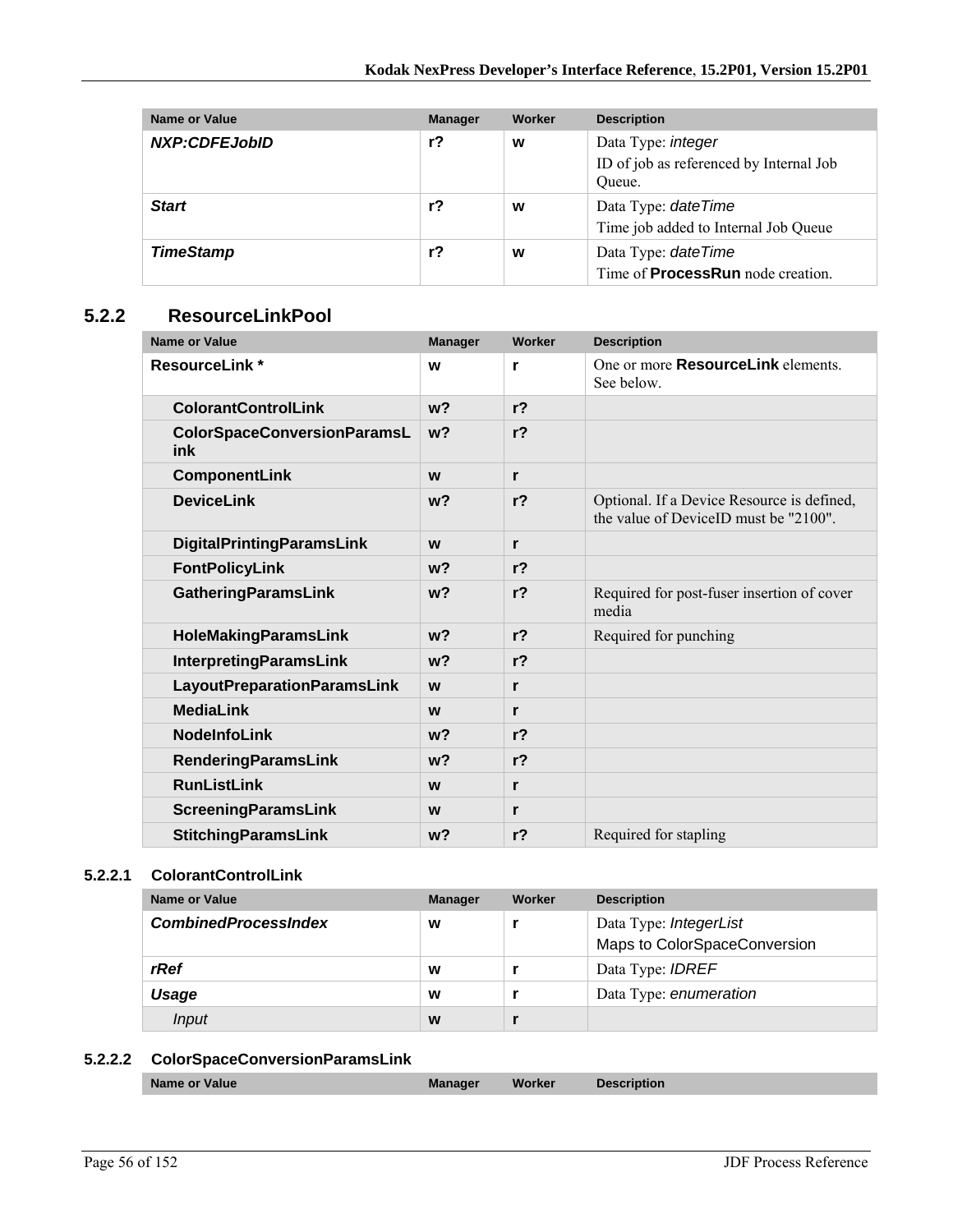| Name or Value | Manager | Worker | Description |
|---|---|---|---|
| ***NXP:CDFEJobID*** | **r?** | **w** | Data Type: *integer*<br>ID of job as referenced by Internal Job Queue. |
| ***Start*** | **r?** | **w** | Data Type: *dateTime*<br>Time job added to Internal Job Queue |
| ***TimeStamp*** | **r?** | **w** | Data Type: *dateTime*<br>Time of **ProcessRun** node creation. |

## 5.2.2 ResourceLinkPool

| Name or Value | Manager | Worker | Description |
|---|---|---|---|
| **ResourceLink *** | **w** | **r** | One or more **ResourceLink** elements. See below. |
| **ColorantControlLink** | **w?** | **r?** | |
| **ColorSpaceConversionParamsLink** | **w?** | **r?** | |
| **ComponentLink** | **w** | **r** | |
| **DeviceLink** | **w?** | **r?** | Optional. If a Device Resource is defined, the value of DeviceID must be "2100". |
| **DigitalPrintingParamsLink** | **w** | **r** | |
| **FontPolicyLink** | **w?** | **r?** | |
| **GatheringParamsLink** | **w?** | **r?** | Required for post-fuser insertion of cover media |
| **HoleMakingParamsLink** | **w?** | **r?** | Required for punching |
| **InterpretingParamsLink** | **w?** | **r?** | |
| **LayoutPreparationParamsLink** | **w** | **r** | |
| **MediaLink** | **w** | **r** | |
| **NodeInfoLink** | **w?** | **r?** | |
| **RenderingParamsLink** | **w?** | **r?** | |
| **RunListLink** | **w** | **r** | |
| **ScreeningParamsLink** | **w** | **r** | |
| **StitchingParamsLink** | **w?** | **r?** | Required for stapling |

### 5.2.2.1 ColorantControlLink

| Name or Value | Manager | Worker | Description |
|---|---|---|---|
| ***CombinedProcessIndex*** | **w** | **r** | Data Type: *IntegerList*<br>Maps to ColorSpaceConversion |
| ***rRef*** | **w** | **r** | Data Type: *IDREF* |
| ***Usage*** | **w** | **r** | Data Type: *enumeration* |
| *Input* | **w** | **r** | |

### 5.2.2.2 ColorSpaceConversionParamsLink

| Name or Value | Manager | Worker | Description |
|---|---|---|---|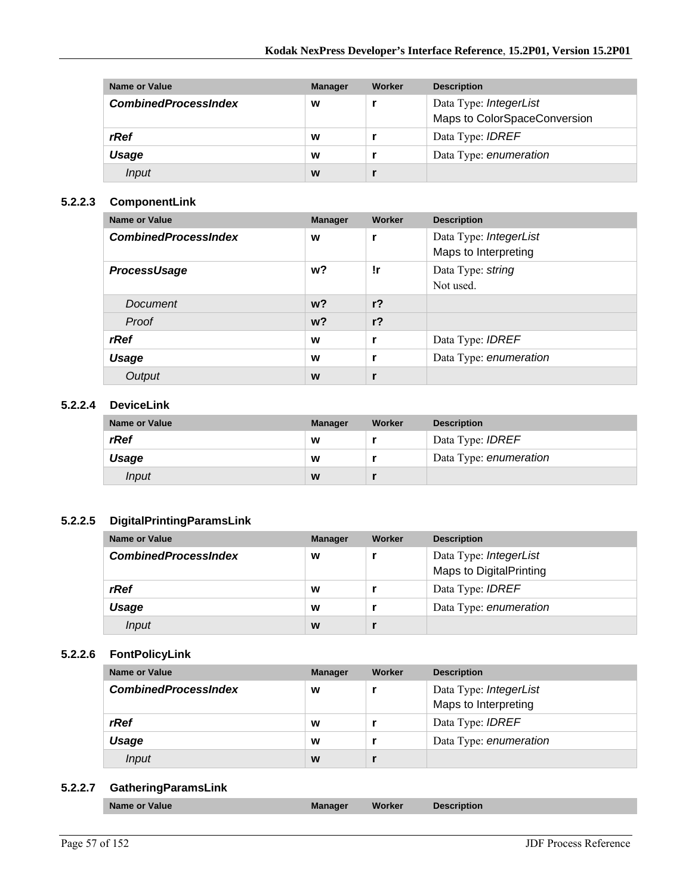| Name or Value | Manager | Worker | Description |
|---|---|---|---|
| ***CombinedProcessIndex*** | **w** | **r** | Data Type: *IntegerList*<br>Maps to ColorSpaceConversion |
| ***rRef*** | **w** | **r** | Data Type: *IDREF* |
| ***Usage*** | **w** | **r** | Data Type: *enumeration* |
| *Input* | **w** | **r** | |

### 5.2.2.3 ComponentLink

| Name or Value | Manager | Worker | Description |
|---|---|---|---|
| ***CombinedProcessIndex*** | **w** | **r** | Data Type: *IntegerList*<br>Maps to Interpreting |
| ***ProcessUsage*** | **w?** | **!r** | Data Type: *string*<br>Not used. |
| *Document* | **w?** | **r?** | |
| *Proof* | **w?** | **r?** | |
| ***rRef*** | **w** | **r** | Data Type: *IDREF* |
| ***Usage*** | **w** | **r** | Data Type: *enumeration* |
| *Output* | **w** | **r** | |

### 5.2.2.4 DeviceLink

| Name or Value | Manager | Worker | Description |
|---|---|---|---|
| ***rRef*** | **w** | **r** | Data Type: *IDREF* |
| ***Usage*** | **w** | **r** | Data Type: *enumeration* |
| *Input* | **w** | **r** | |

### 5.2.2.5 DigitalPrintingParamsLink

| Name or Value | Manager | Worker | Description |
|---|---|---|---|
| ***CombinedProcessIndex*** | **w** | **r** | Data Type: *IntegerList*<br>Maps to DigitalPrinting |
| ***rRef*** | **w** | **r** | Data Type: *IDREF* |
| ***Usage*** | **w** | **r** | Data Type: *enumeration* |
| *Input* | **w** | **r** | |

### 5.2.2.6 FontPolicyLink

| Name or Value | Manager | Worker | Description |
|---|---|---|---|
| ***CombinedProcessIndex*** | **w** | **r** | Data Type: *IntegerList*<br>Maps to Interpreting |
| ***rRef*** | **w** | **r** | Data Type: *IDREF* |
| ***Usage*** | **w** | **r** | Data Type: *enumeration* |
| *Input* | **w** | **r** | |

### 5.2.2.7 GatheringParamsLink

| Name or Value | Manager | Worker | Description |
|---|---|---|---|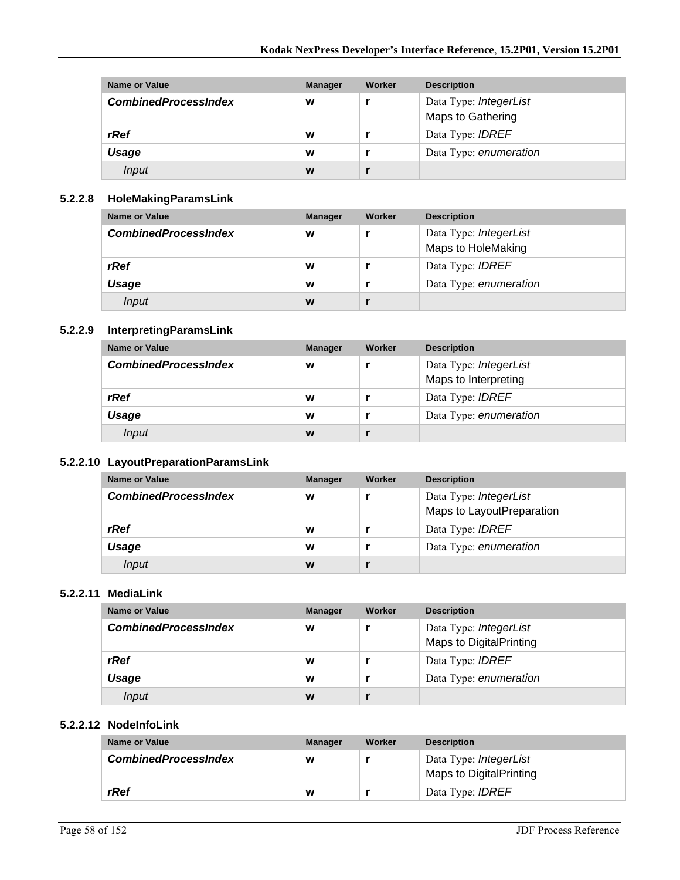| Name or Value | Manager | Worker | Description |
|---|---|---|---|
| ***CombinedProcessIndex*** | **w** | **r** | Data Type: *IntegerList*<br>Maps to Gathering |
| ***rRef*** | **w** | **r** | Data Type: *IDREF* |
| ***Usage*** | **w** | **r** | Data Type: *enumeration* |
| *Input* | **w** | **r** | |

### 5.2.2.8 HoleMakingParamsLink

| Name or Value | Manager | Worker | Description |
|---|---|---|---|
| ***CombinedProcessIndex*** | **w** | **r** | Data Type: *IntegerList*<br>Maps to HoleMaking |
| ***rRef*** | **w** | **r** | Data Type: *IDREF* |
| ***Usage*** | **w** | **r** | Data Type: *enumeration* |
| *Input* | **w** | **r** | |

### 5.2.2.9 InterpretingParamsLink

| Name or Value | Manager | Worker | Description |
|---|---|---|---|
| ***CombinedProcessIndex*** | **w** | **r** | Data Type: *IntegerList*<br>Maps to Interpreting |
| ***rRef*** | **w** | **r** | Data Type: *IDREF* |
| ***Usage*** | **w** | **r** | Data Type: *enumeration* |
| *Input* | **w** | **r** | |

### 5.2.2.10 LayoutPreparationParamsLink

| Name or Value | Manager | Worker | Description |
|---|---|---|---|
| ***CombinedProcessIndex*** | **w** | **r** | Data Type: *IntegerList*<br>Maps to LayoutPreparation |
| ***rRef*** | **w** | **r** | Data Type: *IDREF* |
| ***Usage*** | **w** | **r** | Data Type: *enumeration* |
| *Input* | **w** | **r** | |

### 5.2.2.11 MediaLink

| Name or Value | Manager | Worker | Description |
|---|---|---|---|
| ***CombinedProcessIndex*** | **w** | **r** | Data Type: *IntegerList*<br>Maps to DigitalPrinting |
| ***rRef*** | **w** | **r** | Data Type: *IDREF* |
| ***Usage*** | **w** | **r** | Data Type: *enumeration* |
| *Input* | **w** | **r** | |

### 5.2.2.12 NodeInfoLink

| Name or Value | Manager | Worker | Description |
|---|---|---|---|
| ***CombinedProcessIndex*** | **w** | **r** | Data Type: *IntegerList*<br>Maps to DigitalPrinting |
| ***rRef*** | **w** | **r** | Data Type: *IDREF* |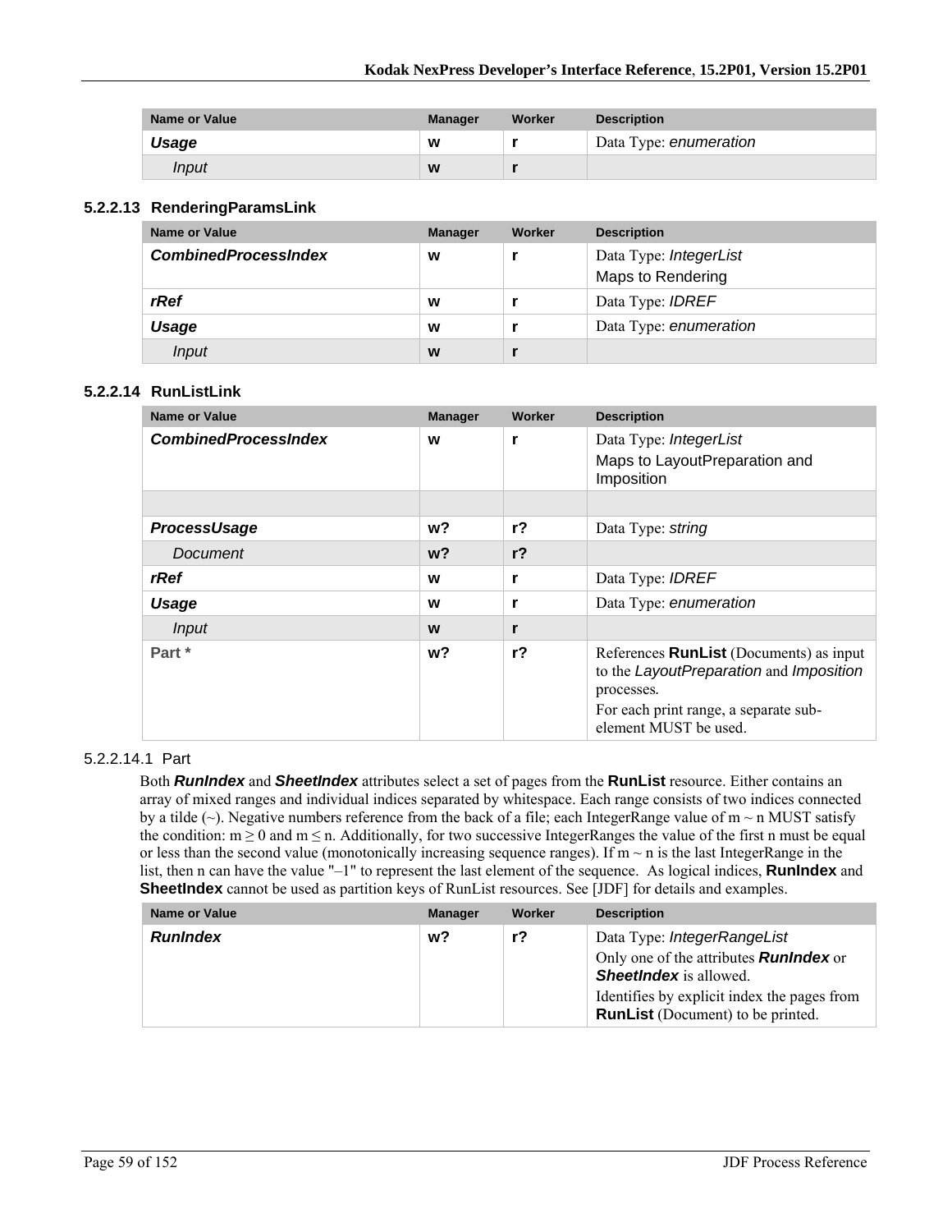| Name or Value | Manager | Worker | Description |
|---|---|---|---|
| ***Usage*** | **w** | **r** | Data Type: *enumeration* |
| *Input* | **w** | **r** | |

### 5.2.2.13 RenderingParamsLink

| Name or Value | Manager | Worker | Description |
|---|---|---|---|
| ***CombinedProcessIndex*** | **w** | **r** | Data Type: *IntegerList*<br>Maps to Rendering |
| ***rRef*** | **w** | **r** | Data Type: *IDREF* |
| ***Usage*** | **w** | **r** | Data Type: *enumeration* |
| *Input* | **w** | **r** | |

### 5.2.2.14 RunListLink

| Name or Value | Manager | Worker | Description |
|---|---|---|---|
| ***CombinedProcessIndex*** | **w** | **r** | Data Type: *IntegerList*<br>Maps to LayoutPreparation and Imposition |
| | | | |
| ***ProcessUsage*** | **w?** | **r?** | Data Type: *string* |
| *Document* | **w?** | **r?** | |
| ***rRef*** | **w** | **r** | Data Type: *IDREF* |
| ***Usage*** | **w** | **r** | Data Type: *enumeration* |
| *Input* | **w** | **r** | |
| **Part *** | **w?** | **r?** | References **RunList** (Documents) as input to the *LayoutPreparation* and *Imposition* processes.<br>For each print range, a separate sub-element MUST be used. |

#### 5.2.2.14.1 Part

Both ***RunIndex*** and ***SheetIndex*** attributes select a set of pages from the **RunList** resource. Either contains an array of mixed ranges and individual indices separated by whitespace. Each range consists of two indices connected by a tilde (~). Negative numbers reference from the back of a file; each IntegerRange value of m ~ n MUST satisfy the condition: $m \geq 0$ and $m \leq n$. Additionally, for two successive IntegerRanges the value of the first n must be equal or less than the second value (monotonically increasing sequence ranges). If m ~ n is the last IntegerRange in the list, then n can have the value "–1" to represent the last element of the sequence. As logical indices, **RunIndex** and **SheetIndex** cannot be used as partition keys of RunList resources. See [JDF] for details and examples.

| Name or Value | Manager | Worker | Description |
|---|---|---|---|
| ***RunIndex*** | **w?** | **r?** | Data Type: *IntegerRangeList*<br>Only one of the attributes ***RunIndex*** or ***SheetIndex*** is allowed.<br>Identifies by explicit index the pages from **RunList** (Document) to be printed. |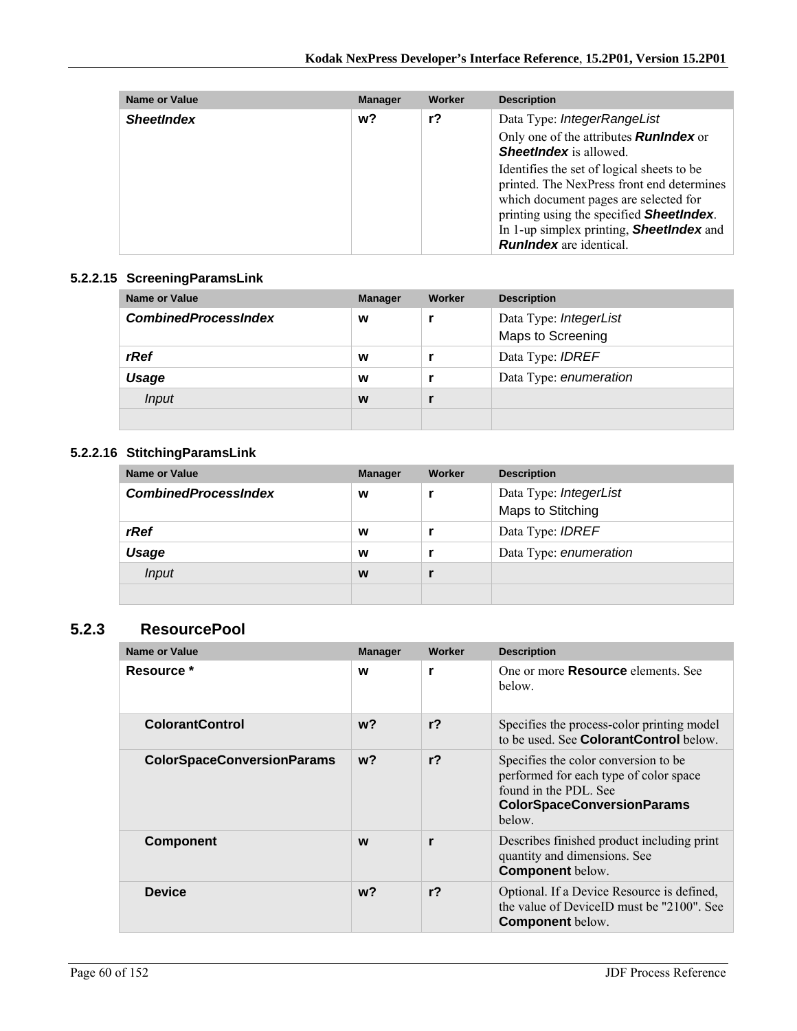| Name or Value | Manager | Worker | Description |
|---|---|---|---|
| ***SheetIndex*** | **w?** | **r?** | Data Type: *IntegerRangeList*<br>Only one of the attributes ***RunIndex*** or ***SheetIndex*** is allowed.<br>Identifies the set of logical sheets to be printed. The NexPress front end determines which document pages are selected for printing using the specified ***SheetIndex***. In 1-up simplex printing, ***SheetIndex*** and ***RunIndex*** are identical. |

#### 5.2.2.15 ScreeningParamsLink

| Name or Value | Manager | Worker | Description |
|---|---|---|---|
| ***CombinedProcessIndex*** | **w** | **r** | Data Type: *IntegerList*<br>Maps to Screening |
| ***rRef*** | **w** | **r** | Data Type: *IDREF* |
| ***Usage*** | **w** | **r** | Data Type: *enumeration* |
| *Input* | **w** | **r** | |
| | | | |

#### 5.2.2.16 StitchingParamsLink

| Name or Value | Manager | Worker | Description |
|---|---|---|---|
| ***CombinedProcessIndex*** | **w** | **r** | Data Type: *IntegerList*<br>Maps to Stitching |
| ***rRef*** | **w** | **r** | Data Type: *IDREF* |
| ***Usage*** | **w** | **r** | Data Type: *enumeration* |
| *Input* | **w** | **r** | |
| | | | |

### 5.2.3 ResourcePool

| Name or Value | Manager | Worker | Description |
|---|---|---|---|
| **Resource *** | **w** | **r** | One or more **Resource** elements. See below. |
| **ColorantControl** | **w?** | **r?** | Specifies the process-color printing model to be used. See **ColorantControl** below. |
| **ColorSpaceConversionParams** | **w?** | **r?** | Specifies the color conversion to be performed for each type of color space found in the PDL. See **ColorSpaceConversionParams** below. |
| **Component** | **w** | **r** | Describes finished product including print quantity and dimensions. See **Component** below. |
| **Device** | **w?** | **r?** | Optional. If a Device Resource is defined, the value of DeviceID must be "2100". See **Component** below. |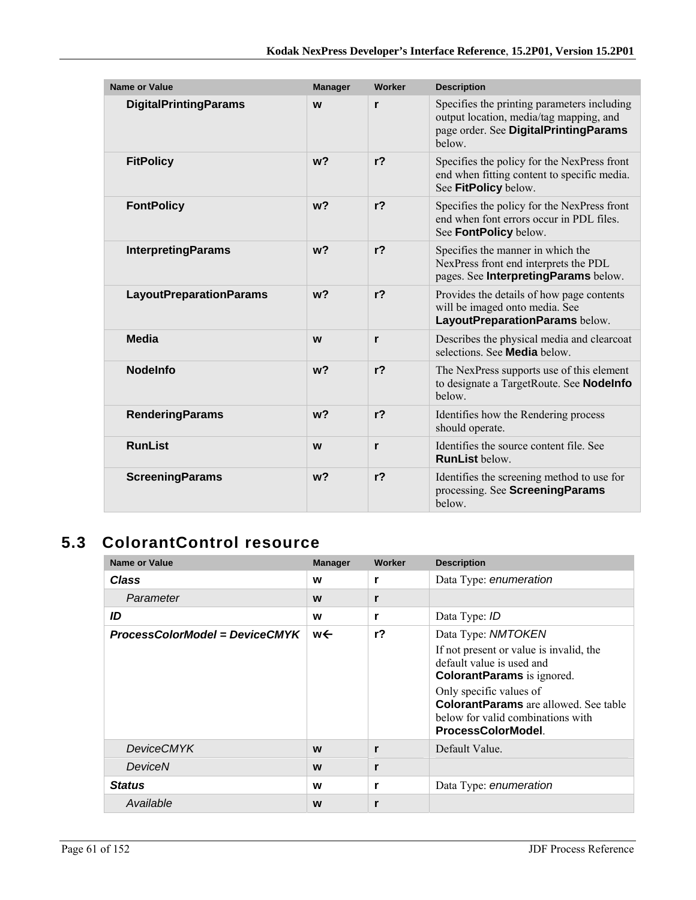| Name or Value | Manager | Worker | Description |
|---|---|---|---|
| **DigitalPrintingParams** | **w** | **r** | Specifies the printing parameters including output location, media/tag mapping, and page order. See **DigitalPrintingParams** below. |
| **FitPolicy** | **w?** | **r?** | Specifies the policy for the NexPress front end when fitting content to specific media. See **FitPolicy** below. |
| **FontPolicy** | **w?** | **r?** | Specifies the policy for the NexPress front end when font errors occur in PDL files. See **FontPolicy** below. |
| **InterpretingParams** | **w?** | **r?** | Specifies the manner in which the NexPress front end interprets the PDL pages. See **InterpretingParams** below. |
| **LayoutPreparationParams** | **w?** | **r?** | Provides the details of how page contents will be imaged onto media. See **LayoutPreparationParams** below. |
| **Media** | **w** | **r** | Describes the physical media and clearcoat selections. See **Media** below. |
| **NodeInfo** | **w?** | **r?** | The NexPress supports use of this element to designate a TargetRoute. See **NodeInfo** below. |
| **RenderingParams** | **w?** | **r?** | Identifies how the Rendering process should operate. |
| **RunList** | **w** | **r** | Identifies the source content file. See **RunList** below. |
| **ScreeningParams** | **w?** | **r?** | Identifies the screening method to use for processing. See **ScreeningParams** below. |

## 5.3 ColorantControl resource

| Name or Value | Manager | Worker | Description |
|---|---|---|---|
| ***Class*** | **w** | **r** | Data Type: *enumeration* |
| *Parameter* | **w** | **r** | |
| ***ID*** | **w** | **r** | Data Type: *ID* |
| ***ProcessColorModel = DeviceCMYK*** | **w←** | **r?** | Data Type: *NMTOKEN*<br>If not present or value is invalid, the default value is used and **ColorantParams** is ignored.<br>Only specific values of **ColorantParams** are allowed. See table below for valid combinations with **ProcessColorModel**. |
| *DeviceCMYK* | **w** | **r** | Default Value. |
| *DeviceN* | **w** | **r** | |
| ***Status*** | **w** | **r** | Data Type: *enumeration* |
| *Available* | **w** | **r** | |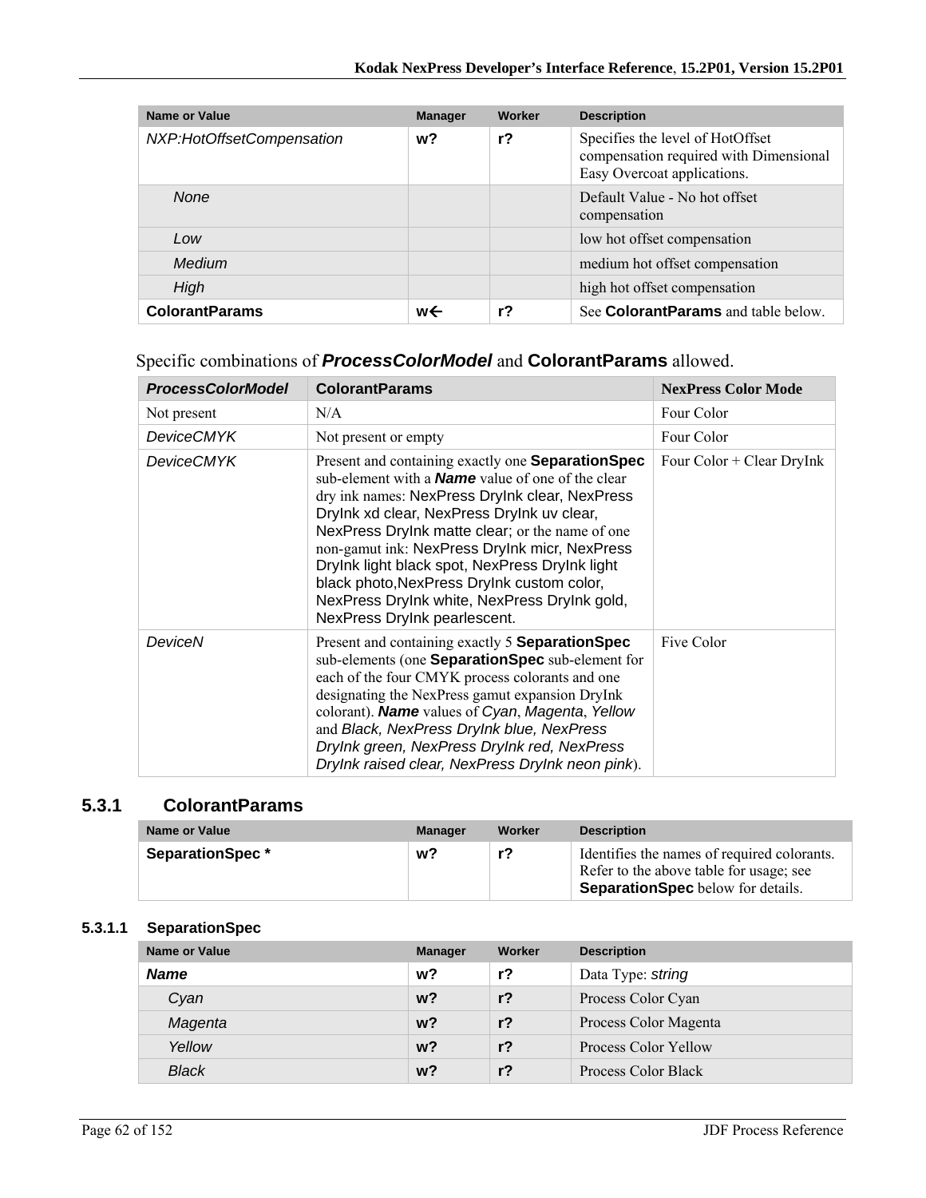| Name or Value | Manager | Worker | Description |
| --- | --- | --- | --- |
| *NXP:HotOffsetCompensation* | **w?** | **r?** | Specifies the level of HotOffset compensation required with Dimensional Easy Overcoat applications. |
| *None* | | | Default Value - No hot offset compensation |
| *Low* | | | low hot offset compensation |
| *Medium* | | | medium hot offset compensation |
| *High* | | | high hot offset compensation |
| **ColorantParams** | **w←** | **r?** | See **ColorantParams** and table below. |

Specific combinations of ***ProcessColorModel*** and **ColorantParams** allowed.

| *ProcessColorModel* | ColorantParams | NexPress Color Mode |
| --- | --- | --- |
| Not present | N/A | Four Color |
| *DeviceCMYK* | Not present or empty | Four Color |
| *DeviceCMYK* | Present and containing exactly one **SeparationSpec** sub-element with a ***Name*** value of one of the clear dry ink names: NexPress DryInk clear, NexPress DryInk xd clear, NexPress DryInk uv clear, NexPress DryInk matte clear; or the name of one non-gamut ink: NexPress DryInk micr, NexPress DryInk light black spot, NexPress DryInk light black photo,NexPress DryInk custom color, NexPress DryInk white, NexPress DryInk gold, NexPress DryInk pearlescent. | Four Color + Clear DryInk |
| *DeviceN* | Present and containing exactly 5 **SeparationSpec** sub-elements (one **SeparationSpec** sub-element for each of the four CMYK process colorants and one designating the NexPress gamut expansion DryInk colorant). ***Name*** values of *Cyan*, *Magenta*, *Yellow* and *Black, NexPress DryInk blue, NexPress DryInk green, NexPress DryInk red, NexPress DryInk raised clear, NexPress DryInk neon pink*). | Five Color |

### 5.3.1 ColorantParams

| Name or Value | Manager | Worker | Description |
| --- | --- | --- | --- |
| **SeparationSpec *** | **w?** | **r?** | Identifies the names of required colorants. Refer to the above table for usage; see **SeparationSpec** below for details. |

#### 5.3.1.1 SeparationSpec

| Name or Value | Manager | Worker | Description |
| --- | --- | --- | --- |
| ***Name*** | **w?** | **r?** | Data Type: *string* |
| *Cyan* | **w?** | **r?** | Process Color Cyan |
| *Magenta* | **w?** | **r?** | Process Color Magenta |
| *Yellow* | **w?** | **r?** | Process Color Yellow |
| *Black* | **w?** | **r?** | Process Color Black |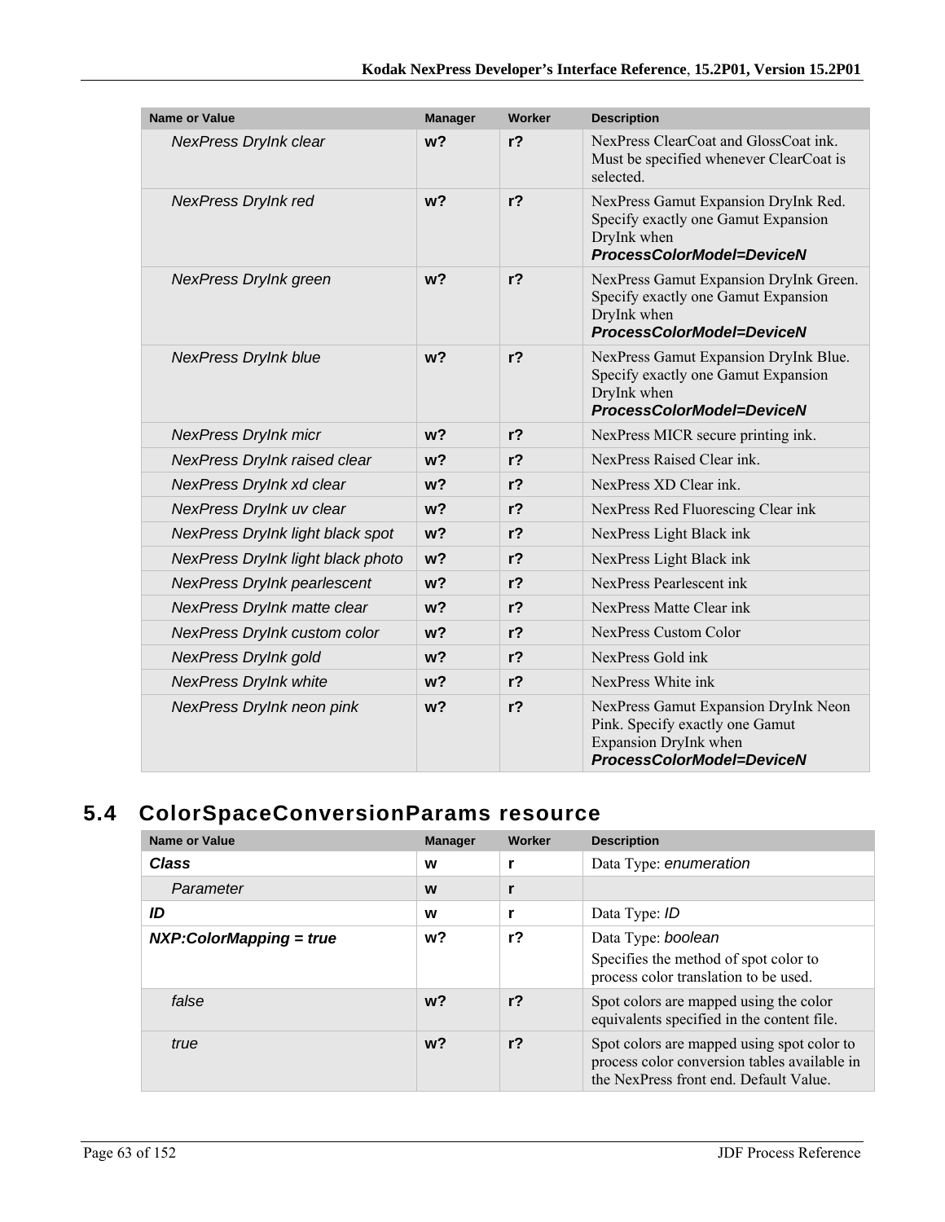| Name or Value | Manager | Worker | Description |
| --- | --- | --- | --- |
| *NexPress DryInk clear* | **w?** | **r?** | NexPress ClearCoat and GlossCoat ink. Must be specified whenever ClearCoat is selected. |
| *NexPress DryInk red* | **w?** | **r?** | NexPress Gamut Expansion DryInk Red. Specify exactly one Gamut Expansion DryInk when ***ProcessColorModel=DeviceN*** |
| *NexPress DryInk green* | **w?** | **r?** | NexPress Gamut Expansion DryInk Green. Specify exactly one Gamut Expansion DryInk when ***ProcessColorModel=DeviceN*** |
| *NexPress DryInk blue* | **w?** | **r?** | NexPress Gamut Expansion DryInk Blue. Specify exactly one Gamut Expansion DryInk when ***ProcessColorModel=DeviceN*** |
| *NexPress DryInk micr* | **w?** | **r?** | NexPress MICR secure printing ink. |
| *NexPress DryInk raised clear* | **w?** | **r?** | NexPress Raised Clear ink. |
| *NexPress DryInk xd clear* | **w?** | **r?** | NexPress XD Clear ink. |
| *NexPress DryInk uv clear* | **w?** | **r?** | NexPress Red Fluorescing Clear ink |
| *NexPress DryInk light black spot* | **w?** | **r?** | NexPress Light Black ink |
| *NexPress DryInk light black photo* | **w?** | **r?** | NexPress Light Black ink |
| *NexPress DryInk pearlescent* | **w?** | **r?** | NexPress Pearlescent ink |
| *NexPress DryInk matte clear* | **w?** | **r?** | NexPress Matte Clear ink |
| *NexPress DryInk custom color* | **w?** | **r?** | NexPress Custom Color |
| *NexPress DryInk gold* | **w?** | **r?** | NexPress Gold ink |
| *NexPress DryInk white* | **w?** | **r?** | NexPress White ink |
| *NexPress DryInk neon pink* | **w?** | **r?** | NexPress Gamut Expansion DryInk Neon Pink. Specify exactly one Gamut Expansion DryInk when ***ProcessColorModel=DeviceN*** |

## 5.4 ColorSpaceConversionParams resource

| Name or Value | Manager | Worker | Description |
| --- | --- | --- | --- |
| ***Class*** | **w** | **r** | Data Type: *enumeration* |
| *Parameter* | **w** | **r** | |
| ***ID*** | **w** | **r** | Data Type: *ID* |
| ***NXP:ColorMapping = true*** | **w?** | **r?** | Data Type: *boolean*<br>Specifies the method of spot color to process color translation to be used. |
| *false* | **w?** | **r?** | Spot colors are mapped using the color equivalents specified in the content file. |
| *true* | **w?** | **r?** | Spot colors are mapped using spot color to process color conversion tables available in the NexPress front end. Default Value. |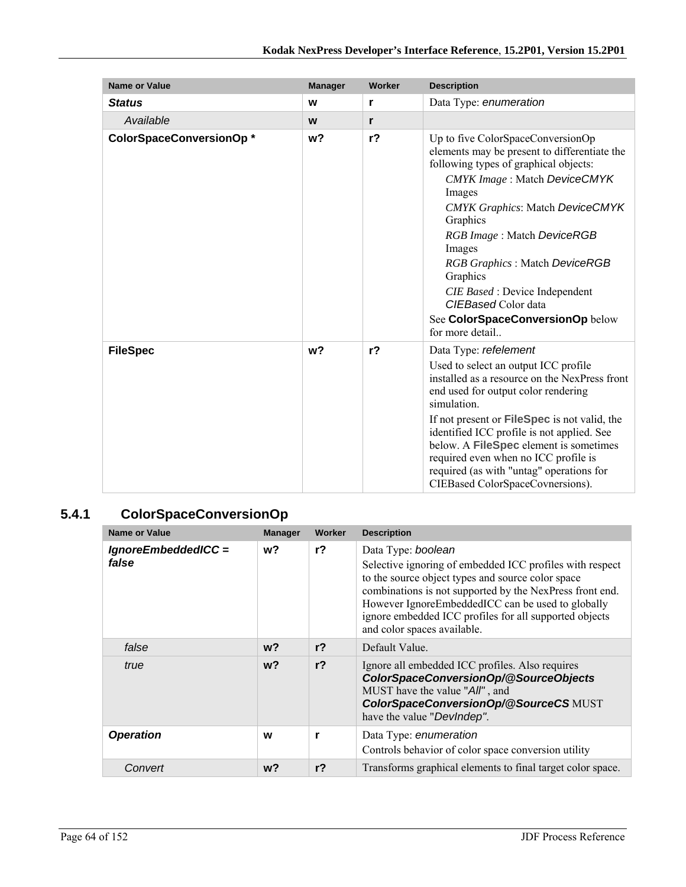| Name or Value | Manager | Worker | Description |
|---|---|---|---|
| ***Status*** | **w** | **r** | Data Type: *enumeration* |
| *Available* | **w** | **r** | |
| **ColorSpaceConversionOp \*** | **w?** | **r?** | Up to five ColorSpaceConversionOp elements may be present to differentiate the following types of graphical objects:<br>*CMYK Image* : Match *DeviceCMYK* Images<br>*CMYK Graphics*: Match *DeviceCMYK* Graphics<br>*RGB Image* : Match *DeviceRGB* Images<br>*RGB Graphics* : Match *DeviceRGB* Graphics<br>*CIE Based* : Device Independent *CIEBased* Color data<br>See **ColorSpaceConversionOp** below for more detail.. |
| **FileSpec** | **w?** | **r?** | Data Type: *refelement*<br>Used to select an output ICC profile installed as a resource on the NexPress front end used for output color rendering simulation.<br>If not present or **FileSpec** is not valid, the identified ICC profile is not applied. See below. A **FileSpec** element is sometimes required even when no ICC profile is required (as with "untag" operations for CIEBased ColorSpaceCovnersions). |

### 5.4.1 ColorSpaceConversionOp

| Name or Value | Manager | Worker | Description |
|---|---|---|---|
| ***IgnoreEmbeddedICC = false*** | **w?** | **r?** | Data Type: *boolean*<br>Selective ignoring of embedded ICC profiles with respect to the source object types and source color space combinations is not supported by the NexPress front end. However IgnoreEmbeddedICC can be used to globally ignore embedded ICC profiles for all supported objects and color spaces available. |
| *false* | **w?** | **r?** | Default Value. |
| *true* | **w?** | **r?** | Ignore all embedded ICC profiles. Also requires ***ColorSpaceConversionOp/@SourceObjects*** MUST have the value "*All*" , and ***ColorSpaceConversionOp/@SourceCS*** MUST have the value "*DevIndep".* |
| ***Operation*** | **w** | **r** | Data Type: *enumeration*<br>Controls behavior of color space conversion utility |
| *Convert* | **w?** | **r?** | Transforms graphical elements to final target color space. |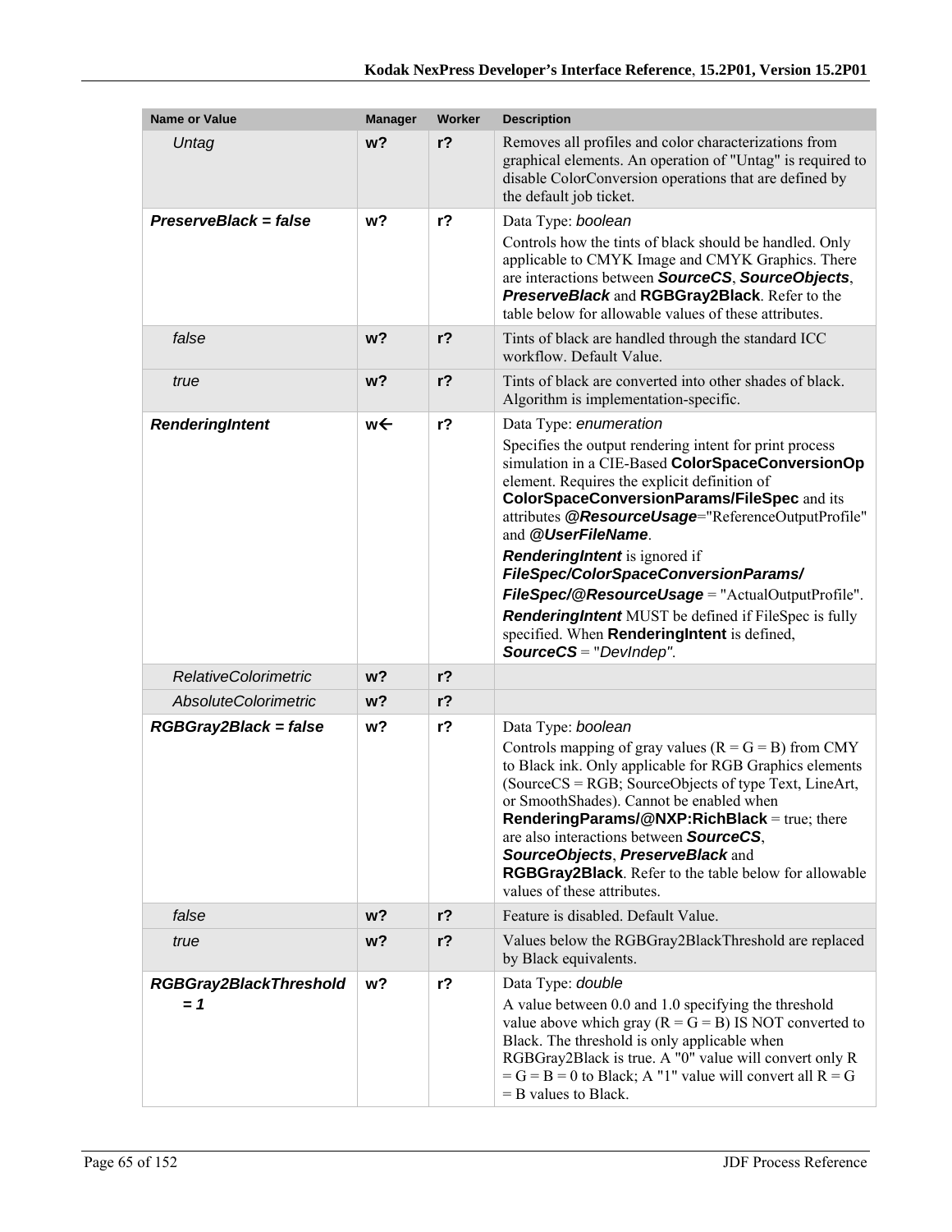| Name or Value | Manager | Worker | Description |
|---|---|---|---|
| *Untag* | **w?** | **r?** | Removes all profiles and color characterizations from graphical elements. An operation of "Untag" is required to disable ColorConversion operations that are defined by the default job ticket. |
| ***PreserveBlack = false*** | **w?** | **r?** | Data Type: *boolean*<br>Controls how the tints of black should be handled. Only applicable to CMYK Image and CMYK Graphics. There are interactions between ***SourceCS***, ***SourceObjects***, ***PreserveBlack*** and **RGBGray2Black**. Refer to the table below for allowable values of these attributes. |
| *false* | **w?** | **r?** | Tints of black are handled through the standard ICC workflow. Default Value. |
| *true* | **w?** | **r?** | Tints of black are converted into other shades of black. Algorithm is implementation-specific. |
| ***RenderingIntent*** | **w←** | **r?** | Data Type: *enumeration*<br>Specifies the output rendering intent for print process simulation in a CIE-Based **ColorSpaceConversionOp** element. Requires the explicit definition of **ColorSpaceConversionParams/FileSpec** and its attributes ***@ResourceUsage***="ReferenceOutputProfile" and ***@UserFileName***.<br>***RenderingIntent*** is ignored if ***FileSpec/ColorSpaceConversionParams/ FileSpec/@ResourceUsage*** = "ActualOutputProfile".<br>***RenderingIntent*** MUST be defined if FileSpec is fully specified. When **RenderingIntent** is defined, ***SourceCS*** = "*DevIndep"*. |
| *RelativeColorimetric* | **w?** | **r?** | |
| *AbsoluteColorimetric* | **w?** | **r?** | |
| ***RGBGray2Black = false*** | **w?** | **r?** | Data Type: *boolean*<br>Controls mapping of gray values (R = G = B) from CMY to Black ink. Only applicable for RGB Graphics elements (SourceCS = RGB; SourceObjects of type Text, LineArt, or SmoothShades). Cannot be enabled when **RenderingParams/@NXP:RichBlack** = true; there are also interactions between ***SourceCS***, ***SourceObjects***, ***PreserveBlack*** and **RGBGray2Black**. Refer to the table below for allowable values of these attributes. |
| *false* | **w?** | **r?** | Feature is disabled. Default Value. |
| *true* | **w?** | **r?** | Values below the RGBGray2BlackThreshold are replaced by Black equivalents. |
| ***RGBGray2BlackThreshold = 1*** | **w?** | **r?** | Data Type: *double*<br>A value between 0.0 and 1.0 specifying the threshold value above which gray (R = G = B) IS NOT converted to Black. The threshold is only applicable when RGBGray2Black is true. A "0" value will convert only R = G = B = 0 to Black; A "1" value will convert all R = G = B values to Black. |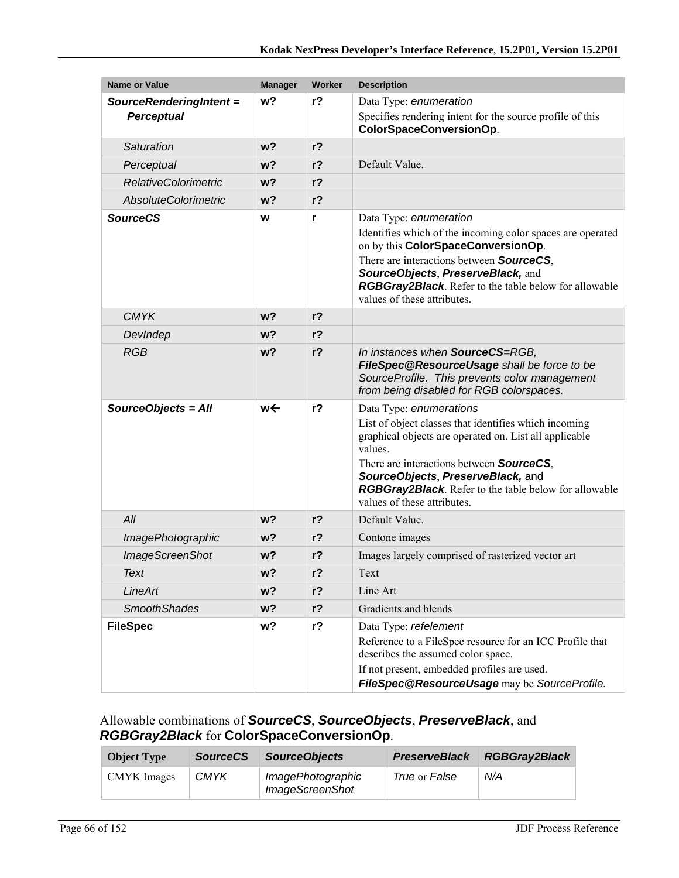| Name or Value | Manager | Worker | Description |
|---|---|---|---|
| ***SourceRenderingIntent = Perceptual*** | **w?** | **r?** | Data Type: *enumeration*<br>Specifies rendering intent for the source profile of this **ColorSpaceConversionOp**. |
| *Saturation* | **w?** | **r?** | |
| *Perceptual* | **w?** | **r?** | Default Value. |
| *RelativeColorimetric* | **w?** | **r?** | |
| *AbsoluteColorimetric* | **w?** | **r?** | |
| ***SourceCS*** | **w** | **r** | Data Type: *enumeration*<br>Identifies which of the incoming color spaces are operated on by this **ColorSpaceConversionOp**.<br>There are interactions between ***SourceCS***, ***SourceObjects***, ***PreserveBlack,*** and ***RGBGray2Black***. Refer to the table below for allowable values of these attributes. |
| *CMYK* | **w?** | **r?** | |
| *DevIndep* | **w?** | **r?** | |
| *RGB* | **w?** | **r?** | *In instances when **SourceCS=**RGB, **FileSpec@ResourceUsage** shall be force to be SourceProfile. This prevents color management from being disabled for RGB colorspaces.* |
| ***SourceObjects = All*** | **w←** | **r?** | Data Type: *enumerations*<br>List of object classes that identifies which incoming graphical objects are operated on. List all applicable values.<br>There are interactions between ***SourceCS***, ***SourceObjects***, ***PreserveBlack,*** and ***RGBGray2Black***. Refer to the table below for allowable values of these attributes. |
| *All* | **w?** | **r?** | Default Value. |
| *ImagePhotographic* | **w?** | **r?** | Contone images |
| *ImageScreenShot* | **w?** | **r?** | Images largely comprised of rasterized vector art |
| *Text* | **w?** | **r?** | Text |
| *LineArt* | **w?** | **r?** | Line Art |
| *SmoothShades* | **w?** | **r?** | Gradients and blends |
| **FileSpec** | **w?** | **r?** | Data Type: *refelement*<br>Reference to a FileSpec resource for an ICC Profile that describes the assumed color space.<br>If not present, embedded profiles are used.<br>***FileSpec@ResourceUsage*** may be *SourceProfile.* |

Allowable combinations of ***SourceCS***, ***SourceObjects***, ***PreserveBlack***, and ***RGBGray2Black*** for **ColorSpaceConversionOp**.

| Object Type | *SourceCS* | *SourceObjects* | *PreserveBlack* | *RGBGray2Black* |
|---|---|---|---|---|
| CMYK Images | *CMYK* | *ImagePhotographic*<br>*ImageScreenShot* | *True* or *False* | *N/A* |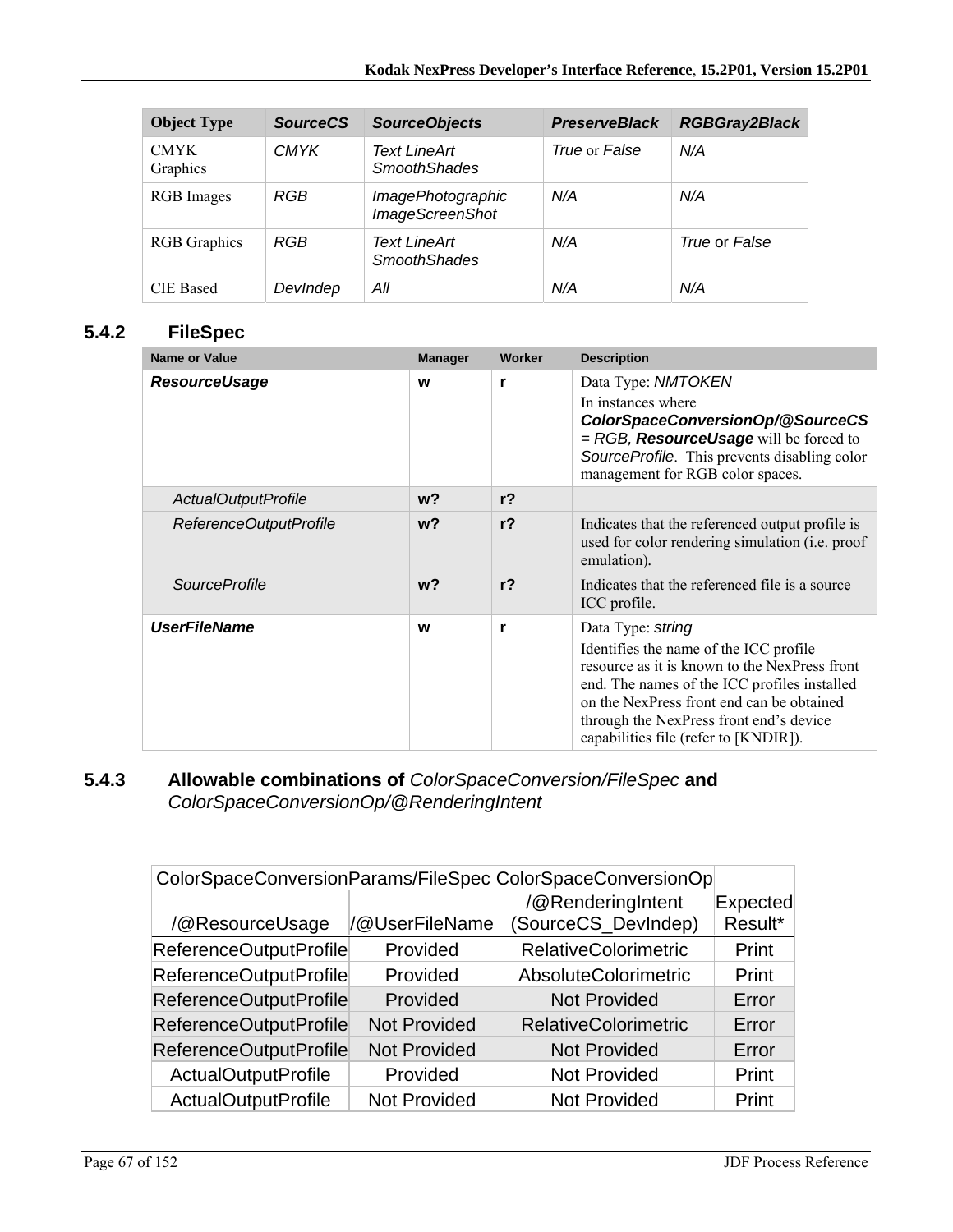| Object Type | *SourceCS* | *SourceObjects* | *PreserveBlack* | *RGBGray2Black* |
|---|---|---|---|---|
| CMYK Graphics | *CMYK* | *Text LineArt SmoothShades* | *True* or *False* | *N/A* |
| RGB Images | *RGB* | *ImagePhotographic ImageScreenShot* | *N/A* | *N/A* |
| RGB Graphics | *RGB* | *Text LineArt SmoothShades* | *N/A* | *True* or *False* |
| CIE Based | *DevIndep* | *All* | *N/A* | *N/A* |

### 5.4.2 FileSpec

| Name or Value | Manager | Worker | Description |
|---|---|---|---|
| ***ResourceUsage*** | **w** | **r** | Data Type: *NMTOKEN*<br>In instances where ***ColorSpaceConversionOp/@SourceCS*** = *RGB*, ***ResourceUsage*** will be forced to *SourceProfile*. This prevents disabling color management for RGB color spaces. |
| *ActualOutputProfile* | **w?** | **r?** | |
| *ReferenceOutputProfile* | **w?** | **r?** | Indicates that the referenced output profile is used for color rendering simulation (i.e. proof emulation). |
| *SourceProfile* | **w?** | **r?** | Indicates that the referenced file is a source ICC profile. |
| ***UserFileName*** | **w** | **r** | Data Type: *string*<br>Identifies the name of the ICC profile resource as it is known to the NexPress front end. The names of the ICC profiles installed on the NexPress front end can be obtained through the NexPress front end's device capabilities file (refer to [KNDIR]). |

### 5.4.3 Allowable combinations of *ColorSpaceConversion/FileSpec* and *ColorSpaceConversionOp/@RenderingIntent*

| ColorSpaceConversionParams/FileSpec | | ColorSpaceConversionOp | |
|---|---|---|---|
| /@ResourceUsage | /@UserFileName | /@RenderingIntent (SourceCS_DevIndep) | Expected Result* |
| ReferenceOutputProfile | Provided | RelativeColorimetric | Print |
| ReferenceOutputProfile | Provided | AbsoluteColorimetric | Print |
| ReferenceOutputProfile | Provided | Not Provided | Error |
| ReferenceOutputProfile | Not Provided | RelativeColorimetric | Error |
| ReferenceOutputProfile | Not Provided | Not Provided | Error |
| ActualOutputProfile | Provided | Not Provided | Print |
| ActualOutputProfile | Not Provided | Not Provided | Print |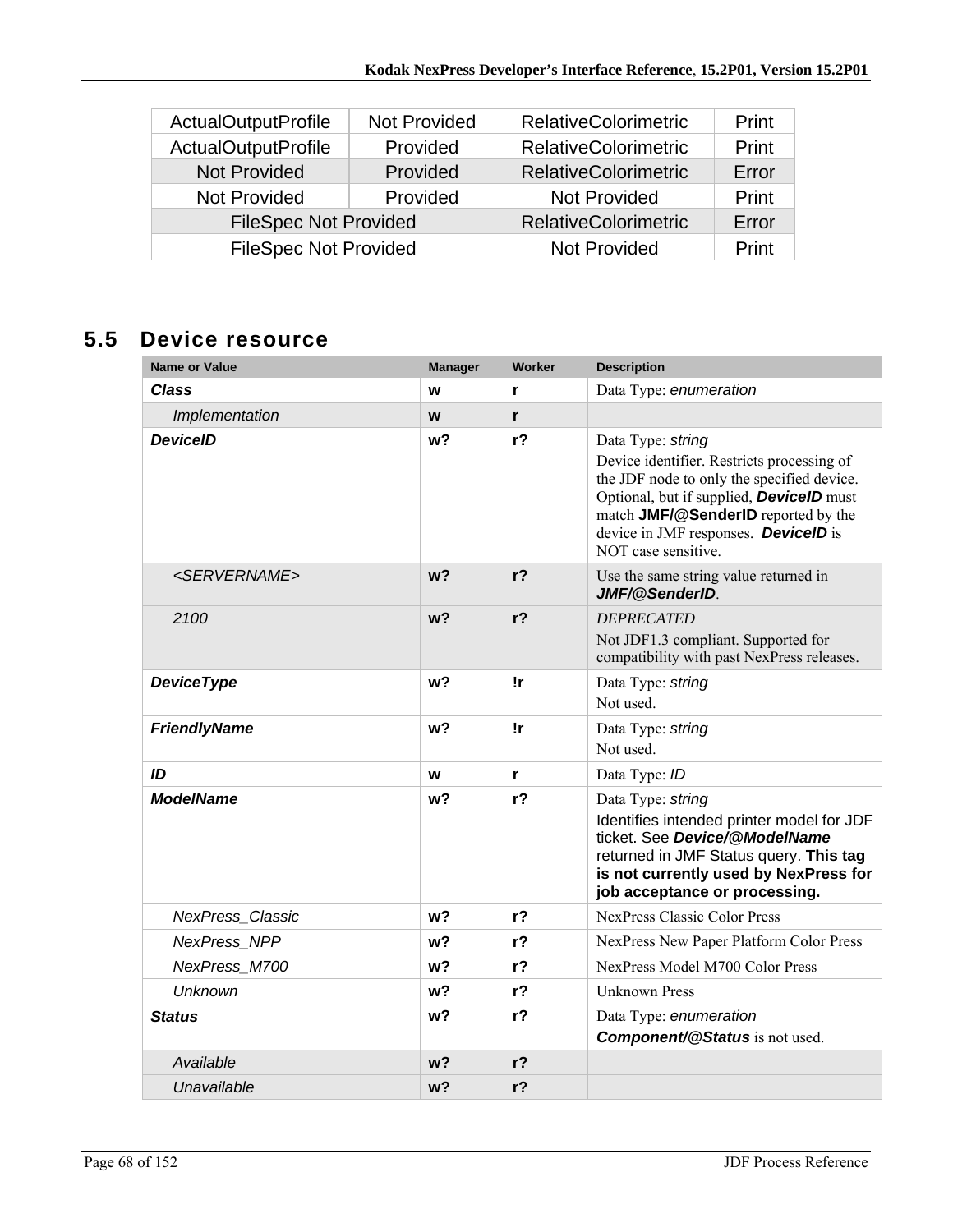| ActualOutputProfile | Not Provided | RelativeColorimetric | Print |
|---|---|---|---|
| ActualOutputProfile | Provided | RelativeColorimetric | Print |
| Not Provided | Provided | RelativeColorimetric | Error |
| Not Provided | Provided | Not Provided | Print |
| FileSpec Not Provided | | RelativeColorimetric | Error |
| FileSpec Not Provided | | Not Provided | Print |

## 5.5 Device resource

| Name or Value | Manager | Worker | Description |
|---|---|---|---|
| ***Class*** | **w** | **r** | Data Type: *enumeration* |
| *Implementation* | **w** | **r** | |
| ***DeviceID*** | **w?** | **r?** | Data Type: *string*<br>Device identifier. Restricts processing of the JDF node to only the specified device. Optional, but if supplied, ***DeviceID*** must match **JMF/@SenderID** reported by the device in JMF responses. ***DeviceID*** is NOT case sensitive. |
| *<SERVERNAME>* | **w?** | **r?** | Use the same string value returned in ***JMF/@SenderID***. |
| *2100* | **w?** | **r?** | *DEPRECATED*<br>Not JDF1.3 compliant. Supported for compatibility with past NexPress releases. |
| ***DeviceType*** | **w?** | **!r** | Data Type: *string*<br>Not used. |
| ***FriendlyName*** | **w?** | **!r** | Data Type: *string*<br>Not used. |
| ***ID*** | **w** | **r** | Data Type: *ID* |
| ***ModelName*** | **w?** | **r?** | Data Type: *string*<br>Identifies intended printer model for JDF ticket. See ***Device/@ModelName*** returned in JMF Status query. **This tag is not currently used by NexPress for job acceptance or processing.** |
| *NexPress_Classic* | **w?** | **r?** | NexPress Classic Color Press |
| *NexPress_NPP* | **w?** | **r?** | NexPress New Paper Platform Color Press |
| *NexPress_M700* | **w?** | **r?** | NexPress Model M700 Color Press |
| *Unknown* | **w?** | **r?** | Unknown Press |
| ***Status*** | **w?** | **r?** | Data Type: *enumeration*<br>***Component/@Status*** is not used. |
| *Available* | **w?** | **r?** | |
| *Unavailable* | **w?** | **r?** | |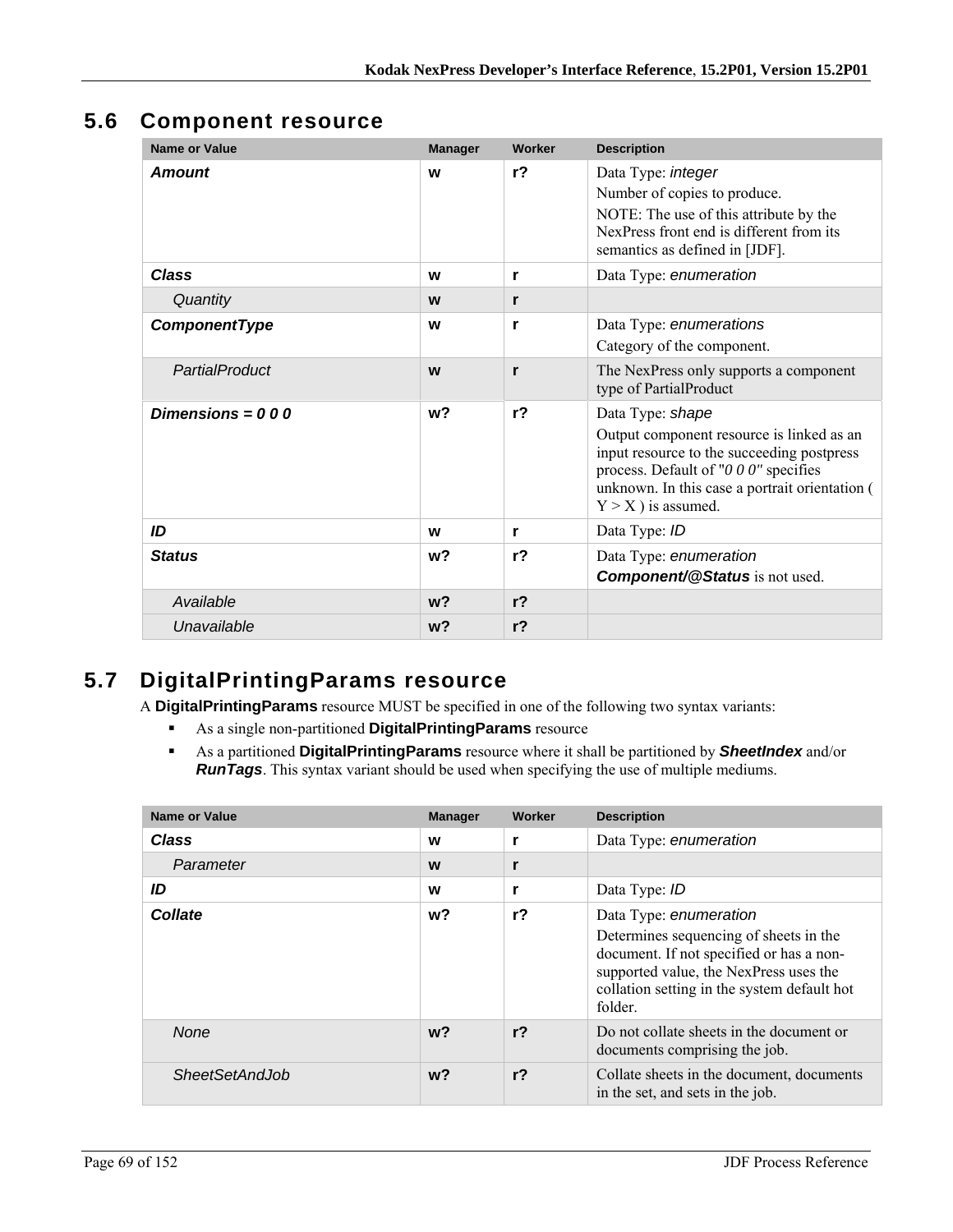## 5.6 Component resource

| Name or Value | Manager | Worker | Description |
|---|---|---|---|
| ***Amount*** | **w** | **r?** | Data Type: *integer*<br>Number of copies to produce.<br>NOTE: The use of this attribute by the NexPress front end is different from its semantics as defined in [JDF]. |
| ***Class*** | **w** | **r** | Data Type: *enumeration* |
| *Quantity* | **w** | **r** | |
| ***ComponentType*** | **w** | **r** | Data Type: *enumerations*<br>Category of the component. |
| *PartialProduct* | **w** | **r** | The NexPress only supports a component type of PartialProduct |
| ***Dimensions = 0 0 0*** | **w?** | **r?** | Data Type: *shape*<br>Output component resource is linked as an input resource to the succeeding postpress process. Default of "*0 0 0*" specifies unknown. In this case a portrait orientation ( Y > X ) is assumed. |
| ***ID*** | **w** | **r** | Data Type: *ID* |
| ***Status*** | **w?** | **r?** | Data Type: *enumeration*<br>***Component/@Status*** is not used. |
| *Available* | **w?** | **r?** | |
| *Unavailable* | **w?** | **r?** | |

## 5.7 DigitalPrintingParams resource

A **DigitalPrintingParams** resource MUST be specified in one of the following two syntax variants:

- As a single non-partitioned **DigitalPrintingParams** resource
- As a partitioned **DigitalPrintingParams** resource where it shall be partitioned by ***SheetIndex*** and/or ***RunTags***. This syntax variant should be used when specifying the use of multiple mediums.

| Name or Value | Manager | Worker | Description |
|---|---|---|---|
| ***Class*** | **w** | **r** | Data Type: *enumeration* |
| *Parameter* | **w** | **r** | |
| ***ID*** | **w** | **r** | Data Type: *ID* |
| ***Collate*** | **w?** | **r?** | Data Type: *enumeration*<br>Determines sequencing of sheets in the document. If not specified or has a non-supported value, the NexPress uses the collation setting in the system default hot folder. |
| *None* | **w?** | **r?** | Do not collate sheets in the document or documents comprising the job. |
| *SheetSetAndJob* | **w?** | **r?** | Collate sheets in the document, documents in the set, and sets in the job. |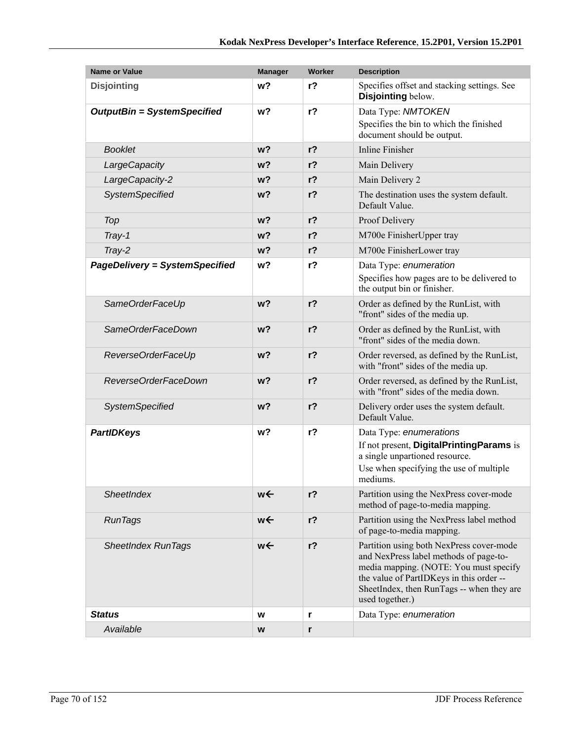| Name or Value | Manager | Worker | Description |
|---|---|---|---|
| Disjointing | **w?** | **r?** | Specifies offset and stacking settings. See **Disjointing** below. |
| ***OutputBin = SystemSpecified*** | **w?** | **r?** | Data Type: *NMTOKEN*<br>Specifies the bin to which the finished document should be output. |
| *Booklet* | **w?** | **r?** | Inline Finisher |
| *LargeCapacity* | **w?** | **r?** | Main Delivery |
| *LargeCapacity-2* | **w?** | **r?** | Main Delivery 2 |
| *SystemSpecified* | **w?** | **r?** | The destination uses the system default. Default Value. |
| *Top* | **w?** | **r?** | Proof Delivery |
| *Tray-1* | **w?** | **r?** | M700e FinisherUpper tray |
| *Tray-2* | **w?** | **r?** | M700e FinisherLower tray |
| ***PageDelivery = SystemSpecified*** | **w?** | **r?** | Data Type: *enumeration*<br>Specifies how pages are to be delivered to the output bin or finisher. |
| *SameOrderFaceUp* | **w?** | **r?** | Order as defined by the RunList, with "front" sides of the media up. |
| *SameOrderFaceDown* | **w?** | **r?** | Order as defined by the RunList, with "front" sides of the media down. |
| *ReverseOrderFaceUp* | **w?** | **r?** | Order reversed, as defined by the RunList, with "front" sides of the media up. |
| *ReverseOrderFaceDown* | **w?** | **r?** | Order reversed, as defined by the RunList, with "front" sides of the media down. |
| *SystemSpecified* | **w?** | **r?** | Delivery order uses the system default. Default Value. |
| ***PartIDKeys*** | **w?** | **r?** | Data Type: *enumerations*<br>If not present, **DigitalPrintingParams** is a single unpartioned resource.<br>Use when specifying the use of multiple mediums. |
| *SheetIndex* | **w←** | **r?** | Partition using the NexPress cover-mode method of page-to-media mapping. |
| *RunTags* | **w←** | **r?** | Partition using the NexPress label method of page-to-media mapping. |
| *SheetIndex RunTags* | **w←** | **r?** | Partition using both NexPress cover-mode and NexPress label methods of page-to-media mapping. (NOTE: You must specify the value of PartIDKeys in this order -- SheetIndex, then RunTags -- when they are used together.) |
| ***Status*** | **w** | **r** | Data Type: *enumeration* |
| *Available* | **w** | **r** | |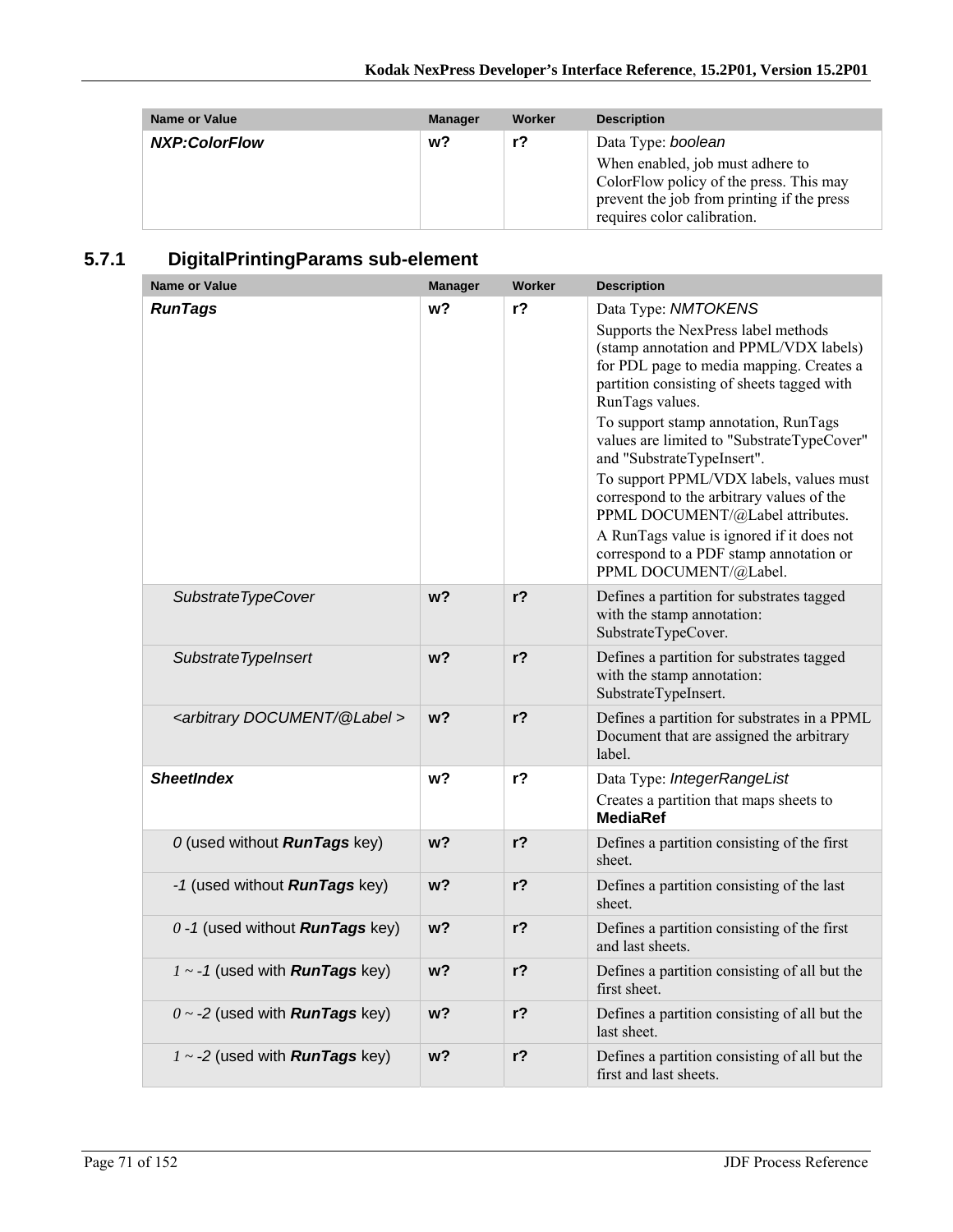| Name or Value | Manager | Worker | Description |
|---|---|---|---|
| ***NXP:ColorFlow*** | **w?** | **r?** | Data Type: *boolean*<br>When enabled, job must adhere to ColorFlow policy of the press. This may prevent the job from printing if the press requires color calibration. |

### 5.7.1 DigitalPrintingParams sub-element

| Name or Value | Manager | Worker | Description |
|---|---|---|---|
| ***RunTags*** | **w?** | **r?** | Data Type: *NMTOKENS*<br>Supports the NexPress label methods (stamp annotation and PPML/VDX labels) for PDL page to media mapping. Creates a partition consisting of sheets tagged with RunTags values.<br>To support stamp annotation, RunTags values are limited to "SubstrateTypeCover" and "SubstrateTypeInsert".<br>To support PPML/VDX labels, values must correspond to the arbitrary values of the PPML DOCUMENT/@Label attributes.<br>A RunTags value is ignored if it does not correspond to a PDF stamp annotation or PPML DOCUMENT/@Label. |
| *SubstrateTypeCover* | **w?** | **r?** | Defines a partition for substrates tagged with the stamp annotation: SubstrateTypeCover. |
| *SubstrateTypeInsert* | **w?** | **r?** | Defines a partition for substrates tagged with the stamp annotation: SubstrateTypeInsert. |
| *<arbitrary DOCUMENT/@Label >* | **w?** | **r?** | Defines a partition for substrates in a PPML Document that are assigned the arbitrary label. |
| ***SheetIndex*** | **w?** | **r?** | Data Type: *IntegerRangeList*<br>Creates a partition that maps sheets to **MediaRef** |
| *0* (used without ***RunTags*** key) | **w?** | **r?** | Defines a partition consisting of the first sheet. |
| *-1* (used without ***RunTags*** key) | **w?** | **r?** | Defines a partition consisting of the last sheet. |
| *0 -1* (used without ***RunTags*** key) | **w?** | **r?** | Defines a partition consisting of the first and last sheets. |
| *1 ~ -1* (used with ***RunTags*** key) | **w?** | **r?** | Defines a partition consisting of all but the first sheet. |
| *0 ~ -2* (used with ***RunTags*** key) | **w?** | **r?** | Defines a partition consisting of all but the last sheet. |
| *1 ~ -2* (used with ***RunTags*** key) | **w?** | **r?** | Defines a partition consisting of all but the first and last sheets. |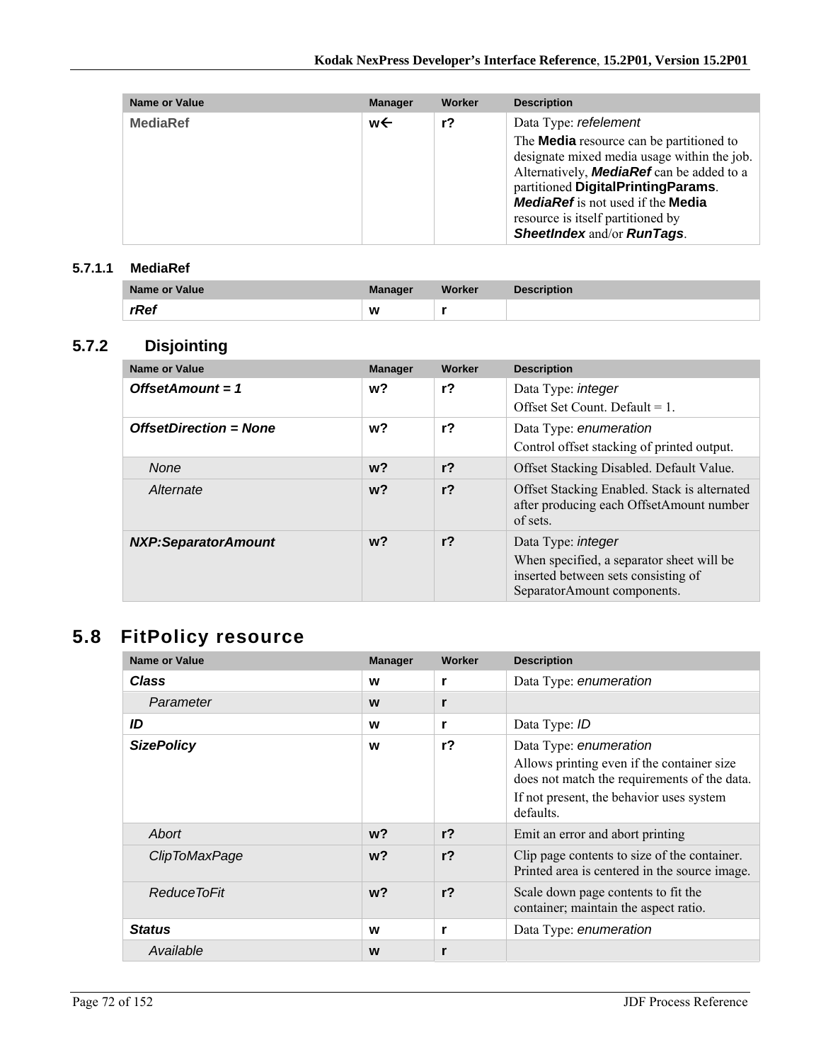| Name or Value | Manager | Worker | Description |
|---|---|---|---|
| **MediaRef** | w← | r? | Data Type: *refelement*<br>The **Media** resource can be partitioned to designate mixed media usage within the job. Alternatively, ***MediaRef*** can be added to a partitioned **DigitalPrintingParams**. ***MediaRef*** is not used if the **Media** resource is itself partitioned by ***SheetIndex*** and/or ***RunTags***. |

#### 5.7.1.1 MediaRef

| Name or Value | Manager | Worker | Description |
|---|---|---|---|
| ***rRef*** | w | r | |

### 5.7.2 Disjointing

| Name or Value | Manager | Worker | Description |
|---|---|---|---|
| ***OffsetAmount = 1*** | w? | r? | Data Type: *integer*<br>Offset Set Count. Default = 1. |
| ***OffsetDirection = None*** | w? | r? | Data Type: *enumeration*<br>Control offset stacking of printed output. |
| *None* | w? | r? | Offset Stacking Disabled. Default Value. |
| *Alternate* | w? | r? | Offset Stacking Enabled. Stack is alternated after producing each OffsetAmount number of sets. |
| ***NXP:SeparatorAmount*** | w? | r? | Data Type: *integer*<br>When specified, a separator sheet will be inserted between sets consisting of SeparatorAmount components. |

## 5.8 FitPolicy resource

| Name or Value | Manager | Worker | Description |
|---|---|---|---|
| ***Class*** | w | r | Data Type: *enumeration* |
| *Parameter* | w | r | |
| ***ID*** | w | r | Data Type: *ID* |
| ***SizePolicy*** | w | r? | Data Type: *enumeration*<br>Allows printing even if the container size does not match the requirements of the data.<br>If not present, the behavior uses system defaults. |
| *Abort* | w? | r? | Emit an error and abort printing |
| *ClipToMaxPage* | w? | r? | Clip page contents to size of the container. Printed area is centered in the source image. |
| *ReduceToFit* | w? | r? | Scale down page contents to fit the container; maintain the aspect ratio. |
| ***Status*** | w | r | Data Type: *enumeration* |
| *Available* | w | r | |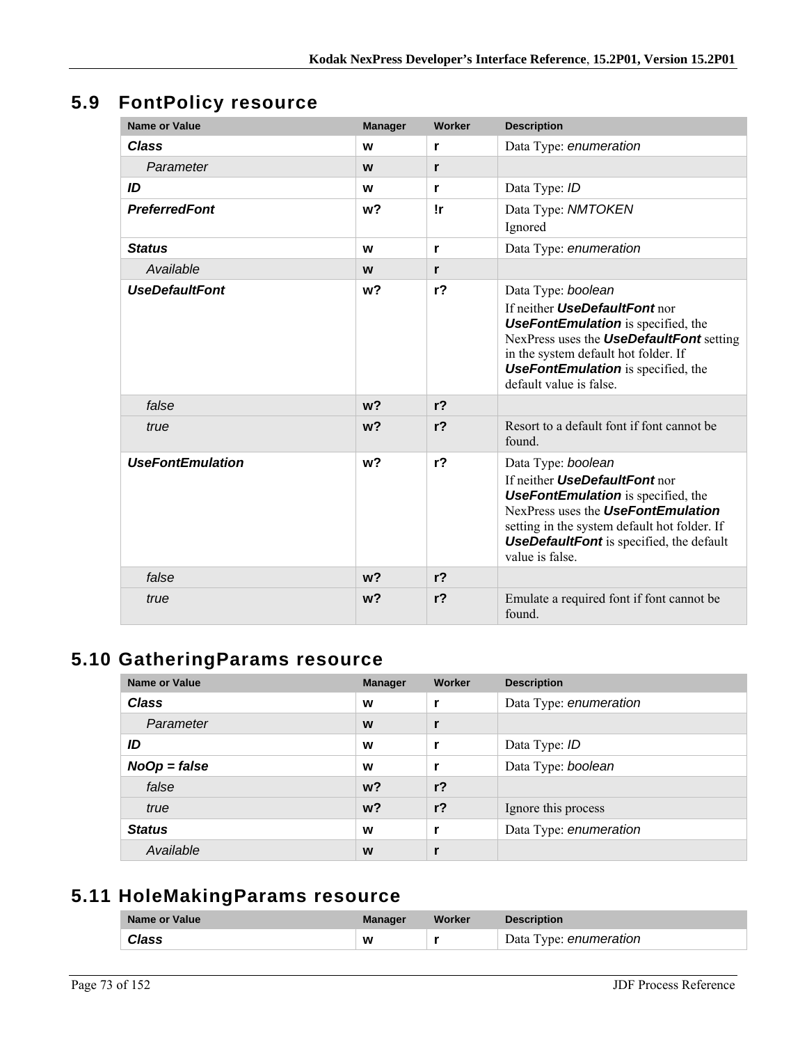## 5.9 FontPolicy resource

| Name or Value | Manager | Worker | Description |
|---|---|---|---|
| ***Class*** | **w** | **r** | Data Type: *enumeration* |
| *Parameter* | **w** | **r** | |
| ***ID*** | **w** | **r** | Data Type: *ID* |
| ***PreferredFont*** | **w?** | **!r** | Data Type: *NMTOKEN*<br>Ignored |
| ***Status*** | **w** | **r** | Data Type: *enumeration* |
| *Available* | **w** | **r** | |
| ***UseDefaultFont*** | **w?** | **r?** | Data Type: *boolean*<br>If neither ***UseDefaultFont*** nor ***UseFontEmulation*** is specified, the NexPress uses the ***UseDefaultFont*** setting in the system default hot folder. If ***UseFontEmulation*** is specified, the default value is false. |
| *false* | **w?** | **r?** | |
| *true* | **w?** | **r?** | Resort to a default font if font cannot be found. |
| ***UseFontEmulation*** | **w?** | **r?** | Data Type: *boolean*<br>If neither ***UseDefaultFont*** nor ***UseFontEmulation*** is specified, the NexPress uses the ***UseFontEmulation*** setting in the system default hot folder. If ***UseDefaultFont*** is specified, the default value is false. |
| *false* | **w?** | **r?** | |
| *true* | **w?** | **r?** | Emulate a required font if font cannot be found. |

## 5.10 GatheringParams resource

| Name or Value | Manager | Worker | Description |
|---|---|---|---|
| ***Class*** | **w** | **r** | Data Type: *enumeration* |
| *Parameter* | **w** | **r** | |
| ***ID*** | **w** | **r** | Data Type: *ID* |
| ***NoOp = false*** | **w** | **r** | Data Type: *boolean* |
| *false* | **w?** | **r?** | |
| *true* | **w?** | **r?** | Ignore this process |
| ***Status*** | **w** | **r** | Data Type: *enumeration* |
| *Available* | **w** | **r** | |

## 5.11 HoleMakingParams resource

| Name or Value | Manager | Worker | Description |
|---|---|---|---|
| ***Class*** | **w** | **r** | Data Type: *enumeration* |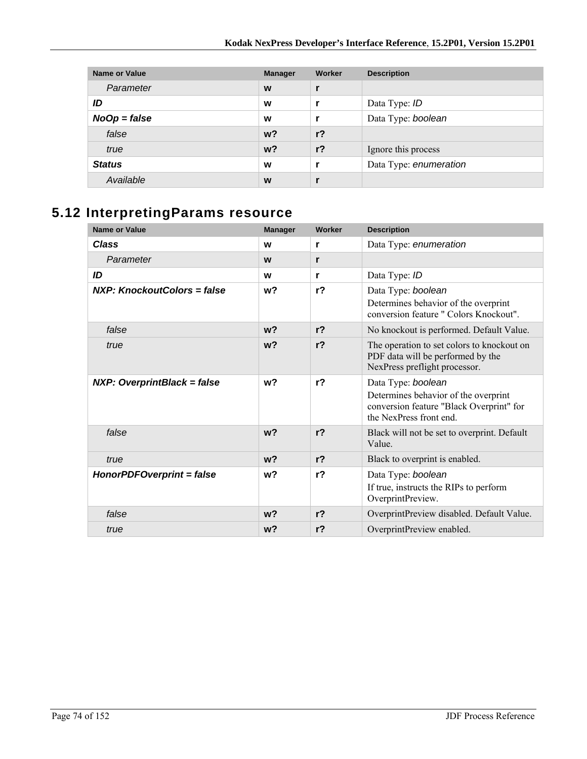| Name or Value | Manager | Worker | Description |
|---|---|---|---|
| *Parameter* | **w** | **r** | |
| ***ID*** | **w** | **r** | Data Type: *ID* |
| ***NoOp = false*** | **w** | **r** | Data Type: *boolean* |
| *false* | **w?** | **r?** | |
| *true* | **w?** | **r?** | Ignore this process |
| ***Status*** | **w** | **r** | Data Type: *enumeration* |
| *Available* | **w** | **r** | |

## 5.12 InterpretingParams resource

| Name or Value | Manager | Worker | Description |
|---|---|---|---|
| ***Class*** | **w** | **r** | Data Type: *enumeration* |
| *Parameter* | **w** | **r** | |
| ***ID*** | **w** | **r** | Data Type: *ID* |
| ***NXP: KnockoutColors = false*** | **w?** | **r?** | Data Type: *boolean*<br>Determines behavior of the overprint conversion feature " Colors Knockout". |
| *false* | **w?** | **r?** | No knockout is performed. Default Value. |
| *true* | **w?** | **r?** | The operation to set colors to knockout on PDF data will be performed by the NexPress preflight processor. |
| ***NXP: OverprintBlack = false*** | **w?** | **r?** | Data Type: *boolean*<br>Determines behavior of the overprint conversion feature "Black Overprint" for the NexPress front end. |
| *false* | **w?** | **r?** | Black will not be set to overprint. Default Value. |
| *true* | **w?** | **r?** | Black to overprint is enabled. |
| ***HonorPDFOverprint = false*** | **w?** | **r?** | Data Type: *boolean*<br>If true, instructs the RIPs to perform OverprintPreview. |
| *false* | **w?** | **r?** | OverprintPreview disabled. Default Value. |
| *true* | **w?** | **r?** | OverprintPreview enabled. |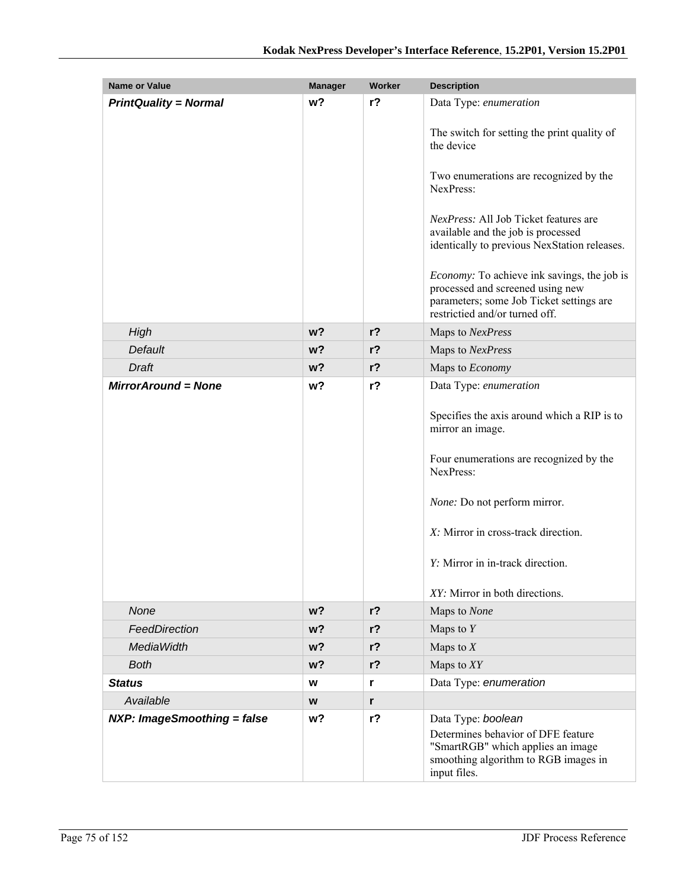| Name or Value | Manager | Worker | Description |
|---|---|---|---|
| ***PrintQuality = Normal*** | **w?** | **r?** | Data Type: *enumeration*<br><br>The switch for setting the print quality of the device<br><br>Two enumerations are recognized by the NexPress:<br><br>*NexPress:* All Job Ticket features are available and the job is processed identically to previous NexStation releases.<br><br>*Economy:* To achieve ink savings, the job is processed and screened using new parameters; some Job Ticket settings are restrictied and/or turned off. |
| *High* | **w?** | **r?** | Maps to *NexPress* |
| *Default* | **w?** | **r?** | Maps to *NexPress* |
| *Draft* | **w?** | **r?** | Maps to *Economy* |
| ***MirrorAround = None*** | **w?** | **r?** | Data Type: *enumeration*<br><br>Specifies the axis around which a RIP is to mirror an image.<br><br>Four enumerations are recognized by the NexPress:<br><br>*None:* Do not perform mirror.<br><br>*X:* Mirror in cross-track direction.<br><br>*Y:* Mirror in in-track direction.<br><br>*XY:* Mirror in both directions. |
| *None* | **w?** | **r?** | Maps to *None* |
| *FeedDirection* | **w?** | **r?** | Maps to *Y* |
| *MediaWidth* | **w?** | **r?** | Maps to *X* |
| *Both* | **w?** | **r?** | Maps to *XY* |
| ***Status*** | **w** | **r** | Data Type: *enumeration* |
| *Available* | **w** | **r** | |
| ***NXP: ImageSmoothing = false*** | **w?** | **r?** | Data Type: *boolean*<br>Determines behavior of DFE feature "SmartRGB" which applies an image smoothing algorithm to RGB images in input files. |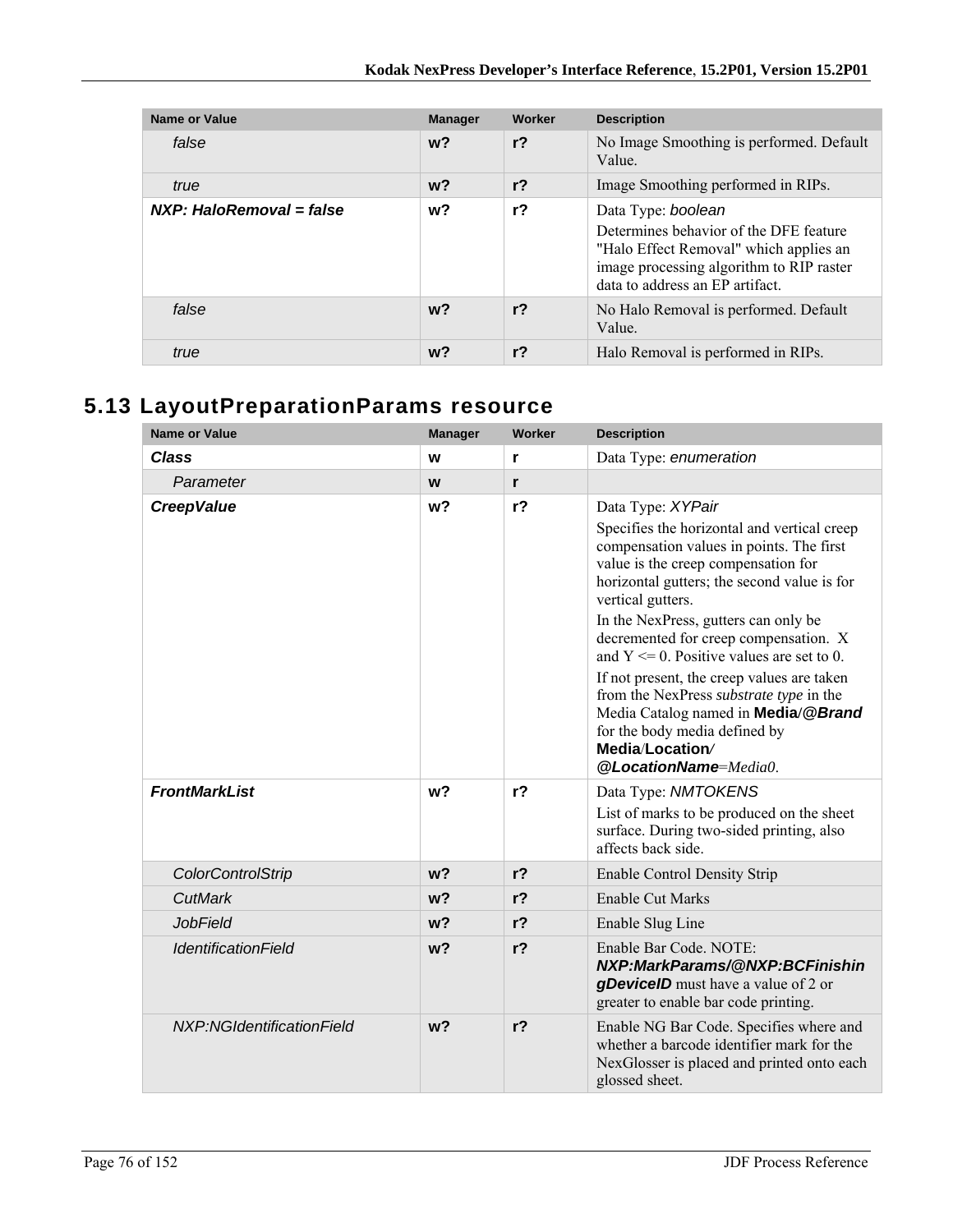| Name or Value | Manager | Worker | Description |
| --- | --- | --- | --- |
| *false* | **w?** | **r?** | No Image Smoothing is performed. Default Value. |
| *true* | **w?** | **r?** | Image Smoothing performed in RIPs. |
| ***NXP: HaloRemoval = false*** | **w?** | **r?** | Data Type: *boolean*<br>Determines behavior of the DFE feature "Halo Effect Removal" which applies an image processing algorithm to RIP raster data to address an EP artifact. |
| *false* | **w?** | **r?** | No Halo Removal is performed. Default Value. |
| *true* | **w?** | **r?** | Halo Removal is performed in RIPs. |

## 5.13 LayoutPreparationParams resource

| Name or Value | Manager | Worker | Description |
| --- | --- | --- | --- |
| ***Class*** | **w** | **r** | Data Type: *enumeration* |
| *Parameter* | **w** | **r** | |
| ***CreepValue*** | **w?** | **r?** | Data Type: *XYPair*<br>Specifies the horizontal and vertical creep compensation values in points. The first value is the creep compensation for horizontal gutters; the second value is for vertical gutters.<br>In the NexPress, gutters can only be decremented for creep compensation. X and Y <= 0. Positive values are set to 0.<br>If not present, the creep values are taken from the NexPress *substrate type* in the Media Catalog named in **Media/*@Brand*** for the body media defined by **Media/Location/*@LocationName***=*Media0*. |
| ***FrontMarkList*** | **w?** | **r?** | Data Type: *NMTOKENS*<br>List of marks to be produced on the sheet surface. During two-sided printing, also affects back side. |
| *ColorControlStrip* | **w?** | **r?** | Enable Control Density Strip |
| *CutMark* | **w?** | **r?** | Enable Cut Marks |
| *JobField* | **w?** | **r?** | Enable Slug Line |
| *IdentificationField* | **w?** | **r?** | Enable Bar Code. NOTE: ***NXP:MarkParams/@NXP:BCFinishingDeviceID*** must have a value of 2 or greater to enable bar code printing. |
| *NXP:NGIdentificationField* | **w?** | **r?** | Enable NG Bar Code. Specifies where and whether a barcode identifier mark for the NexGlosser is placed and printed onto each glossed sheet. |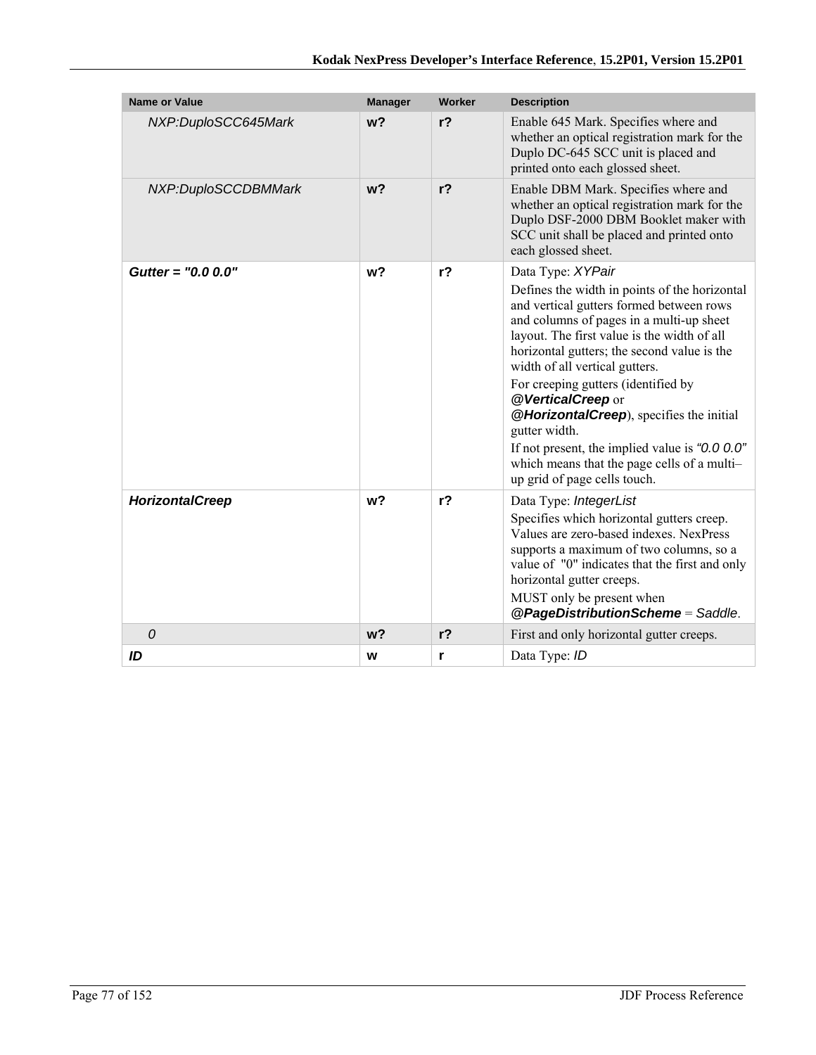| Name or Value | Manager | Worker | Description |
|---|---|---|---|
| *NXP:DuploSCC645Mark* | **w?** | **r?** | Enable 645 Mark. Specifies where and whether an optical registration mark for the Duplo DC-645 SCC unit is placed and printed onto each glossed sheet. |
| *NXP:DuploSCCDBMMark* | **w?** | **r?** | Enable DBM Mark. Specifies where and whether an optical registration mark for the Duplo DSF-2000 DBM Booklet maker with SCC unit shall be placed and printed onto each glossed sheet. |
| ***Gutter = "0.0 0.0"*** | **w?** | **r?** | Data Type: *XYPair*<br>Defines the width in points of the horizontal and vertical gutters formed between rows and columns of pages in a multi-up sheet layout. The first value is the width of all horizontal gutters; the second value is the width of all vertical gutters.<br>For creeping gutters (identified by ***@VerticalCreep*** or ***@HorizontalCreep***), specifies the initial gutter width.<br>If not present, the implied value is *"0.0 0.0"* which means that the page cells of a multi–up grid of page cells touch. |
| ***HorizontalCreep*** | **w?** | **r?** | Data Type: *IntegerList*<br>Specifies which horizontal gutters creep. Values are zero-based indexes. NexPress supports a maximum of two columns, so a value of "0" indicates that the first and only horizontal gutter creeps.<br>MUST only be present when ***@PageDistributionScheme*** = *Saddle*. |
| *0* | **w?** | **r?** | First and only horizontal gutter creeps. |
| ***ID*** | **w** | **r** | Data Type: *ID* |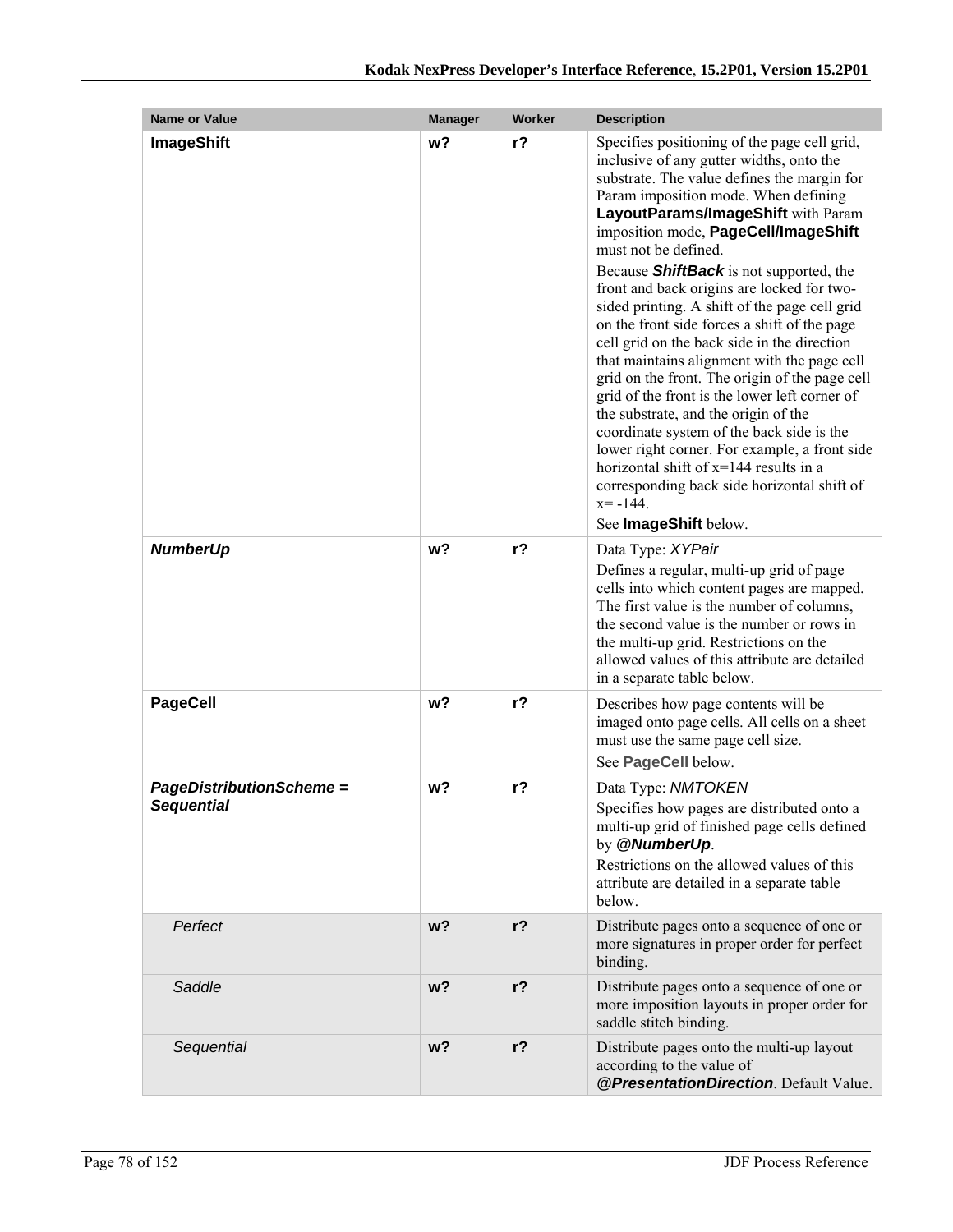| Name or Value | Manager | Worker | Description |
| --- | --- | --- | --- |
| **ImageShift** | **w?** | **r?** | Specifies positioning of the page cell grid, inclusive of any gutter widths, onto the substrate. The value defines the margin for Param imposition mode. When defining **LayoutParams/ImageShift** with Param imposition mode, **PageCell/ImageShift** must not be defined.<br>Because ***ShiftBack*** is not supported, the front and back origins are locked for two-sided printing. A shift of the page cell grid on the front side forces a shift of the page cell grid on the back side in the direction that maintains alignment with the page cell grid on the front. The origin of the page cell grid of the front is the lower left corner of the substrate, and the origin of the coordinate system of the back side is the lower right corner. For example, a front side horizontal shift of x=144 results in a corresponding back side horizontal shift of x= -144.<br>See **ImageShift** below. |
| ***NumberUp*** | **w?** | **r?** | Data Type: *XYPair*<br>Defines a regular, multi-up grid of page cells into which content pages are mapped. The first value is the number of columns, the second value is the number or rows in the multi-up grid. Restrictions on the allowed values of this attribute are detailed in a separate table below. |
| **PageCell** | **w?** | **r?** | Describes how page contents will be imaged onto page cells. All cells on a sheet must use the same page cell size.<br>See **PageCell** below. |
| ***PageDistributionScheme = Sequential*** | **w?** | **r?** | Data Type: *NMTOKEN*<br>Specifies how pages are distributed onto a multi-up grid of finished page cells defined by ***@NumberUp***.<br>Restrictions on the allowed values of this attribute are detailed in a separate table below. |
| *Perfect* | **w?** | **r?** | Distribute pages onto a sequence of one or more signatures in proper order for perfect binding. |
| *Saddle* | **w?** | **r?** | Distribute pages onto a sequence of one or more imposition layouts in proper order for saddle stitch binding. |
| *Sequential* | **w?** | **r?** | Distribute pages onto the multi-up layout according to the value of ***@PresentationDirection***. Default Value. |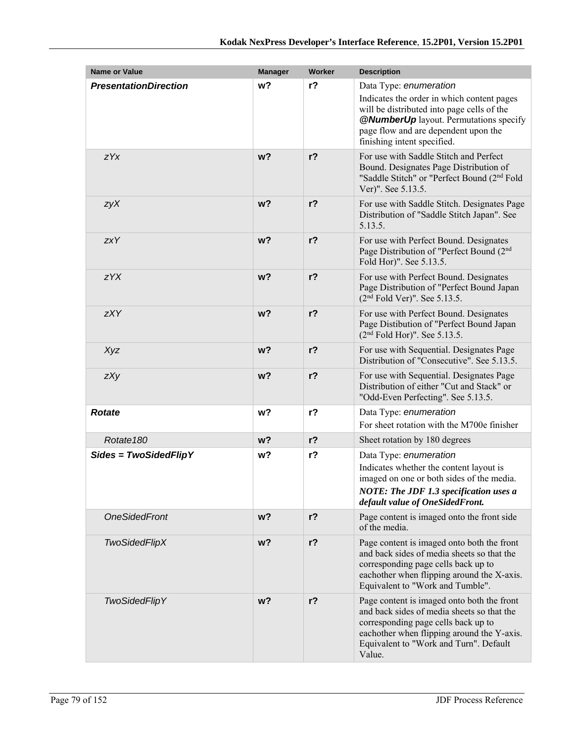| Name or Value | Manager | Worker | Description |
| --- | --- | --- | --- |
| ***PresentationDirection*** | w? | r? | Data Type: *enumeration*<br>Indicates the order in which content pages will be distributed into page cells of the ***@NumberUp*** layout. Permutations specify page flow and are dependent upon the finishing intent specified. |
| *zYx* | w? | r? | For use with Saddle Stitch and Perfect Bound. Designates Page Distribution of "Saddle Stitch" or "Perfect Bound (2nd Fold Ver)". See 5.13.5. |
| *zyX* | w? | r? | For use with Saddle Stitch. Designates Page Distribution of "Saddle Stitch Japan". See 5.13.5. |
| *zxY* | w? | r? | For use with Perfect Bound. Designates Page Distribution of "Perfect Bound (2nd Fold Hor)". See 5.13.5. |
| *zYX* | w? | r? | For use with Perfect Bound. Designates Page Distribution of "Perfect Bound Japan (2nd Fold Ver)". See 5.13.5. |
| *zXY* | w? | r? | For use with Perfect Bound. Designates Page Distibution of "Perfect Bound Japan (2nd Fold Hor)". See 5.13.5. |
| *Xyz* | w? | r? | For use with Sequential. Designates Page Distribution of "Consecutive". See 5.13.5. |
| *zXy* | w? | r? | For use with Sequential. Designates Page Distribution of either "Cut and Stack" or "Odd-Even Perfecting". See 5.13.5. |
| ***Rotate*** | w? | r? | Data Type: *enumeration*<br>For sheet rotation with the M700e finisher |
| *Rotate180* | w? | r? | Sheet rotation by 180 degrees |
| ***Sides = TwoSidedFlipY*** | w? | r? | Data Type: *enumeration*<br>Indicates whether the content layout is imaged on one or both sides of the media.<br>***NOTE: The JDF 1.3 specification uses a default value of OneSidedFront.*** |
| *OneSidedFront* | w? | r? | Page content is imaged onto the front side of the media. |
| *TwoSidedFlipX* | w? | r? | Page content is imaged onto both the front and back sides of media sheets so that the corresponding page cells back up to eachother when flipping around the X-axis. Equivalent to "Work and Tumble". |
| *TwoSidedFlipY* | w? | r? | Page content is imaged onto both the front and back sides of media sheets so that the corresponding page cells back up to eachother when flipping around the Y-axis. Equivalent to "Work and Turn". Default Value. |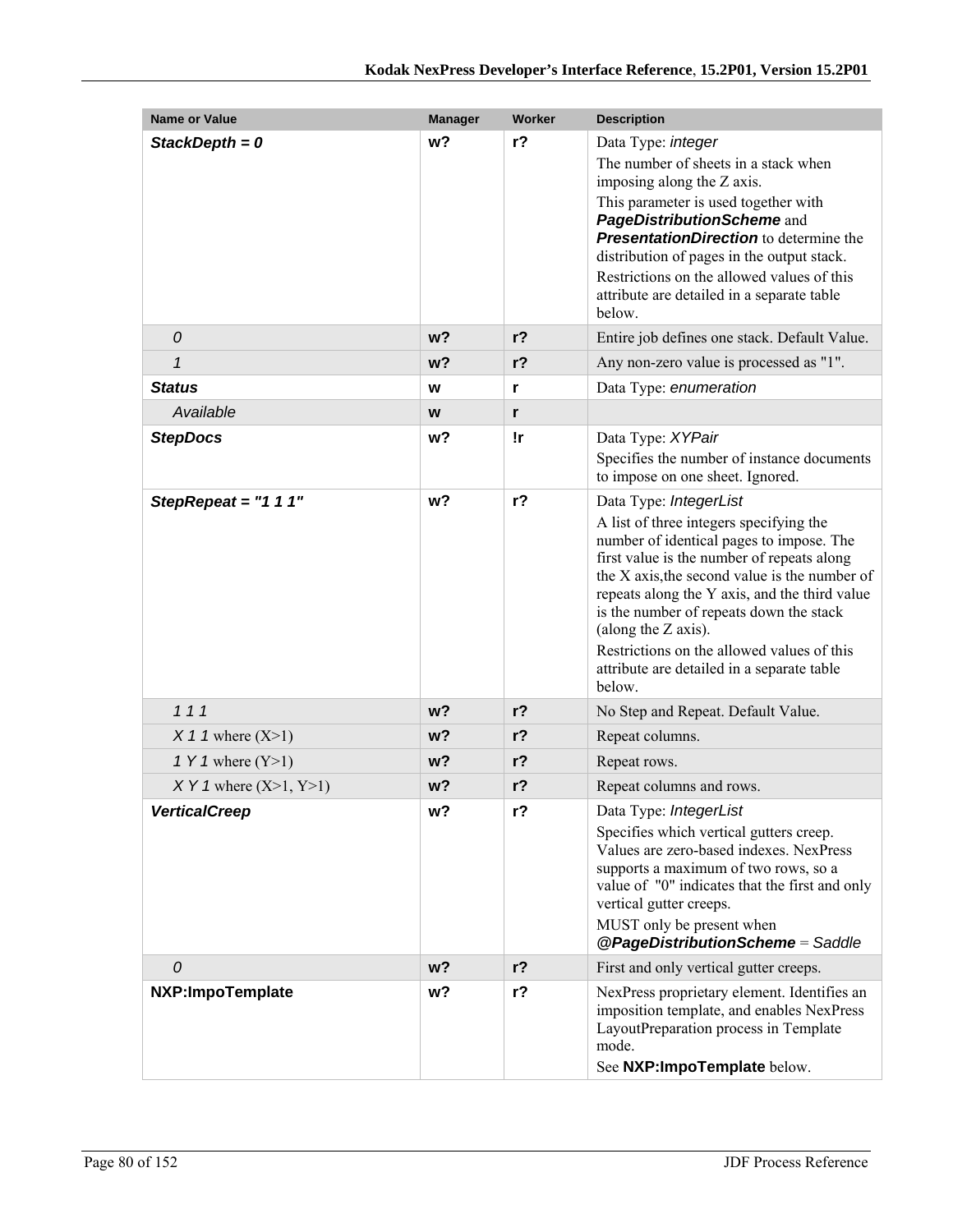| Name or Value | Manager | Worker | Description |
|---|---|---|---|
| ***StackDepth = 0*** | **w?** | **r?** | Data Type: *integer*<br>The number of sheets in a stack when imposing along the Z axis.<br>This parameter is used together with ***PageDistributionScheme*** and ***PresentationDirection*** to determine the distribution of pages in the output stack.<br>Restrictions on the allowed values of this attribute are detailed in a separate table below. |
| *0* | **w?** | **r?** | Entire job defines one stack. Default Value. |
| *1* | **w?** | **r?** | Any non-zero value is processed as "1". |
| ***Status*** | **w** | **r** | Data Type: *enumeration* |
| *Available* | **w** | **r** | |
| ***StepDocs*** | **w?** | **!r** | Data Type: *XYPair*<br>Specifies the number of instance documents to impose on one sheet. Ignored. |
| ***StepRepeat = "1 1 1"*** | **w?** | **r?** | Data Type: *IntegerList*<br>A list of three integers specifying the number of identical pages to impose. The first value is the number of repeats along the X axis,the second value is the number of repeats along the Y axis, and the third value is the number of repeats down the stack (along the Z axis).<br>Restrictions on the allowed values of this attribute are detailed in a separate table below. |
| *1 1 1* | **w?** | **r?** | No Step and Repeat. Default Value. |
| *X 1 1* where (X>1) | **w?** | **r?** | Repeat columns. |
| *1 Y 1* where (Y>1) | **w?** | **r?** | Repeat rows. |
| *X Y 1* where (X>1, Y>1) | **w?** | **r?** | Repeat columns and rows. |
| ***VerticalCreep*** | **w?** | **r?** | Data Type: *IntegerList*<br>Specifies which vertical gutters creep. Values are zero-based indexes. NexPress supports a maximum of two rows, so a value of "0" indicates that the first and only vertical gutter creeps.<br>MUST only be present when ***@PageDistributionScheme*** = *Saddle* |
| *0* | **w?** | **r?** | First and only vertical gutter creeps. |
| **NXP:ImpoTemplate** | **w?** | **r?** | NexPress proprietary element. Identifies an imposition template, and enables NexPress LayoutPreparation process in Template mode.<br>See **NXP:ImpoTemplate** below. |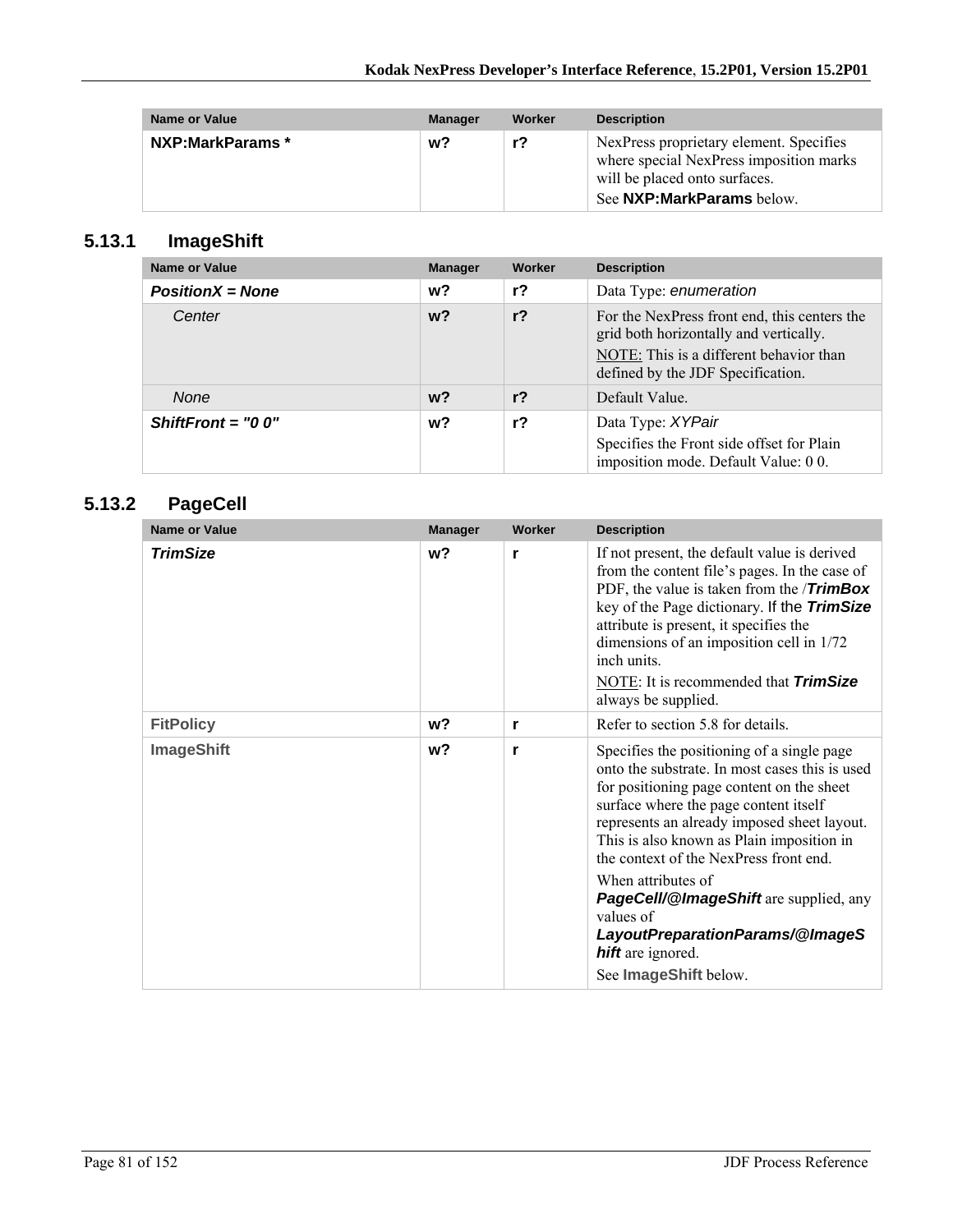| Name or Value | Manager | Worker | Description |
| --- | --- | --- | --- |
| **NXP:MarkParams *** | **w?** | **r?** | NexPress proprietary element. Specifies where special NexPress imposition marks will be placed onto surfaces.<br>See **NXP:MarkParams** below. |

### 5.13.1 ImageShift

| Name or Value | Manager | Worker | Description |
| --- | --- | --- | --- |
| ***PositionX = None*** | **w?** | **r?** | Data Type: *enumeration* |
| *Center* | **w?** | **r?** | For the NexPress front end, this centers the grid both horizontally and vertically.<br>NOTE: This is a different behavior than defined by the JDF Specification. |
| *None* | **w?** | **r?** | Default Value. |
| ***ShiftFront = "0 0"*** | **w?** | **r?** | Data Type: *XYPair*<br>Specifies the Front side offset for Plain imposition mode. Default Value: 0 0. |

### 5.13.2 PageCell

| Name or Value | Manager | Worker | Description |
| --- | --- | --- | --- |
| ***TrimSize*** | **w?** | **r** | If not present, the default value is derived from the content file's pages. In the case of PDF, the value is taken from the /***TrimBox*** key of the Page dictionary. If the ***TrimSize*** attribute is present, it specifies the dimensions of an imposition cell in 1/72 inch units.<br>NOTE: It is recommended that ***TrimSize*** always be supplied. |
| **FitPolicy** | **w?** | **r** | Refer to section 5.8 for details. |
| **ImageShift** | **w?** | **r** | Specifies the positioning of a single page onto the substrate. In most cases this is used for positioning page content on the sheet surface where the page content itself represents an already imposed sheet layout. This is also known as Plain imposition in the context of the NexPress front end.<br>When attributes of ***PageCell/@ImageShift*** are supplied, any values of ***LayoutPreparationParams/@ImageShift*** are ignored.<br>See **ImageShift** below. |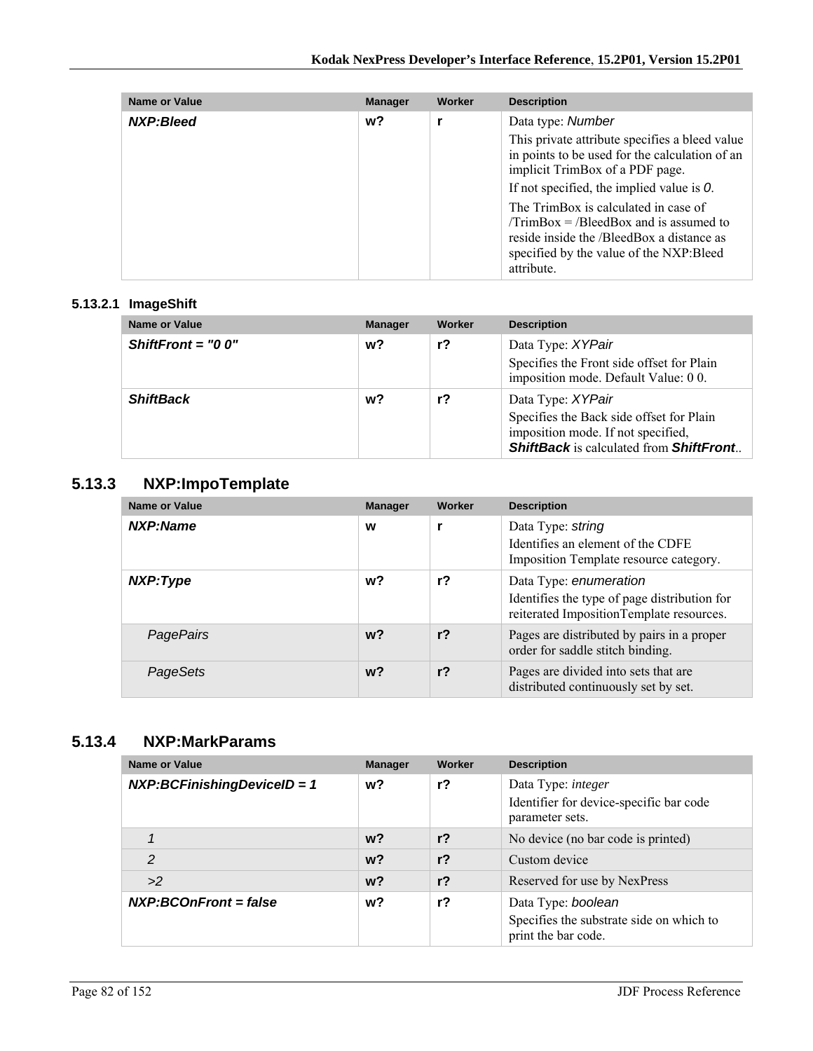| Name or Value | Manager | Worker | Description |
|---|---|---|---|
| ***NXP:Bleed*** | **w?** | **r** | Data type: *Number*<br>This private attribute specifies a bleed value in points to be used for the calculation of an implicit TrimBox of a PDF page.<br>If not specified, the implied value is *0*.<br>The TrimBox is calculated in case of /TrimBox = /BleedBox and is assumed to reside inside the /BleedBox a distance as specified by the value of the NXP:Bleed attribute. |

#### 5.13.2.1 ImageShift

| Name or Value | Manager | Worker | Description |
|---|---|---|---|
| ***ShiftFront = "0 0"*** | **w?** | **r?** | Data Type: *XYPair*<br>Specifies the Front side offset for Plain imposition mode. Default Value: 0 0. |
| ***ShiftBack*** | **w?** | **r?** | Data Type: *XYPair*<br>Specifies the Back side offset for Plain imposition mode. If not specified, ***ShiftBack*** is calculated from ***ShiftFront***.. |

### 5.13.3 NXP:ImpoTemplate

| Name or Value | Manager | Worker | Description |
|---|---|---|---|
| ***NXP:Name*** | **w** | **r** | Data Type: *string*<br>Identifies an element of the CDFE Imposition Template resource category. |
| ***NXP:Type*** | **w?** | **r?** | Data Type: *enumeration*<br>Identifies the type of page distribution for reiterated ImpositionTemplate resources. |
| *PagePairs* | **w?** | **r?** | Pages are distributed by pairs in a proper order for saddle stitch binding. |
| *PageSets* | **w?** | **r?** | Pages are divided into sets that are distributed continuously set by set. |

### 5.13.4 NXP:MarkParams

| Name or Value | Manager | Worker | Description |
|---|---|---|---|
| ***NXP:BCFinishingDeviceID = 1*** | **w?** | **r?** | Data Type: *integer*<br>Identifier for device-specific bar code parameter sets. |
| *1* | **w?** | **r?** | No device (no bar code is printed) |
| *2* | **w?** | **r?** | Custom device |
| *>2* | **w?** | **r?** | Reserved for use by NexPress |
| ***NXP:BCOnFront = false*** | **w?** | **r?** | Data Type: *boolean*<br>Specifies the substrate side on which to print the bar code. |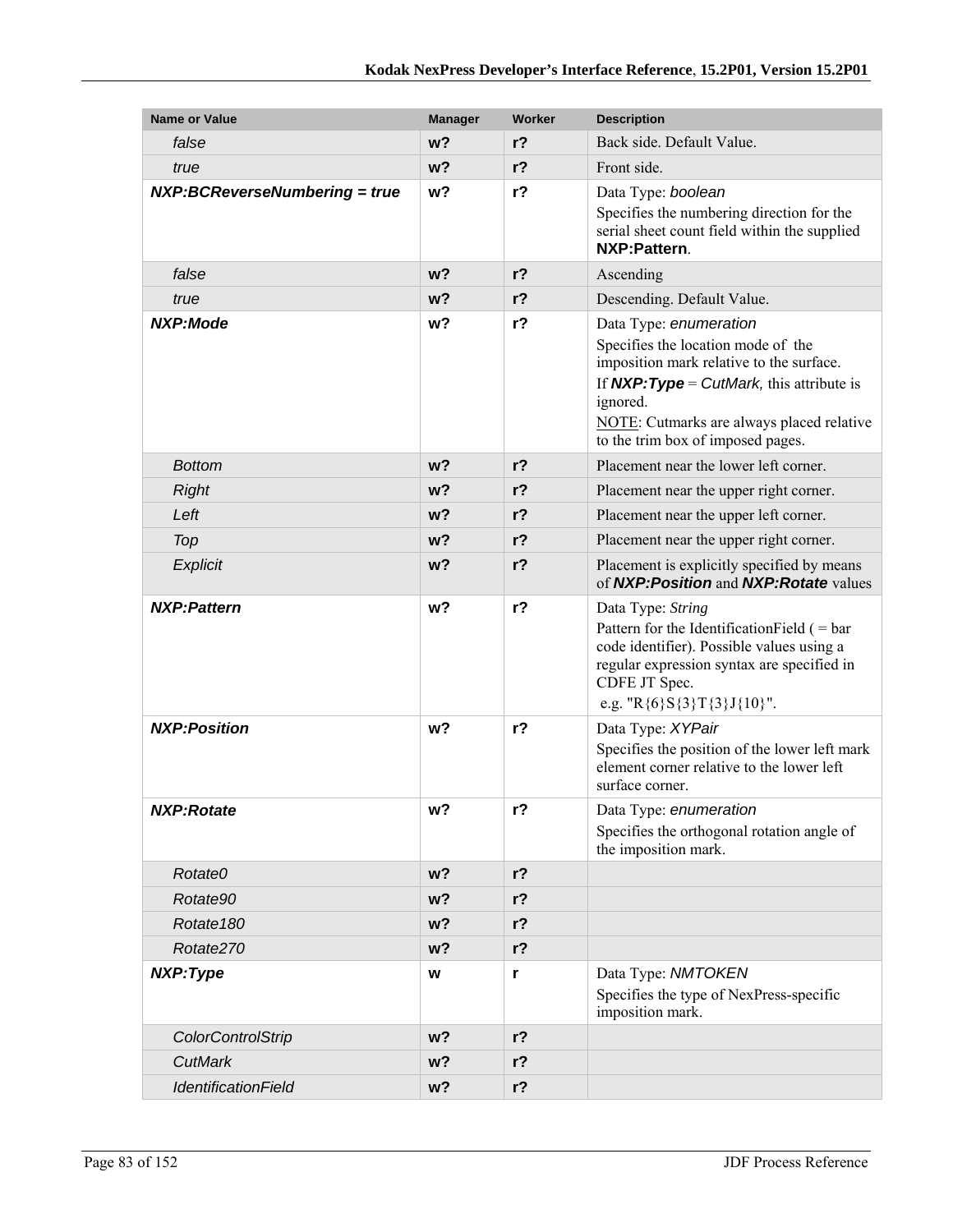| Name or Value | Manager | Worker | Description |
|---|---|---|---|
| *false* | **w?** | **r?** | Back side. Default Value. |
| *true* | **w?** | **r?** | Front side. |
| ***NXP:BCReverseNumbering = true*** | **w?** | **r?** | Data Type: *boolean*<br>Specifies the numbering direction for the serial sheet count field within the supplied **NXP:Pattern**. |
| *false* | **w?** | **r?** | Ascending |
| *true* | **w?** | **r?** | Descending. Default Value. |
| ***NXP:Mode*** | **w?** | **r?** | Data Type: *enumeration*<br>Specifies the location mode of the imposition mark relative to the surface.<br>If ***NXP:Type*** = *CutMark,* this attribute is ignored.<br>NOTE: Cutmarks are always placed relative to the trim box of imposed pages. |
| *Bottom* | **w?** | **r?** | Placement near the lower left corner. |
| *Right* | **w?** | **r?** | Placement near the upper right corner. |
| *Left* | **w?** | **r?** | Placement near the upper left corner. |
| *Top* | **w?** | **r?** | Placement near the upper right corner. |
| *Explicit* | **w?** | **r?** | Placement is explicitly specified by means of ***NXP:Position*** and ***NXP:Rotate*** values |
| ***NXP:Pattern*** | **w?** | **r?** | Data Type: *String*<br>Pattern for the IdentificationField ( = bar code identifier). Possible values using a regular expression syntax are specified in CDFE JT Spec.<br>e.g. "R{6}S{3}T{3}J{10}". |
| ***NXP:Position*** | **w?** | **r?** | Data Type: *XYPair*<br>Specifies the position of the lower left mark element corner relative to the lower left surface corner. |
| ***NXP:Rotate*** | **w?** | **r?** | Data Type: *enumeration*<br>Specifies the orthogonal rotation angle of the imposition mark. |
| *Rotate0* | **w?** | **r?** | |
| *Rotate90* | **w?** | **r?** | |
| *Rotate180* | **w?** | **r?** | |
| *Rotate270* | **w?** | **r?** | |
| ***NXP:Type*** | **w** | **r** | Data Type: *NMTOKEN*<br>Specifies the type of NexPress-specific imposition mark. |
| *ColorControlStrip* | **w?** | **r?** | |
| *CutMark* | **w?** | **r?** | |
| *IdentificationField* | **w?** | **r?** | |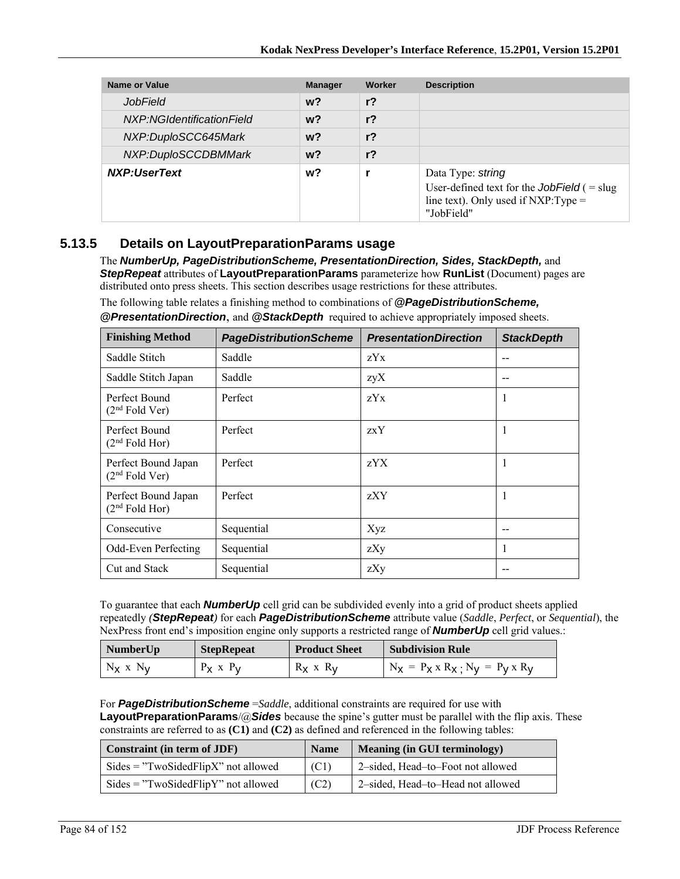| Name or Value | Manager | Worker | Description |
| --- | --- | --- | --- |
| *JobField* | **w?** | **r?** | |
| *NXP:NGIdentificationField* | **w?** | **r?** | |
| *NXP:DuploSCC645Mark* | **w?** | **r?** | |
| *NXP:DuploSCCDBMMark* | **w?** | **r?** | |
| ***NXP:UserText*** | **w?** | **r** | Data Type: *string*<br>User-defined text for the *JobField* ( = slug line text). Only used if NXP:Type = "JobField" |

### 5.13.5 Details on LayoutPreparationParams usage

The ***NumberUp, PageDistributionScheme, PresentationDirection, Sides, StackDepth,*** and ***StepRepeat*** attributes of **LayoutPreparationParams** parameterize how **RunList** (Document) pages are distributed onto press sheets. This section describes usage restrictions for these attributes.

The following table relates a finishing method to combinations of ***@PageDistributionScheme, @PresentationDirection***, and ***@StackDepth*** required to achieve appropriately imposed sheets.

| Finishing Method | *PageDistributionScheme* | *PresentationDirection* | *StackDepth* |
| --- | --- | --- | --- |
| Saddle Stitch | Saddle | zYx | -- |
| Saddle Stitch Japan | Saddle | zyX | -- |
| Perfect Bound (2nd Fold Ver) | Perfect | zYx | 1 |
| Perfect Bound (2nd Fold Hor) | Perfect | zxY | 1 |
| Perfect Bound Japan (2nd Fold Ver) | Perfect | zYX | 1 |
| Perfect Bound Japan (2nd Fold Hor) | Perfect | zXY | 1 |
| Consecutive | Sequential | Xyz | -- |
| Odd-Even Perfecting | Sequential | zXy | 1 |
| Cut and Stack | Sequential | zXy | -- |

To guarantee that each ***NumberUp*** cell grid can be subdivided evenly into a grid of product sheets applied repeatedly *(**StepRepeat**)* for each ***PageDistributionScheme*** attribute value (*Saddle*, *Perfect*, or *Sequential*), the NexPress front end's imposition engine only supports a restricted range of ***NumberUp*** cell grid values.:

| NumberUp | StepRepeat | Product Sheet | Subdivision Rule |
| --- | --- | --- | --- |
| $N_x$ x $N_y$ | $P_x$ x $P_y$ | $R_x$ x $R_y$ | $N_x = P_x \times R_x$ ; $N_y = P_y \times R_y$ |

For ***PageDistributionScheme*** =*Saddle*, additional constraints are required for use with **LayoutPreparationParams**/@***Sides*** because the spine's gutter must be parallel with the flip axis. These constraints are referred to as **(C1)** and **(C2)** as defined and referenced in the following tables:

| Constraint (in term of JDF) | Name | Meaning (in GUI terminology) |
| --- | --- | --- |
| Sides = "TwoSidedFlipX" not allowed | (C1) | 2–sided, Head–to–Foot not allowed |
| Sides = "TwoSidedFlipY" not allowed | (C2) | 2–sided, Head–to–Head not allowed |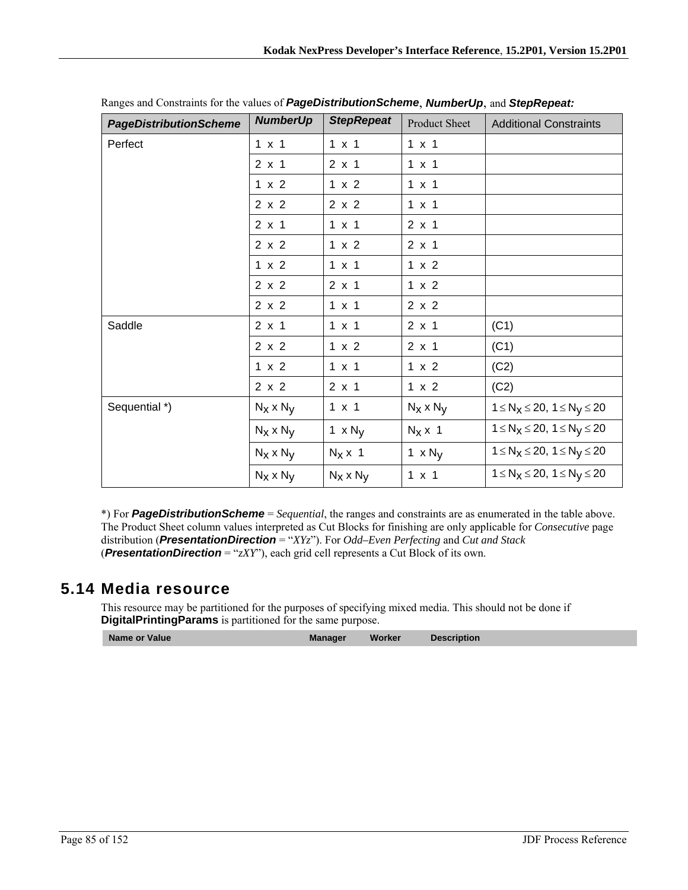Ranges and Constraints for the values of ***PageDistributionScheme***, ***NumberUp***, and ***StepRepeat:***

| *PageDistributionScheme* | *NumberUp* | *StepRepeat* | Product Sheet | Additional Constraints |
|---|---|---|---|---|
| Perfect | 1 x 1 | 1 x 1 | 1 x 1 | |
| | 2 x 1 | 2 x 1 | 1 x 1 | |
| | 1 x 2 | 1 x 2 | 1 x 1 | |
| | 2 x 2 | 2 x 2 | 1 x 1 | |
| | 2 x 1 | 1 x 1 | 2 x 1 | |
| | 2 x 2 | 1 x 2 | 2 x 1 | |
| | 1 x 2 | 1 x 1 | 1 x 2 | |
| | 2 x 2 | 2 x 1 | 1 x 2 | |
| | 2 x 2 | 1 x 1 | 2 x 2 | |
| Saddle | 2 x 1 | 1 x 1 | 2 x 1 | (C1) |
| | 2 x 2 | 1 x 2 | 2 x 1 | (C1) |
| | 1 x 2 | 1 x 1 | 1 x 2 | (C2) |
| | 2 x 2 | 2 x 1 | 1 x 2 | (C2) |
| Sequential *) | $N_x$ x $N_y$ | 1 x 1 | $N_x$ x $N_y$ | $1 \le N_x \le 20$, $1 \le N_y \le 20$ |
| | $N_x$ x $N_y$ | 1 x $N_y$ | $N_x$ x 1 | $1 \le N_x \le 20$, $1 \le N_y \le 20$ |
| | $N_x$ x $N_y$ | $N_x$ x 1 | 1 x $N_y$ | $1 \le N_x \le 20$, $1 \le N_y \le 20$ |
| | $N_x$ x $N_y$ | $N_x$ x $N_y$ | 1 x 1 | $1 \le N_x \le 20$, $1 \le N_y \le 20$ |

*) For ***PageDistributionScheme*** = *Sequential*, the ranges and constraints are as enumerated in the table above. The Product Sheet column values interpreted as Cut Blocks for finishing are only applicable for *Consecutive* page distribution (***PresentationDirection*** = "*XYz*"). For *Odd–Even Perfecting* and *Cut and Stack* (***PresentationDirection*** = "*zXY*"), each grid cell represents a Cut Block of its own.

## 5.14 Media resource

This resource may be partitioned for the purposes of specifying mixed media. This should not be done if **DigitalPrintingParams** is partitioned for the same purpose.

| Name or Value | Manager | Worker | Description |
|---|---|---|---|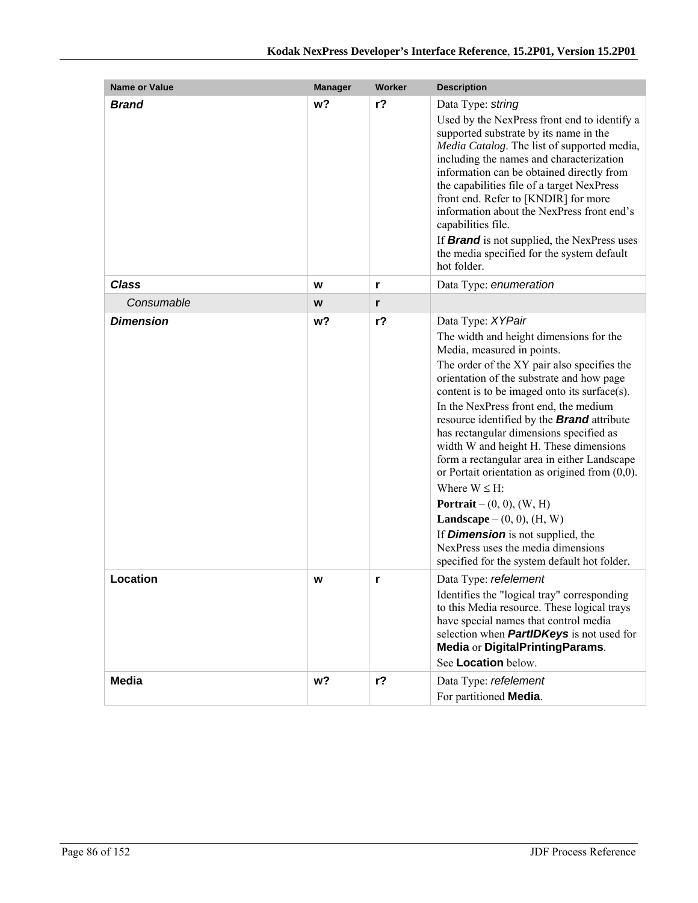| Name or Value | Manager | Worker | Description |
|---|---|---|---|
| ***Brand*** | **w?** | **r?** | Data Type: *string*<br>Used by the NexPress front end to identify a supported substrate by its name in the *Media Catalog*. The list of supported media, including the names and characterization information can be obtained directly from the capabilities file of a target NexPress front end. Refer to [KNDIR] for more information about the NexPress front end's capabilities file.<br>If ***Brand*** is not supplied, the NexPress uses the media specified for the system default hot folder. |
| ***Class*** | **w** | **r** | Data Type: *enumeration* |
| *Consumable* | **w** | **r** | |
| ***Dimension*** | **w?** | **r?** | Data Type: *XYPair*<br>The width and height dimensions for the Media, measured in points.<br>The order of the XY pair also specifies the orientation of the substrate and how page content is to be imaged onto its surface(s).<br>In the NexPress front end, the medium resource identified by the ***Brand*** attribute has rectangular dimensions specified as width W and height H. These dimensions form a rectangular area in either Landscape or Portait orientation as origined from (0,0).<br>Where W ≤ H:<br>**Portrait** – (0, 0), (W, H)<br>**Landscape** – (0, 0), (H, W)<br>If ***Dimension*** is not supplied, the NexPress uses the media dimensions specified for the system default hot folder. |
| **Location** | **w** | **r** | Data Type: *refelement*<br>Identifies the "logical tray" corresponding to this Media resource. These logical trays have special names that control media selection when ***PartIDKeys*** is not used for **Media** or **DigitalPrintingParams**.<br>See **Location** below. |
| **Media** | **w?** | **r?** | Data Type: *refelement*<br>For partitioned **Media**. |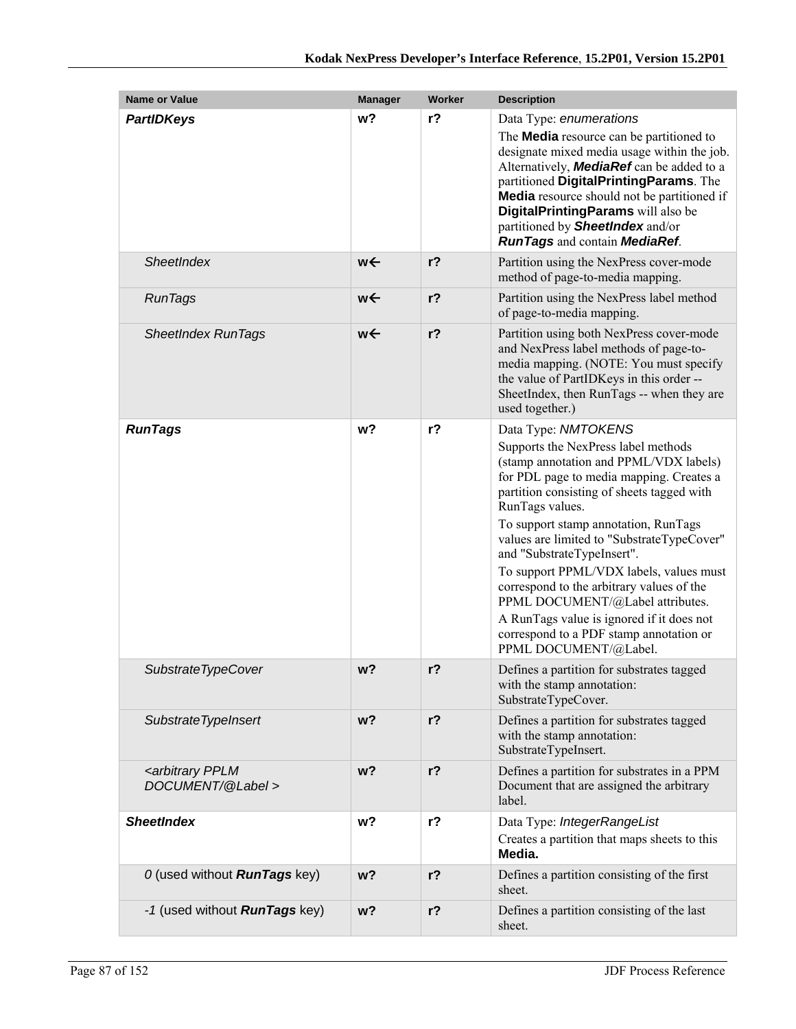| Name or Value | Manager | Worker | Description |
|---|---|---|---|
| ***PartIDKeys*** | **w?** | **r?** | Data Type: *enumerations*<br>The **Media** resource can be partitioned to designate mixed media usage within the job. Alternatively, ***MediaRef*** can be added to a partitioned **DigitalPrintingParams**. The **Media** resource should not be partitioned if **DigitalPrintingParams** will also be partitioned by ***SheetIndex*** and/or ***RunTags*** and contain ***MediaRef***. |
| *SheetIndex* | **w←** | **r?** | Partition using the NexPress cover-mode method of page-to-media mapping. |
| *RunTags* | **w←** | **r?** | Partition using the NexPress label method of page-to-media mapping. |
| *SheetIndex RunTags* | **w←** | **r?** | Partition using both NexPress cover-mode and NexPress label methods of page-to-media mapping. (NOTE: You must specify the value of PartIDKeys in this order -- SheetIndex, then RunTags -- when they are used together.) |
| ***RunTags*** | **w?** | **r?** | Data Type: *NMTOKENS*<br>Supports the NexPress label methods (stamp annotation and PPML/VDX labels) for PDL page to media mapping. Creates a partition consisting of sheets tagged with RunTags values.<br>To support stamp annotation, RunTags values are limited to "SubstrateTypeCover" and "SubstrateTypeInsert".<br>To support PPML/VDX labels, values must correspond to the arbitrary values of the PPML DOCUMENT/@Label attributes.<br>A RunTags value is ignored if it does not correspond to a PDF stamp annotation or PPML DOCUMENT/@Label. |
| *SubstrateTypeCover* | **w?** | **r?** | Defines a partition for substrates tagged with the stamp annotation: SubstrateTypeCover. |
| *SubstrateTypeInsert* | **w?** | **r?** | Defines a partition for substrates tagged with the stamp annotation: SubstrateTypeInsert. |
| *<arbitrary PPLM DOCUMENT/@Label >* | **w?** | **r?** | Defines a partition for substrates in a PPM Document that are assigned the arbitrary label. |
| ***SheetIndex*** | **w?** | **r?** | Data Type: *IntegerRangeList*<br>Creates a partition that maps sheets to this **Media.** |
| *0* (used without ***RunTags*** key) | **w?** | **r?** | Defines a partition consisting of the first sheet. |
| *-1* (used without ***RunTags*** key) | **w?** | **r?** | Defines a partition consisting of the last sheet. |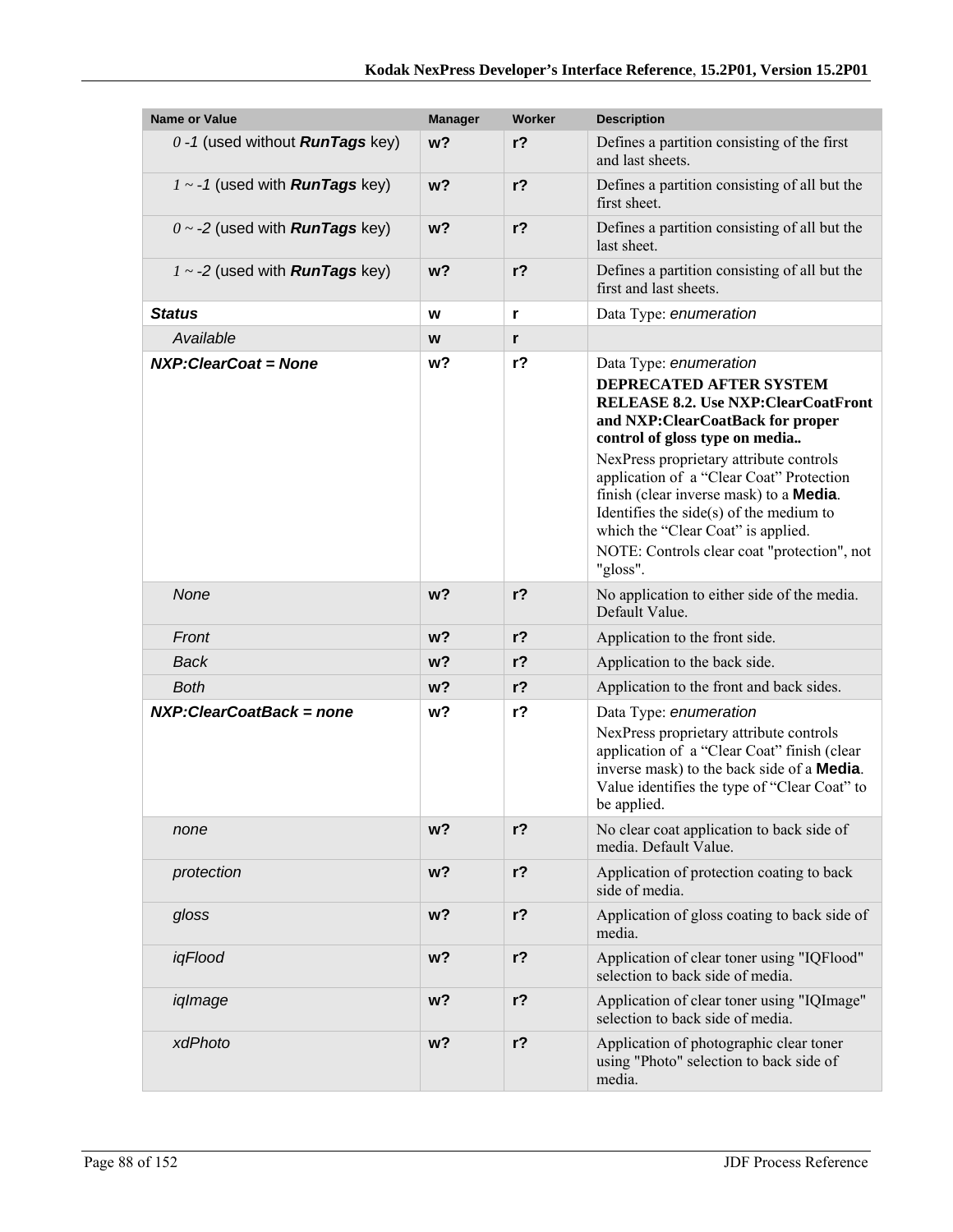| Name or Value | Manager | Worker | Description |
|---|---|---|---|
| *0 -1* (used without ***RunTags*** key) | **w?** | **r?** | Defines a partition consisting of the first and last sheets. |
| *1 ~ -1* (used with ***RunTags*** key) | **w?** | **r?** | Defines a partition consisting of all but the first sheet. |
| *0 ~ -2* (used with ***RunTags*** key) | **w?** | **r?** | Defines a partition consisting of all but the last sheet. |
| *1 ~ -2* (used with ***RunTags*** key) | **w?** | **r?** | Defines a partition consisting of all but the first and last sheets. |
| ***Status*** | **w** | **r** | Data Type: *enumeration* |
| *Available* | **w** | **r** | |
| ***NXP:ClearCoat = None*** | **w?** | **r?** | Data Type: *enumeration*<br>**DEPRECATED AFTER SYSTEM RELEASE 8.2. Use NXP:ClearCoatFront and NXP:ClearCoatBack for proper control of gloss type on media..**<br>NexPress proprietary attribute controls application of a "Clear Coat" Protection finish (clear inverse mask) to a **Media**. Identifies the side(s) of the medium to which the "Clear Coat" is applied.<br>NOTE: Controls clear coat "protection", not "gloss". |
| *None* | **w?** | **r?** | No application to either side of the media. Default Value. |
| *Front* | **w?** | **r?** | Application to the front side. |
| *Back* | **w?** | **r?** | Application to the back side. |
| *Both* | **w?** | **r?** | Application to the front and back sides. |
| ***NXP:ClearCoatBack = none*** | **w?** | **r?** | Data Type: *enumeration*<br>NexPress proprietary attribute controls application of a "Clear Coat" finish (clear inverse mask) to the back side of a **Media**. Value identifies the type of "Clear Coat" to be applied. |
| *none* | **w?** | **r?** | No clear coat application to back side of media. Default Value. |
| *protection* | **w?** | **r?** | Application of protection coating to back side of media. |
| *gloss* | **w?** | **r?** | Application of gloss coating to back side of media. |
| *iqFlood* | **w?** | **r?** | Application of clear toner using "IQFlood" selection to back side of media. |
| *iqImage* | **w?** | **r?** | Application of clear toner using "IQImage" selection to back side of media. |
| *xdPhoto* | **w?** | **r?** | Application of photographic clear toner using "Photo" selection to back side of media. |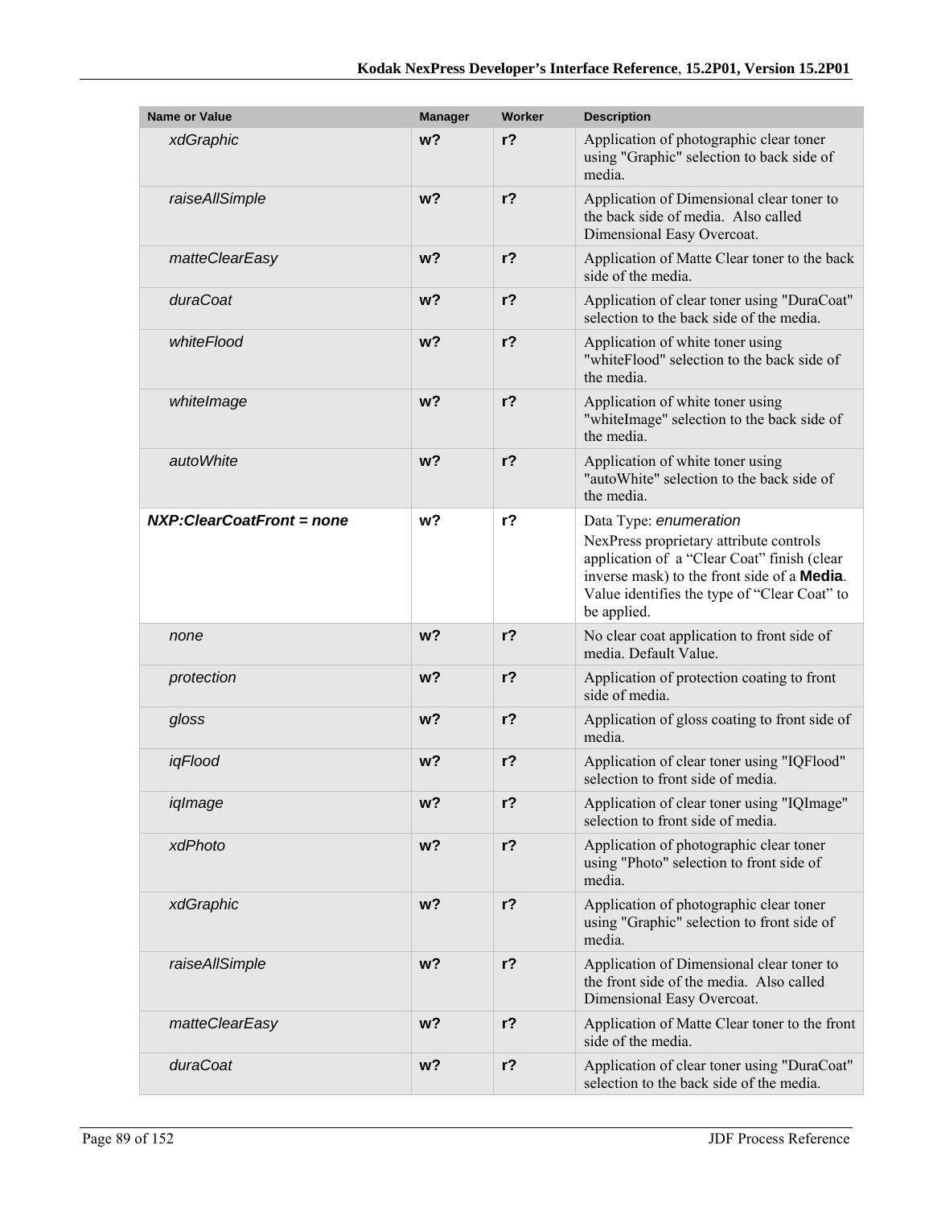| Name or Value | Manager | Worker | Description |
|---|---|---|---|
| *xdGraphic* | **w?** | **r?** | Application of photographic clear toner using "Graphic" selection to back side of media. |
| *raiseAllSimple* | **w?** | **r?** | Application of Dimensional clear toner to the back side of media. Also called Dimensional Easy Overcoat. |
| *matteClearEasy* | **w?** | **r?** | Application of Matte Clear toner to the back side of the media. |
| *duraCoat* | **w?** | **r?** | Application of clear toner using "DuraCoat" selection to the back side of the media. |
| *whiteFlood* | **w?** | **r?** | Application of white toner using "whiteFlood" selection to the back side of the media. |
| *whiteImage* | **w?** | **r?** | Application of white toner using "whiteImage" selection to the back side of the media. |
| *autoWhite* | **w?** | **r?** | Application of white toner using "autoWhite" selection to the back side of the media. |
| ***NXP:ClearCoatFront = none*** | **w?** | **r?** | Data Type: *enumeration*<br>NexPress proprietary attribute controls application of a "Clear Coat" finish (clear inverse mask) to the front side of a **Media**. Value identifies the type of "Clear Coat" to be applied. |
| *none* | **w?** | **r?** | No clear coat application to front side of media. Default Value. |
| *protection* | **w?** | **r?** | Application of protection coating to front side of media. |
| *gloss* | **w?** | **r?** | Application of gloss coating to front side of media. |
| *iqFlood* | **w?** | **r?** | Application of clear toner using "IQFlood" selection to front side of media. |
| *iqImage* | **w?** | **r?** | Application of clear toner using "IQImage" selection to front side of media. |
| *xdPhoto* | **w?** | **r?** | Application of photographic clear toner using "Photo" selection to front side of media. |
| *xdGraphic* | **w?** | **r?** | Application of photographic clear toner using "Graphic" selection to front side of media. |
| *raiseAllSimple* | **w?** | **r?** | Application of Dimensional clear toner to the front side of the media. Also called Dimensional Easy Overcoat. |
| *matteClearEasy* | **w?** | **r?** | Application of Matte Clear toner to the front side of the media. |
| *duraCoat* | **w?** | **r?** | Application of clear toner using "DuraCoat" selection to the back side of the media. |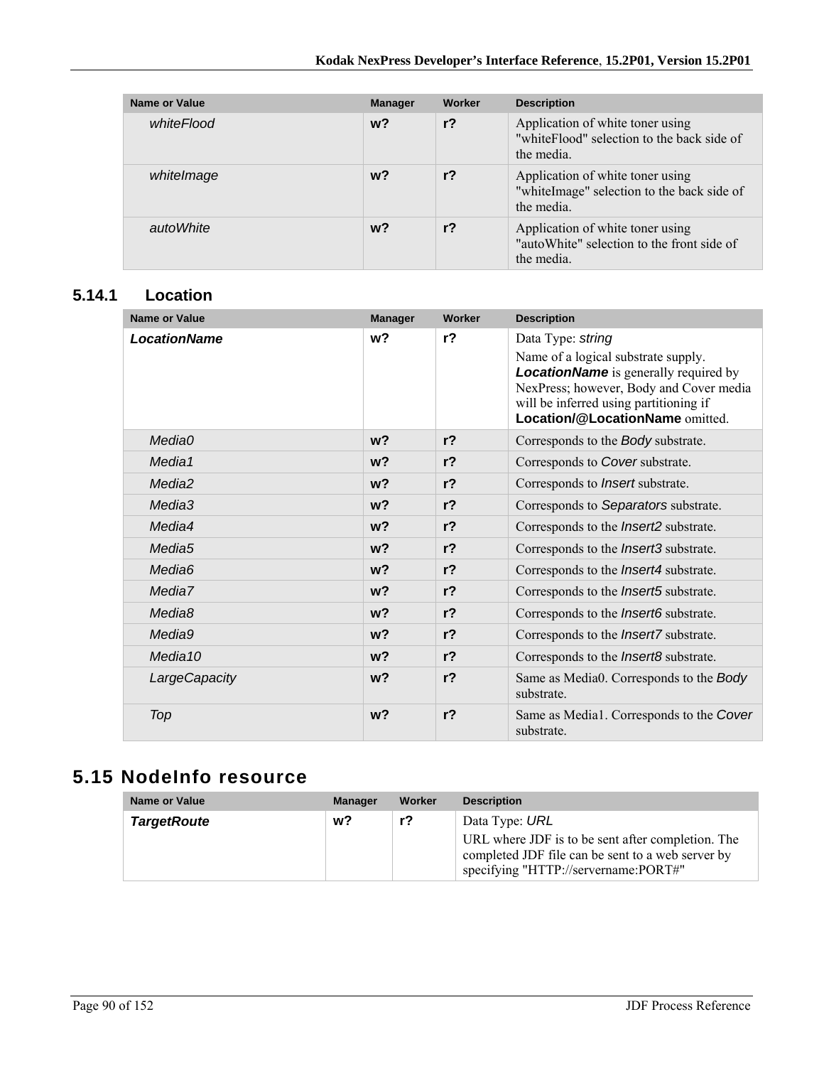| Name or Value | Manager | Worker | Description |
|---|---|---|---|
| *whiteFlood* | **w?** | **r?** | Application of white toner using "whiteFlood" selection to the back side of the media. |
| *whiteImage* | **w?** | **r?** | Application of white toner using "whiteImage" selection to the back side of the media. |
| *autoWhite* | **w?** | **r?** | Application of white toner using "autoWhite" selection to the front side of the media. |

### 5.14.1 Location

| Name or Value | Manager | Worker | Description |
|---|---|---|---|
| ***LocationName*** | **w?** | **r?** | Data Type: *string*<br>Name of a logical substrate supply. ***LocationName*** is generally required by NexPress; however, Body and Cover media will be inferred using partitioning if **Location/@LocationName** omitted. |
| *Media0* | **w?** | **r?** | Corresponds to the *Body* substrate. |
| *Media1* | **w?** | **r?** | Corresponds to *Cover* substrate. |
| *Media2* | **w?** | **r?** | Corresponds to *Insert* substrate. |
| *Media3* | **w?** | **r?** | Corresponds to *Separators* substrate. |
| *Media4* | **w?** | **r?** | Corresponds to the *Insert2* substrate. |
| *Media5* | **w?** | **r?** | Corresponds to the *Insert3* substrate. |
| *Media6* | **w?** | **r?** | Corresponds to the *Insert4* substrate. |
| *Media7* | **w?** | **r?** | Corresponds to the *Insert5* substrate. |
| *Media8* | **w?** | **r?** | Corresponds to the *Insert6* substrate. |
| *Media9* | **w?** | **r?** | Corresponds to the *Insert7* substrate. |
| *Media10* | **w?** | **r?** | Corresponds to the *Insert8* substrate. |
| *LargeCapacity* | **w?** | **r?** | Same as Media0. Corresponds to the *Body* substrate. |
| *Top* | **w?** | **r?** | Same as Media1. Corresponds to the *Cover* substrate. |

## 5.15 NodeInfo resource

| Name or Value | Manager | Worker | Description |
|---|---|---|---|
| ***TargetRoute*** | **w?** | **r?** | Data Type: *URL*<br>URL where JDF is to be sent after completion. The completed JDF file can be sent to a web server by specifying "HTTP://servername:PORT#" |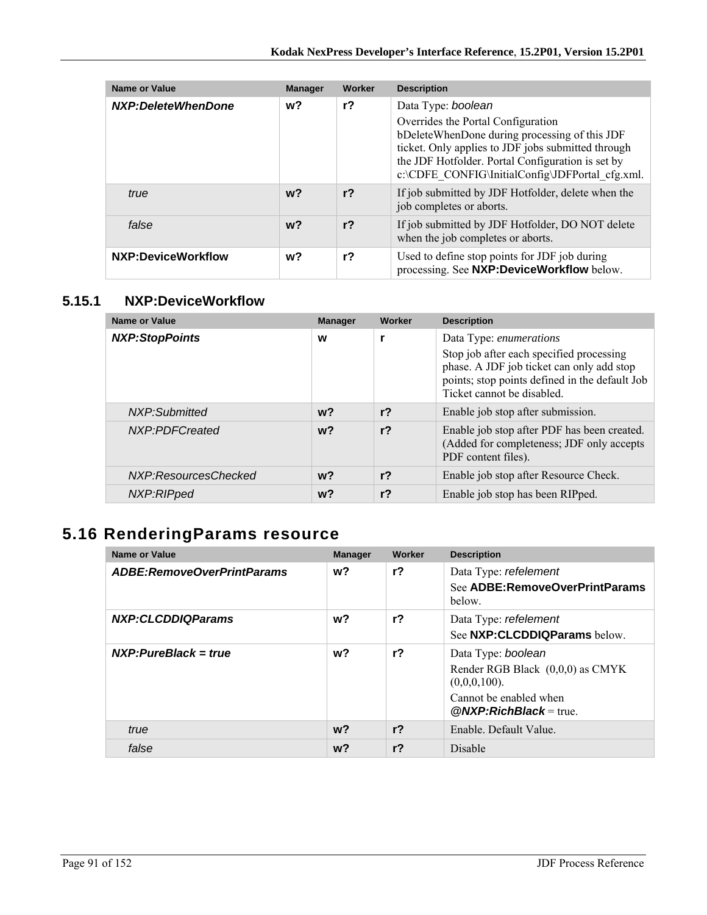| Name or Value | Manager | Worker | Description |
|---|---|---|---|
| ***NXP:DeleteWhenDone*** | **w?** | **r?** | Data Type: *boolean*<br>Overrides the Portal Configuration bDeleteWhenDone during processing of this JDF ticket. Only applies to JDF jobs submitted through the JDF Hotfolder. Portal Configuration is set by c:\CDFE_CONFIG\InitialConfig\JDFPortal_cfg.xml. |
| *true* | **w?** | **r?** | If job submitted by JDF Hotfolder, delete when the job completes or aborts. |
| *false* | **w?** | **r?** | If job submitted by JDF Hotfolder, DO NOT delete when the job completes or aborts. |
| **NXP:DeviceWorkflow** | **w?** | **r?** | Used to define stop points for JDF job during processing. See **NXP:DeviceWorkflow** below. |

### 5.15.1 NXP:DeviceWorkflow

| Name or Value | Manager | Worker | Description |
|---|---|---|---|
| ***NXP:StopPoints*** | **w** | **r** | Data Type: *enumerations*<br>Stop job after each specified processing phase. A JDF job ticket can only add stop points; stop points defined in the default Job Ticket cannot be disabled. |
| *NXP:Submitted* | **w?** | **r?** | Enable job stop after submission. |
| *NXP:PDFCreated* | **w?** | **r?** | Enable job stop after PDF has been created. (Added for completeness; JDF only accepts PDF content files). |
| *NXP:ResourcesChecked* | **w?** | **r?** | Enable job stop after Resource Check. |
| *NXP:RIPped* | **w?** | **r?** | Enable job stop has been RIPped. |

## 5.16 RenderingParams resource

| Name or Value | Manager | Worker | Description |
|---|---|---|---|
| ***ADBE:RemoveOverPrintParams*** | **w?** | **r?** | Data Type: *refelement*<br>See **ADBE:RemoveOverPrintParams** below. |
| ***NXP:CLCDDIQParams*** | **w?** | **r?** | Data Type: *refelement*<br>See **NXP:CLCDDIQParams** below. |
| ***NXP:PureBlack = true*** | **w?** | **r?** | Data Type: *boolean*<br>Render RGB Black (0,0,0) as CMYK (0,0,0,100).<br>Cannot be enabled when ***@NXP:RichBlack*** = true. |
| *true* | **w?** | **r?** | Enable. Default Value. |
| *false* | **w?** | **r?** | Disable |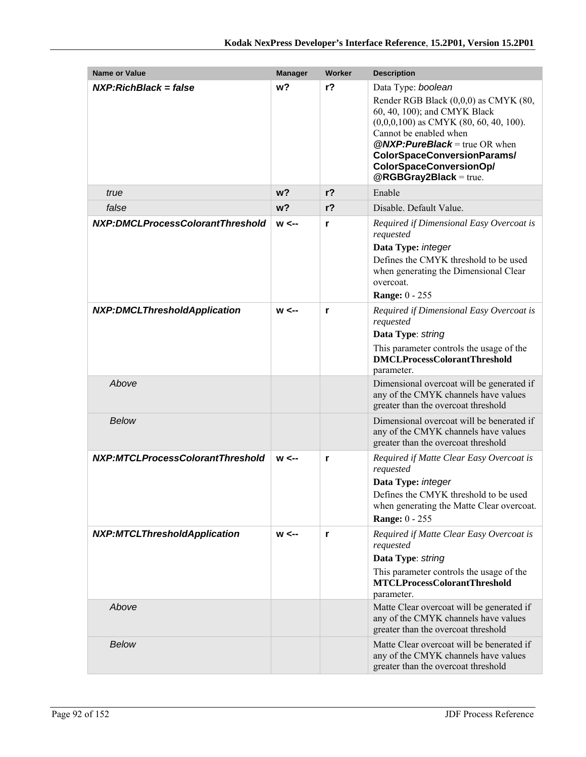| Name or Value | Manager | Worker | Description |
|---|---|---|---|
| ***NXP:RichBlack = false*** | **w?** | **r?** | Data Type: *boolean*<br>Render RGB Black (0,0,0) as CMYK (80, 60, 40, 100); and CMYK Black (0,0,0,100) as CMYK (80, 60, 40, 100). Cannot be enabled when ***@NXP:PureBlack*** = true OR when **ColorSpaceConversionParams/ ColorSpaceConversionOp/ @RGBGray2Black** = true. |
| *true* | **w?** | **r?** | Enable |
| *false* | **w?** | **r?** | Disable. Default Value. |
| ***NXP:DMCLProcessColorantThreshold*** | **w <--** | **r** | *Required if Dimensional Easy Overcoat is requested*<br>**Data Type:** *integer*<br>Defines the CMYK threshold to be used when generating the Dimensional Clear overcoat.<br>**Range:** 0 - 255 |
| ***NXP:DMCLThresholdApplication*** | **w <--** | **r** | *Required if Dimensional Easy Overcoat is requested*<br>**Data Type**: *string*<br>This parameter controls the usage of the **DMCLProcessColorantThreshold** parameter. |
| *Above* | | | Dimensional overcoat will be generated if any of the CMYK channels have values greater than the overcoat threshold |
| *Below* | | | Dimensional overcoat will be benerated if any of the CMYK channels have values greater than the overcoat threshold |
| ***NXP:MTCLProcessColorantThreshold*** | **w <--** | **r** | *Required if Matte Clear Easy Overcoat is requested*<br>**Data Type:** *integer*<br>Defines the CMYK threshold to be used when generating the Matte Clear overcoat.<br>**Range:** 0 - 255 |
| ***NXP:MTCLThresholdApplication*** | **w <--** | **r** | *Required if Matte Clear Easy Overcoat is requested*<br>**Data Type**: *string*<br>This parameter controls the usage of the **MTCLProcessColorantThreshold** parameter. |
| *Above* | | | Matte Clear overcoat will be generated if any of the CMYK channels have values greater than the overcoat threshold |
| *Below* | | | Matte Clear overcoat will be benerated if any of the CMYK channels have values greater than the overcoat threshold |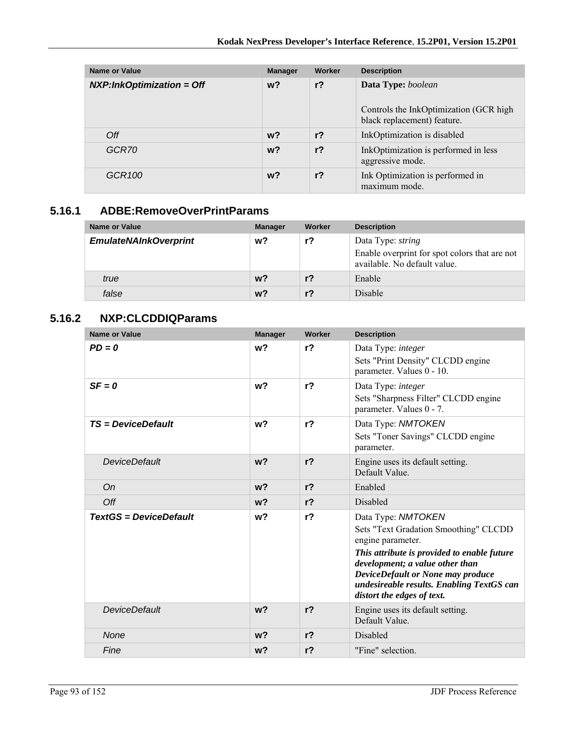| Name or Value | Manager | Worker | Description |
| --- | --- | --- | --- |
| ***NXP:InkOptimization = Off*** | **w?** | **r?** | **Data Type:** *boolean*<br><br>Controls the InkOptimization (GCR high black replacement) feature. |
| *Off* | **w?** | **r?** | InkOptimization is disabled |
| *GCR70* | **w?** | **r?** | InkOptimization is performed in less aggressive mode. |
| *GCR100* | **w?** | **r?** | Ink Optimization is performed in maximum mode. |

### 5.16.1 ADBE:RemoveOverPrintParams

| Name or Value | Manager | Worker | Description |
| --- | --- | --- | --- |
| ***EmulateNAInkOverprint*** | **w?** | **r?** | Data Type: *string*<br>Enable overprint for spot colors that are not available. No default value. |
| *true* | **w?** | **r?** | Enable |
| *false* | **w?** | **r?** | Disable |

### 5.16.2 NXP:CLCDDIQParams

| Name or Value | Manager | Worker | Description |
| --- | --- | --- | --- |
| ***PD = 0*** | **w?** | **r?** | Data Type: *integer*<br>Sets "Print Density" CLCDD engine parameter. Values 0 - 10. |
| ***SF = 0*** | **w?** | **r?** | Data Type: *integer*<br>Sets "Sharpness Filter" CLCDD engine parameter. Values 0 - 7. |
| ***TS = DeviceDefault*** | **w?** | **r?** | Data Type: *NMTOKEN*<br>Sets "Toner Savings" CLCDD engine parameter. |
| *DeviceDefault* | **w?** | **r?** | Engine uses its default setting.<br>Default Value. |
| *On* | **w?** | **r?** | Enabled |
| *Off* | **w?** | **r?** | Disabled |
| ***TextGS = DeviceDefault*** | **w?** | **r?** | Data Type: *NMTOKEN*<br>Sets "Text Gradation Smoothing" CLCDD engine parameter.<br>***This attribute is provided to enable future development; a value other than DeviceDefault or None may produce undesireable results. Enabling TextGS can distort the edges of text.*** |
| *DeviceDefault* | **w?** | **r?** | Engine uses its default setting.<br>Default Value. |
| *None* | **w?** | **r?** | Disabled |
| *Fine* | **w?** | **r?** | "Fine" selection. |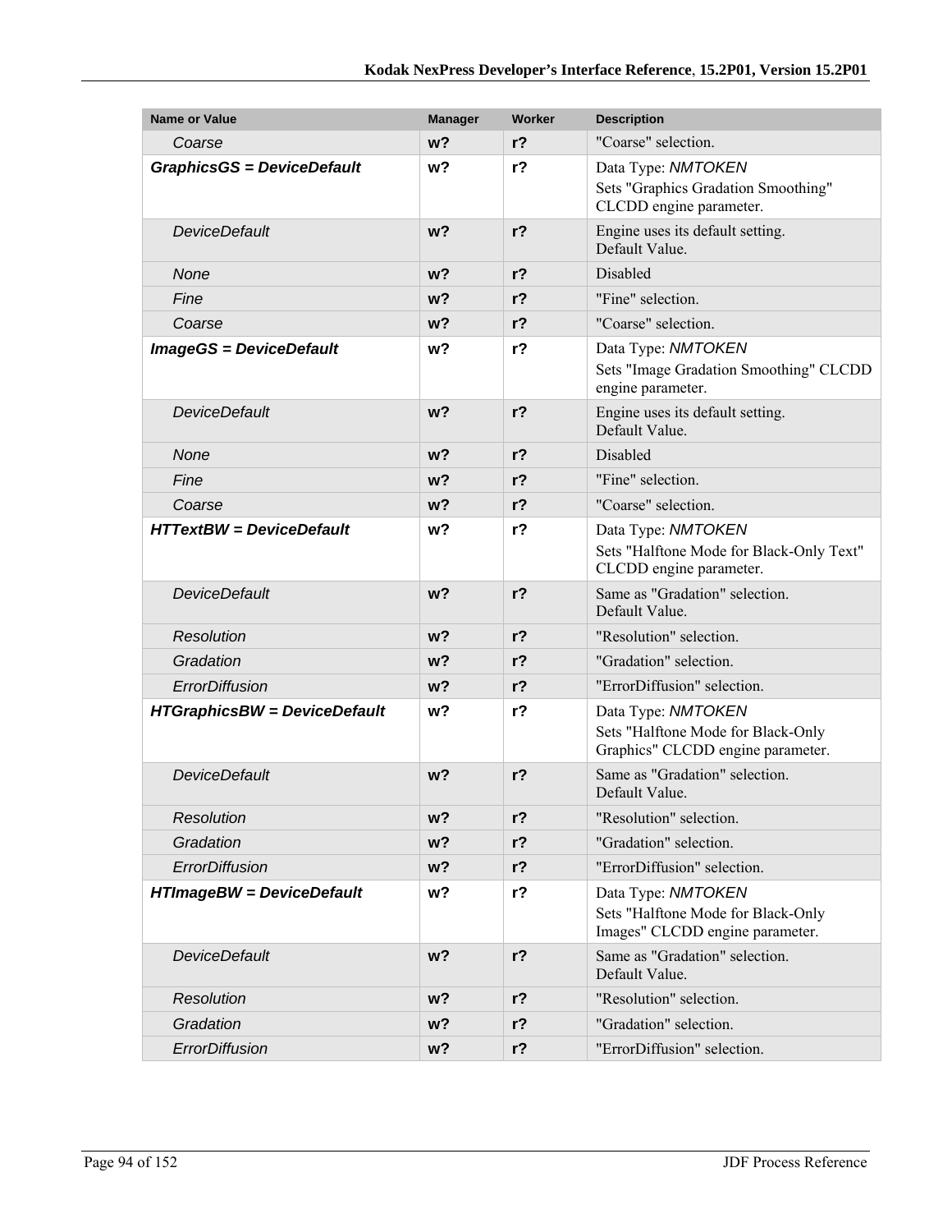| Name or Value | Manager | Worker | Description |
|---|---|---|---|
| *Coarse* | **w?** | **r?** | "Coarse" selection. |
| ***GraphicsGS = DeviceDefault*** | **w?** | **r?** | Data Type: *NMTOKEN*<br>Sets "Graphics Gradation Smoothing" CLCDD engine parameter. |
| *DeviceDefault* | **w?** | **r?** | Engine uses its default setting.<br>Default Value. |
| *None* | **w?** | **r?** | Disabled |
| *Fine* | **w?** | **r?** | "Fine" selection. |
| *Coarse* | **w?** | **r?** | "Coarse" selection. |
| ***ImageGS = DeviceDefault*** | **w?** | **r?** | Data Type: *NMTOKEN*<br>Sets "Image Gradation Smoothing" CLCDD engine parameter. |
| *DeviceDefault* | **w?** | **r?** | Engine uses its default setting.<br>Default Value. |
| *None* | **w?** | **r?** | Disabled |
| *Fine* | **w?** | **r?** | "Fine" selection. |
| *Coarse* | **w?** | **r?** | "Coarse" selection. |
| ***HTTextBW = DeviceDefault*** | **w?** | **r?** | Data Type: *NMTOKEN*<br>Sets "Halftone Mode for Black-Only Text" CLCDD engine parameter. |
| *DeviceDefault* | **w?** | **r?** | Same as "Gradation" selection.<br>Default Value. |
| *Resolution* | **w?** | **r?** | "Resolution" selection. |
| *Gradation* | **w?** | **r?** | "Gradation" selection. |
| *ErrorDiffusion* | **w?** | **r?** | "ErrorDiffusion" selection. |
| ***HTGraphicsBW = DeviceDefault*** | **w?** | **r?** | Data Type: *NMTOKEN*<br>Sets "Halftone Mode for Black-Only Graphics" CLCDD engine parameter. |
| *DeviceDefault* | **w?** | **r?** | Same as "Gradation" selection.<br>Default Value. |
| *Resolution* | **w?** | **r?** | "Resolution" selection. |
| *Gradation* | **w?** | **r?** | "Gradation" selection. |
| *ErrorDiffusion* | **w?** | **r?** | "ErrorDiffusion" selection. |
| ***HTImageBW = DeviceDefault*** | **w?** | **r?** | Data Type: *NMTOKEN*<br>Sets "Halftone Mode for Black-Only Images" CLCDD engine parameter. |
| *DeviceDefault* | **w?** | **r?** | Same as "Gradation" selection.<br>Default Value. |
| *Resolution* | **w?** | **r?** | "Resolution" selection. |
| *Gradation* | **w?** | **r?** | "Gradation" selection. |
| *ErrorDiffusion* | **w?** | **r?** | "ErrorDiffusion" selection. |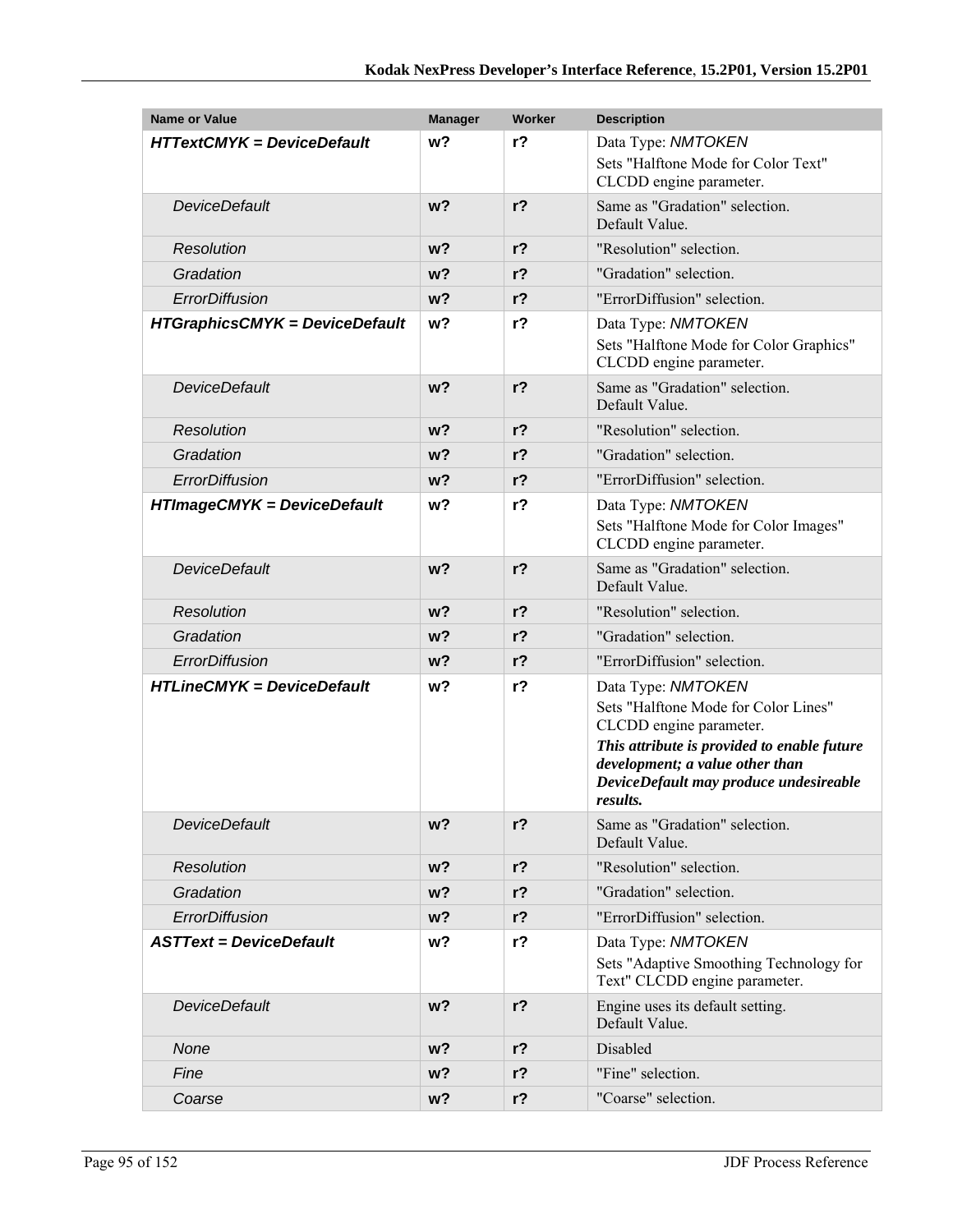| Name or Value | Manager | Worker | Description |
|---|---|---|---|
| ***HTTextCMYK = DeviceDefault*** | **w?** | **r?** | Data Type: *NMTOKEN*<br>Sets "Halftone Mode for Color Text" CLCDD engine parameter. |
| *DeviceDefault* | **w?** | **r?** | Same as "Gradation" selection.<br>Default Value. |
| *Resolution* | **w?** | **r?** | "Resolution" selection. |
| *Gradation* | **w?** | **r?** | "Gradation" selection. |
| *ErrorDiffusion* | **w?** | **r?** | "ErrorDiffusion" selection. |
| ***HTGraphicsCMYK = DeviceDefault*** | **w?** | **r?** | Data Type: *NMTOKEN*<br>Sets "Halftone Mode for Color Graphics" CLCDD engine parameter. |
| *DeviceDefault* | **w?** | **r?** | Same as "Gradation" selection.<br>Default Value. |
| *Resolution* | **w?** | **r?** | "Resolution" selection. |
| *Gradation* | **w?** | **r?** | "Gradation" selection. |
| *ErrorDiffusion* | **w?** | **r?** | "ErrorDiffusion" selection. |
| ***HTImageCMYK = DeviceDefault*** | **w?** | **r?** | Data Type: *NMTOKEN*<br>Sets "Halftone Mode for Color Images" CLCDD engine parameter. |
| *DeviceDefault* | **w?** | **r?** | Same as "Gradation" selection.<br>Default Value. |
| *Resolution* | **w?** | **r?** | "Resolution" selection. |
| *Gradation* | **w?** | **r?** | "Gradation" selection. |
| *ErrorDiffusion* | **w?** | **r?** | "ErrorDiffusion" selection. |
| ***HTLineCMYK = DeviceDefault*** | **w?** | **r?** | Data Type: *NMTOKEN*<br>Sets "Halftone Mode for Color Lines" CLCDD engine parameter.<br>***This attribute is provided to enable future development; a value other than DeviceDefault may produce undesireable results.*** |
| *DeviceDefault* | **w?** | **r?** | Same as "Gradation" selection.<br>Default Value. |
| *Resolution* | **w?** | **r?** | "Resolution" selection. |
| *Gradation* | **w?** | **r?** | "Gradation" selection. |
| *ErrorDiffusion* | **w?** | **r?** | "ErrorDiffusion" selection. |
| ***ASTText = DeviceDefault*** | **w?** | **r?** | Data Type: *NMTOKEN*<br>Sets "Adaptive Smoothing Technology for Text" CLCDD engine parameter. |
| *DeviceDefault* | **w?** | **r?** | Engine uses its default setting.<br>Default Value. |
| *None* | **w?** | **r?** | Disabled |
| *Fine* | **w?** | **r?** | "Fine" selection. |
| *Coarse* | **w?** | **r?** | "Coarse" selection. |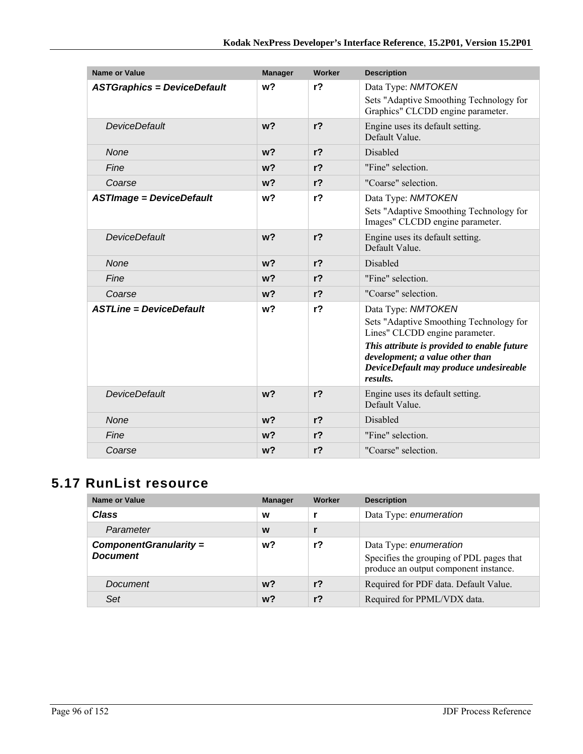| Name or Value | Manager | Worker | Description |
|---|---|---|---|
| ***ASTGraphics = DeviceDefault*** | **w?** | **r?** | Data Type: *NMTOKEN*<br>Sets "Adaptive Smoothing Technology for Graphics" CLCDD engine parameter. |
| *DeviceDefault* | **w?** | **r?** | Engine uses its default setting.<br>Default Value. |
| *None* | **w?** | **r?** | Disabled |
| *Fine* | **w?** | **r?** | "Fine" selection. |
| *Coarse* | **w?** | **r?** | "Coarse" selection. |
| ***ASTImage = DeviceDefault*** | **w?** | **r?** | Data Type: *NMTOKEN*<br>Sets "Adaptive Smoothing Technology for Images" CLCDD engine parameter. |
| *DeviceDefault* | **w?** | **r?** | Engine uses its default setting.<br>Default Value. |
| *None* | **w?** | **r?** | Disabled |
| *Fine* | **w?** | **r?** | "Fine" selection. |
| *Coarse* | **w?** | **r?** | "Coarse" selection. |
| ***ASTLine = DeviceDefault*** | **w?** | **r?** | Data Type: *NMTOKEN*<br>Sets "Adaptive Smoothing Technology for Lines" CLCDD engine parameter.<br>***This attribute is provided to enable future development; a value other than DeviceDefault may produce undesireable results.*** |
| *DeviceDefault* | **w?** | **r?** | Engine uses its default setting.<br>Default Value. |
| *None* | **w?** | **r?** | Disabled |
| *Fine* | **w?** | **r?** | "Fine" selection. |
| *Coarse* | **w?** | **r?** | "Coarse" selection. |

## 5.17 RunList resource

| Name or Value | Manager | Worker | Description |
|---|---|---|---|
| ***Class*** | **w** | **r** | Data Type: *enumeration* |
| *Parameter* | **w** | **r** | |
| ***ComponentGranularity = Document*** | **w?** | **r?** | Data Type: *enumeration*<br>Specifies the grouping of PDL pages that produce an output component instance. |
| *Document* | **w?** | **r?** | Required for PDF data. Default Value. |
| *Set* | **w?** | **r?** | Required for PPML/VDX data. |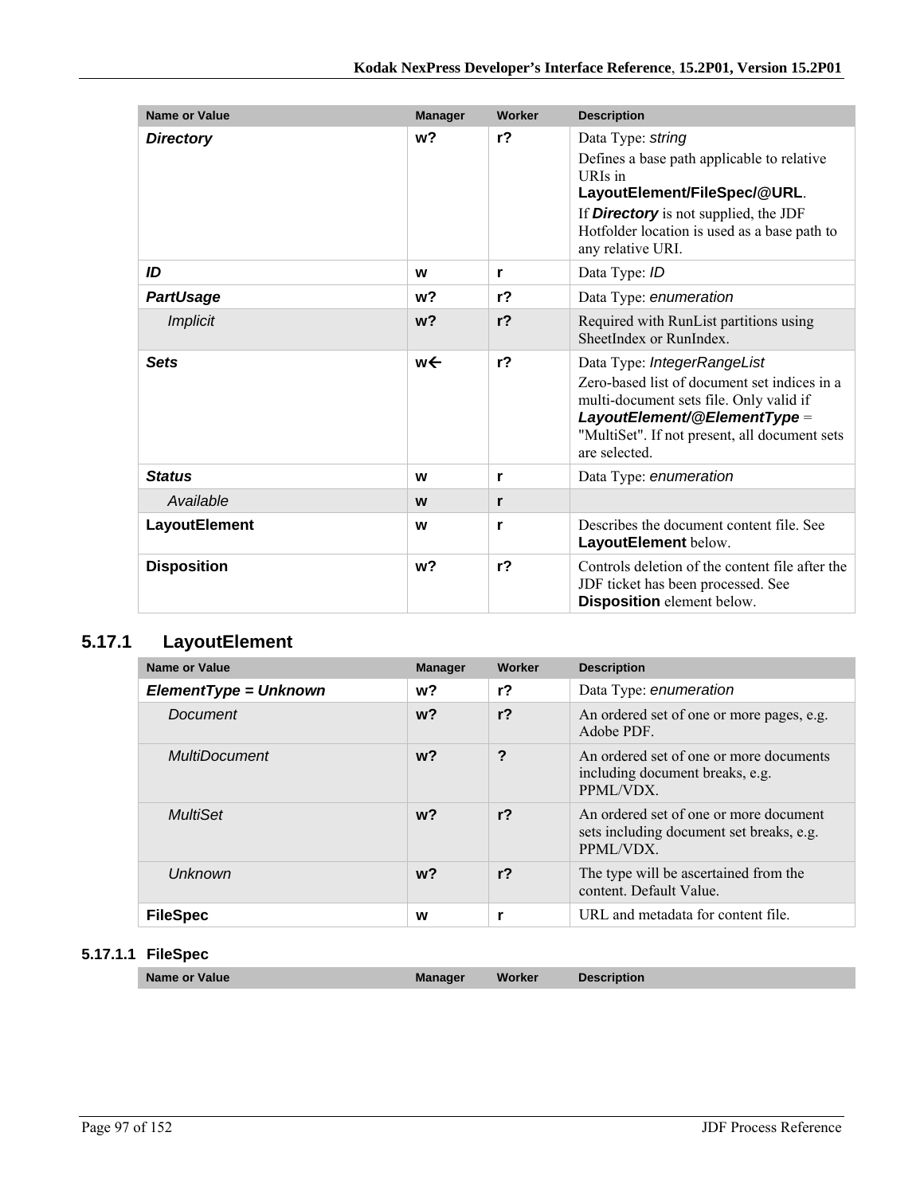| Name or Value | Manager | Worker | Description |
| --- | --- | --- | --- |
| ***Directory*** | **w?** | **r?** | Data Type: *string*<br>Defines a base path applicable to relative URIs in **LayoutElement/FileSpec/@URL**.<br>If ***Directory*** is not supplied, the JDF Hotfolder location is used as a base path to any relative URI. |
| ***ID*** | **w** | **r** | Data Type: *ID* |
| ***PartUsage*** | **w?** | **r?** | Data Type: *enumeration* |
| *Implicit* | **w?** | **r?** | Required with RunList partitions using SheetIndex or RunIndex. |
| ***Sets*** | **w←** | **r?** | Data Type: *IntegerRangeList*<br>Zero-based list of document set indices in a multi-document sets file. Only valid if ***LayoutElement/@ElementType*** = "MultiSet". If not present, all document sets are selected. |
| ***Status*** | **w** | **r** | Data Type: *enumeration* |
| *Available* | **w** | **r** | |
| **LayoutElement** | **w** | **r** | Describes the document content file. See **LayoutElement** below. |
| **Disposition** | **w?** | **r?** | Controls deletion of the content file after the JDF ticket has been processed. See **Disposition** element below. |

## 5.17.1 LayoutElement

| Name or Value | Manager | Worker | Description |
| --- | --- | --- | --- |
| ***ElementType = Unknown*** | **w?** | **r?** | Data Type: *enumeration* |
| *Document* | **w?** | **r?** | An ordered set of one or more pages, e.g. Adobe PDF. |
| *MultiDocument* | **w?** | **?** | An ordered set of one or more documents including document breaks, e.g. PPML/VDX. |
| *MultiSet* | **w?** | **r?** | An ordered set of one or more document sets including document set breaks, e.g. PPML/VDX. |
| *Unknown* | **w?** | **r?** | The type will be ascertained from the content. Default Value. |
| **FileSpec** | **w** | **r** | URL and metadata for content file. |

### 5.17.1.1 FileSpec

| Name or Value | Manager | Worker | Description |
| --- | --- | --- | --- |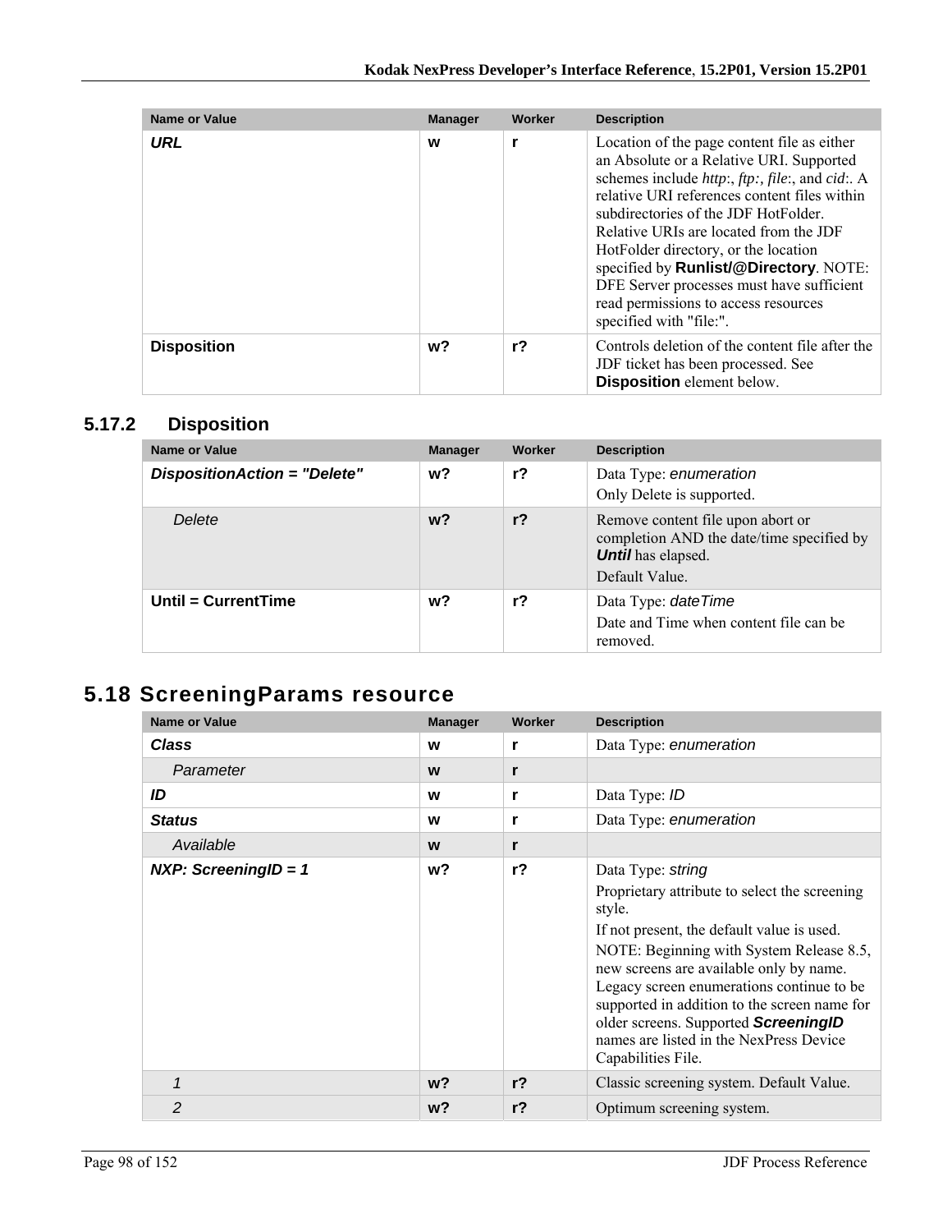| Name or Value | Manager | Worker | Description |
|---|---|---|---|
| ***URL*** | w | r | Location of the page content file as either an Absolute or a Relative URI. Supported schemes include *http*:, *ftp:*, *file*:, and *cid*:. A relative URI references content files within subdirectories of the JDF HotFolder. Relative URIs are located from the JDF HotFolder directory, or the location specified by **Runlist/@Directory**. NOTE: DFE Server processes must have sufficient read permissions to access resources specified with "file:". |
| **Disposition** | w? | r? | Controls deletion of the content file after the JDF ticket has been processed. See **Disposition** element below. |

### 5.17.2 Disposition

| Name or Value | Manager | Worker | Description |
|---|---|---|---|
| ***DispositionAction = "Delete"*** | w? | r? | Data Type: *enumeration*<br>Only Delete is supported. |
| *Delete* | w? | r? | Remove content file upon abort or completion AND the date/time specified by ***Until*** has elapsed.<br>Default Value. |
| **Until = CurrentTime** | w? | r? | Data Type: *dateTime*<br>Date and Time when content file can be removed. |

## 5.18 ScreeningParams resource

| Name or Value | Manager | Worker | Description |
|---|---|---|---|
| ***Class*** | w | r | Data Type: *enumeration* |
| *Parameter* | w | r | |
| ***ID*** | w | r | Data Type: *ID* |
| ***Status*** | w | r | Data Type: *enumeration* |
| *Available* | w | r | |
| ***NXP: ScreeningID = 1*** | w? | r? | Data Type: *string*<br>Proprietary attribute to select the screening style.<br>If not present, the default value is used.<br>NOTE: Beginning with System Release 8.5, new screens are available only by name. Legacy screen enumerations continue to be supported in addition to the screen name for older screens. Supported ***ScreeningID*** names are listed in the NexPress Device Capabilities File. |
| *1* | w? | r? | Classic screening system. Default Value. |
| *2* | w? | r? | Optimum screening system. |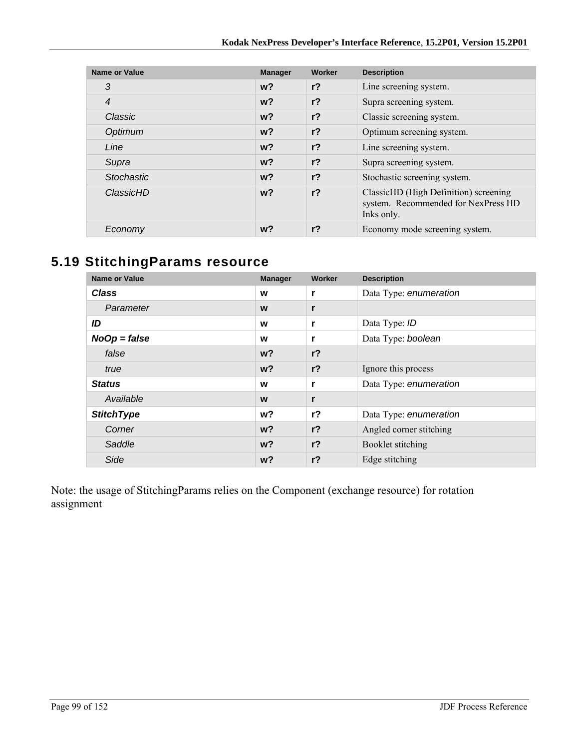| Name or Value | Manager | Worker | Description |
|---|---|---|---|
| *3* | **w?** | **r?** | Line screening system. |
| *4* | **w?** | **r?** | Supra screening system. |
| *Classic* | **w?** | **r?** | Classic screening system. |
| *Optimum* | **w?** | **r?** | Optimum screening system. |
| *Line* | **w?** | **r?** | Line screening system. |
| *Supra* | **w?** | **r?** | Supra screening system. |
| *Stochastic* | **w?** | **r?** | Stochastic screening system. |
| *ClassicHD* | **w?** | **r?** | ClassicHD (High Definition) screening system. Recommended for NexPress HD Inks only. |
| *Economy* | **w?** | **r?** | Economy mode screening system. |

## 5.19 StitchingParams resource

| Name or Value | Manager | Worker | Description |
|---|---|---|---|
| ***Class*** | **w** | **r** | Data Type: *enumeration* |
| *Parameter* | **w** | **r** | |
| ***ID*** | **w** | **r** | Data Type: *ID* |
| ***NoOp = false*** | **w** | **r** | Data Type: *boolean* |
| *false* | **w?** | **r?** | |
| *true* | **w?** | **r?** | Ignore this process |
| ***Status*** | **w** | **r** | Data Type: *enumeration* |
| *Available* | **w** | **r** | |
| ***StitchType*** | **w?** | **r?** | Data Type: *enumeration* |
| *Corner* | **w?** | **r?** | Angled corner stitching |
| *Saddle* | **w?** | **r?** | Booklet stitching |
| *Side* | **w?** | **r?** | Edge stitching |

Note: the usage of StitchingParams relies on the Component (exchange resource) for rotation assignment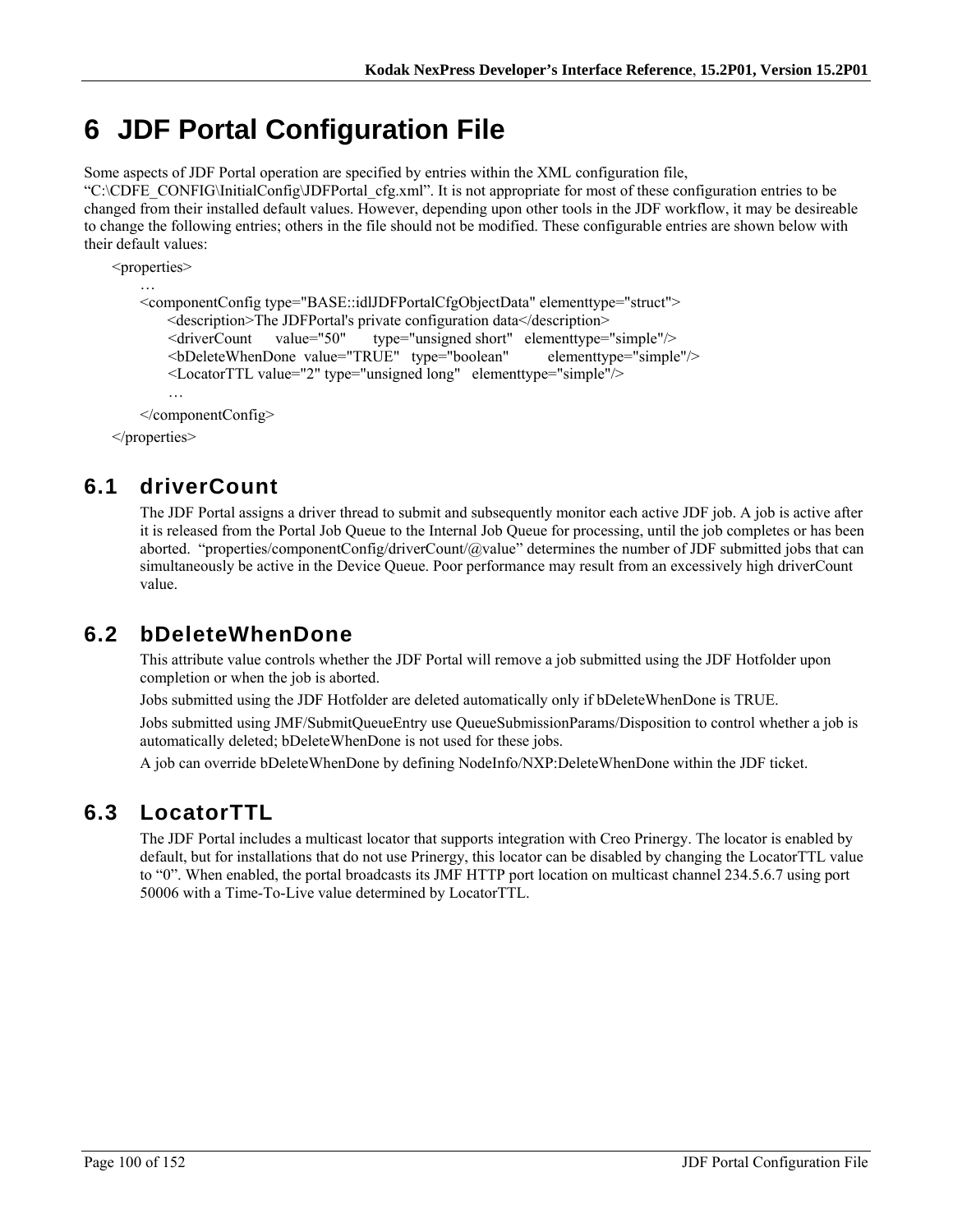# 6 JDF Portal Configuration File

Some aspects of JDF Portal operation are specified by entries within the XML configuration file, “C:\CDFE_CONFIG\InitialConfig\JDFPortal_cfg.xml”. It is not appropriate for most of these configuration entries to be changed from their installed default values. However, depending upon other tools in the JDF workflow, it may be desireable to change the following entries; others in the file should not be modified. These configurable entries are shown below with their default values:

```
<properties>
    …
    <componentConfig type="BASE::idlJDFPortalCfgObjectData" elementtype="struct">
        <description>The JDFPortal's private configuration data</description>
        <driverCount      value="50"       type="unsigned short"   elementtype="simple"/>
        <bDeleteWhenDone  value="TRUE"   type="boolean"          elementtype="simple"/>
        <LocatorTTL value="2" type="unsigned long"   elementtype="simple"/>
        …
    </componentConfig>
</properties>
```

## 6.1 driverCount

The JDF Portal assigns a driver thread to submit and subsequently monitor each active JDF job. A job is active after it is released from the Portal Job Queue to the Internal Job Queue for processing, until the job completes or has been aborted. “properties/componentConfig/driverCount/@value” determines the number of JDF submitted jobs that can simultaneously be active in the Device Queue. Poor performance may result from an excessively high driverCount value.

## 6.2 bDeleteWhenDone

This attribute value controls whether the JDF Portal will remove a job submitted using the JDF Hotfolder upon completion or when the job is aborted.

Jobs submitted using the JDF Hotfolder are deleted automatically only if bDeleteWhenDone is TRUE.

Jobs submitted using JMF/SubmitQueueEntry use QueueSubmissionParams/Disposition to control whether a job is automatically deleted; bDeleteWhenDone is not used for these jobs.

A job can override bDeleteWhenDone by defining NodeInfo/NXP:DeleteWhenDone within the JDF ticket.

## 6.3 LocatorTTL

The JDF Portal includes a multicast locator that supports integration with Creo Prinergy. The locator is enabled by default, but for installations that do not use Prinergy, this locator can be disabled by changing the LocatorTTL value to “0”. When enabled, the portal broadcasts its JMF HTTP port location on multicast channel 234.5.6.7 using port 50006 with a Time-To-Live value determined by LocatorTTL.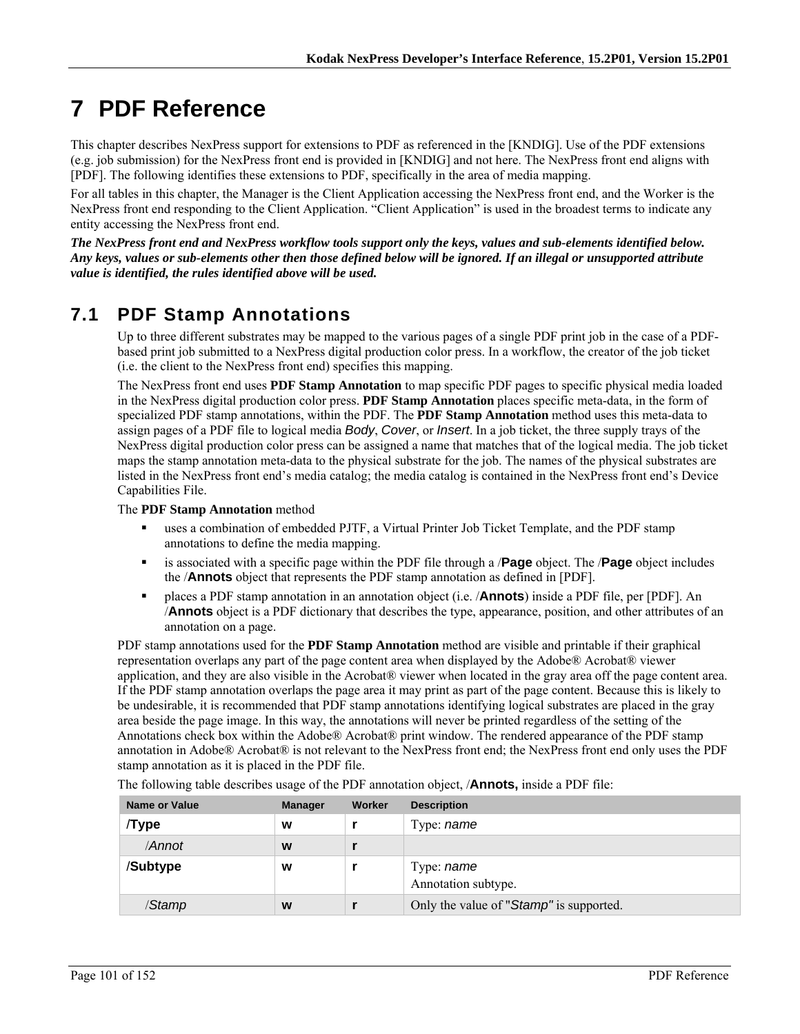# 7 PDF Reference

This chapter describes NexPress support for extensions to PDF as referenced in the [KNDIG]. Use of the PDF extensions (e.g. job submission) for the NexPress front end is provided in [KNDIG] and not here. The NexPress front end aligns with [PDF]. The following identifies these extensions to PDF, specifically in the area of media mapping.

For all tables in this chapter, the Manager is the Client Application accessing the NexPress front end, and the Worker is the NexPress front end responding to the Client Application. "Client Application" is used in the broadest terms to indicate any entity accessing the NexPress front end.

***The NexPress front end and NexPress workflow tools support only the keys, values and sub-elements identified below. Any keys, values or sub-elements other then those defined below will be ignored. If an illegal or unsupported attribute value is identified, the rules identified above will be used.***

## 7.1 PDF Stamp Annotations

Up to three different substrates may be mapped to the various pages of a single PDF print job in the case of a PDF-based print job submitted to a NexPress digital production color press. In a workflow, the creator of the job ticket (i.e. the client to the NexPress front end) specifies this mapping.

The NexPress front end uses **PDF Stamp Annotation** to map specific PDF pages to specific physical media loaded in the NexPress digital production color press. **PDF Stamp Annotation** places specific meta-data, in the form of specialized PDF stamp annotations, within the PDF. The **PDF Stamp Annotation** method uses this meta-data to assign pages of a PDF file to logical media *Body*, *Cover*, or *Insert*. In a job ticket, the three supply trays of the NexPress digital production color press can be assigned a name that matches that of the logical media. The job ticket maps the stamp annotation meta-data to the physical substrate for the job. The names of the physical substrates are listed in the NexPress front end's media catalog; the media catalog is contained in the NexPress front end's Device Capabilities File.

The **PDF Stamp Annotation** method

- uses a combination of embedded PJTF, a Virtual Printer Job Ticket Template, and the PDF stamp annotations to define the media mapping.
- is associated with a specific page within the PDF file through a /**Page** object. The /**Page** object includes the /**Annots** object that represents the PDF stamp annotation as defined in [PDF].
- places a PDF stamp annotation in an annotation object (i.e. /**Annots**) inside a PDF file, per [PDF]. An /**Annots** object is a PDF dictionary that describes the type, appearance, position, and other attributes of an annotation on a page.

PDF stamp annotations used for the **PDF Stamp Annotation** method are visible and printable if their graphical representation overlaps any part of the page content area when displayed by the Adobe® Acrobat® viewer application, and they are also visible in the Acrobat® viewer when located in the gray area off the page content area. If the PDF stamp annotation overlaps the page area it may print as part of the page content. Because this is likely to be undesirable, it is recommended that PDF stamp annotations identifying logical substrates are placed in the gray area beside the page image. In this way, the annotations will never be printed regardless of the setting of the Annotations check box within the Adobe® Acrobat® print window. The rendered appearance of the PDF stamp annotation in Adobe® Acrobat® is not relevant to the NexPress front end; the NexPress front end only uses the PDF stamp annotation as it is placed in the PDF file.

The following table describes usage of the PDF annotation object, /**Annots,** inside a PDF file:

| Name or Value | Manager | Worker | Description |
|---|---|---|---|
| **/Type** | **w** | **r** | Type: *name* |
| /*Annot* | **w** | **r** | |
| **/Subtype** | **w** | **r** | Type: *name*<br>Annotation subtype. |
| /*Stamp* | **w** | **r** | Only the value of "*Stamp"* is supported. |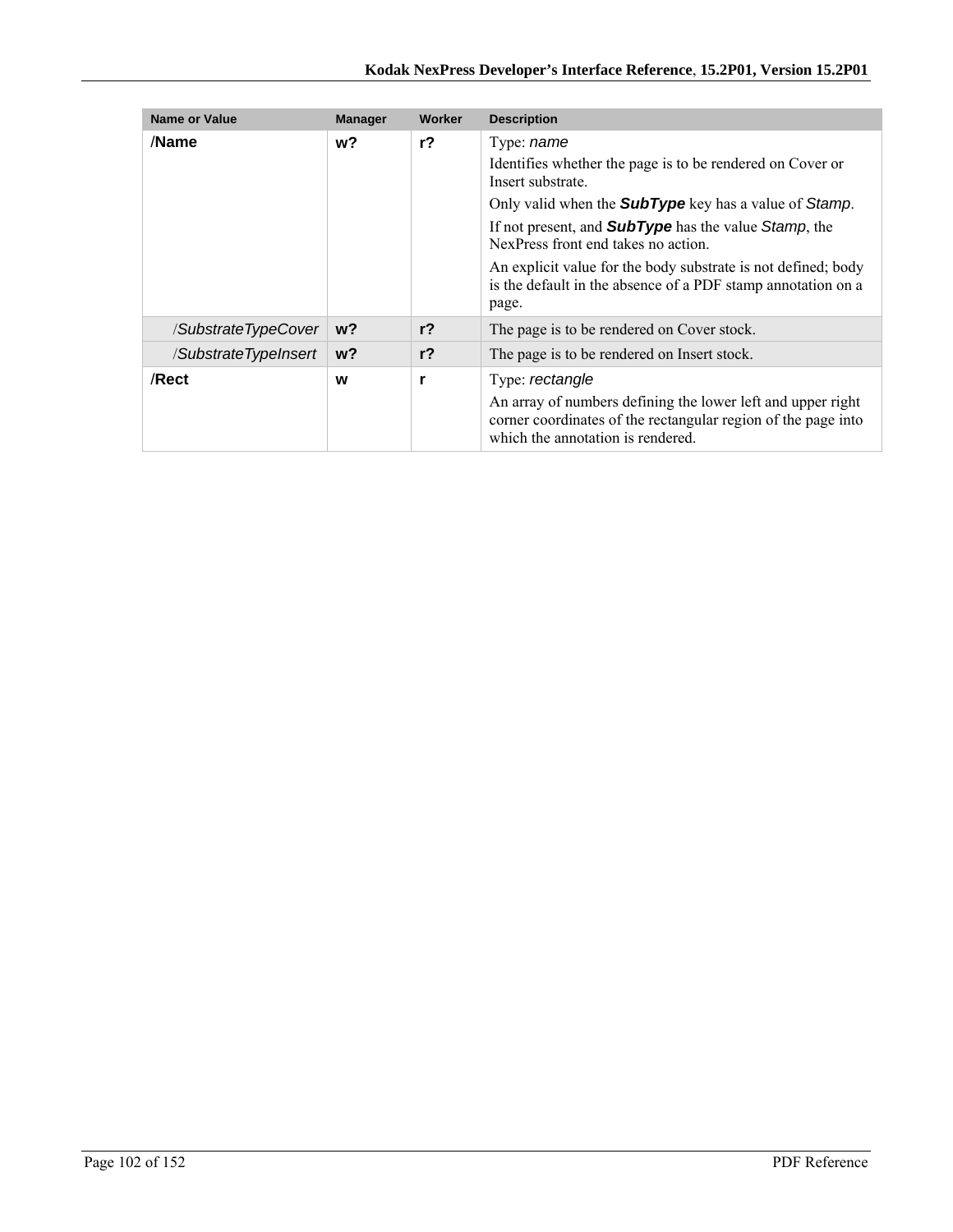| Name or Value | Manager | Worker | Description |
| --- | --- | --- | --- |
| **/Name** | **w?** | **r?** | Type: *name*<br>Identifies whether the page is to be rendered on Cover or Insert substrate.<br>Only valid when the ***SubType*** key has a value of *Stamp*.<br>If not present, and ***SubType*** has the value *Stamp*, the NexPress front end takes no action.<br>An explicit value for the body substrate is not defined; body is the default in the absence of a PDF stamp annotation on a page. |
| /*SubstrateTypeCover* | **w?** | **r?** | The page is to be rendered on Cover stock. |
| /*SubstrateTypeInsert* | **w?** | **r?** | The page is to be rendered on Insert stock. |
| **/Rect** | **w** | **r** | Type: *rectangle*<br>An array of numbers defining the lower left and upper right corner coordinates of the rectangular region of the page into which the annotation is rendered. |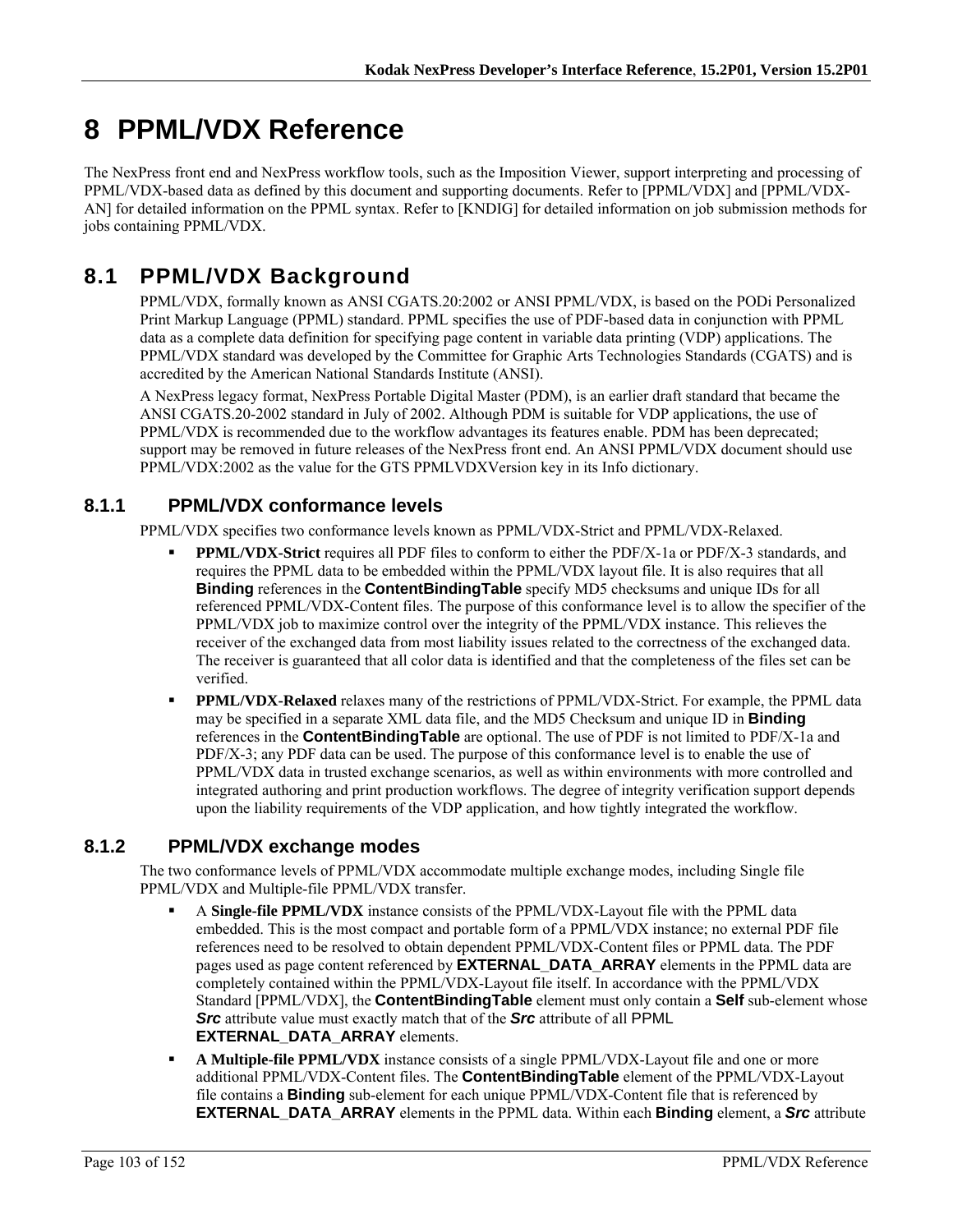# 8 PPML/VDX Reference

The NexPress front end and NexPress workflow tools, such as the Imposition Viewer, support interpreting and processing of PPML/VDX-based data as defined by this document and supporting documents. Refer to [PPML/VDX] and [PPML/VDX-AN] for detailed information on the PPML syntax. Refer to [KNDIG] for detailed information on job submission methods for jobs containing PPML/VDX.

## 8.1 PPML/VDX Background

PPML/VDX, formally known as ANSI CGATS.20:2002 or ANSI PPML/VDX, is based on the PODi Personalized Print Markup Language (PPML) standard. PPML specifies the use of PDF-based data in conjunction with PPML data as a complete data definition for specifying page content in variable data printing (VDP) applications. The PPML/VDX standard was developed by the Committee for Graphic Arts Technologies Standards (CGATS) and is accredited by the American National Standards Institute (ANSI).

A NexPress legacy format, NexPress Portable Digital Master (PDM), is an earlier draft standard that became the ANSI CGATS.20-2002 standard in July of 2002. Although PDM is suitable for VDP applications, the use of PPML/VDX is recommended due to the workflow advantages its features enable. PDM has been deprecated; support may be removed in future releases of the NexPress front end. An ANSI PPML/VDX document should use PPML/VDX:2002 as the value for the GTS PPMLVDXVersion key in its Info dictionary.

### 8.1.1 PPML/VDX conformance levels

PPML/VDX specifies two conformance levels known as PPML/VDX-Strict and PPML/VDX-Relaxed.

- **PPML/VDX-Strict** requires all PDF files to conform to either the PDF/X-1a or PDF/X-3 standards, and requires the PPML data to be embedded within the PPML/VDX layout file. It is also requires that all **Binding** references in the **ContentBindingTable** specify MD5 checksums and unique IDs for all referenced PPML/VDX-Content files. The purpose of this conformance level is to allow the specifier of the PPML/VDX job to maximize control over the integrity of the PPML/VDX instance. This relieves the receiver of the exchanged data from most liability issues related to the correctness of the exchanged data. The receiver is guaranteed that all color data is identified and that the completeness of the files set can be verified.
- **PPML/VDX-Relaxed** relaxes many of the restrictions of PPML/VDX-Strict. For example, the PPML data may be specified in a separate XML data file, and the MD5 Checksum and unique ID in **Binding** references in the **ContentBindingTable** are optional. The use of PDF is not limited to PDF/X-1a and PDF/X-3; any PDF data can be used. The purpose of this conformance level is to enable the use of PPML/VDX data in trusted exchange scenarios, as well as within environments with more controlled and integrated authoring and print production workflows. The degree of integrity verification support depends upon the liability requirements of the VDP application, and how tightly integrated the workflow.

### 8.1.2 PPML/VDX exchange modes

The two conformance levels of PPML/VDX accommodate multiple exchange modes, including Single file PPML/VDX and Multiple-file PPML/VDX transfer.

- A **Single-file PPML/VDX** instance consists of the PPML/VDX-Layout file with the PPML data embedded. This is the most compact and portable form of a PPML/VDX instance; no external PDF file references need to be resolved to obtain dependent PPML/VDX-Content files or PPML data. The PDF pages used as page content referenced by **EXTERNAL_DATA_ARRAY** elements in the PPML data are completely contained within the PPML/VDX-Layout file itself. In accordance with the PPML/VDX Standard [PPML/VDX], the **ContentBindingTable** element must only contain a **Self** sub-element whose ***Src*** attribute value must exactly match that of the ***Src*** attribute of all PPML **EXTERNAL_DATA_ARRAY** elements.
- **A Multiple-file PPML/VDX** instance consists of a single PPML/VDX-Layout file and one or more additional PPML/VDX-Content files. The **ContentBindingTable** element of the PPML/VDX-Layout file contains a **Binding** sub-element for each unique PPML/VDX-Content file that is referenced by **EXTERNAL_DATA_ARRAY** elements in the PPML data. Within each **Binding** element, a ***Src*** attribute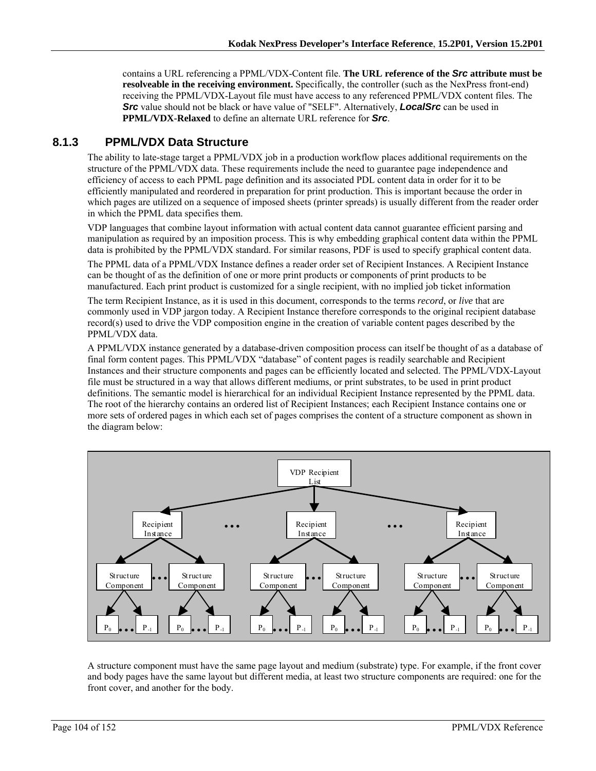contains a URL referencing a PPML/VDX-Content file. **The URL reference of the *Src* attribute must be resolveable in the receiving environment.** Specifically, the controller (such as the NexPress front-end) receiving the PPML/VDX-Layout file must have access to any referenced PPML/VDX content files. The ***Src*** value should not be black or have value of "SELF". Alternatively, ***LocalSrc*** can be used in **PPML/VDX-Relaxed** to define an alternate URL reference for ***Src***.

### 8.1.3 PPML/VDX Data Structure

The ability to late-stage target a PPML/VDX job in a production workflow places additional requirements on the structure of the PPML/VDX data. These requirements include the need to guarantee page independence and efficiency of access to each PPML page definition and its associated PDL content data in order for it to be efficiently manipulated and reordered in preparation for print production. This is important because the order in which pages are utilized on a sequence of imposed sheets (printer spreads) is usually different from the reader order in which the PPML data specifies them.

VDP languages that combine layout information with actual content data cannot guarantee efficient parsing and manipulation as required by an imposition process. This is why embedding graphical content data within the PPML data is prohibited by the PPML/VDX standard. For similar reasons, PDF is used to specify graphical content data.

The PPML data of a PPML/VDX Instance defines a reader order set of Recipient Instances. A Recipient Instance can be thought of as the definition of one or more print products or components of print products to be manufactured. Each print product is customized for a single recipient, with no implied job ticket information

The term Recipient Instance, as it is used in this document, corresponds to the terms *record*, or *live* that are commonly used in VDP jargon today. A Recipient Instance therefore corresponds to the original recipient database record(s) used to drive the VDP composition engine in the creation of variable content pages described by the PPML/VDX data.

A PPML/VDX instance generated by a database-driven composition process can itself be thought of as a database of final form content pages. This PPML/VDX "database" of content pages is readily searchable and Recipient Instances and their structure components and pages can be efficiently located and selected. The PPML/VDX-Layout file must be structured in a way that allows different mediums, or print substrates, to be used in print product definitions. The semantic model is hierarchical for an individual Recipient Instance represented by the PPML data. The root of the hierarchy contains an ordered list of Recipient Instances; each Recipient Instance contains one or more sets of ordered pages in which each set of pages comprises the content of a structure component as shown in the diagram below:

```
                                VDP Recipient List
              /                        |                         \
   Recipient Instance    ...   Recipient Instance    ...   Recipient Instance
      /          \                /          \                /          \
Structure ... Structure    Structure ... Structure    Structure ... Structure
Component     Component    Component     Component    Component     Component
  /   \         /   \        /   \         /   \        /   \         /   \
P0 ... P-1    P0 ... P-1   P0 ... P-1    P0 ... P-1   P0 ... P-1    P0 ... P-1
```

A structure component must have the same page layout and medium (substrate) type. For example, if the front cover and body pages have the same layout but different media, at least two structure components are required: one for the front cover, and another for the body.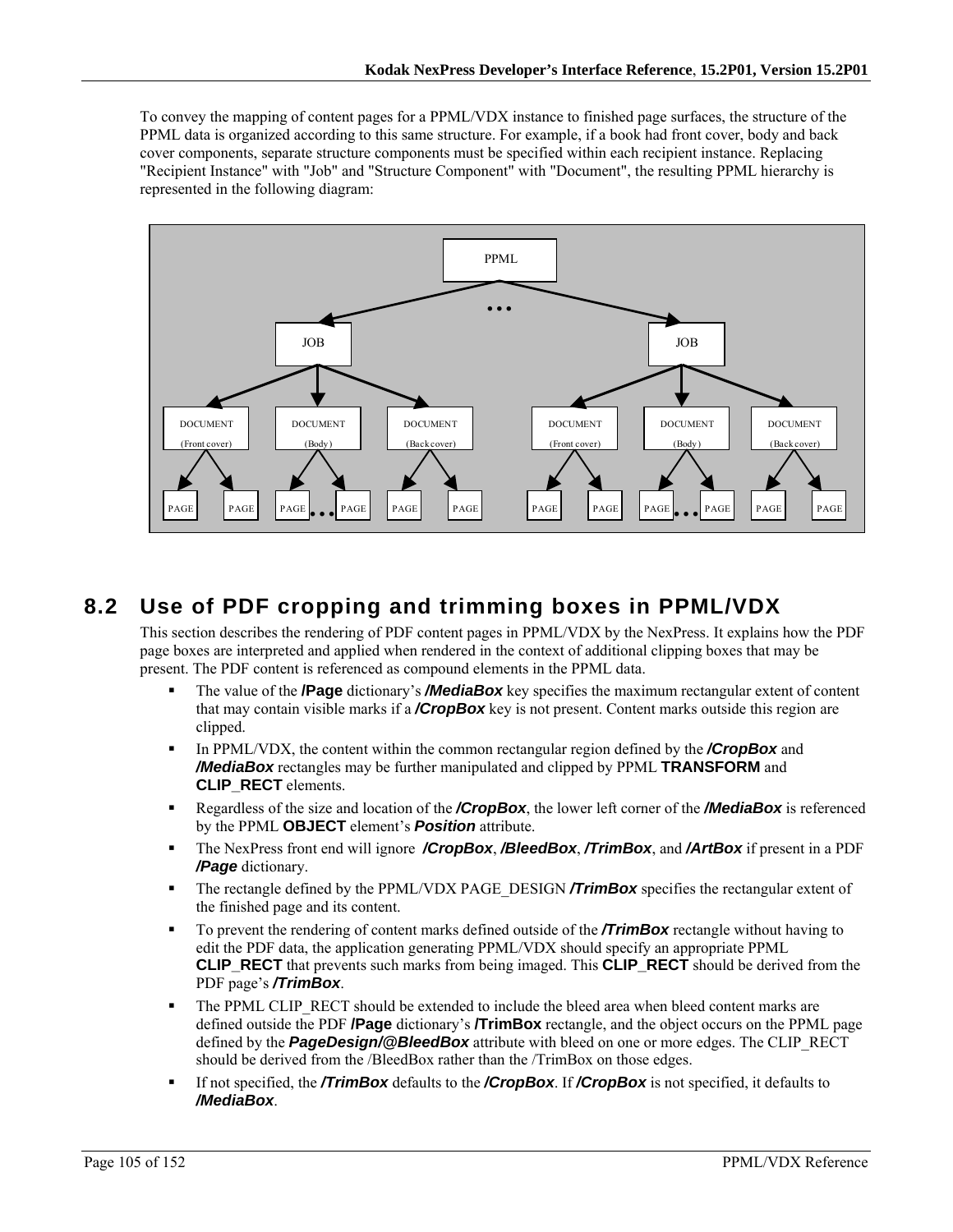To convey the mapping of content pages for a PPML/VDX instance to finished page surfaces, the structure of the PPML data is organized according to this same structure. For example, if a book had front cover, body and back cover components, separate structure components must be specified within each recipient instance. Replacing "Recipient Instance" with "Job" and "Structure Component" with "Document", the resulting PPML hierarchy is represented in the following diagram:

## 8.2 Use of PDF cropping and trimming boxes in PPML/VDX

This section describes the rendering of PDF content pages in PPML/VDX by the NexPress. It explains how the PDF page boxes are interpreted and applied when rendered in the context of additional clipping boxes that may be present. The PDF content is referenced as compound elements in the PPML data.

- The value of the **/Page** dictionary's ***/MediaBox*** key specifies the maximum rectangular extent of content that may contain visible marks if a ***/CropBox*** key is not present. Content marks outside this region are clipped.
- In PPML/VDX, the content within the common rectangular region defined by the ***/CropBox*** and ***/MediaBox*** rectangles may be further manipulated and clipped by PPML **TRANSFORM** and **CLIP_RECT** elements.
- Regardless of the size and location of the ***/CropBox***, the lower left corner of the ***/MediaBox*** is referenced by the PPML **OBJECT** element's ***Position*** attribute.
- The NexPress front end will ignore ***/CropBox***, ***/BleedBox***, ***/TrimBox***, and ***/ArtBox*** if present in a PDF ***/Page*** dictionary.
- The rectangle defined by the PPML/VDX PAGE_DESIGN ***/TrimBox*** specifies the rectangular extent of the finished page and its content.
- To prevent the rendering of content marks defined outside of the ***/TrimBox*** rectangle without having to edit the PDF data, the application generating PPML/VDX should specify an appropriate PPML **CLIP_RECT** that prevents such marks from being imaged. This **CLIP_RECT** should be derived from the PDF page's ***/TrimBox***.
- The PPML CLIP_RECT should be extended to include the bleed area when bleed content marks are defined outside the PDF **/Page** dictionary's **/TrimBox** rectangle, and the object occurs on the PPML page defined by the ***PageDesign/@BleedBox*** attribute with bleed on one or more edges. The CLIP_RECT should be derived from the /BleedBox rather than the /TrimBox on those edges.
- If not specified, the ***/TrimBox*** defaults to the ***/CropBox***. If ***/CropBox*** is not specified, it defaults to ***/MediaBox***.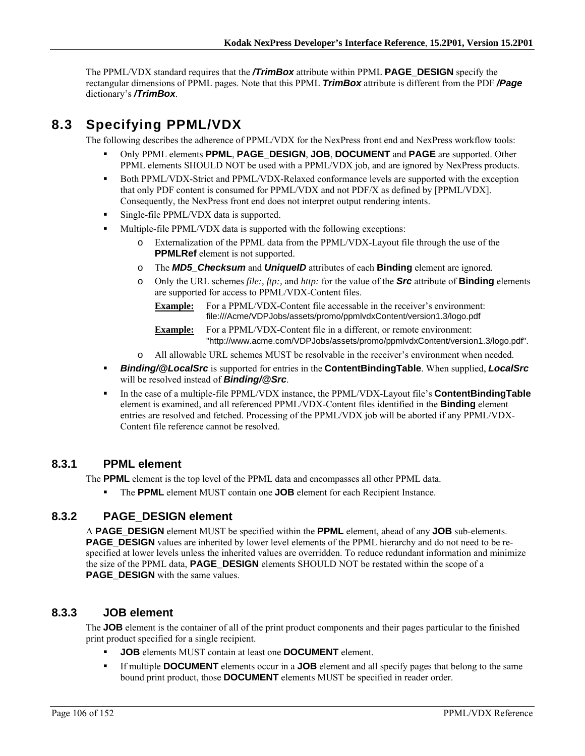The PPML/VDX standard requires that the ***/TrimBox*** attribute within PPML **PAGE_DESIGN** specify the rectangular dimensions of PPML pages. Note that this PPML ***TrimBox*** attribute is different from the PDF ***/Page*** dictionary's ***/TrimBox***.

## 8.3 Specifying PPML/VDX

The following describes the adherence of PPML/VDX for the NexPress front end and NexPress workflow tools:

- Only PPML elements **PPML**, **PAGE_DESIGN**, **JOB**, **DOCUMENT** and **PAGE** are supported. Other PPML elements SHOULD NOT be used with a PPML/VDX job, and are ignored by NexPress products.
- Both PPML/VDX-Strict and PPML/VDX-Relaxed conformance levels are supported with the exception that only PDF content is consumed for PPML/VDX and not PDF/X as defined by [PPML/VDX]. Consequently, the NexPress front end does not interpret output rendering intents.
- Single-file PPML/VDX data is supported.
- Multiple-file PPML/VDX data is supported with the following exceptions:
  - Externalization of the PPML data from the PPML/VDX-Layout file through the use of the **PPMLRef** element is not supported.
  - The ***MD5_Checksum*** and ***UniqueID*** attributes of each **Binding** element are ignored.
  - Only the URL schemes *file:, ftp:,* and *http:* for the value of the ***Src*** attribute of **Binding** elements are supported for access to PPML/VDX-Content files.

    **Example:** For a PPML/VDX-Content file accessable in the receiver's environment: file:///Acme/VDPJobs/assets/promo/ppmlvdxContent/version1.3/logo.pdf

    **Example:** For a PPML/VDX-Content file in a different, or remote environment: "http://www.acme.com/VDPJobs/assets/promo/ppmlvdxContent/version1.3/logo.pdf".
  - All allowable URL schemes MUST be resolvable in the receiver's environment when needed.
- ***Binding/@LocalSrc*** is supported for entries in the **ContentBindingTable**. When supplied, ***LocalSrc*** will be resolved instead of ***Binding/@Src***.
- In the case of a multiple-file PPML/VDX instance, the PPML/VDX-Layout file's **ContentBindingTable** element is examined, and all referenced PPML/VDX-Content files identified in the **Binding** element entries are resolved and fetched. Processing of the PPML/VDX job will be aborted if any PPML/VDX-Content file reference cannot be resolved.

### 8.3.1 PPML element

The **PPML** element is the top level of the PPML data and encompasses all other PPML data.

- The **PPML** element MUST contain one **JOB** element for each Recipient Instance.

### 8.3.2 PAGE_DESIGN element

A **PAGE_DESIGN** element MUST be specified within the **PPML** element, ahead of any **JOB** sub-elements. **PAGE_DESIGN** values are inherited by lower level elements of the PPML hierarchy and do not need to be re-specified at lower levels unless the inherited values are overridden. To reduce redundant information and minimize the size of the PPML data, **PAGE_DESIGN** elements SHOULD NOT be restated within the scope of a **PAGE_DESIGN** with the same values.

### 8.3.3 JOB element

The **JOB** element is the container of all of the print product components and their pages particular to the finished print product specified for a single recipient.

- **JOB** elements MUST contain at least one **DOCUMENT** element.
- If multiple **DOCUMENT** elements occur in a **JOB** element and all specify pages that belong to the same bound print product, those **DOCUMENT** elements MUST be specified in reader order.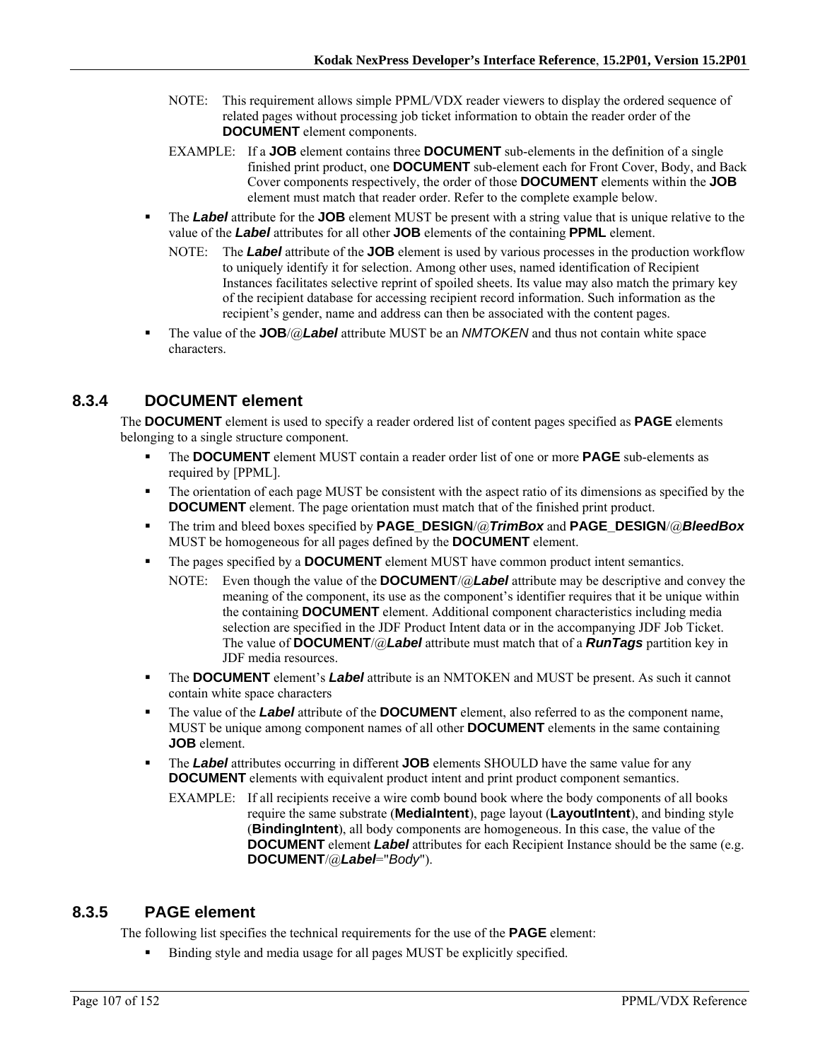NOTE: This requirement allows simple PPML/VDX reader viewers to display the ordered sequence of related pages without processing job ticket information to obtain the reader order of the **DOCUMENT** element components.

EXAMPLE: If a **JOB** element contains three **DOCUMENT** sub-elements in the definition of a single finished print product, one **DOCUMENT** sub-element each for Front Cover, Body, and Back Cover components respectively, the order of those **DOCUMENT** elements within the **JOB** element must match that reader order. Refer to the complete example below.

- The ***Label*** attribute for the **JOB** element MUST be present with a string value that is unique relative to the value of the ***Label*** attributes for all other **JOB** elements of the containing **PPML** element.

  NOTE: The ***Label*** attribute of the **JOB** element is used by various processes in the production workflow to uniquely identify it for selection. Among other uses, named identification of Recipient Instances facilitates selective reprint of spoiled sheets. Its value may also match the primary key of the recipient database for accessing recipient record information. Such information as the recipient's gender, name and address can then be associated with the content pages.

- The value of the **JOB**/@***Label*** attribute MUST be an *NMTOKEN* and thus not contain white space characters.

### 8.3.4 DOCUMENT element

The **DOCUMENT** element is used to specify a reader ordered list of content pages specified as **PAGE** elements belonging to a single structure component.

- The **DOCUMENT** element MUST contain a reader order list of one or more **PAGE** sub-elements as required by [PPML].
- The orientation of each page MUST be consistent with the aspect ratio of its dimensions as specified by the **DOCUMENT** element. The page orientation must match that of the finished print product.
- The trim and bleed boxes specified by **PAGE_DESIGN**/@***TrimBox*** and **PAGE_DESIGN**/@***BleedBox*** MUST be homogeneous for all pages defined by the **DOCUMENT** element.
- The pages specified by a **DOCUMENT** element MUST have common product intent semantics.

  NOTE: Even though the value of the **DOCUMENT**/@***Label*** attribute may be descriptive and convey the meaning of the component, its use as the component's identifier requires that it be unique within the containing **DOCUMENT** element. Additional component characteristics including media selection are specified in the JDF Product Intent data or in the accompanying JDF Job Ticket. The value of **DOCUMENT**/@***Label*** attribute must match that of a ***RunTags*** partition key in JDF media resources.

- The **DOCUMENT** element's ***Label*** attribute is an NMTOKEN and MUST be present. As such it cannot contain white space characters
- The value of the ***Label*** attribute of the **DOCUMENT** element, also referred to as the component name, MUST be unique among component names of all other **DOCUMENT** elements in the same containing **JOB** element.
- The ***Label*** attributes occurring in different **JOB** elements SHOULD have the same value for any **DOCUMENT** elements with equivalent product intent and print product component semantics.

  EXAMPLE: If all recipients receive a wire comb bound book where the body components of all books require the same substrate (**MediaIntent**), page layout (**LayoutIntent**), and binding style (**BindingIntent**), all body components are homogeneous. In this case, the value of the **DOCUMENT** element ***Label*** attributes for each Recipient Instance should be the same (e.g. **DOCUMENT**/@***Label***="*Body*").

### 8.3.5 PAGE element

The following list specifies the technical requirements for the use of the **PAGE** element:

- Binding style and media usage for all pages MUST be explicitly specified.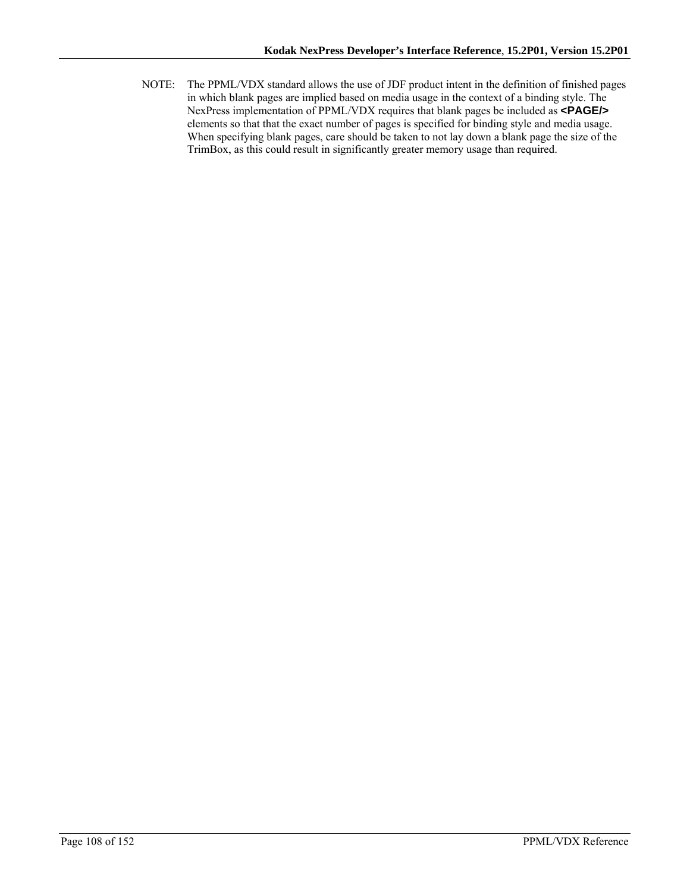NOTE: The PPML/VDX standard allows the use of JDF product intent in the definition of finished pages in which blank pages are implied based on media usage in the context of a binding style. The NexPress implementation of PPML/VDX requires that blank pages be included as **<PAGE/>** elements so that that the exact number of pages is specified for binding style and media usage. When specifying blank pages, care should be taken to not lay down a blank page the size of the TrimBox, as this could result in significantly greater memory usage than required.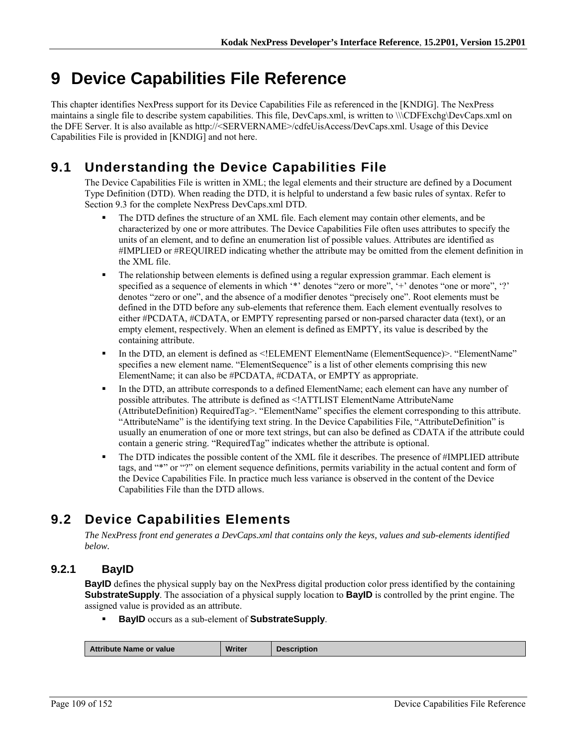# 9 Device Capabilities File Reference

This chapter identifies NexPress support for its Device Capabilities File as referenced in the [KNDIG]. The NexPress maintains a single file to describe system capabilities. This file, DevCaps.xml, is written to \\\CDFExchg\DevCaps.xml on the DFE Server. It is also available as http://<SERVERNAME>/cdfeUisAccess/DevCaps.xml. Usage of this Device Capabilities File is provided in [KNDIG] and not here.

## 9.1 Understanding the Device Capabilities File

The Device Capabilities File is written in XML; the legal elements and their structure are defined by a Document Type Definition (DTD). When reading the DTD, it is helpful to understand a few basic rules of syntax. Refer to Section 9.3 for the complete NexPress DevCaps.xml DTD.

- The DTD defines the structure of an XML file. Each element may contain other elements, and be characterized by one or more attributes. The Device Capabilities File often uses attributes to specify the units of an element, and to define an enumeration list of possible values. Attributes are identified as #IMPLIED or #REQUIRED indicating whether the attribute may be omitted from the element definition in the XML file.
- The relationship between elements is defined using a regular expression grammar. Each element is specified as a sequence of elements in which '*' denotes "zero or more", '+' denotes "one or more", '?' denotes "zero or one", and the absence of a modifier denotes "precisely one". Root elements must be defined in the DTD before any sub-elements that reference them. Each element eventually resolves to either #PCDATA, #CDATA, or EMPTY representing parsed or non-parsed character data (text), or an empty element, respectively. When an element is defined as EMPTY, its value is described by the containing attribute.
- In the DTD, an element is defined as <!ELEMENT ElementName (ElementSequence)>. "ElementName" specifies a new element name. "ElementSequence" is a list of other elements comprising this new ElementName; it can also be #PCDATA, #CDATA, or EMPTY as appropriate.
- In the DTD, an attribute corresponds to a defined ElementName; each element can have any number of possible attributes. The attribute is defined as <!ATTLIST ElementName AttributeName (AttributeDefinition) RequiredTag>. "ElementName" specifies the element corresponding to this attribute. "AttributeName" is the identifying text string. In the Device Capabilities File, "AttributeDefinition" is usually an enumeration of one or more text strings, but can also be defined as CDATA if the attribute could contain a generic string. "RequiredTag" indicates whether the attribute is optional.
- The DTD indicates the possible content of the XML file it describes. The presence of #IMPLIED attribute tags, and "*" or "?" on element sequence definitions, permits variability in the actual content and form of the Device Capabilities File. In practice much less variance is observed in the content of the Device Capabilities File than the DTD allows.

## 9.2 Device Capabilities Elements

*The NexPress front end generates a DevCaps.xml that contains only the keys, values and sub-elements identified below.*

### 9.2.1 BayID

**BayID** defines the physical supply bay on the NexPress digital production color press identified by the containing **SubstrateSupply**. The association of a physical supply location to **BayID** is controlled by the print engine. The assigned value is provided as an attribute.

- **BayID** occurs as a sub-element of **SubstrateSupply**.

| Attribute Name or value | Writer | Description |
|---|---|---|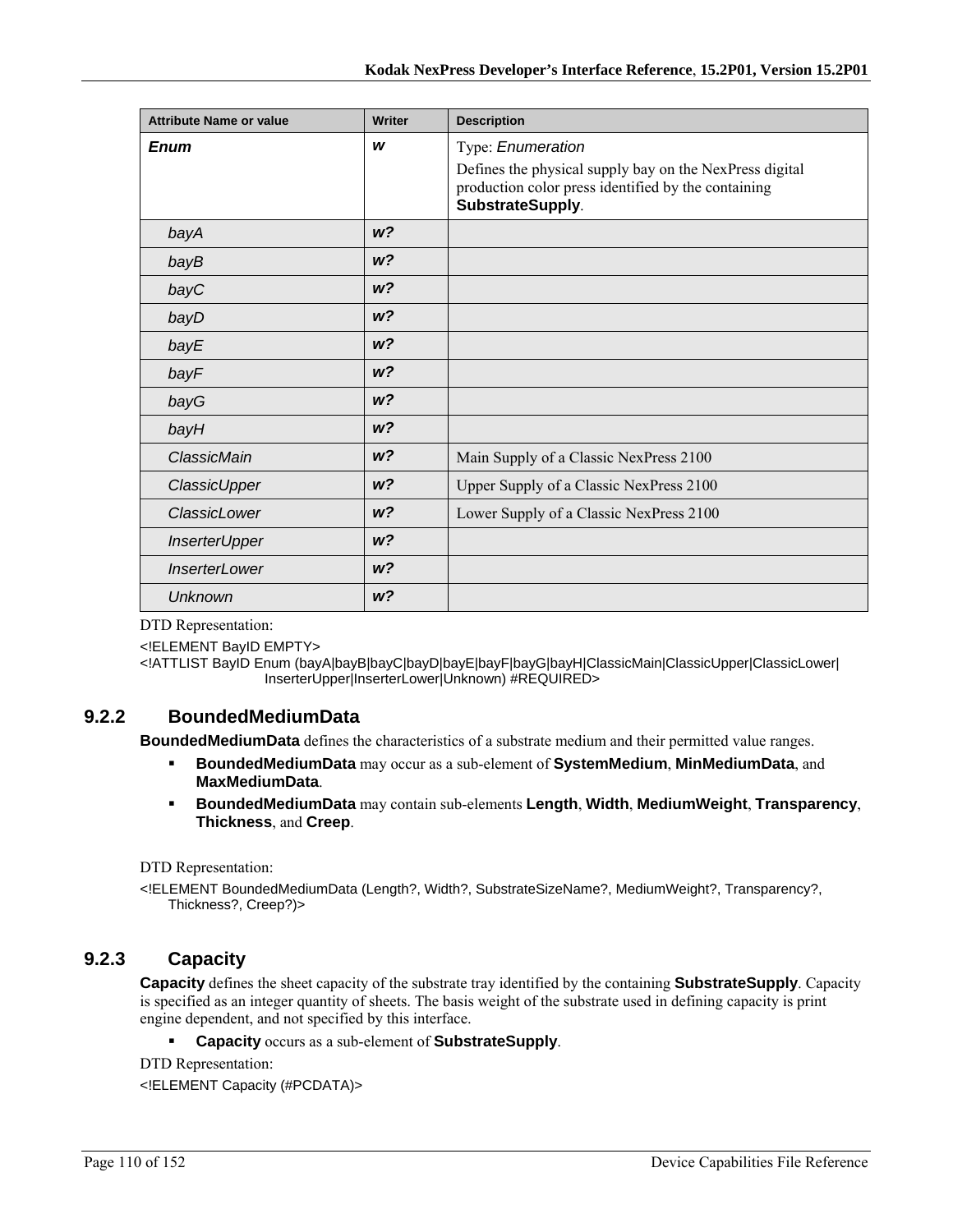| Attribute Name or value | Writer | Description |
|---|---|---|
| ***Enum*** | ***w*** | Type: *Enumeration*<br>Defines the physical supply bay on the NexPress digital production color press identified by the containing **SubstrateSupply**. |
| *bayA* | ***w?*** | |
| *bayB* | ***w?*** | |
| *bayC* | ***w?*** | |
| *bayD* | ***w?*** | |
| *bayE* | ***w?*** | |
| *bayF* | ***w?*** | |
| *bayG* | ***w?*** | |
| *bayH* | ***w?*** | |
| *ClassicMain* | ***w?*** | Main Supply of a Classic NexPress 2100 |
| *ClassicUpper* | ***w?*** | Upper Supply of a Classic NexPress 2100 |
| *ClassicLower* | ***w?*** | Lower Supply of a Classic NexPress 2100 |
| *InserterUpper* | ***w?*** | |
| *InserterLower* | ***w?*** | |
| *Unknown* | ***w?*** | |

DTD Representation:

```
<!ELEMENT BayID EMPTY>
<!ATTLIST BayID Enum (bayA|bayB|bayC|bayD|bayE|bayF|bayG|bayH|ClassicMain|ClassicUpper|ClassicLower|
                  InserterUpper|InserterLower|Unknown) #REQUIRED>
```

### 9.2.2 BoundedMediumData

**BoundedMediumData** defines the characteristics of a substrate medium and their permitted value ranges.

- **BoundedMediumData** may occur as a sub-element of **SystemMedium**, **MinMediumData**, and **MaxMediumData**.
- **BoundedMediumData** may contain sub-elements **Length**, **Width**, **MediumWeight**, **Transparency**, **Thickness**, and **Creep**.

DTD Representation:

```
<!ELEMENT BoundedMediumData (Length?, Width?, SubstrateSizeName?, MediumWeight?, Transparency?,
    Thickness?, Creep?)>
```

### 9.2.3 Capacity

**Capacity** defines the sheet capacity of the substrate tray identified by the containing **SubstrateSupply**. Capacity is specified as an integer quantity of sheets. The basis weight of the substrate used in defining capacity is print engine dependent, and not specified by this interface.

- **Capacity** occurs as a sub-element of **SubstrateSupply**.

DTD Representation:

```
<!ELEMENT Capacity (#PCDATA)>
```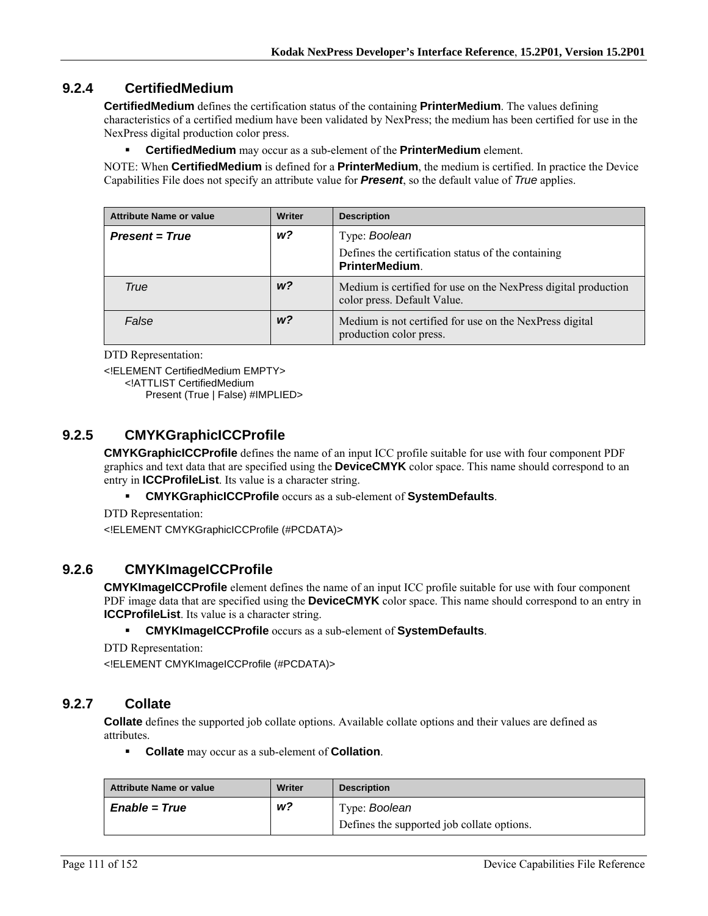### 9.2.4 CertifiedMedium

**CertifiedMedium** defines the certification status of the containing **PrinterMedium**. The values defining characteristics of a certified medium have been validated by NexPress; the medium has been certified for use in the NexPress digital production color press.

- **CertifiedMedium** may occur as a sub-element of the **PrinterMedium** element.

NOTE: When **CertifiedMedium** is defined for a **PrinterMedium**, the medium is certified. In practice the Device Capabilities File does not specify an attribute value for ***Present***, so the default value of *True* applies.

| Attribute Name or value | Writer | Description |
|---|---|---|
| ***Present = True*** | ***w?*** | Type: *Boolean*<br>Defines the certification status of the containing **PrinterMedium**. |
| *True* | ***w?*** | Medium is certified for use on the NexPress digital production color press. Default Value. |
| *False* | ***w?*** | Medium is not certified for use on the NexPress digital production color press. |

DTD Representation:

```
<!ELEMENT CertifiedMedium EMPTY>
    <!ATTLIST CertifiedMedium
        Present (True | False) #IMPLIED>
```

### 9.2.5 CMYKGraphicICCProfile

**CMYKGraphicICCProfile** defines the name of an input ICC profile suitable for use with four component PDF graphics and text data that are specified using the **DeviceCMYK** color space. This name should correspond to an entry in **ICCProfileList**. Its value is a character string.

- **CMYKGraphicICCProfile** occurs as a sub-element of **SystemDefaults**.

DTD Representation:

```
<!ELEMENT CMYKGraphicICCProfile (#PCDATA)>
```

### 9.2.6 CMYKImageICCProfile

**CMYKImageICCProfile** element defines the name of an input ICC profile suitable for use with four component PDF image data that are specified using the **DeviceCMYK** color space. This name should correspond to an entry in **ICCProfileList**. Its value is a character string.

- **CMYKImageICCProfile** occurs as a sub-element of **SystemDefaults**.

DTD Representation:

```
<!ELEMENT CMYKImageICCProfile (#PCDATA)>
```

### 9.2.7 Collate

**Collate** defines the supported job collate options. Available collate options and their values are defined as attributes.

- **Collate** may occur as a sub-element of **Collation**.

| Attribute Name or value | Writer | Description |
|---|---|---|
| ***Enable = True*** | ***w?*** | Type: *Boolean*<br>Defines the supported job collate options. |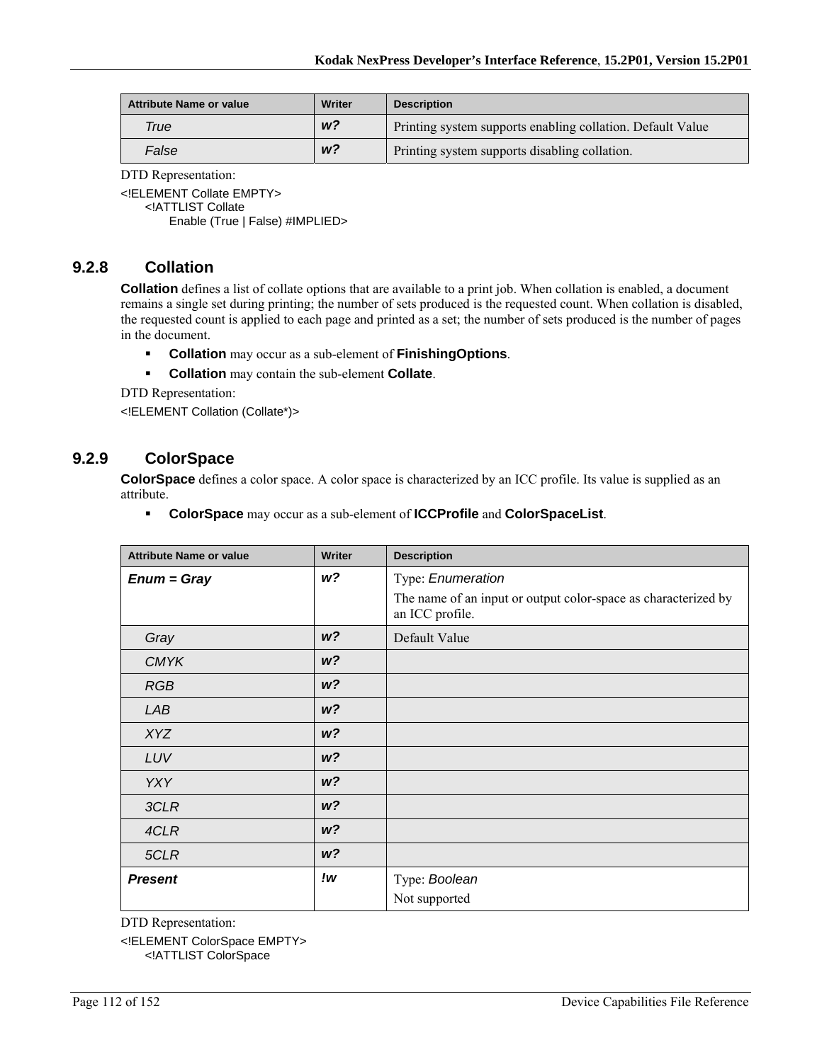| Attribute Name or value | Writer | Description |
| --- | --- | --- |
| *True* | ***w?*** | Printing system supports enabling collation. Default Value |
| *False* | ***w?*** | Printing system supports disabling collation. |

DTD Representation:

```
<!ELEMENT Collate EMPTY>
    <!ATTLIST Collate
        Enable (True | False) #IMPLIED>
```

### 9.2.8 Collation

**Collation** defines a list of collate options that are available to a print job. When collation is enabled, a document remains a single set during printing; the number of sets produced is the requested count. When collation is disabled, the requested count is applied to each page and printed as a set; the number of sets produced is the number of pages in the document.

- **Collation** may occur as a sub-element of **FinishingOptions**.
- **Collation** may contain the sub-element **Collate**.

DTD Representation:

```
<!ELEMENT Collation (Collate*)>
```

### 9.2.9 ColorSpace

**ColorSpace** defines a color space. A color space is characterized by an ICC profile. Its value is supplied as an attribute.

- **ColorSpace** may occur as a sub-element of **ICCProfile** and **ColorSpaceList**.

| Attribute Name or value | Writer | Description |
| --- | --- | --- |
| ***Enum = Gray*** | ***w?*** | Type: *Enumeration*<br>The name of an input or output color-space as characterized by an ICC profile. |
| *Gray* | ***w?*** | Default Value |
| *CMYK* | ***w?*** | |
| *RGB* | ***w?*** | |
| *LAB* | ***w?*** | |
| *XYZ* | ***w?*** | |
| *LUV* | ***w?*** | |
| *YXY* | ***w?*** | |
| *3CLR* | ***w?*** | |
| *4CLR* | ***w?*** | |
| *5CLR* | ***w?*** | |
| ***Present*** | ***!w*** | Type: *Boolean*<br>Not supported |

DTD Representation:

```
<!ELEMENT ColorSpace EMPTY>
    <!ATTLIST ColorSpace
```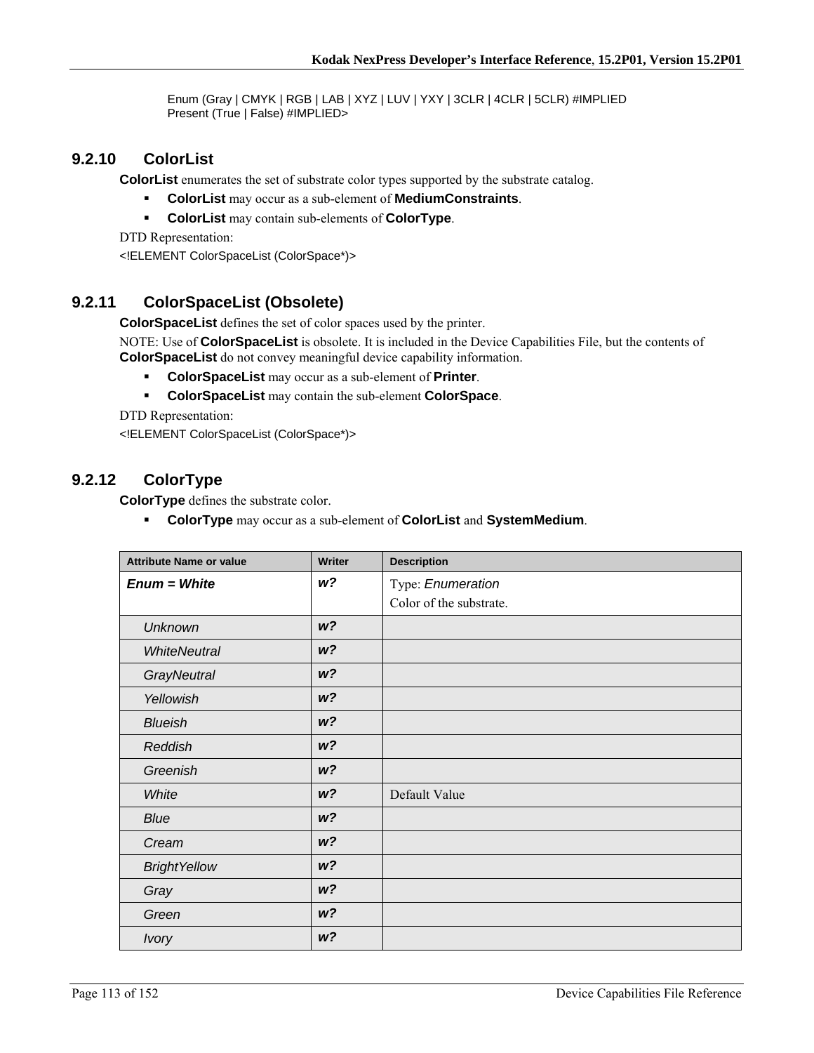Enum (Gray | CMYK | RGB | LAB | XYZ | LUV | YXY | 3CLR | 4CLR | 5CLR) #IMPLIED
Present (True | False) #IMPLIED>

### 9.2.10 ColorList

**ColorList** enumerates the set of substrate color types supported by the substrate catalog.

- **ColorList** may occur as a sub-element of **MediumConstraints**.
- **ColorList** may contain sub-elements of **ColorType**.

DTD Representation:

<!ELEMENT ColorSpaceList (ColorSpace*)>

### 9.2.11 ColorSpaceList (Obsolete)

**ColorSpaceList** defines the set of color spaces used by the printer.

NOTE: Use of **ColorSpaceList** is obsolete. It is included in the Device Capabilities File, but the contents of **ColorSpaceList** do not convey meaningful device capability information.

- **ColorSpaceList** may occur as a sub-element of **Printer**.
- **ColorSpaceList** may contain the sub-element **ColorSpace**.

DTD Representation:

<!ELEMENT ColorSpaceList (ColorSpace*)>

### 9.2.12 ColorType

**ColorType** defines the substrate color.

- **ColorType** may occur as a sub-element of **ColorList** and **SystemMedium**.

| Attribute Name or value | Writer | Description |
|---|---|---|
| ***Enum = White*** | ***w?*** | Type: *Enumeration*<br>Color of the substrate. |
| *Unknown* | ***w?*** | |
| *WhiteNeutral* | ***w?*** | |
| *GrayNeutral* | ***w?*** | |
| *Yellowish* | ***w?*** | |
| *Blueish* | ***w?*** | |
| *Reddish* | ***w?*** | |
| *Greenish* | ***w?*** | |
| *White* | ***w?*** | Default Value |
| *Blue* | ***w?*** | |
| *Cream* | ***w?*** | |
| *BrightYellow* | ***w?*** | |
| *Gray* | ***w?*** | |
| *Green* | ***w?*** | |
| *Ivory* | ***w?*** | |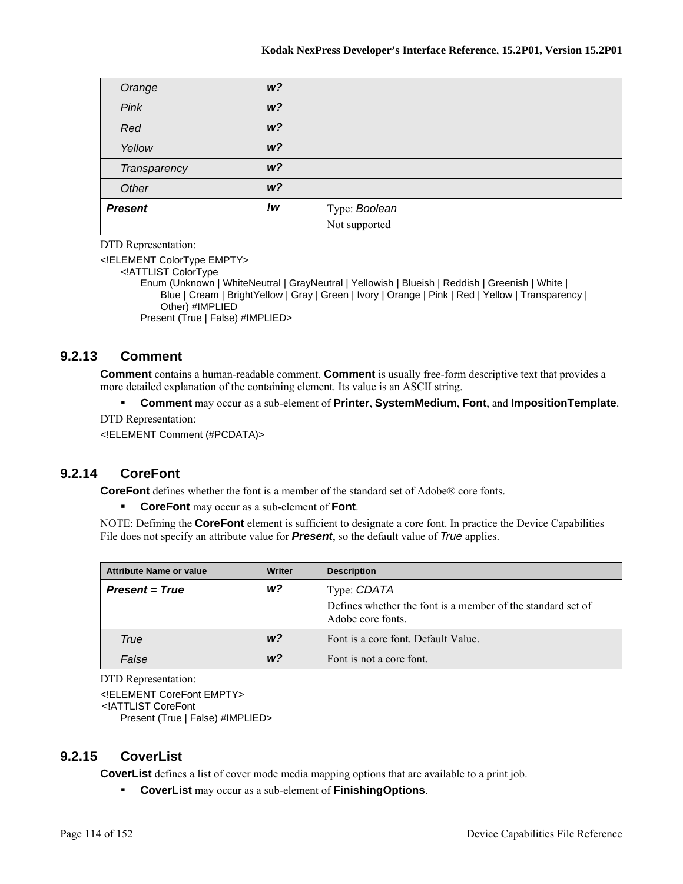| | | |
|---|---|---|
| *Orange* | ***w?*** | |
| *Pink* | ***w?*** | |
| *Red* | ***w?*** | |
| *Yellow* | ***w?*** | |
| *Transparency* | ***w?*** | |
| *Other* | ***w?*** | |
| ***Present*** | ***!w*** | Type: *Boolean*<br>Not supported |

DTD Representation:

```
<!ELEMENT ColorType EMPTY>
   <!ATTLIST ColorType
      Enum (Unknown | WhiteNeutral | GrayNeutral | Yellowish | Blueish | Reddish | Greenish | White |
         Blue | Cream | BrightYellow | Gray | Green | Ivory | Orange | Pink | Red | Yellow | Transparency |
         Other) #IMPLIED
      Present (True | False) #IMPLIED>
```

### 9.2.13 Comment

**Comment** contains a human-readable comment. **Comment** is usually free-form descriptive text that provides a more detailed explanation of the containing element. Its value is an ASCII string.

- **Comment** may occur as a sub-element of **Printer**, **SystemMedium**, **Font**, and **ImpositionTemplate**.

DTD Representation:

```
<!ELEMENT Comment (#PCDATA)>
```

### 9.2.14 CoreFont

**CoreFont** defines whether the font is a member of the standard set of Adobe® core fonts.

- **CoreFont** may occur as a sub-element of **Font**.

NOTE: Defining the **CoreFont** element is sufficient to designate a core font. In practice the Device Capabilities File does not specify an attribute value for ***Present***, so the default value of *True* applies.

| Attribute Name or value | Writer | Description |
|---|---|---|
| ***Present = True*** | ***w?*** | Type: *CDATA*<br>Defines whether the font is a member of the standard set of Adobe core fonts. |
| *True* | ***w?*** | Font is a core font. Default Value. |
| *False* | ***w?*** | Font is not a core font. |

DTD Representation:

```
<!ELEMENT CoreFont EMPTY>
 <!ATTLIST CoreFont
   Present (True | False) #IMPLIED>
```

### 9.2.15 CoverList

**CoverList** defines a list of cover mode media mapping options that are available to a print job.

- **CoverList** may occur as a sub-element of **FinishingOptions**.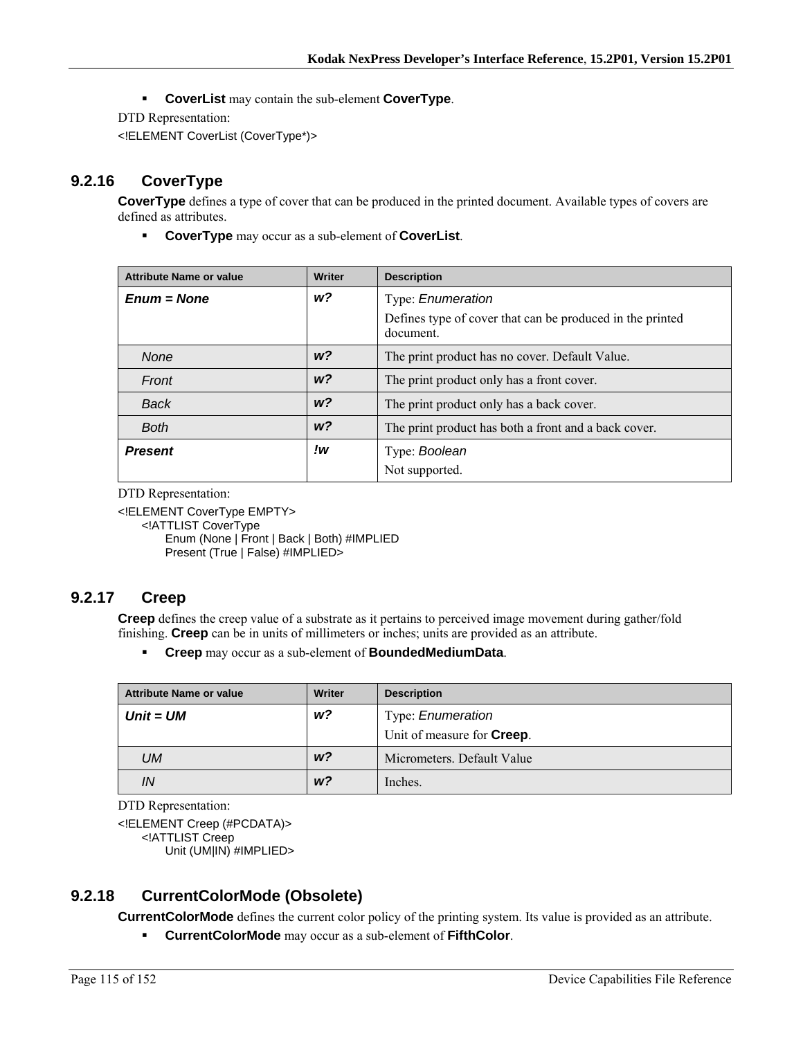- **CoverList** may contain the sub-element **CoverType**.

DTD Representation:

```
<!ELEMENT CoverList (CoverType*)>
```

### 9.2.16 CoverType

**CoverType** defines a type of cover that can be produced in the printed document. Available types of covers are defined as attributes.

- **CoverType** may occur as a sub-element of **CoverList**.

| Attribute Name or value | Writer | Description |
|---|---|---|
| ***Enum = None*** | ***w?*** | Type: *Enumeration*<br>Defines type of cover that can be produced in the printed document. |
| *None* | ***w?*** | The print product has no cover. Default Value. |
| *Front* | ***w?*** | The print product only has a front cover. |
| *Back* | ***w?*** | The print product only has a back cover. |
| *Both* | ***w?*** | The print product has both a front and a back cover. |
| ***Present*** | ***!w*** | Type: *Boolean*<br>Not supported. |

DTD Representation:

```
<!ELEMENT CoverType EMPTY>
    <!ATTLIST CoverType
        Enum (None | Front | Back | Both) #IMPLIED
        Present (True | False) #IMPLIED>
```

### 9.2.17 Creep

**Creep** defines the creep value of a substrate as it pertains to perceived image movement during gather/fold finishing. **Creep** can be in units of millimeters or inches; units are provided as an attribute.

- **Creep** may occur as a sub-element of **BoundedMediumData**.

| Attribute Name or value | Writer | Description |
|---|---|---|
| ***Unit = UM*** | ***w?*** | Type: *Enumeration*<br>Unit of measure for **Creep**. |
| *UM* | ***w?*** | Micrometers. Default Value |
| *IN* | ***w?*** | Inches. |

DTD Representation:

```
<!ELEMENT Creep (#PCDATA)>
    <!ATTLIST Creep
        Unit (UM|IN) #IMPLIED>
```

### 9.2.18 CurrentColorMode (Obsolete)

**CurrentColorMode** defines the current color policy of the printing system. Its value is provided as an attribute.

- **CurrentColorMode** may occur as a sub-element of **FifthColor**.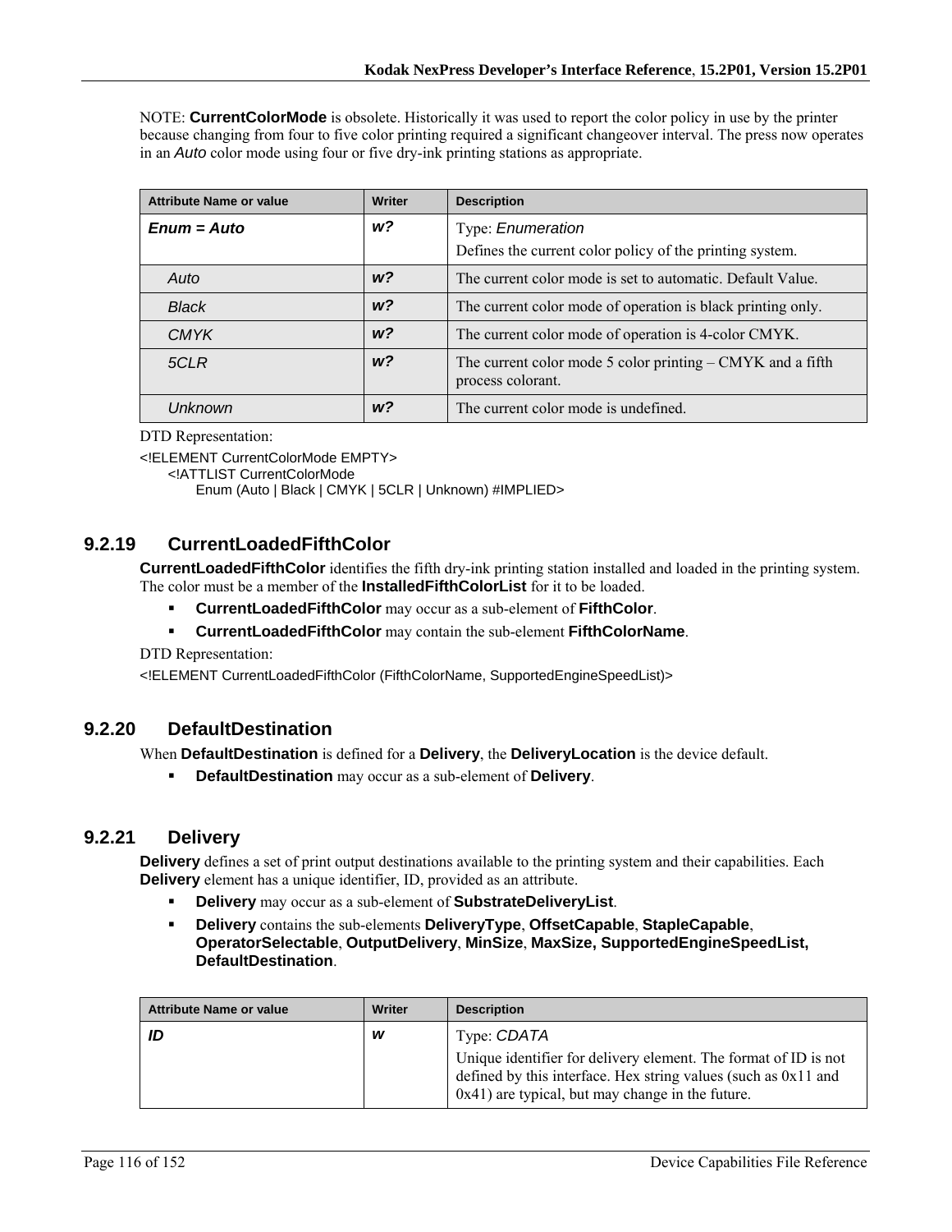NOTE: **CurrentColorMode** is obsolete. Historically it was used to report the color policy in use by the printer because changing from four to five color printing required a significant changeover interval. The press now operates in an *Auto* color mode using four or five dry-ink printing stations as appropriate.

| Attribute Name or value | Writer | Description |
|---|---|---|
| ***Enum = Auto*** | ***w?*** | Type: *Enumeration*<br>Defines the current color policy of the printing system. |
| *Auto* | ***w?*** | The current color mode is set to automatic. Default Value. |
| *Black* | ***w?*** | The current color mode of operation is black printing only. |
| *CMYK* | ***w?*** | The current color mode of operation is 4-color CMYK. |
| *5CLR* | ***w?*** | The current color mode 5 color printing – CMYK and a fifth process colorant. |
| *Unknown* | ***w?*** | The current color mode is undefined. |

DTD Representation:

```
<!ELEMENT CurrentColorMode EMPTY>
    <!ATTLIST CurrentColorMode
        Enum (Auto | Black | CMYK | 5CLR | Unknown) #IMPLIED>
```

### 9.2.19 CurrentLoadedFifthColor

**CurrentLoadedFifthColor** identifies the fifth dry-ink printing station installed and loaded in the printing system. The color must be a member of the **InstalledFifthColorList** for it to be loaded.

- **CurrentLoadedFifthColor** may occur as a sub-element of **FifthColor**.
- **CurrentLoadedFifthColor** may contain the sub-element **FifthColorName**.

DTD Representation:

```
<!ELEMENT CurrentLoadedFifthColor (FifthColorName, SupportedEngineSpeedList)>
```

### 9.2.20 DefaultDestination

When **DefaultDestination** is defined for a **Delivery**, the **DeliveryLocation** is the device default.

- **DefaultDestination** may occur as a sub-element of **Delivery**.

### 9.2.21 Delivery

**Delivery** defines a set of print output destinations available to the printing system and their capabilities. Each **Delivery** element has a unique identifier, ID, provided as an attribute.

- **Delivery** may occur as a sub-element of **SubstrateDeliveryList**.
- **Delivery** contains the sub-elements **DeliveryType**, **OffsetCapable**, **StapleCapable**, **OperatorSelectable**, **OutputDelivery**, **MinSize**, **MaxSize, SupportedEngineSpeedList, DefaultDestination**.

| Attribute Name or value | Writer | Description |
|---|---|---|
| ***ID*** | ***w*** | Type: *CDATA*<br>Unique identifier for delivery element. The format of ID is not defined by this interface. Hex string values (such as 0x11 and 0x41) are typical, but may change in the future. |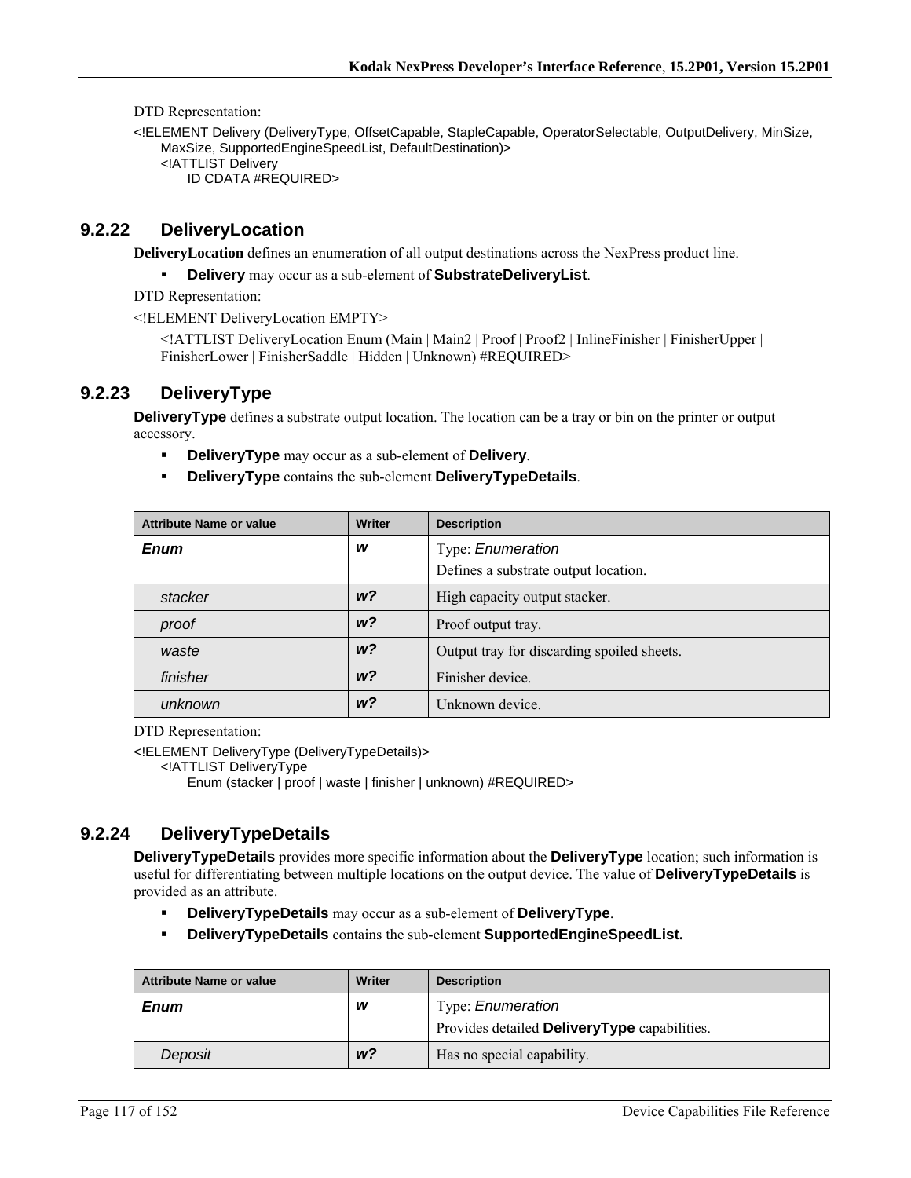DTD Representation:

```
<!ELEMENT Delivery (DeliveryType, OffsetCapable, StapleCapable, OperatorSelectable, OutputDelivery, MinSize,
    MaxSize, SupportedEngineSpeedList, DefaultDestination)>
    <!ATTLIST Delivery
        ID CDATA #REQUIRED>
```

### 9.2.22 DeliveryLocation

**DeliveryLocation** defines an enumeration of all output destinations across the NexPress product line.

- **Delivery** may occur as a sub-element of **SubstrateDeliveryList**.

DTD Representation:

```
<!ELEMENT DeliveryLocation EMPTY>
    <!ATTLIST DeliveryLocation Enum (Main | Main2 | Proof | Proof2 | InlineFinisher | FinisherUpper |
    FinisherLower | FinisherSaddle | Hidden | Unknown) #REQUIRED>
```

### 9.2.23 DeliveryType

**DeliveryType** defines a substrate output location. The location can be a tray or bin on the printer or output accessory.

- **DeliveryType** may occur as a sub-element of **Delivery**.
- **DeliveryType** contains the sub-element **DeliveryTypeDetails**.

| Attribute Name or value | Writer | Description |
|---|---|---|
| ***Enum*** | ***w*** | Type: *Enumeration*<br>Defines a substrate output location. |
| *stacker* | ***w?*** | High capacity output stacker. |
| *proof* | ***w?*** | Proof output tray. |
| *waste* | ***w?*** | Output tray for discarding spoiled sheets. |
| *finisher* | ***w?*** | Finisher device. |
| *unknown* | ***w?*** | Unknown device. |

DTD Representation:

```
<!ELEMENT DeliveryType (DeliveryTypeDetails)>
    <!ATTLIST DeliveryType
        Enum (stacker | proof | waste | finisher | unknown) #REQUIRED>
```

### 9.2.24 DeliveryTypeDetails

**DeliveryTypeDetails** provides more specific information about the **DeliveryType** location; such information is useful for differentiating between multiple locations on the output device. The value of **DeliveryTypeDetails** is provided as an attribute.

- **DeliveryTypeDetails** may occur as a sub-element of **DeliveryType**.
- **DeliveryTypeDetails** contains the sub-element **SupportedEngineSpeedList.**

| Attribute Name or value | Writer | Description |
|---|---|---|
| ***Enum*** | ***w*** | Type: *Enumeration*<br>Provides detailed **DeliveryType** capabilities. |
| *Deposit* | ***w?*** | Has no special capability. |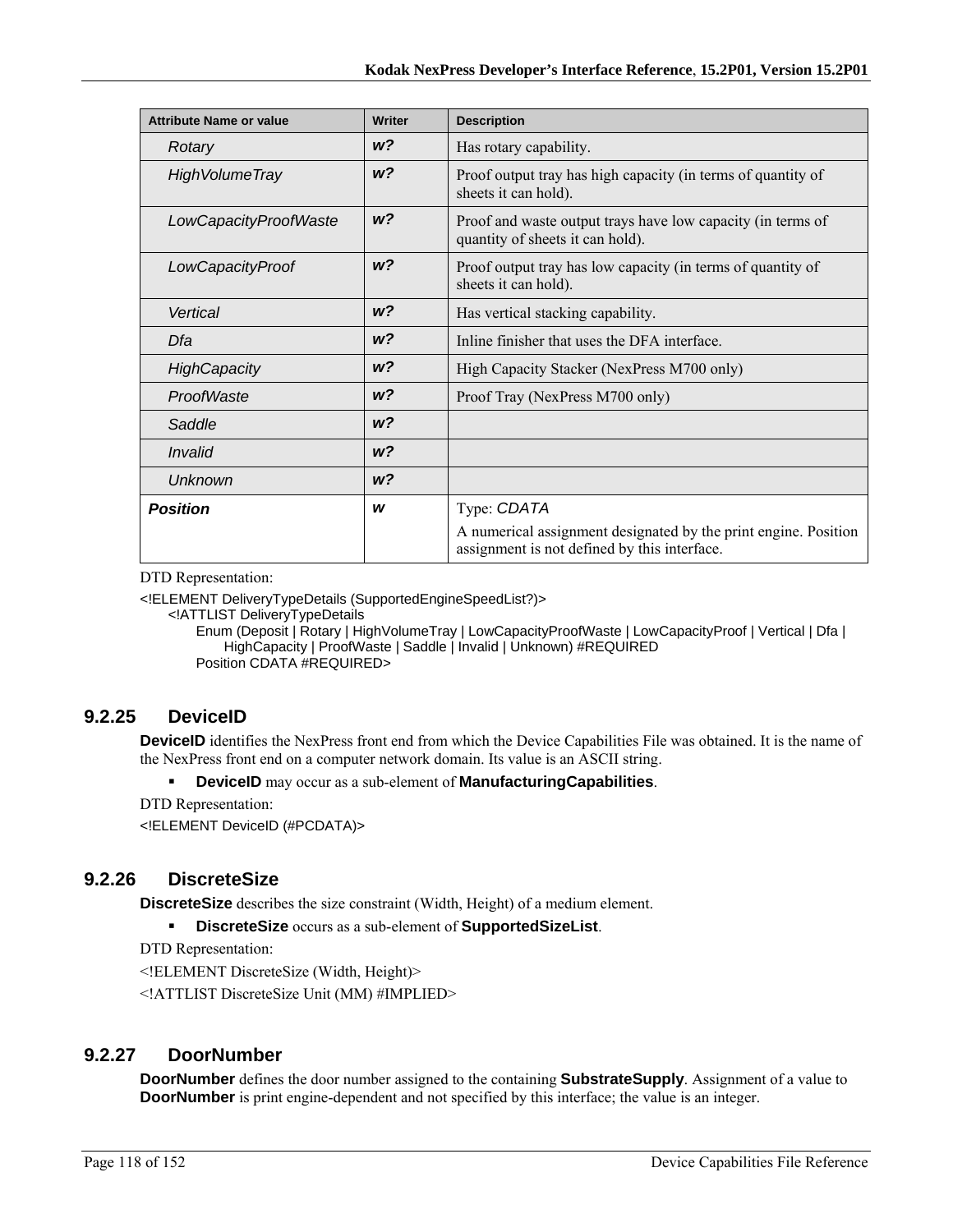| Attribute Name or value | Writer | Description |
|---|---|---|
| *Rotary* | ***w?*** | Has rotary capability. |
| *HighVolumeTray* | ***w?*** | Proof output tray has high capacity (in terms of quantity of sheets it can hold). |
| *LowCapacityProofWaste* | ***w?*** | Proof and waste output trays have low capacity (in terms of quantity of sheets it can hold). |
| *LowCapacityProof* | ***w?*** | Proof output tray has low capacity (in terms of quantity of sheets it can hold). |
| *Vertical* | ***w?*** | Has vertical stacking capability. |
| *Dfa* | ***w?*** | Inline finisher that uses the DFA interface. |
| *HighCapacity* | ***w?*** | High Capacity Stacker (NexPress M700 only) |
| *ProofWaste* | ***w?*** | Proof Tray (NexPress M700 only) |
| *Saddle* | ***w?*** | |
| *Invalid* | ***w?*** | |
| *Unknown* | ***w?*** | |
| ***Position*** | ***w*** | Type: *CDATA*<br>A numerical assignment designated by the print engine. Position assignment is not defined by this interface. |

DTD Representation:

```
<!ELEMENT DeliveryTypeDetails (SupportedEngineSpeedList?)>
    <!ATTLIST DeliveryTypeDetails
        Enum (Deposit | Rotary | HighVolumeTray | LowCapacityProofWaste | LowCapacityProof | Vertical | Dfa |
            HighCapacity | ProofWaste | Saddle | Invalid | Unknown) #REQUIRED
        Position CDATA #REQUIRED>
```

### 9.2.25 DeviceID

**DeviceID** identifies the NexPress front end from which the Device Capabilities File was obtained. It is the name of the NexPress front end on a computer network domain. Its value is an ASCII string.

- **DeviceID** may occur as a sub-element of **ManufacturingCapabilities**.

DTD Representation:

```
<!ELEMENT DeviceID (#PCDATA)>
```

### 9.2.26 DiscreteSize

**DiscreteSize** describes the size constraint (Width, Height) of a medium element.

- **DiscreteSize** occurs as a sub-element of **SupportedSizeList**.

DTD Representation:

```
<!ELEMENT DiscreteSize (Width, Height)>
<!ATTLIST DiscreteSize Unit (MM) #IMPLIED>
```

### 9.2.27 DoorNumber

**DoorNumber** defines the door number assigned to the containing **SubstrateSupply**. Assignment of a value to **DoorNumber** is print engine-dependent and not specified by this interface; the value is an integer.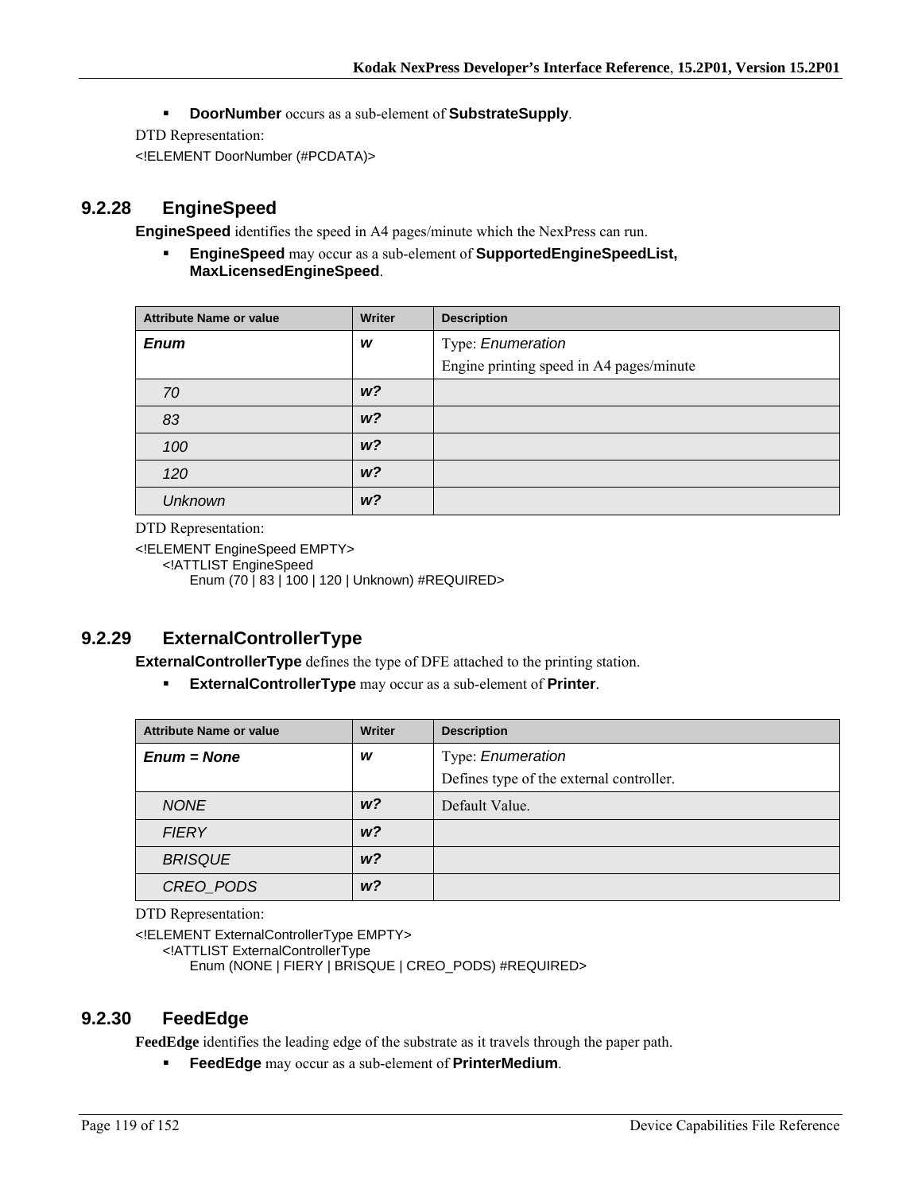- **DoorNumber** occurs as a sub-element of **SubstrateSupply**.

DTD Representation:

```
<!ELEMENT DoorNumber (#PCDATA)>
```

### 9.2.28 EngineSpeed

**EngineSpeed** identifies the speed in A4 pages/minute which the NexPress can run.

- **EngineSpeed** may occur as a sub-element of **SupportedEngineSpeedList, MaxLicensedEngineSpeed**.

| Attribute Name or value | Writer | Description |
|---|---|---|
| ***Enum*** | ***w*** | Type: *Enumeration*<br>Engine printing speed in A4 pages/minute |
| *70* | ***w?*** | |
| *83* | ***w?*** | |
| *100* | ***w?*** | |
| *120* | ***w?*** | |
| *Unknown* | ***w?*** | |

DTD Representation:

```
<!ELEMENT EngineSpeed EMPTY>
    <!ATTLIST EngineSpeed
        Enum (70 | 83 | 100 | 120 | Unknown) #REQUIRED>
```

### 9.2.29 ExternalControllerType

**ExternalControllerType** defines the type of DFE attached to the printing station.

- **ExternalControllerType** may occur as a sub-element of **Printer**.

| Attribute Name or value | Writer | Description |
|---|---|---|
| ***Enum = None*** | ***w*** | Type: *Enumeration*<br>Defines type of the external controller. |
| *NONE* | ***w?*** | Default Value. |
| *FIERY* | ***w?*** | |
| *BRISQUE* | ***w?*** | |
| *CREO_PODS* | ***w?*** | |

DTD Representation:

```
<!ELEMENT ExternalControllerType EMPTY>
    <!ATTLIST ExternalControllerType
        Enum (NONE | FIERY | BRISQUE | CREO_PODS) #REQUIRED>
```

### 9.2.30 FeedEdge

**FeedEdge** identifies the leading edge of the substrate as it travels through the paper path.

- **FeedEdge** may occur as a sub-element of **PrinterMedium**.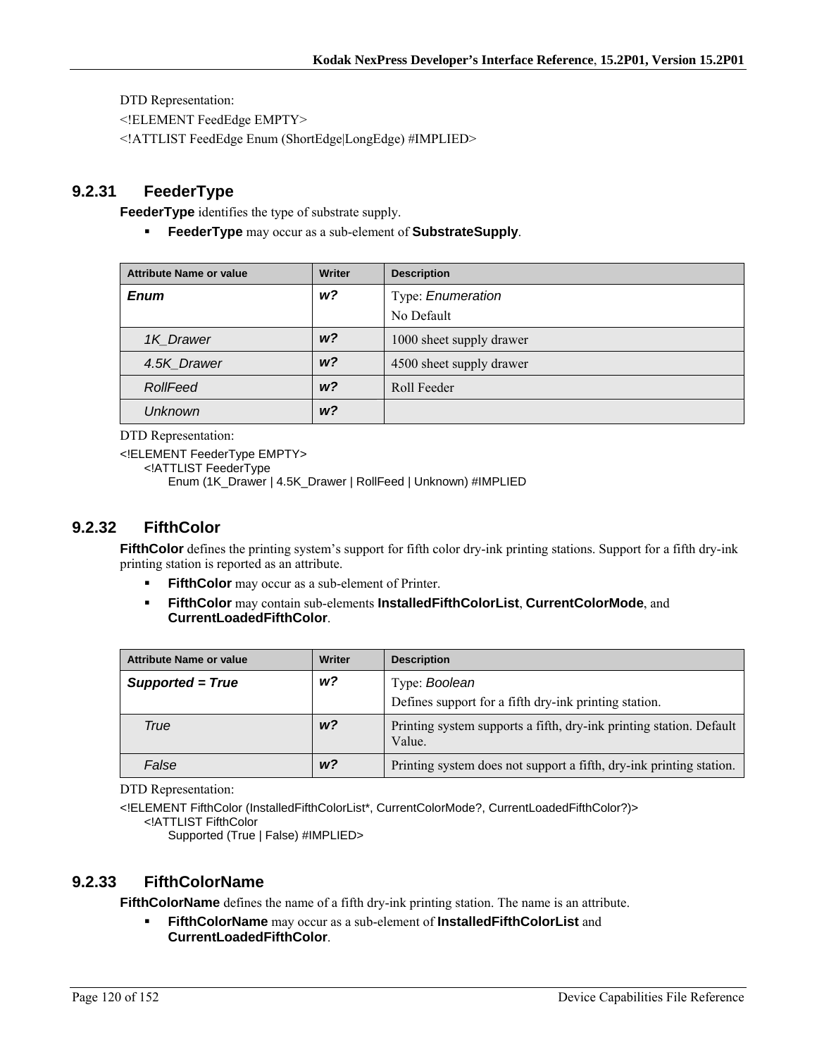DTD Representation:

<!ELEMENT FeedEdge EMPTY>

<!ATTLIST FeedEdge Enum (ShortEdge|LongEdge) #IMPLIED>

### 9.2.31 FeederType

**FeederType** identifies the type of substrate supply.

- **FeederType** may occur as a sub-element of **SubstrateSupply**.

| Attribute Name or value | Writer | Description |
|---|---|---|
| ***Enum*** | ***w?*** | Type: *Enumeration*<br>No Default |
| *1K_Drawer* | ***w?*** | 1000 sheet supply drawer |
| *4.5K_Drawer* | ***w?*** | 4500 sheet supply drawer |
| *RollFeed* | ***w?*** | Roll Feeder |
| *Unknown* | ***w?*** | |

DTD Representation:

```
<!ELEMENT FeederType EMPTY>
    <!ATTLIST FeederType
        Enum (1K_Drawer | 4.5K_Drawer | RollFeed | Unknown) #IMPLIED
```

### 9.2.32 FifthColor

**FifthColor** defines the printing system's support for fifth color dry-ink printing stations. Support for a fifth dry-ink printing station is reported as an attribute.

- **FifthColor** may occur as a sub-element of Printer.
- **FifthColor** may contain sub-elements **InstalledFifthColorList**, **CurrentColorMode**, and **CurrentLoadedFifthColor**.

| Attribute Name or value | Writer | Description |
|---|---|---|
| ***Supported = True*** | ***w?*** | Type: *Boolean*<br>Defines support for a fifth dry-ink printing station. |
| *True* | ***w?*** | Printing system supports a fifth, dry-ink printing station. Default Value. |
| *False* | ***w?*** | Printing system does not support a fifth, dry-ink printing station. |

DTD Representation:

```
<!ELEMENT FifthColor (InstalledFifthColorList*, CurrentColorMode?, CurrentLoadedFifthColor?)>
    <!ATTLIST FifthColor
        Supported (True | False) #IMPLIED>
```

### 9.2.33 FifthColorName

**FifthColorName** defines the name of a fifth dry-ink printing station. The name is an attribute.

- **FifthColorName** may occur as a sub-element of **InstalledFifthColorList** and **CurrentLoadedFifthColor**.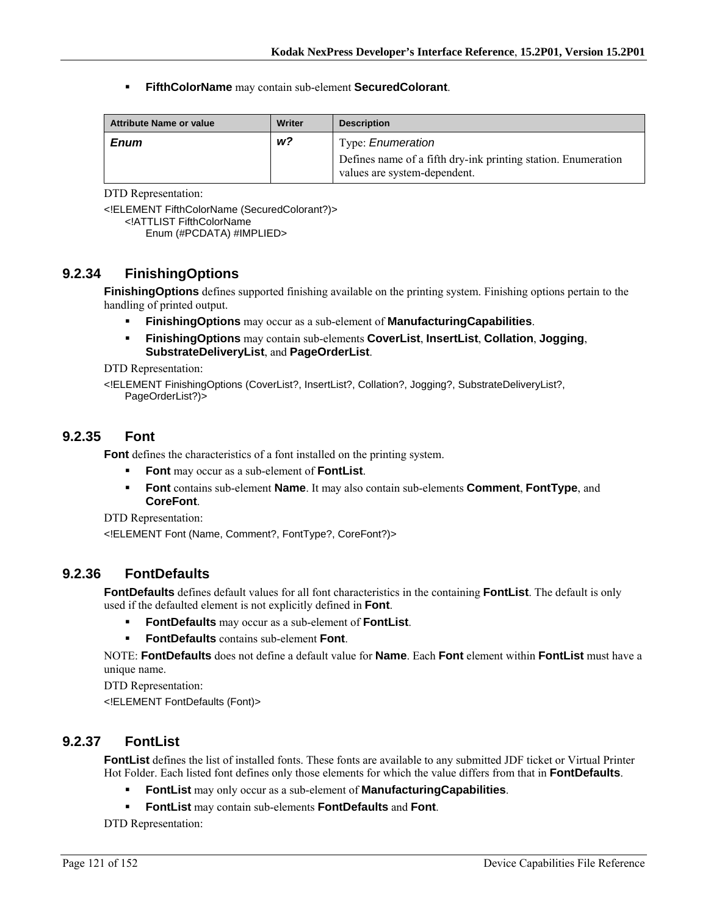- **FifthColorName** may contain sub-element **SecuredColorant**.

| Attribute Name or value | Writer | Description |
|---|---|---|
| ***Enum*** | ***w?*** | Type: *Enumeration*<br>Defines name of a fifth dry-ink printing station. Enumeration values are system-dependent. |

DTD Representation:

```
<!ELEMENT FifthColorName (SecuredColorant?)>
    <!ATTLIST FifthColorName
        Enum (#PCDATA) #IMPLIED>
```

### 9.2.34 FinishingOptions

**FinishingOptions** defines supported finishing available on the printing system. Finishing options pertain to the handling of printed output.

- **FinishingOptions** may occur as a sub-element of **ManufacturingCapabilities**.
- **FinishingOptions** may contain sub-elements **CoverList**, **InsertList**, **Collation**, **Jogging**, **SubstrateDeliveryList**, and **PageOrderList**.

DTD Representation:

```
<!ELEMENT FinishingOptions (CoverList?, InsertList?, Collation?, Jogging?, SubstrateDeliveryList?,
    PageOrderList?)>
```

### 9.2.35 Font

**Font** defines the characteristics of a font installed on the printing system.

- **Font** may occur as a sub-element of **FontList**.
- **Font** contains sub-element **Name**. It may also contain sub-elements **Comment**, **FontType**, and **CoreFont**.

DTD Representation:

```
<!ELEMENT Font (Name, Comment?, FontType?, CoreFont?)>
```

### 9.2.36 FontDefaults

**FontDefaults** defines default values for all font characteristics in the containing **FontList**. The default is only used if the defaulted element is not explicitly defined in **Font**.

- **FontDefaults** may occur as a sub-element of **FontList**.
- **FontDefaults** contains sub-element **Font**.

NOTE: **FontDefaults** does not define a default value for **Name**. Each **Font** element within **FontList** must have a unique name.

DTD Representation:

```
<!ELEMENT FontDefaults (Font)>
```

### 9.2.37 FontList

**FontList** defines the list of installed fonts. These fonts are available to any submitted JDF ticket or Virtual Printer Hot Folder. Each listed font defines only those elements for which the value differs from that in **FontDefaults**.

- **FontList** may only occur as a sub-element of **ManufacturingCapabilities**.
- **FontList** may contain sub-elements **FontDefaults** and **Font**.

DTD Representation: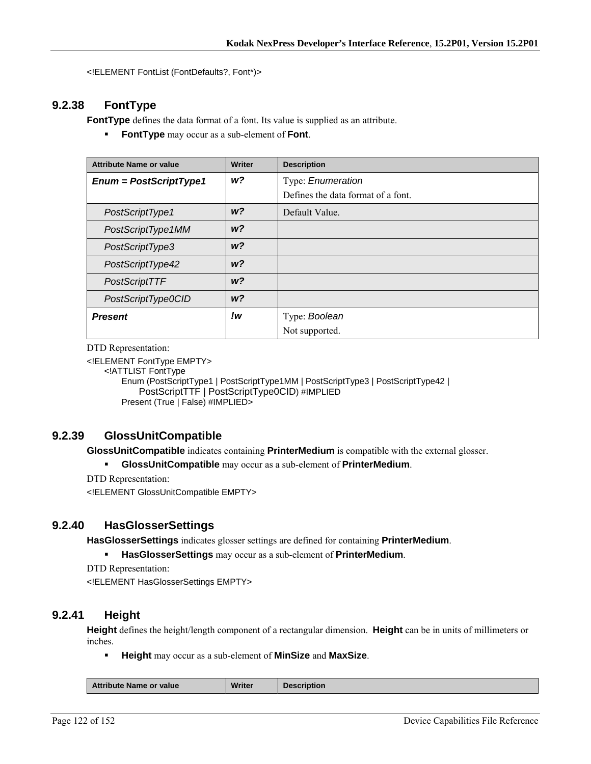<!ELEMENT FontList (FontDefaults?, Font*)>

### 9.2.38 FontType

**FontType** defines the data format of a font. Its value is supplied as an attribute.

- **FontType** may occur as a sub-element of **Font**.

| Attribute Name or value | Writer | Description |
|---|---|---|
| ***Enum = PostScriptType1*** | ***w?*** | Type: *Enumeration*<br>Defines the data format of a font. |
| *PostScriptType1* | ***w?*** | Default Value. |
| *PostScriptType1MM* | ***w?*** | |
| *PostScriptType3* | ***w?*** | |
| *PostScriptType42* | ***w?*** | |
| *PostScriptTTF* | ***w?*** | |
| *PostScriptType0CID* | ***w?*** | |
| ***Present*** | ***!w*** | Type: *Boolean*<br>Not supported. |

DTD Representation:

```
<!ELEMENT FontType EMPTY>
    <!ATTLIST FontType
        Enum (PostScriptType1 | PostScriptType1MM | PostScriptType3 | PostScriptType42 |
            PostScriptTTF | PostScriptType0CID) #IMPLIED
        Present (True | False) #IMPLIED>
```

### 9.2.39 GlossUnitCompatible

**GlossUnitCompatible** indicates containing **PrinterMedium** is compatible with the external glosser.

- **GlossUnitCompatible** may occur as a sub-element of **PrinterMedium**.

DTD Representation:

```
<!ELEMENT GlossUnitCompatible EMPTY>
```

### 9.2.40 HasGlosserSettings

**HasGlosserSettings** indicates glosser settings are defined for containing **PrinterMedium**.

- **HasGlosserSettings** may occur as a sub-element of **PrinterMedium**.

DTD Representation:

```
<!ELEMENT HasGlosserSettings EMPTY>
```

### 9.2.41 Height

**Height** defines the height/length component of a rectangular dimension. **Height** can be in units of millimeters or inches.

- **Height** may occur as a sub-element of **MinSize** and **MaxSize**.

| Attribute Name or value | Writer | Description |
|---|---|---|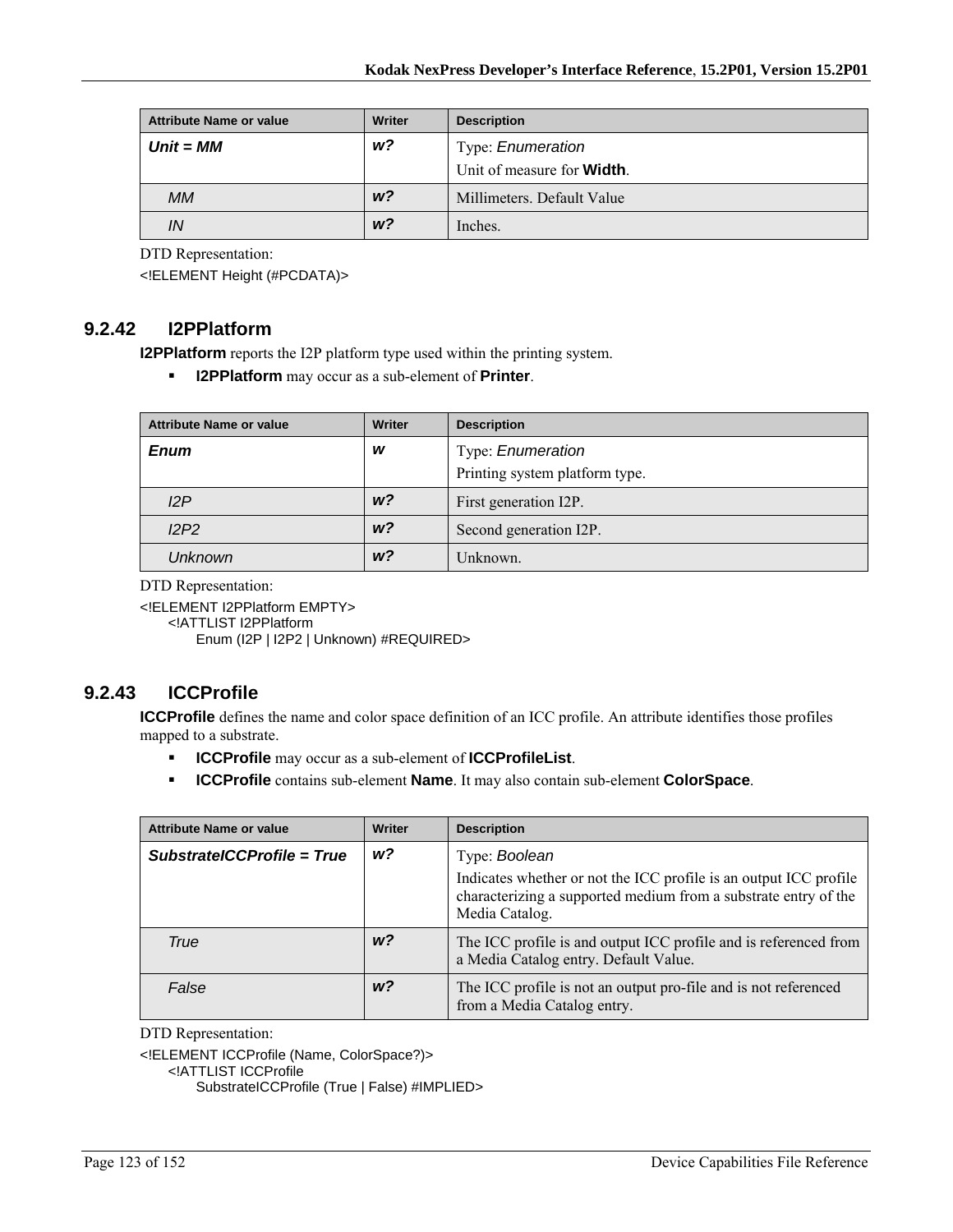| Attribute Name or value | Writer | Description |
|---|---|---|
| ***Unit = MM*** | ***w?*** | Type: *Enumeration*<br>Unit of measure for **Width**. |
| *MM* | ***w?*** | Millimeters. Default Value |
| *IN* | ***w?*** | Inches. |

DTD Representation:

```
<!ELEMENT Height (#PCDATA)>
```

### 9.2.42 I2PPlatform

**I2PPlatform** reports the I2P platform type used within the printing system.

- **I2PPlatform** may occur as a sub-element of **Printer**.

| Attribute Name or value | Writer | Description |
|---|---|---|
| ***Enum*** | ***w*** | Type: *Enumeration*<br>Printing system platform type. |
| *I2P* | ***w?*** | First generation I2P. |
| *I2P2* | ***w?*** | Second generation I2P. |
| *Unknown* | ***w?*** | Unknown. |

DTD Representation:

```
<!ELEMENT I2PPlatform EMPTY>
    <!ATTLIST I2PPlatform
        Enum (I2P | I2P2 | Unknown) #REQUIRED>
```

### 9.2.43 ICCProfile

**ICCProfile** defines the name and color space definition of an ICC profile. An attribute identifies those profiles mapped to a substrate.

- **ICCProfile** may occur as a sub-element of **ICCProfileList**.
- **ICCProfile** contains sub-element **Name**. It may also contain sub-element **ColorSpace**.

| Attribute Name or value | Writer | Description |
|---|---|---|
| ***SubstrateICCProfile = True*** | ***w?*** | Type: *Boolean*<br>Indicates whether or not the ICC profile is an output ICC profile characterizing a supported medium from a substrate entry of the Media Catalog. |
| *True* | ***w?*** | The ICC profile is and output ICC profile and is referenced from a Media Catalog entry. Default Value. |
| *False* | ***w?*** | The ICC profile is not an output pro-file and is not referenced from a Media Catalog entry. |

DTD Representation:

```
<!ELEMENT ICCProfile (Name, ColorSpace?)>
    <!ATTLIST ICCProfile
        SubstrateICCProfile (True | False) #IMPLIED>
```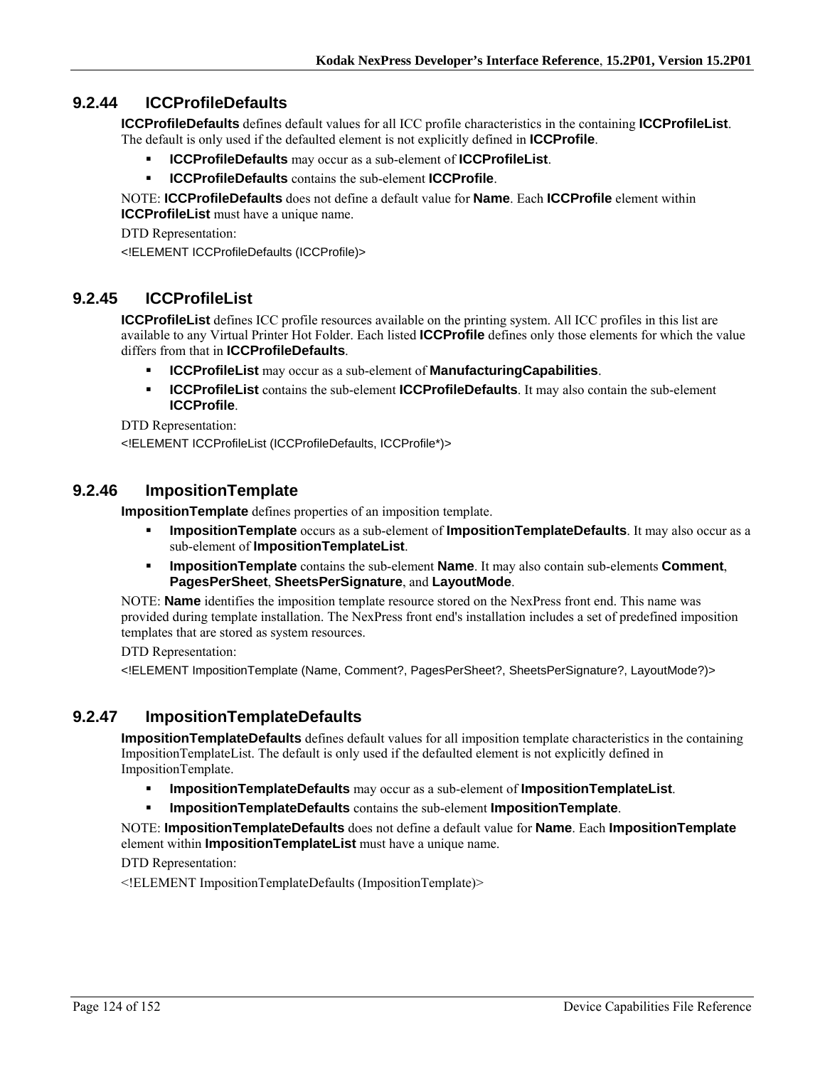### 9.2.44 ICCProfileDefaults

**ICCProfileDefaults** defines default values for all ICC profile characteristics in the containing **ICCProfileList**. The default is only used if the defaulted element is not explicitly defined in **ICCProfile**.

- **ICCProfileDefaults** may occur as a sub-element of **ICCProfileList**.
- **ICCProfileDefaults** contains the sub-element **ICCProfile**.

NOTE: **ICCProfileDefaults** does not define a default value for **Name**. Each **ICCProfile** element within **ICCProfileList** must have a unique name.

DTD Representation:

```
<!ELEMENT ICCProfileDefaults (ICCProfile)>
```

### 9.2.45 ICCProfileList

**ICCProfileList** defines ICC profile resources available on the printing system. All ICC profiles in this list are available to any Virtual Printer Hot Folder. Each listed **ICCProfile** defines only those elements for which the value differs from that in **ICCProfileDefaults**.

- **ICCProfileList** may occur as a sub-element of **ManufacturingCapabilities**.
- **ICCProfileList** contains the sub-element **ICCProfileDefaults**. It may also contain the sub-element **ICCProfile**.

DTD Representation:

```
<!ELEMENT ICCProfileList (ICCProfileDefaults, ICCProfile*)>
```

### 9.2.46 ImpositionTemplate

**ImpositionTemplate** defines properties of an imposition template.

- **ImpositionTemplate** occurs as a sub-element of **ImpositionTemplateDefaults**. It may also occur as a sub-element of **ImpositionTemplateList**.
- **ImpositionTemplate** contains the sub-element **Name**. It may also contain sub-elements **Comment**, **PagesPerSheet**, **SheetsPerSignature**, and **LayoutMode**.

NOTE: **Name** identifies the imposition template resource stored on the NexPress front end. This name was provided during template installation. The NexPress front end's installation includes a set of predefined imposition templates that are stored as system resources.

DTD Representation:

```
<!ELEMENT ImpositionTemplate (Name, Comment?, PagesPerSheet?, SheetsPerSignature?, LayoutMode?)>
```

### 9.2.47 ImpositionTemplateDefaults

**ImpositionTemplateDefaults** defines default values for all imposition template characteristics in the containing ImpositionTemplateList. The default is only used if the defaulted element is not explicitly defined in ImpositionTemplate.

- **ImpositionTemplateDefaults** may occur as a sub-element of **ImpositionTemplateList**.
- **ImpositionTemplateDefaults** contains the sub-element **ImpositionTemplate**.

NOTE: **ImpositionTemplateDefaults** does not define a default value for **Name**. Each **ImpositionTemplate** element within **ImpositionTemplateList** must have a unique name.

DTD Representation:

```
<!ELEMENT ImpositionTemplateDefaults (ImpositionTemplate)>
```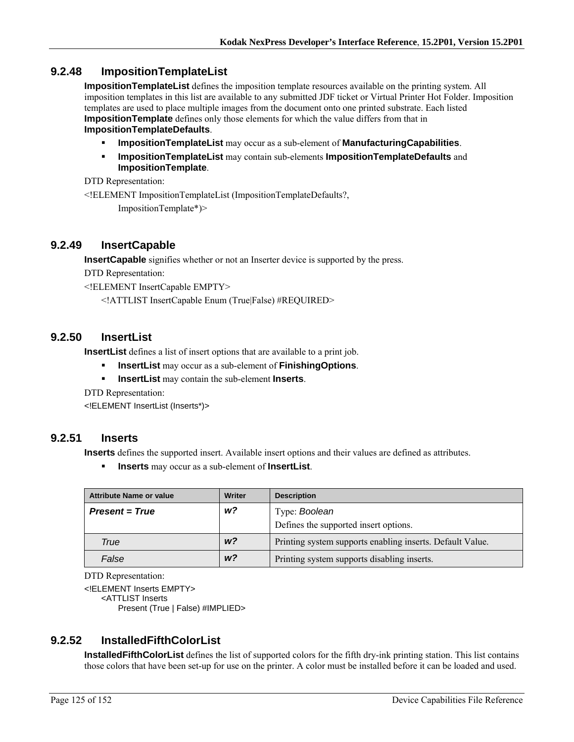### 9.2.48 ImpositionTemplateList

**ImpositionTemplateList** defines the imposition template resources available on the printing system. All imposition templates in this list are available to any submitted JDF ticket or Virtual Printer Hot Folder. Imposition templates are used to place multiple images from the document onto one printed substrate. Each listed **ImpositionTemplate** defines only those elements for which the value differs from that in **ImpositionTemplateDefaults**.

- **ImpositionTemplateList** may occur as a sub-element of **ManufacturingCapabilities**.
- **ImpositionTemplateList** may contain sub-elements **ImpositionTemplateDefaults** and **ImpositionTemplate**.

DTD Representation:

```
<!ELEMENT ImpositionTemplateList (ImpositionTemplateDefaults?,
        ImpositionTemplate*)>
```

### 9.2.49 InsertCapable

**InsertCapable** signifies whether or not an Inserter device is supported by the press.

DTD Representation:

```
<!ELEMENT InsertCapable EMPTY>
    <!ATTLIST InsertCapable Enum (True|False) #REQUIRED>
```

### 9.2.50 InsertList

**InsertList** defines a list of insert options that are available to a print job.

- **InsertList** may occur as a sub-element of **FinishingOptions**.
- **InsertList** may contain the sub-element **Inserts**.

DTD Representation:

```
<!ELEMENT InsertList (Inserts*)>
```

### 9.2.51 Inserts

**Inserts** defines the supported insert. Available insert options and their values are defined as attributes.

- **Inserts** may occur as a sub-element of **InsertList**.

| Attribute Name or value | Writer | Description |
|---|---|---|
| ***Present = True*** | ***w?*** | Type: *Boolean*<br>Defines the supported insert options. |
| *True* | ***w?*** | Printing system supports enabling inserts. Default Value. |
| *False* | ***w?*** | Printing system supports disabling inserts. |

DTD Representation:

```
<!ELEMENT Inserts EMPTY>
    <ATTLIST Inserts
        Present (True | False) #IMPLIED>
```

### 9.2.52 InstalledFifthColorList

**InstalledFifthColorList** defines the list of supported colors for the fifth dry-ink printing station. This list contains those colors that have been set-up for use on the printer. A color must be installed before it can be loaded and used.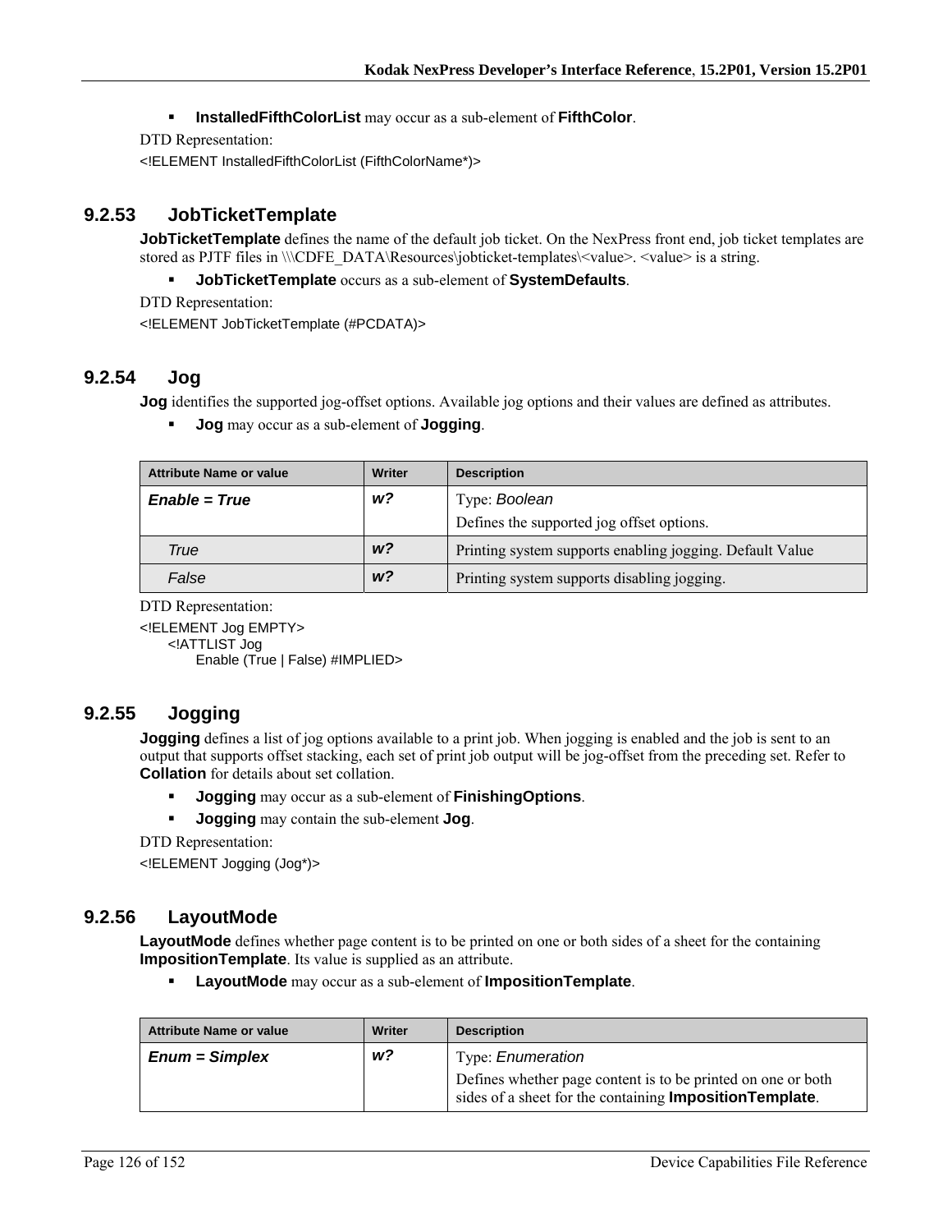- **InstalledFifthColorList** may occur as a sub-element of **FifthColor**.

DTD Representation:

```
<!ELEMENT InstalledFifthColorList (FifthColorName*)>
```

### 9.2.53 JobTicketTemplate

**JobTicketTemplate** defines the name of the default job ticket. On the NexPress front end, job ticket templates are stored as PJTF files in \\\CDFE_DATA\Resources\jobticket-templates\<value>. <value> is a string.

- **JobTicketTemplate** occurs as a sub-element of **SystemDefaults**.

DTD Representation:

```
<!ELEMENT JobTicketTemplate (#PCDATA)>
```

### 9.2.54 Jog

**Jog** identifies the supported jog-offset options. Available jog options and their values are defined as attributes.

- **Jog** may occur as a sub-element of **Jogging**.

| Attribute Name or value | Writer | Description |
|---|---|---|
| ***Enable = True*** | ***w?*** | Type: *Boolean*<br>Defines the supported jog offset options. |
| *True* | ***w?*** | Printing system supports enabling jogging. Default Value |
| *False* | ***w?*** | Printing system supports disabling jogging. |

DTD Representation:

```
<!ELEMENT Jog EMPTY>
    <!ATTLIST Jog
        Enable (True | False) #IMPLIED>
```

### 9.2.55 Jogging

**Jogging** defines a list of jog options available to a print job. When jogging is enabled and the job is sent to an output that supports offset stacking, each set of print job output will be jog-offset from the preceding set. Refer to **Collation** for details about set collation.

- **Jogging** may occur as a sub-element of **FinishingOptions**.
- **Jogging** may contain the sub-element **Jog**.

DTD Representation:

```
<!ELEMENT Jogging (Jog*)>
```

### 9.2.56 LayoutMode

**LayoutMode** defines whether page content is to be printed on one or both sides of a sheet for the containing **ImpositionTemplate**. Its value is supplied as an attribute.

- **LayoutMode** may occur as a sub-element of **ImpositionTemplate**.

| Attribute Name or value | Writer | Description |
|---|---|---|
| ***Enum = Simplex*** | ***w?*** | Type: *Enumeration*<br>Defines whether page content is to be printed on one or both sides of a sheet for the containing **ImpositionTemplate**. |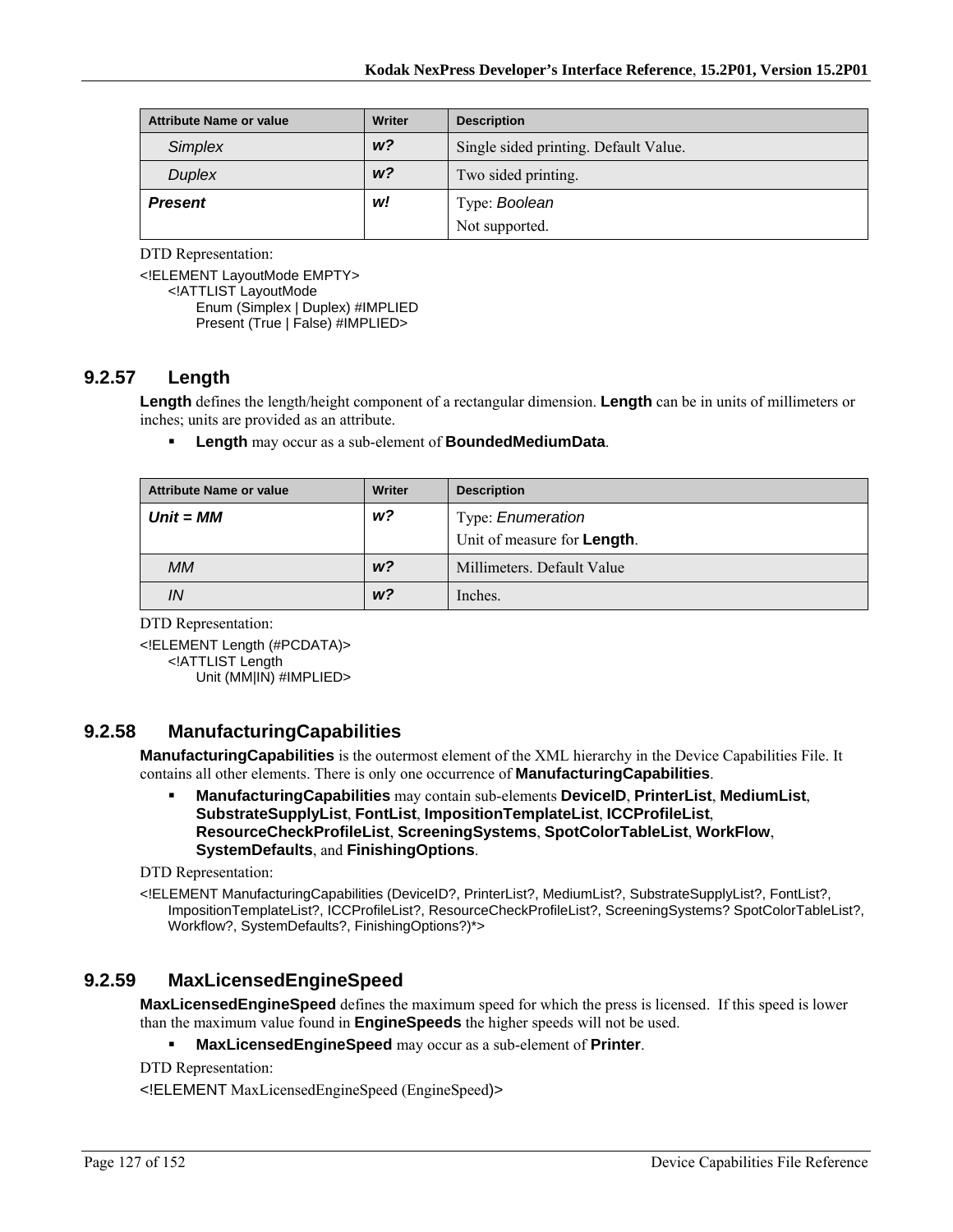| Attribute Name or value | Writer | Description |
|---|---|---|
| *Simplex* | ***w?*** | Single sided printing. Default Value. |
| *Duplex* | ***w?*** | Two sided printing. |
| ***Present*** | ***w!*** | Type: *Boolean*<br>Not supported. |

DTD Representation:

```
<!ELEMENT LayoutMode EMPTY>
    <!ATTLIST LayoutMode
        Enum (Simplex | Duplex) #IMPLIED
        Present (True | False) #IMPLIED>
```

### 9.2.57 Length

**Length** defines the length/height component of a rectangular dimension. **Length** can be in units of millimeters or inches; units are provided as an attribute.

- **Length** may occur as a sub-element of **BoundedMediumData**.

| Attribute Name or value | Writer | Description |
|---|---|---|
| ***Unit = MM*** | ***w?*** | Type: *Enumeration*<br>Unit of measure for **Length**. |
| *MM* | ***w?*** | Millimeters. Default Value |
| *IN* | ***w?*** | Inches. |

DTD Representation:

```
<!ELEMENT Length (#PCDATA)>
    <!ATTLIST Length
        Unit (MM|IN) #IMPLIED>
```

### 9.2.58 ManufacturingCapabilities

**ManufacturingCapabilities** is the outermost element of the XML hierarchy in the Device Capabilities File. It contains all other elements. There is only one occurrence of **ManufacturingCapabilities**.

- **ManufacturingCapabilities** may contain sub-elements **DeviceID**, **PrinterList**, **MediumList**, **SubstrateSupplyList**, **FontList**, **ImpositionTemplateList**, **ICCProfileList**, **ResourceCheckProfileList**, **ScreeningSystems**, **SpotColorTableList**, **WorkFlow**, **SystemDefaults**, and **FinishingOptions**.

DTD Representation:

```
<!ELEMENT ManufacturingCapabilities (DeviceID?, PrinterList?, MediumList?, SubstrateSupplyList?, FontList?,
    ImpositionTemplateList?, ICCProfileList?, ResourceCheckProfileList?, ScreeningSystems? SpotColorTableList?,
    Workflow?, SystemDefaults?, FinishingOptions?)*>
```

### 9.2.59 MaxLicensedEngineSpeed

**MaxLicensedEngineSpeed** defines the maximum speed for which the press is licensed. If this speed is lower than the maximum value found in **EngineSpeeds** the higher speeds will not be used.

- **MaxLicensedEngineSpeed** may occur as a sub-element of **Printer**.

DTD Representation:

```
<!ELEMENT MaxLicensedEngineSpeed (EngineSpeed)>
```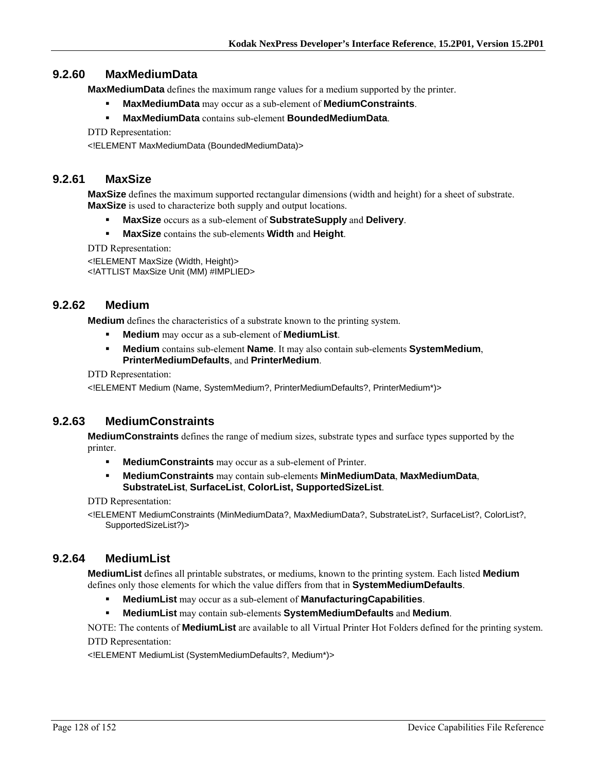### 9.2.60 MaxMediumData

**MaxMediumData** defines the maximum range values for a medium supported by the printer.

- **MaxMediumData** may occur as a sub-element of **MediumConstraints**.
- **MaxMediumData** contains sub-element **BoundedMediumData**.

DTD Representation:

```
<!ELEMENT MaxMediumData (BoundedMediumData)>
```

### 9.2.61 MaxSize

**MaxSize** defines the maximum supported rectangular dimensions (width and height) for a sheet of substrate. **MaxSize** is used to characterize both supply and output locations.

- **MaxSize** occurs as a sub-element of **SubstrateSupply** and **Delivery**.
- **MaxSize** contains the sub-elements **Width** and **Height**.

DTD Representation:

```
<!ELEMENT MaxSize (Width, Height)>
<!ATTLIST MaxSize Unit (MM) #IMPLIED>
```

### 9.2.62 Medium

**Medium** defines the characteristics of a substrate known to the printing system.

- **Medium** may occur as a sub-element of **MediumList**.
- **Medium** contains sub-element **Name**. It may also contain sub-elements **SystemMedium**, **PrinterMediumDefaults**, and **PrinterMedium**.

DTD Representation:

```
<!ELEMENT Medium (Name, SystemMedium?, PrinterMediumDefaults?, PrinterMedium*)>
```

### 9.2.63 MediumConstraints

**MediumConstraints** defines the range of medium sizes, substrate types and surface types supported by the printer.

- **MediumConstraints** may occur as a sub-element of Printer.
- **MediumConstraints** may contain sub-elements **MinMediumData**, **MaxMediumData**, **SubstrateList**, **SurfaceList**, **ColorList, SupportedSizeList**.

DTD Representation:

```
<!ELEMENT MediumConstraints (MinMediumData?, MaxMediumData?, SubstrateList?, SurfaceList?, ColorList?,
    SupportedSizeList?)>
```

### 9.2.64 MediumList

**MediumList** defines all printable substrates, or mediums, known to the printing system. Each listed **Medium** defines only those elements for which the value differs from that in **SystemMediumDefaults**.

- **MediumList** may occur as a sub-element of **ManufacturingCapabilities**.
- **MediumList** may contain sub-elements **SystemMediumDefaults** and **Medium**.

NOTE: The contents of **MediumList** are available to all Virtual Printer Hot Folders defined for the printing system.

DTD Representation:

```
<!ELEMENT MediumList (SystemMediumDefaults?, Medium*)>
```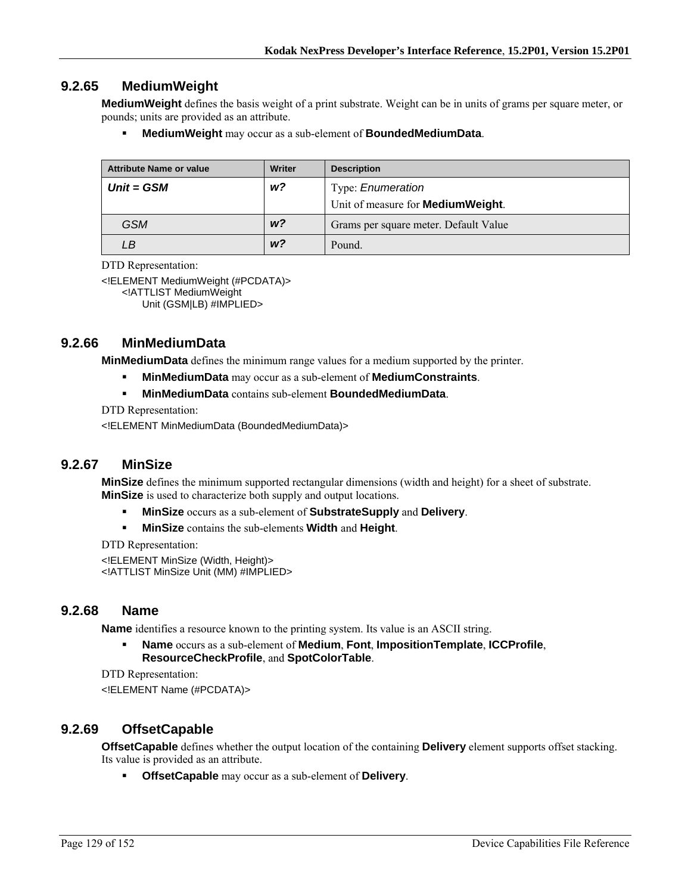### 9.2.65 MediumWeight

**MediumWeight** defines the basis weight of a print substrate. Weight can be in units of grams per square meter, or pounds; units are provided as an attribute.

- **MediumWeight** may occur as a sub-element of **BoundedMediumData**.

| Attribute Name or value | Writer | Description |
|---|---|---|
| ***Unit = GSM*** | ***w?*** | Type: *Enumeration*<br>Unit of measure for **MediumWeight**. |
| *GSM* | ***w?*** | Grams per square meter. Default Value |
| *LB* | ***w?*** | Pound. |

DTD Representation:

```
<!ELEMENT MediumWeight (#PCDATA)>
    <!ATTLIST MediumWeight
        Unit (GSM|LB) #IMPLIED>
```

### 9.2.66 MinMediumData

**MinMediumData** defines the minimum range values for a medium supported by the printer.

- **MinMediumData** may occur as a sub-element of **MediumConstraints**.
- **MinMediumData** contains sub-element **BoundedMediumData**.

DTD Representation:

```
<!ELEMENT MinMediumData (BoundedMediumData)>
```

### 9.2.67 MinSize

**MinSize** defines the minimum supported rectangular dimensions (width and height) for a sheet of substrate. **MinSize** is used to characterize both supply and output locations.

- **MinSize** occurs as a sub-element of **SubstrateSupply** and **Delivery**.
- **MinSize** contains the sub-elements **Width** and **Height**.

DTD Representation:

```
<!ELEMENT MinSize (Width, Height)>
<!ATTLIST MinSize Unit (MM) #IMPLIED>
```

### 9.2.68 Name

**Name** identifies a resource known to the printing system. Its value is an ASCII string.

- **Name** occurs as a sub-element of **Medium**, **Font**, **ImpositionTemplate**, **ICCProfile**, **ResourceCheckProfile**, and **SpotColorTable**.

DTD Representation:

```
<!ELEMENT Name (#PCDATA)>
```

### 9.2.69 OffsetCapable

**OffsetCapable** defines whether the output location of the containing **Delivery** element supports offset stacking. Its value is provided as an attribute.

- **OffsetCapable** may occur as a sub-element of **Delivery**.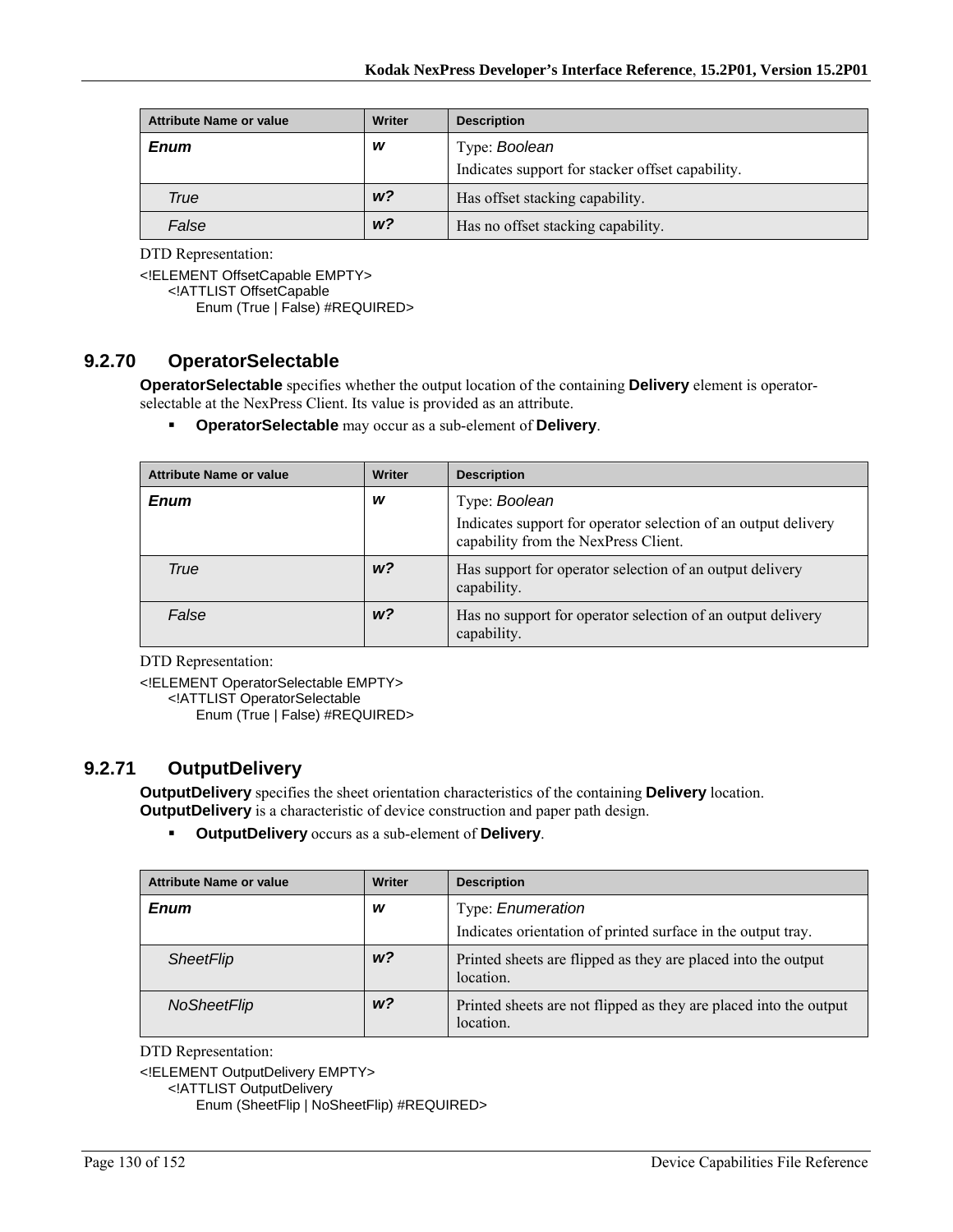| Attribute Name or value | Writer | Description |
|---|---|---|
| ***Enum*** | ***w*** | Type: *Boolean*<br>Indicates support for stacker offset capability. |
| *True* | ***w?*** | Has offset stacking capability. |
| *False* | ***w?*** | Has no offset stacking capability. |

DTD Representation:

```
<!ELEMENT OffsetCapable EMPTY>
      <!ATTLIST OffsetCapable
            Enum (True | False) #REQUIRED>
```

### 9.2.70 OperatorSelectable

**OperatorSelectable** specifies whether the output location of the containing **Delivery** element is operator-selectable at the NexPress Client. Its value is provided as an attribute.

- **OperatorSelectable** may occur as a sub-element of **Delivery**.

| Attribute Name or value | Writer | Description |
|---|---|---|
| ***Enum*** | ***w*** | Type: *Boolean*<br>Indicates support for operator selection of an output delivery capability from the NexPress Client. |
| *True* | ***w?*** | Has support for operator selection of an output delivery capability. |
| *False* | ***w?*** | Has no support for operator selection of an output delivery capability. |

DTD Representation:

```
<!ELEMENT OperatorSelectable EMPTY>
      <!ATTLIST OperatorSelectable
            Enum (True | False) #REQUIRED>
```

### 9.2.71 OutputDelivery

**OutputDelivery** specifies the sheet orientation characteristics of the containing **Delivery** location. **OutputDelivery** is a characteristic of device construction and paper path design.

- **OutputDelivery** occurs as a sub-element of **Delivery**.

| Attribute Name or value | Writer | Description |
|---|---|---|
| ***Enum*** | ***w*** | Type: *Enumeration*<br>Indicates orientation of printed surface in the output tray. |
| *SheetFlip* | ***w?*** | Printed sheets are flipped as they are placed into the output location. |
| *NoSheetFlip* | ***w?*** | Printed sheets are not flipped as they are placed into the output location. |

DTD Representation:

```
<!ELEMENT OutputDelivery EMPTY>
      <!ATTLIST OutputDelivery
            Enum (SheetFlip | NoSheetFlip) #REQUIRED>
```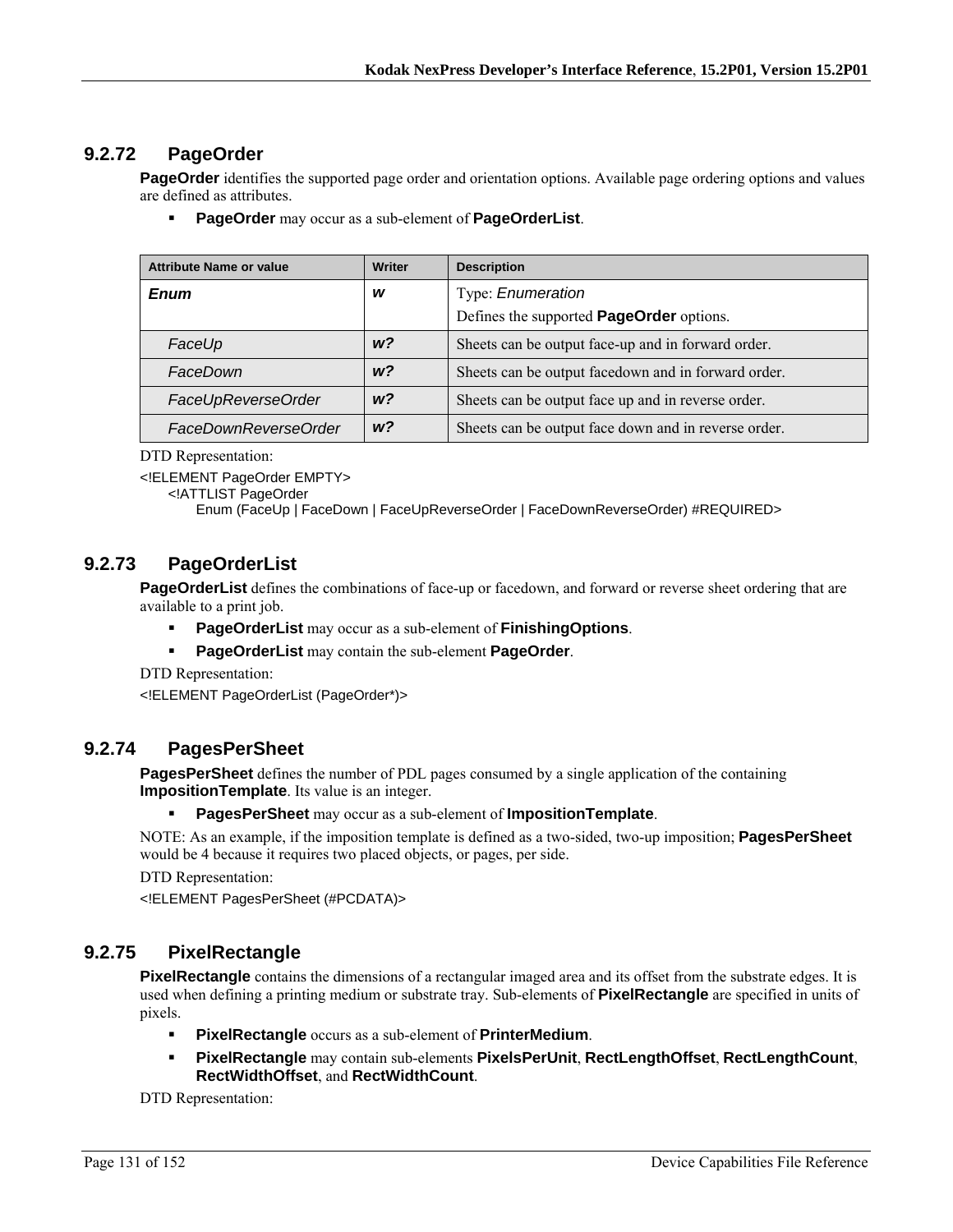### 9.2.72 PageOrder

**PageOrder** identifies the supported page order and orientation options. Available page ordering options and values are defined as attributes.

- **PageOrder** may occur as a sub-element of **PageOrderList**.

| Attribute Name or value | Writer | Description |
|---|---|---|
| ***Enum*** | ***w*** | Type: *Enumeration*<br>Defines the supported **PageOrder** options. |
| *FaceUp* | ***w?*** | Sheets can be output face-up and in forward order. |
| *FaceDown* | ***w?*** | Sheets can be output facedown and in forward order. |
| *FaceUpReverseOrder* | ***w?*** | Sheets can be output face up and in reverse order. |
| *FaceDownReverseOrder* | ***w?*** | Sheets can be output face down and in reverse order. |

DTD Representation:

```
<!ELEMENT PageOrder EMPTY>
    <!ATTLIST PageOrder
        Enum (FaceUp | FaceDown | FaceUpReverseOrder | FaceDownReverseOrder) #REQUIRED>
```

### 9.2.73 PageOrderList

**PageOrderList** defines the combinations of face-up or facedown, and forward or reverse sheet ordering that are available to a print job.

- **PageOrderList** may occur as a sub-element of **FinishingOptions**.
- **PageOrderList** may contain the sub-element **PageOrder**.

DTD Representation:

```
<!ELEMENT PageOrderList (PageOrder*)>
```

### 9.2.74 PagesPerSheet

**PagesPerSheet** defines the number of PDL pages consumed by a single application of the containing **ImpositionTemplate**. Its value is an integer.

- **PagesPerSheet** may occur as a sub-element of **ImpositionTemplate**.

NOTE: As an example, if the imposition template is defined as a two-sided, two-up imposition; **PagesPerSheet** would be 4 because it requires two placed objects, or pages, per side.

DTD Representation:

```
<!ELEMENT PagesPerSheet (#PCDATA)>
```

### 9.2.75 PixelRectangle

**PixelRectangle** contains the dimensions of a rectangular imaged area and its offset from the substrate edges. It is used when defining a printing medium or substrate tray. Sub-elements of **PixelRectangle** are specified in units of pixels.

- **PixelRectangle** occurs as a sub-element of **PrinterMedium**.
- **PixelRectangle** may contain sub-elements **PixelsPerUnit**, **RectLengthOffset**, **RectLengthCount**, **RectWidthOffset**, and **RectWidthCount**.

DTD Representation: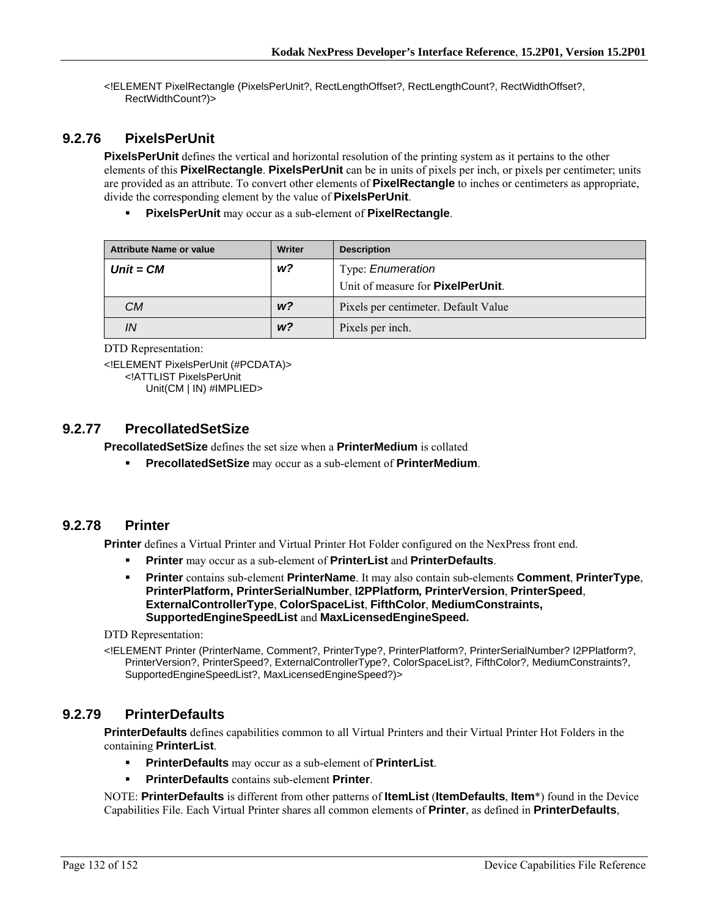```
<!ELEMENT PixelRectangle (PixelsPerUnit?, RectLengthOffset?, RectLengthCount?, RectWidthOffset?,
    RectWidthCount?)>
```

### 9.2.76 PixelsPerUnit

**PixelsPerUnit** defines the vertical and horizontal resolution of the printing system as it pertains to the other elements of this **PixelRectangle**. **PixelsPerUnit** can be in units of pixels per inch, or pixels per centimeter; units are provided as an attribute. To convert other elements of **PixelRectangle** to inches or centimeters as appropriate, divide the corresponding element by the value of **PixelsPerUnit**.

- **PixelsPerUnit** may occur as a sub-element of **PixelRectangle**.

| Attribute Name or value | Writer | Description |
|---|---|---|
| ***Unit = CM*** | ***w?*** | Type: *Enumeration*<br>Unit of measure for **PixelPerUnit**. |
| *CM* | ***w?*** | Pixels per centimeter. Default Value |
| *IN* | ***w?*** | Pixels per inch. |

DTD Representation:

```
<!ELEMENT PixelsPerUnit (#PCDATA)>
    <!ATTLIST PixelsPerUnit
        Unit(CM | IN) #IMPLIED>
```

### 9.2.77 PrecollatedSetSize

**PrecollatedSetSize** defines the set size when a **PrinterMedium** is collated

- **PrecollatedSetSize** may occur as a sub-element of **PrinterMedium**.

### 9.2.78 Printer

**Printer** defines a Virtual Printer and Virtual Printer Hot Folder configured on the NexPress front end.

- **Printer** may occur as a sub-element of **PrinterList** and **PrinterDefaults**.
- **Printer** contains sub-element **PrinterName**. It may also contain sub-elements **Comment**, **PrinterType**, **PrinterPlatform, PrinterSerialNumber**, **I2PPlatform***,* **PrinterVersion**, **PrinterSpeed**, **ExternalControllerType**, **ColorSpaceList**, **FifthColor**, **MediumConstraints, SupportedEngineSpeedList** and **MaxLicensedEngineSpeed.**

DTD Representation:

```
<!ELEMENT Printer (PrinterName, Comment?, PrinterType?, PrinterPlatform?, PrinterSerialNumber? I2PPlatform?,
    PrinterVersion?, PrinterSpeed?, ExternalControllerType?, ColorSpaceList?, FifthColor?, MediumConstraints?,
    SupportedEngineSpeedList?, MaxLicensedEngineSpeed?)>
```

### 9.2.79 PrinterDefaults

**PrinterDefaults** defines capabilities common to all Virtual Printers and their Virtual Printer Hot Folders in the containing **PrinterList**.

- **PrinterDefaults** may occur as a sub-element of **PrinterList**.
- **PrinterDefaults** contains sub-element **Printer**.

NOTE: **PrinterDefaults** is different from other patterns of **ItemList** (**ItemDefaults**, **Item**\*) found in the Device Capabilities File. Each Virtual Printer shares all common elements of **Printer**, as defined in **PrinterDefaults**,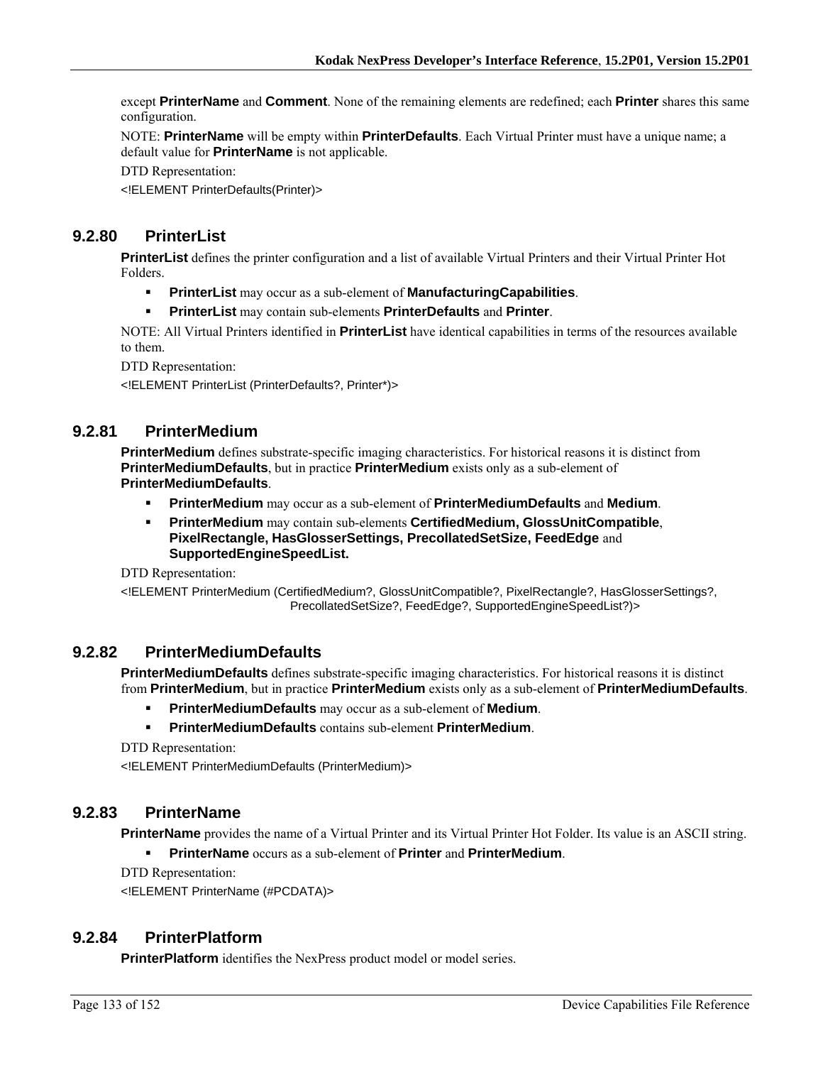except **PrinterName** and **Comment**. None of the remaining elements are redefined; each **Printer** shares this same configuration.

NOTE: **PrinterName** will be empty within **PrinterDefaults**. Each Virtual Printer must have a unique name; a default value for **PrinterName** is not applicable.

DTD Representation:

```
<!ELEMENT PrinterDefaults(Printer)>
```

### 9.2.80 PrinterList

**PrinterList** defines the printer configuration and a list of available Virtual Printers and their Virtual Printer Hot Folders.

- **PrinterList** may occur as a sub-element of **ManufacturingCapabilities**.
- **PrinterList** may contain sub-elements **PrinterDefaults** and **Printer**.

NOTE: All Virtual Printers identified in **PrinterList** have identical capabilities in terms of the resources available to them.

DTD Representation:

```
<!ELEMENT PrinterList (PrinterDefaults?, Printer*)>
```

### 9.2.81 PrinterMedium

**PrinterMedium** defines substrate-specific imaging characteristics. For historical reasons it is distinct from **PrinterMediumDefaults**, but in practice **PrinterMedium** exists only as a sub-element of **PrinterMediumDefaults**.

- **PrinterMedium** may occur as a sub-element of **PrinterMediumDefaults** and **Medium**.
- **PrinterMedium** may contain sub-elements **CertifiedMedium, GlossUnitCompatible**, **PixelRectangle, HasGlosserSettings, PrecollatedSetSize, FeedEdge** and **SupportedEngineSpeedList.**

DTD Representation:

```
<!ELEMENT PrinterMedium (CertifiedMedium?, GlossUnitCompatible?, PixelRectangle?, HasGlosserSettings?,
                        PrecollatedSetSize?, FeedEdge?, SupportedEngineSpeedList?)>
```

### 9.2.82 PrinterMediumDefaults

**PrinterMediumDefaults** defines substrate-specific imaging characteristics. For historical reasons it is distinct from **PrinterMedium**, but in practice **PrinterMedium** exists only as a sub-element of **PrinterMediumDefaults**.

- **PrinterMediumDefaults** may occur as a sub-element of **Medium**.
- **PrinterMediumDefaults** contains sub-element **PrinterMedium**.

DTD Representation:

```
<!ELEMENT PrinterMediumDefaults (PrinterMedium)>
```

### 9.2.83 PrinterName

**PrinterName** provides the name of a Virtual Printer and its Virtual Printer Hot Folder. Its value is an ASCII string.

- **PrinterName** occurs as a sub-element of **Printer** and **PrinterMedium**.

DTD Representation:

```
<!ELEMENT PrinterName (#PCDATA)>
```

### 9.2.84 PrinterPlatform

**PrinterPlatform** identifies the NexPress product model or model series.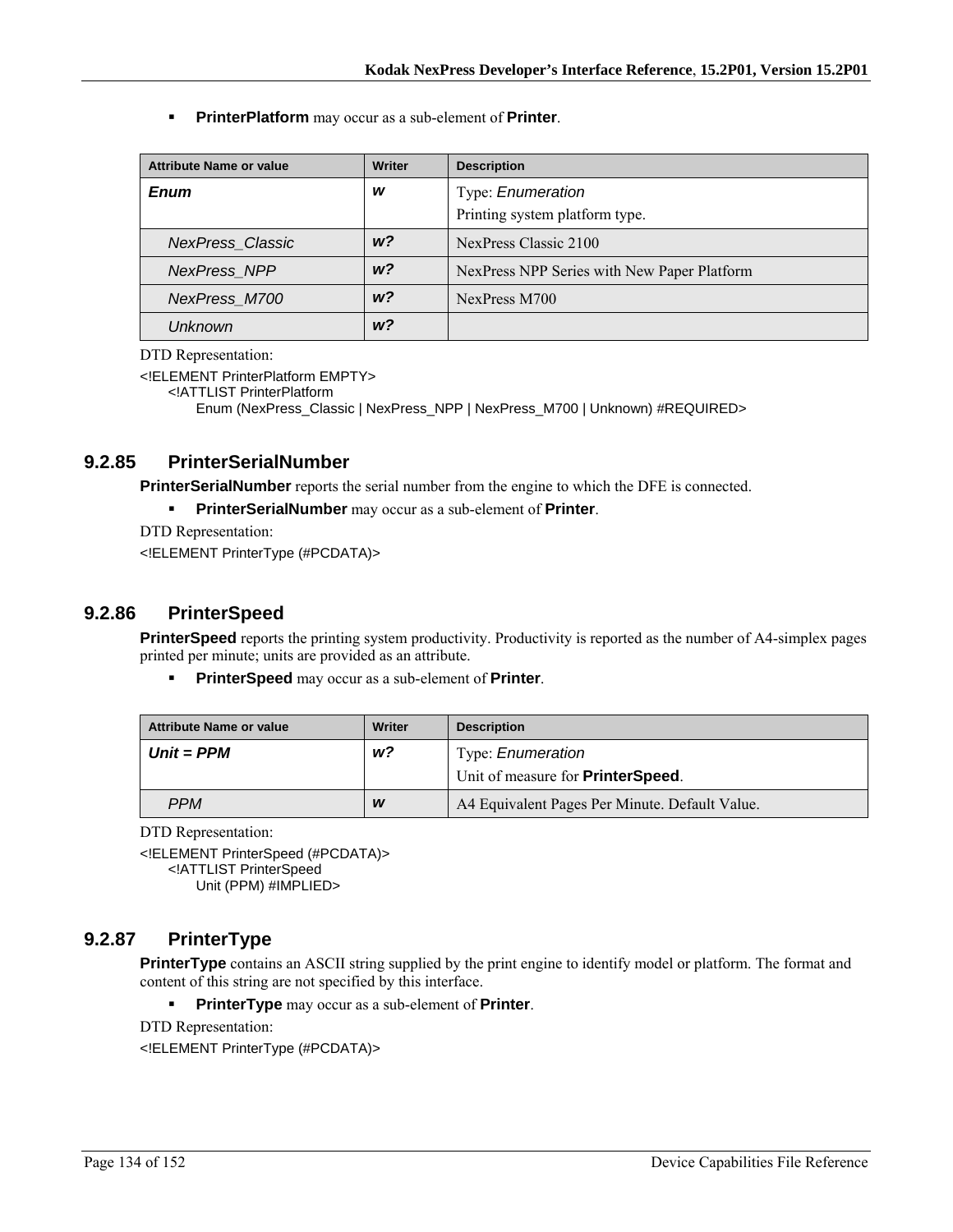- **PrinterPlatform** may occur as a sub-element of **Printer**.

| Attribute Name or value | Writer | Description |
| --- | --- | --- |
| ***Enum*** | ***w*** | Type: *Enumeration*<br>Printing system platform type. |
| *NexPress_Classic* | ***w?*** | NexPress Classic 2100 |
| *NexPress_NPP* | ***w?*** | NexPress NPP Series with New Paper Platform |
| *NexPress_M700* | ***w?*** | NexPress M700 |
| *Unknown* | ***w?*** | |

DTD Representation:

```
<!ELEMENT PrinterPlatform EMPTY>
    <!ATTLIST PrinterPlatform
        Enum (NexPress_Classic | NexPress_NPP | NexPress_M700 | Unknown) #REQUIRED>
```

## 9.2.85 PrinterSerialNumber

**PrinterSerialNumber** reports the serial number from the engine to which the DFE is connected.

- **PrinterSerialNumber** may occur as a sub-element of **Printer**.

DTD Representation:

```
<!ELEMENT PrinterType (#PCDATA)>
```

## 9.2.86 PrinterSpeed

**PrinterSpeed** reports the printing system productivity. Productivity is reported as the number of A4-simplex pages printed per minute; units are provided as an attribute.

- **PrinterSpeed** may occur as a sub-element of **Printer**.

| Attribute Name or value | Writer | Description |
| --- | --- | --- |
| ***Unit = PPM*** | ***w?*** | Type: *Enumeration*<br>Unit of measure for **PrinterSpeed**. |
| *PPM* | ***w*** | A4 Equivalent Pages Per Minute. Default Value. |

DTD Representation:

```
<!ELEMENT PrinterSpeed (#PCDATA)>
    <!ATTLIST PrinterSpeed
        Unit (PPM) #IMPLIED>
```

## 9.2.87 PrinterType

**PrinterType** contains an ASCII string supplied by the print engine to identify model or platform. The format and content of this string are not specified by this interface.

- **PrinterType** may occur as a sub-element of **Printer**.

DTD Representation:

```
<!ELEMENT PrinterType (#PCDATA)>
```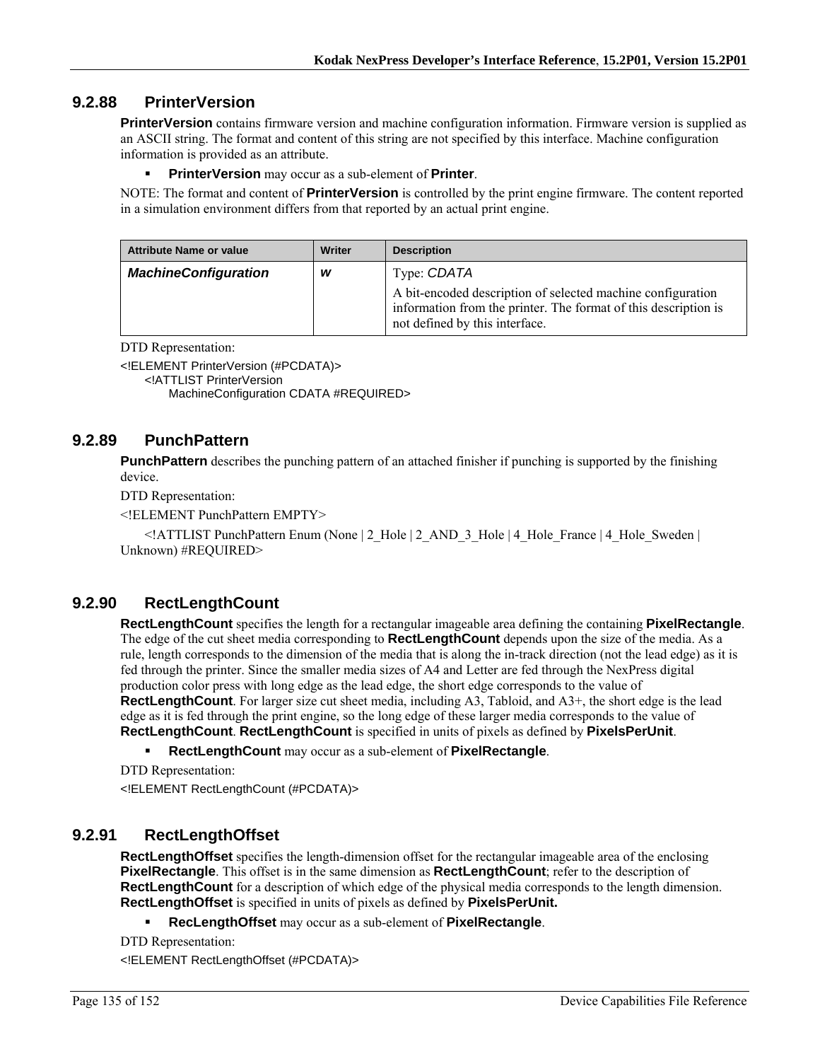### 9.2.88 PrinterVersion

**PrinterVersion** contains firmware version and machine configuration information. Firmware version is supplied as an ASCII string. The format and content of this string are not specified by this interface. Machine configuration information is provided as an attribute.

- **PrinterVersion** may occur as a sub-element of **Printer**.

NOTE: The format and content of **PrinterVersion** is controlled by the print engine firmware. The content reported in a simulation environment differs from that reported by an actual print engine.

| Attribute Name or value | Writer | Description |
|---|---|---|
| ***MachineConfiguration*** | ***w*** | Type: *CDATA*<br>A bit-encoded description of selected machine configuration information from the printer. The format of this description is not defined by this interface. |

DTD Representation:

```
<!ELEMENT PrinterVersion (#PCDATA)>
    <!ATTLIST PrinterVersion
        MachineConfiguration CDATA #REQUIRED>
```

### 9.2.89 PunchPattern

**PunchPattern** describes the punching pattern of an attached finisher if punching is supported by the finishing device.

DTD Representation:

```
<!ELEMENT PunchPattern EMPTY>
    <!ATTLIST PunchPattern Enum (None | 2_Hole | 2_AND_3_Hole | 4_Hole_France | 4_Hole_Sweden | Unknown) #REQUIRED>
```

### 9.2.90 RectLengthCount

**RectLengthCount** specifies the length for a rectangular imageable area defining the containing **PixelRectangle**. The edge of the cut sheet media corresponding to **RectLengthCount** depends upon the size of the media. As a rule, length corresponds to the dimension of the media that is along the in-track direction (not the lead edge) as it is fed through the printer. Since the smaller media sizes of A4 and Letter are fed through the NexPress digital production color press with long edge as the lead edge, the short edge corresponds to the value of **RectLengthCount**. For larger size cut sheet media, including A3, Tabloid, and A3+, the short edge is the lead edge as it is fed through the print engine, so the long edge of these larger media corresponds to the value of **RectLengthCount**. **RectLengthCount** is specified in units of pixels as defined by **PixelsPerUnit**.

- **RectLengthCount** may occur as a sub-element of **PixelRectangle**.

DTD Representation:

```
<!ELEMENT RectLengthCount (#PCDATA)>
```

### 9.2.91 RectLengthOffset

**RectLengthOffset** specifies the length-dimension offset for the rectangular imageable area of the enclosing **PixelRectangle**. This offset is in the same dimension as **RectLengthCount**; refer to the description of **RectLengthCount** for a description of which edge of the physical media corresponds to the length dimension. **RectLengthOffset** is specified in units of pixels as defined by **PixelsPerUnit.**

- **RecLengthOffset** may occur as a sub-element of **PixelRectangle**.

DTD Representation:

```
<!ELEMENT RectLengthOffset (#PCDATA)>
```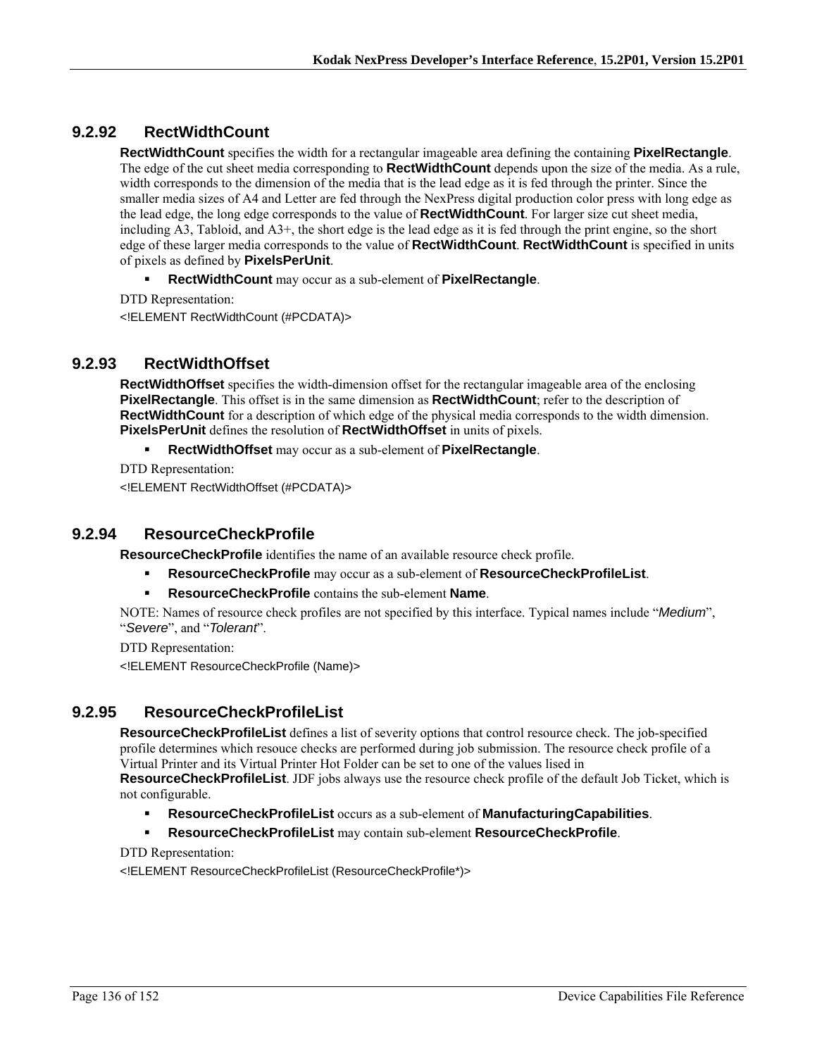### 9.2.92 RectWidthCount

**RectWidthCount** specifies the width for a rectangular imageable area defining the containing **PixelRectangle**. The edge of the cut sheet media corresponding to **RectWidthCount** depends upon the size of the media. As a rule, width corresponds to the dimension of the media that is the lead edge as it is fed through the printer. Since the smaller media sizes of A4 and Letter are fed through the NexPress digital production color press with long edge as the lead edge, the long edge corresponds to the value of **RectWidthCount**. For larger size cut sheet media, including A3, Tabloid, and A3+, the short edge is the lead edge as it is fed through the print engine, so the short edge of these larger media corresponds to the value of **RectWidthCount**. **RectWidthCount** is specified in units of pixels as defined by **PixelsPerUnit**.

- **RectWidthCount** may occur as a sub-element of **PixelRectangle**.

DTD Representation:

<!ELEMENT RectWidthCount (#PCDATA)>

### 9.2.93 RectWidthOffset

**RectWidthOffset** specifies the width-dimension offset for the rectangular imageable area of the enclosing **PixelRectangle**. This offset is in the same dimension as **RectWidthCount**; refer to the description of **RectWidthCount** for a description of which edge of the physical media corresponds to the width dimension. **PixelsPerUnit** defines the resolution of **RectWidthOffset** in units of pixels.

- **RectWidthOffset** may occur as a sub-element of **PixelRectangle**.

DTD Representation:

<!ELEMENT RectWidthOffset (#PCDATA)>

### 9.2.94 ResourceCheckProfile

**ResourceCheckProfile** identifies the name of an available resource check profile.

- **ResourceCheckProfile** may occur as a sub-element of **ResourceCheckProfileList**.
- **ResourceCheckProfile** contains the sub-element **Name**.

NOTE: Names of resource check profiles are not specified by this interface. Typical names include "*Medium*", "*Severe*", and "*Tolerant*".

DTD Representation:

<!ELEMENT ResourceCheckProfile (Name)>

### 9.2.95 ResourceCheckProfileList

**ResourceCheckProfileList** defines a list of severity options that control resource check. The job-specified profile determines which resouce checks are performed during job submission. The resource check profile of a Virtual Printer and its Virtual Printer Hot Folder can be set to one of the values lised in **ResourceCheckProfileList**. JDF jobs always use the resource check profile of the default Job Ticket, which is not configurable.

- **ResourceCheckProfileList** occurs as a sub-element of **ManufacturingCapabilities**.
- **ResourceCheckProfileList** may contain sub-element **ResourceCheckProfile**.

DTD Representation:

<!ELEMENT ResourceCheckProfileList (ResourceCheckProfile*)>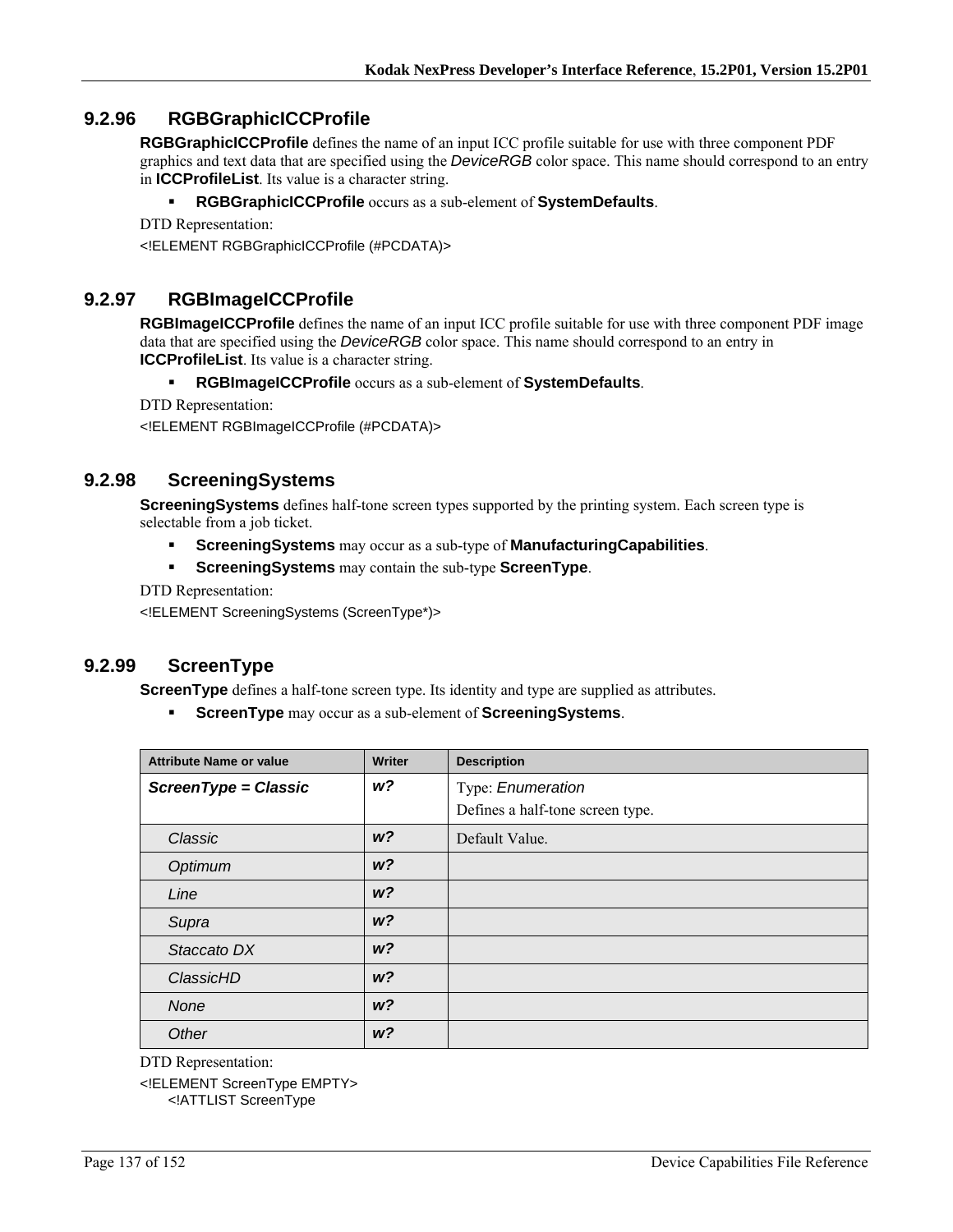### 9.2.96 RGBGraphicICCProfile

**RGBGraphicICCProfile** defines the name of an input ICC profile suitable for use with three component PDF graphics and text data that are specified using the *DeviceRGB* color space. This name should correspond to an entry in **ICCProfileList**. Its value is a character string.

- **RGBGraphicICCProfile** occurs as a sub-element of **SystemDefaults**.

DTD Representation:

```
<!ELEMENT RGBGraphicICCProfile (#PCDATA)>
```

### 9.2.97 RGBImageICCProfile

**RGBImageICCProfile** defines the name of an input ICC profile suitable for use with three component PDF image data that are specified using the *DeviceRGB* color space. This name should correspond to an entry in **ICCProfileList**. Its value is a character string.

- **RGBImageICCProfile** occurs as a sub-element of **SystemDefaults**.

DTD Representation:

```
<!ELEMENT RGBImageICCProfile (#PCDATA)>
```

### 9.2.98 ScreeningSystems

**ScreeningSystems** defines half-tone screen types supported by the printing system. Each screen type is selectable from a job ticket.

- **ScreeningSystems** may occur as a sub-type of **ManufacturingCapabilities**.
- **ScreeningSystems** may contain the sub-type **ScreenType**.

DTD Representation:

```
<!ELEMENT ScreeningSystems (ScreenType*)>
```

### 9.2.99 ScreenType

**ScreenType** defines a half-tone screen type. Its identity and type are supplied as attributes.

- **ScreenType** may occur as a sub-element of **ScreeningSystems**.

| Attribute Name or value | Writer | Description |
|---|---|---|
| ***ScreenType = Classic*** | ***w?*** | Type: *Enumeration*<br>Defines a half-tone screen type. |
| *Classic* | ***w?*** | Default Value. |
| *Optimum* | ***w?*** | |
| *Line* | ***w?*** | |
| *Supra* | ***w?*** | |
| *Staccato DX* | ***w?*** | |
| *ClassicHD* | ***w?*** | |
| *None* | ***w?*** | |
| *Other* | ***w?*** | |

DTD Representation:

```
<!ELEMENT ScreenType EMPTY>
    <!ATTLIST ScreenType
```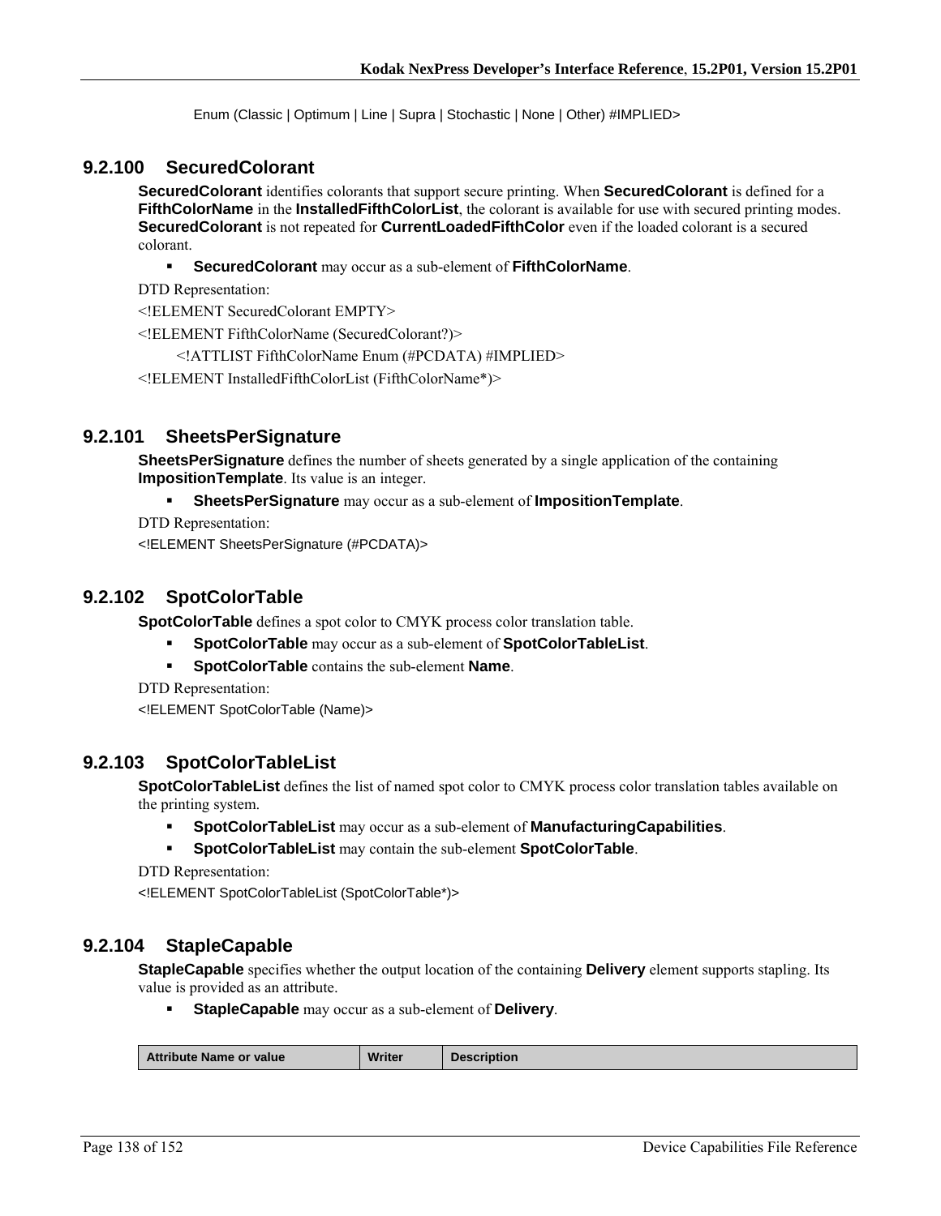Enum (Classic | Optimum | Line | Supra | Stochastic | None | Other) #IMPLIED>

### 9.2.100 SecuredColorant

**SecuredColorant** identifies colorants that support secure printing. When **SecuredColorant** is defined for a **FifthColorName** in the **InstalledFifthColorList**, the colorant is available for use with secured printing modes. **SecuredColorant** is not repeated for **CurrentLoadedFifthColor** even if the loaded colorant is a secured colorant.

- **SecuredColorant** may occur as a sub-element of **FifthColorName**.

DTD Representation:

```
<!ELEMENT SecuredColorant EMPTY>
<!ELEMENT FifthColorName (SecuredColorant?)>
    <!ATTLIST FifthColorName Enum (#PCDATA) #IMPLIED>
<!ELEMENT InstalledFifthColorList (FifthColorName*)>
```

### 9.2.101 SheetsPerSignature

**SheetsPerSignature** defines the number of sheets generated by a single application of the containing **ImpositionTemplate**. Its value is an integer.

- **SheetsPerSignature** may occur as a sub-element of **ImpositionTemplate**.

DTD Representation:

```
<!ELEMENT SheetsPerSignature (#PCDATA)>
```

### 9.2.102 SpotColorTable

**SpotColorTable** defines a spot color to CMYK process color translation table.

- **SpotColorTable** may occur as a sub-element of **SpotColorTableList**.
- **SpotColorTable** contains the sub-element **Name**.

DTD Representation:

```
<!ELEMENT SpotColorTable (Name)>
```

### 9.2.103 SpotColorTableList

**SpotColorTableList** defines the list of named spot color to CMYK process color translation tables available on the printing system.

- **SpotColorTableList** may occur as a sub-element of **ManufacturingCapabilities**.
- **SpotColorTableList** may contain the sub-element **SpotColorTable**.

DTD Representation:

```
<!ELEMENT SpotColorTableList (SpotColorTable*)>
```

### 9.2.104 StapleCapable

**StapleCapable** specifies whether the output location of the containing **Delivery** element supports stapling. Its value is provided as an attribute.

- **StapleCapable** may occur as a sub-element of **Delivery**.

| Attribute Name or value | Writer | Description |
| --- | --- | --- |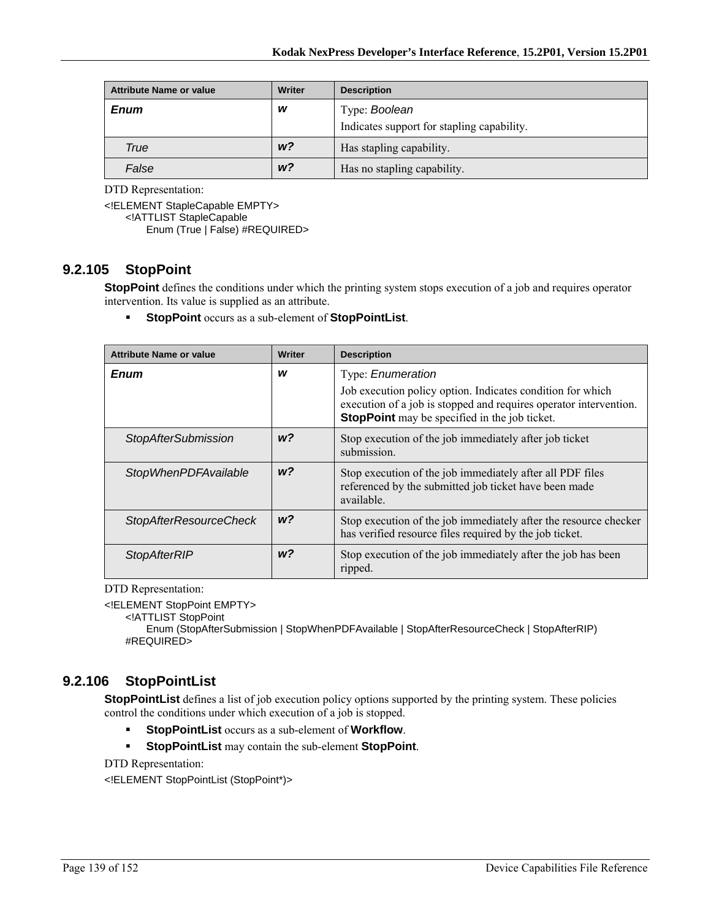| Attribute Name or value | Writer | Description |
|---|---|---|
| ***Enum*** | ***w*** | Type: *Boolean*<br>Indicates support for stapling capability. |
| *True* | ***w?*** | Has stapling capability. |
| *False* | ***w?*** | Has no stapling capability. |

DTD Representation:

```
<!ELEMENT StapleCapable EMPTY>
    <!ATTLIST StapleCapable
        Enum (True | False) #REQUIRED>
```

## 9.2.105 StopPoint

**StopPoint** defines the conditions under which the printing system stops execution of a job and requires operator intervention. Its value is supplied as an attribute.

- **StopPoint** occurs as a sub-element of **StopPointList**.

| Attribute Name or value | Writer | Description |
|---|---|---|
| ***Enum*** | ***w*** | Type: *Enumeration*<br>Job execution policy option. Indicates condition for which execution of a job is stopped and requires operator intervention. **StopPoint** may be specified in the job ticket. |
| *StopAfterSubmission* | ***w?*** | Stop execution of the job immediately after job ticket submission. |
| *StopWhenPDFAvailable* | ***w?*** | Stop execution of the job immediately after all PDF files referenced by the submitted job ticket have been made available. |
| *StopAfterResourceCheck* | ***w?*** | Stop execution of the job immediately after the resource checker has verified resource files required by the job ticket. |
| *StopAfterRIP* | ***w?*** | Stop execution of the job immediately after the job has been ripped. |

DTD Representation:

```
<!ELEMENT StopPoint EMPTY>
    <!ATTLIST StopPoint
        Enum (StopAfterSubmission | StopWhenPDFAvailable | StopAfterResourceCheck | StopAfterRIP)
    #REQUIRED>
```

## 9.2.106 StopPointList

**StopPointList** defines a list of job execution policy options supported by the printing system. These policies control the conditions under which execution of a job is stopped.

- **StopPointList** occurs as a sub-element of **Workflow**.
- **StopPointList** may contain the sub-element **StopPoint**.

DTD Representation:

```
<!ELEMENT StopPointList (StopPoint*)>
```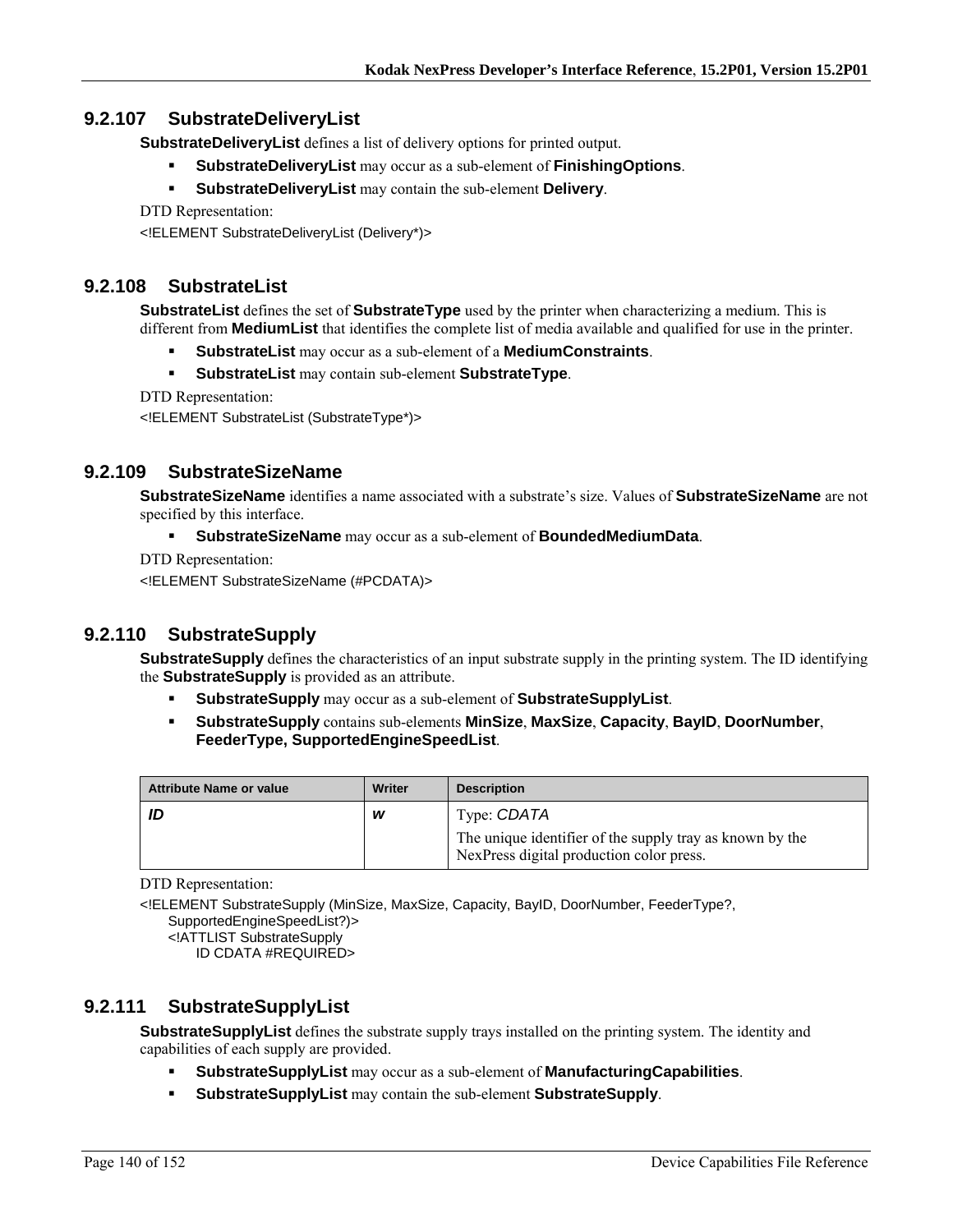### 9.2.107 SubstrateDeliveryList

**SubstrateDeliveryList** defines a list of delivery options for printed output.

- **SubstrateDeliveryList** may occur as a sub-element of **FinishingOptions**.
- **SubstrateDeliveryList** may contain the sub-element **Delivery**.

DTD Representation:

```
<!ELEMENT SubstrateDeliveryList (Delivery*)>
```

### 9.2.108 SubstrateList

**SubstrateList** defines the set of **SubstrateType** used by the printer when characterizing a medium. This is different from **MediumList** that identifies the complete list of media available and qualified for use in the printer.

- **SubstrateList** may occur as a sub-element of a **MediumConstraints**.
- **SubstrateList** may contain sub-element **SubstrateType**.

DTD Representation:

```
<!ELEMENT SubstrateList (SubstrateType*)>
```

### 9.2.109 SubstrateSizeName

**SubstrateSizeName** identifies a name associated with a substrate's size. Values of **SubstrateSizeName** are not specified by this interface.

- **SubstrateSizeName** may occur as a sub-element of **BoundedMediumData**.

DTD Representation:

```
<!ELEMENT SubstrateSizeName (#PCDATA)>
```

### 9.2.110 SubstrateSupply

**SubstrateSupply** defines the characteristics of an input substrate supply in the printing system. The ID identifying the **SubstrateSupply** is provided as an attribute.

- **SubstrateSupply** may occur as a sub-element of **SubstrateSupplyList**.
- **SubstrateSupply** contains sub-elements **MinSize**, **MaxSize**, **Capacity**, **BayID**, **DoorNumber**, **FeederType, SupportedEngineSpeedList**.

| Attribute Name or value | Writer | Description |
|---|---|---|
| ***ID*** | ***w*** | Type: *CDATA*<br>The unique identifier of the supply tray as known by the NexPress digital production color press. |

DTD Representation:

```
<!ELEMENT SubstrateSupply (MinSize, MaxSize, Capacity, BayID, DoorNumber, FeederType?,
    SupportedEngineSpeedList?)>
    <!ATTLIST SubstrateSupply
        ID CDATA #REQUIRED>
```

### 9.2.111 SubstrateSupplyList

**SubstrateSupplyList** defines the substrate supply trays installed on the printing system. The identity and capabilities of each supply are provided.

- **SubstrateSupplyList** may occur as a sub-element of **ManufacturingCapabilities**.
- **SubstrateSupplyList** may contain the sub-element **SubstrateSupply**.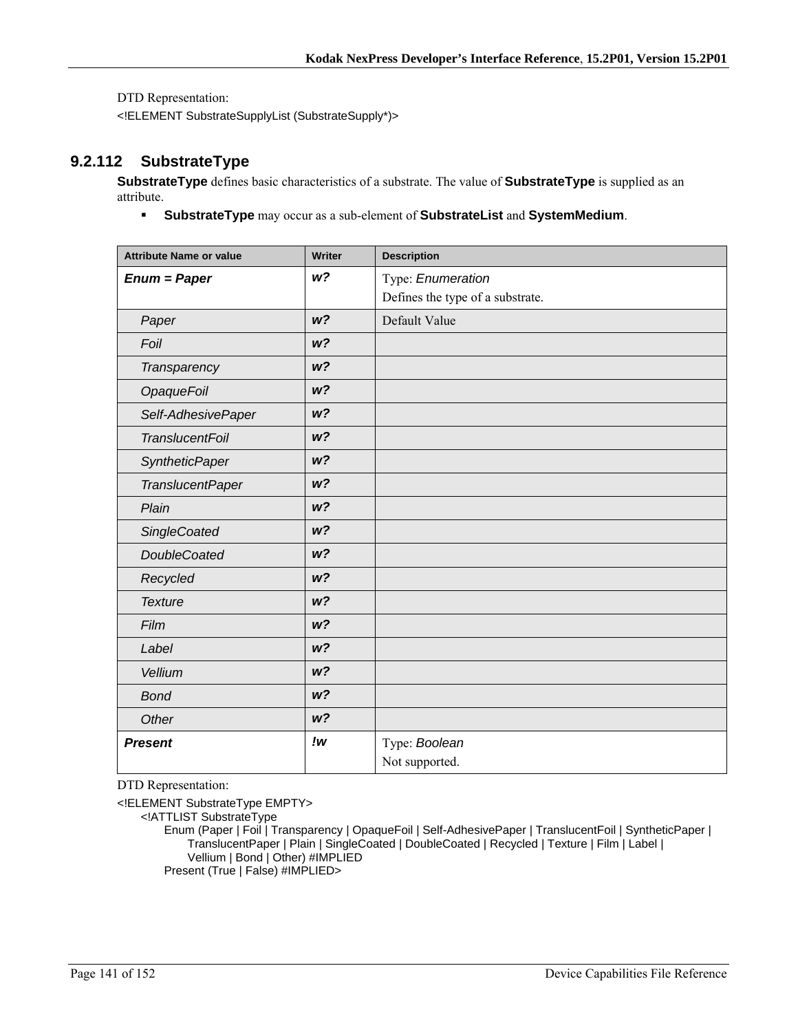DTD Representation:

```
<!ELEMENT SubstrateSupplyList (SubstrateSupply*)>
```

### 9.2.112 SubstrateType

**SubstrateType** defines basic characteristics of a substrate. The value of **SubstrateType** is supplied as an attribute.

- **SubstrateType** may occur as a sub-element of **SubstrateList** and **SystemMedium**.

| Attribute Name or value | Writer | Description |
|---|---|---|
| ***Enum = Paper*** | ***w?*** | Type: *Enumeration*<br>Defines the type of a substrate. |
| *Paper* | ***w?*** | Default Value |
| *Foil* | ***w?*** | |
| *Transparency* | ***w?*** | |
| *OpaqueFoil* | ***w?*** | |
| *Self-AdhesivePaper* | ***w?*** | |
| *TranslucentFoil* | ***w?*** | |
| *SyntheticPaper* | ***w?*** | |
| *TranslucentPaper* | ***w?*** | |
| *Plain* | ***w?*** | |
| *SingleCoated* | ***w?*** | |
| *DoubleCoated* | ***w?*** | |
| *Recycled* | ***w?*** | |
| *Texture* | ***w?*** | |
| *Film* | ***w?*** | |
| *Label* | ***w?*** | |
| *Vellium* | ***w?*** | |
| *Bond* | ***w?*** | |
| *Other* | ***w?*** | |
| ***Present*** | ***!w*** | Type: *Boolean*<br>Not supported. |

DTD Representation:

```
<!ELEMENT SubstrateType EMPTY>
    <!ATTLIST SubstrateType
        Enum (Paper | Foil | Transparency | OpaqueFoil | Self-AdhesivePaper | TranslucentFoil | SyntheticPaper |
            TranslucentPaper | Plain | SingleCoated | DoubleCoated | Recycled | Texture | Film | Label |
            Vellium | Bond | Other) #IMPLIED
        Present (True | False) #IMPLIED>
```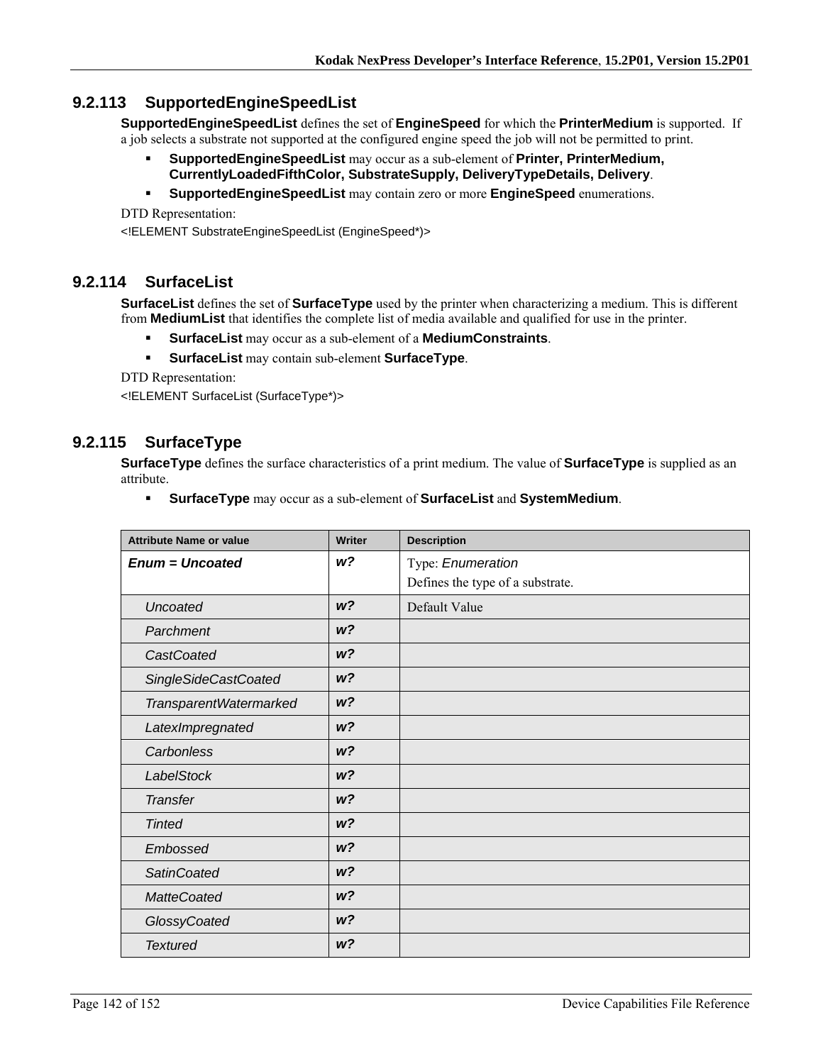### 9.2.113 SupportedEngineSpeedList

**SupportedEngineSpeedList** defines the set of **EngineSpeed** for which the **PrinterMedium** is supported. If a job selects a substrate not supported at the configured engine speed the job will not be permitted to print.

- **SupportedEngineSpeedList** may occur as a sub-element of **Printer, PrinterMedium, CurrentlyLoadedFifthColor, SubstrateSupply, DeliveryTypeDetails, Delivery**.
- **SupportedEngineSpeedList** may contain zero or more **EngineSpeed** enumerations.

DTD Representation:

```
<!ELEMENT SubstrateEngineSpeedList (EngineSpeed*)>
```

### 9.2.114 SurfaceList

**SurfaceList** defines the set of **SurfaceType** used by the printer when characterizing a medium. This is different from **MediumList** that identifies the complete list of media available and qualified for use in the printer.

- **SurfaceList** may occur as a sub-element of a **MediumConstraints**.
- **SurfaceList** may contain sub-element **SurfaceType**.

DTD Representation:

```
<!ELEMENT SurfaceList (SurfaceType*)>
```

### 9.2.115 SurfaceType

**SurfaceType** defines the surface characteristics of a print medium. The value of **SurfaceType** is supplied as an attribute.

- **SurfaceType** may occur as a sub-element of **SurfaceList** and **SystemMedium**.

| Attribute Name or value | Writer | Description |
|---|---|---|
| ***Enum = Uncoated*** | ***w?*** | Type: *Enumeration*<br>Defines the type of a substrate. |
| *Uncoated* | ***w?*** | Default Value |
| *Parchment* | ***w?*** | |
| *CastCoated* | ***w?*** | |
| *SingleSideCastCoated* | ***w?*** | |
| *TransparentWatermarked* | ***w?*** | |
| *LatexImpregnated* | ***w?*** | |
| *Carbonless* | ***w?*** | |
| *LabelStock* | ***w?*** | |
| *Transfer* | ***w?*** | |
| *Tinted* | ***w?*** | |
| *Embossed* | ***w?*** | |
| *SatinCoated* | ***w?*** | |
| *MatteCoated* | ***w?*** | |
| *GlossyCoated* | ***w?*** | |
| *Textured* | ***w?*** | |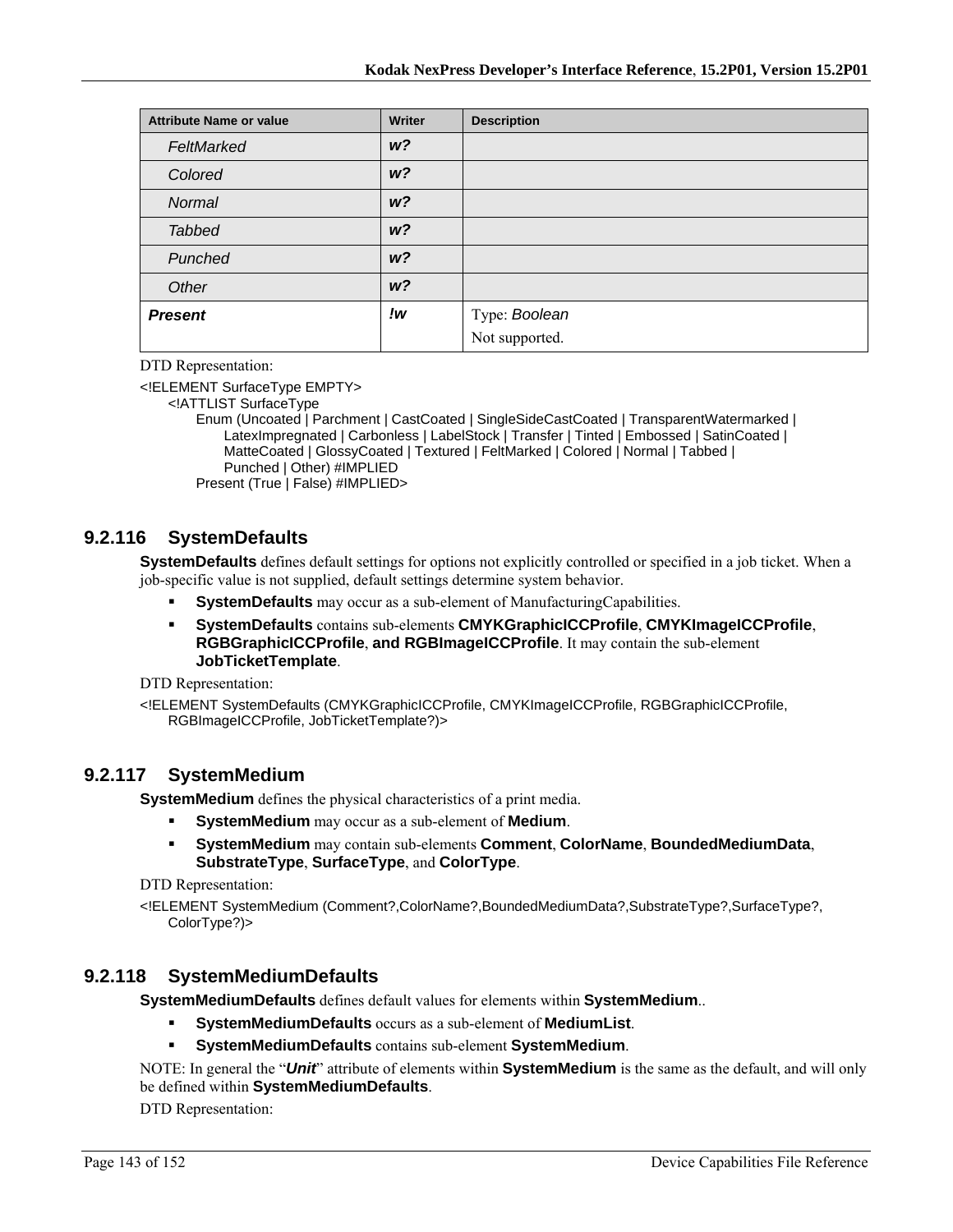| Attribute Name or value | Writer | Description |
|---|---|---|
| *FeltMarked* | ***w?*** | |
| *Colored* | ***w?*** | |
| *Normal* | ***w?*** | |
| *Tabbed* | ***w?*** | |
| *Punched* | ***w?*** | |
| *Other* | ***w?*** | |
| ***Present*** | ***!w*** | Type: *Boolean*<br>Not supported. |

DTD Representation:

```
<!ELEMENT SurfaceType EMPTY>
    <!ATTLIST SurfaceType
        Enum (Uncoated | Parchment | CastCoated | SingleSideCastCoated | TransparentWatermarked |
            LatexImpregnated | Carbonless | LabelStock | Transfer | Tinted | Embossed | SatinCoated |
            MatteCoated | GlossyCoated | Textured | FeltMarked | Colored | Normal | Tabbed |
            Punched | Other) #IMPLIED
        Present (True | False) #IMPLIED>
```

### 9.2.116 SystemDefaults

**SystemDefaults** defines default settings for options not explicitly controlled or specified in a job ticket. When a job-specific value is not supplied, default settings determine system behavior.

- **SystemDefaults** may occur as a sub-element of ManufacturingCapabilities.
- **SystemDefaults** contains sub-elements **CMYKGraphicICCProfile**, **CMYKImageICCProfile**, **RGBGraphicICCProfile**, **and RGBImageICCProfile**. It may contain the sub-element **JobTicketTemplate**.

DTD Representation:

```
<!ELEMENT SystemDefaults (CMYKGraphicICCProfile, CMYKImageICCProfile, RGBGraphicICCProfile,
    RGBImageICCProfile, JobTicketTemplate?)>
```

### 9.2.117 SystemMedium

**SystemMedium** defines the physical characteristics of a print media.

- **SystemMedium** may occur as a sub-element of **Medium**.
- **SystemMedium** may contain sub-elements **Comment**, **ColorName**, **BoundedMediumData**, **SubstrateType**, **SurfaceType**, and **ColorType**.

DTD Representation:

```
<!ELEMENT SystemMedium (Comment?,ColorName?,BoundedMediumData?,SubstrateType?,SurfaceType?,
    ColorType?)>
```

### 9.2.118 SystemMediumDefaults

**SystemMediumDefaults** defines default values for elements within **SystemMedium**..

- **SystemMediumDefaults** occurs as a sub-element of **MediumList**.
- **SystemMediumDefaults** contains sub-element **SystemMedium**.

NOTE: In general the "***Unit***" attribute of elements within **SystemMedium** is the same as the default, and will only be defined within **SystemMediumDefaults**.

DTD Representation: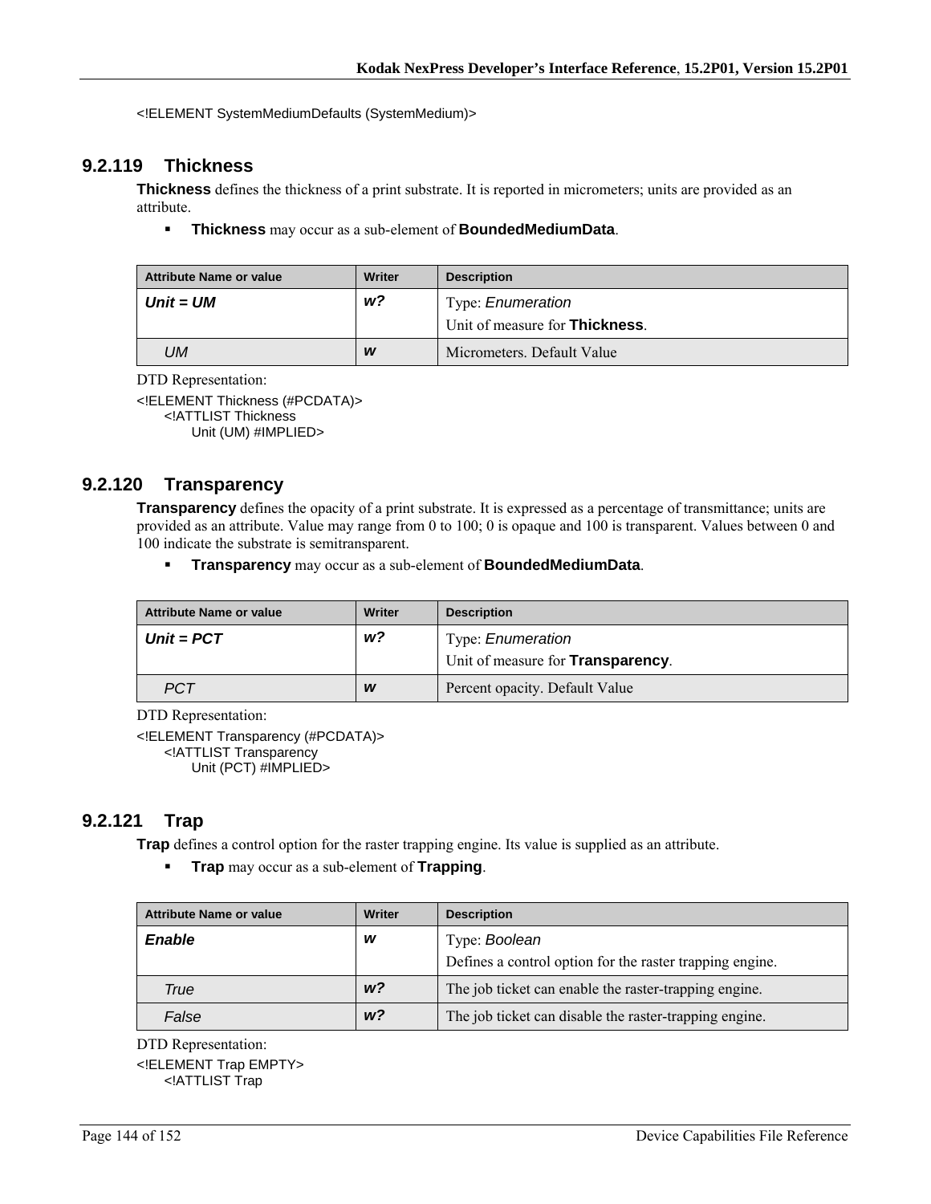```
<!ELEMENT SystemMediumDefaults (SystemMedium)>
```

### 9.2.119 Thickness

**Thickness** defines the thickness of a print substrate. It is reported in micrometers; units are provided as an attribute.

- **Thickness** may occur as a sub-element of **BoundedMediumData**.

| Attribute Name or value | Writer | Description |
|---|---|---|
| ***Unit = UM*** | ***w?*** | Type: *Enumeration*<br>Unit of measure for **Thickness**. |
| *UM* | ***w*** | Micrometers. Default Value |

DTD Representation:

```
<!ELEMENT Thickness (#PCDATA)>
    <!ATTLIST Thickness
        Unit (UM) #IMPLIED>
```

### 9.2.120 Transparency

**Transparency** defines the opacity of a print substrate. It is expressed as a percentage of transmittance; units are provided as an attribute. Value may range from 0 to 100; 0 is opaque and 100 is transparent. Values between 0 and 100 indicate the substrate is semitransparent.

- **Transparency** may occur as a sub-element of **BoundedMediumData**.

| Attribute Name or value | Writer | Description |
|---|---|---|
| ***Unit = PCT*** | ***w?*** | Type: *Enumeration*<br>Unit of measure for **Transparency**. |
| *PCT* | ***w*** | Percent opacity. Default Value |

DTD Representation:

```
<!ELEMENT Transparency (#PCDATA)>
    <!ATTLIST Transparency
        Unit (PCT) #IMPLIED>
```

### 9.2.121 Trap

**Trap** defines a control option for the raster trapping engine. Its value is supplied as an attribute.

- **Trap** may occur as a sub-element of **Trapping**.

| Attribute Name or value | Writer | Description |
|---|---|---|
| ***Enable*** | ***w*** | Type: *Boolean*<br>Defines a control option for the raster trapping engine. |
| *True* | ***w?*** | The job ticket can enable the raster-trapping engine. |
| *False* | ***w?*** | The job ticket can disable the raster-trapping engine. |

DTD Representation:

```
<!ELEMENT Trap EMPTY>
    <!ATTLIST Trap
```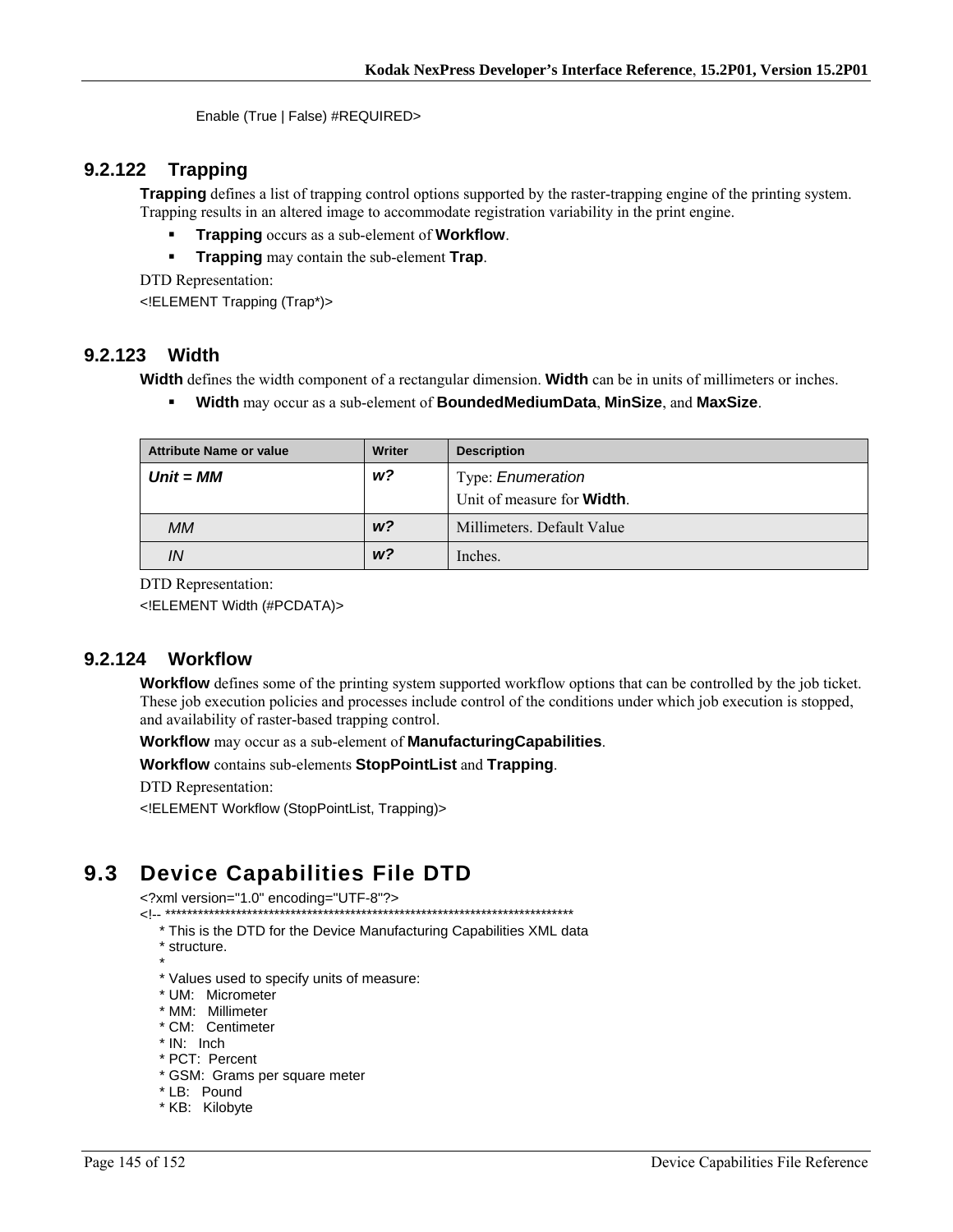Enable (True | False) #REQUIRED>

### 9.2.122 Trapping

**Trapping** defines a list of trapping control options supported by the raster-trapping engine of the printing system. Trapping results in an altered image to accommodate registration variability in the print engine.

- **Trapping** occurs as a sub-element of **Workflow**.
- **Trapping** may contain the sub-element **Trap**.

DTD Representation:

```
<!ELEMENT Trapping (Trap*)>
```

### 9.2.123 Width

**Width** defines the width component of a rectangular dimension. **Width** can be in units of millimeters or inches.

- **Width** may occur as a sub-element of **BoundedMediumData**, **MinSize**, and **MaxSize**.

| Attribute Name or value | Writer | Description |
|---|---|---|
| ***Unit = MM*** | ***w?*** | Type: *Enumeration*<br>Unit of measure for **Width**. |
| *MM* | ***w?*** | Millimeters. Default Value |
| *IN* | ***w?*** | Inches. |

DTD Representation:

```
<!ELEMENT Width (#PCDATA)>
```

### 9.2.124 Workflow

**Workflow** defines some of the printing system supported workflow options that can be controlled by the job ticket. These job execution policies and processes include control of the conditions under which job execution is stopped, and availability of raster-based trapping control.

**Workflow** may occur as a sub-element of **ManufacturingCapabilities**.

**Workflow** contains sub-elements **StopPointList** and **Trapping**.

DTD Representation:

```
<!ELEMENT Workflow (StopPointList, Trapping)>
```

## 9.3 Device Capabilities File DTD

```
<?xml version="1.0" encoding="UTF-8"?>
<!-- ****************************************************************************
    * This is the DTD for the Device Manufacturing Capabilities XML data
    * structure.
    *
    * Values used to specify units of measure:
    * UM:   Micrometer
    * MM:   Millimeter
    * CM:   Centimeter
    * IN:   Inch
    * PCT:  Percent
    * GSM:  Grams per square meter
    * LB:   Pound
    * KB:   Kilobyte
```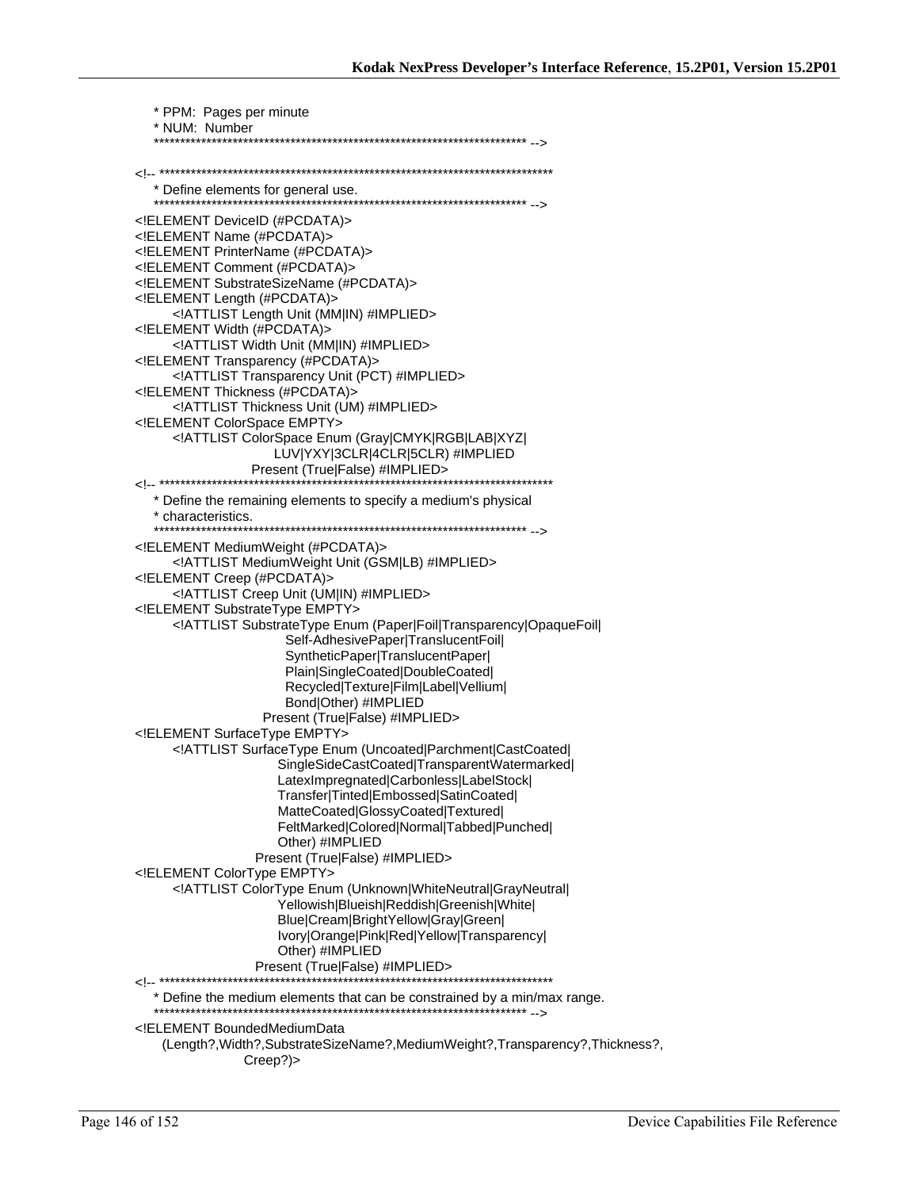```
   * PPM:  Pages per minute
   * NUM:  Number
   ************************************************************************ -->

<!-- ****************************************************************************
   * Define elements for general use.
   ************************************************************************ -->
<!ELEMENT DeviceID (#PCDATA)>
<!ELEMENT Name (#PCDATA)>
<!ELEMENT PrinterName (#PCDATA)>
<!ELEMENT Comment (#PCDATA)>
<!ELEMENT SubstrateSizeName (#PCDATA)>
<!ELEMENT Length (#PCDATA)>
      <!ATTLIST Length Unit (MM|IN) #IMPLIED>
<!ELEMENT Width (#PCDATA)>
      <!ATTLIST Width Unit (MM|IN) #IMPLIED>
<!ELEMENT Transparency (#PCDATA)>
      <!ATTLIST Transparency Unit (PCT) #IMPLIED>
<!ELEMENT Thickness (#PCDATA)>
      <!ATTLIST Thickness Unit (UM) #IMPLIED>
<!ELEMENT ColorSpace EMPTY>
      <!ATTLIST ColorSpace Enum (Gray|CMYK|RGB|LAB|XYZ|
                        LUV|YXY|3CLR|4CLR|5CLR) #IMPLIED
                     Present (True|False) #IMPLIED>
<!-- ****************************************************************************
   * Define the remaining elements to specify a medium's physical
   * characteristics.
   ************************************************************************ -->
<!ELEMENT MediumWeight (#PCDATA)>
      <!ATTLIST MediumWeight Unit (GSM|LB) #IMPLIED>
<!ELEMENT Creep (#PCDATA)>
      <!ATTLIST Creep Unit (UM|IN) #IMPLIED>
<!ELEMENT SubstrateType EMPTY>
      <!ATTLIST SubstrateType Enum (Paper|Foil|Transparency|OpaqueFoil|
                           Self-AdhesivePaper|TranslucentFoil|
                           SyntheticPaper|TranslucentPaper|
                           Plain|SingleCoated|DoubleCoated|
                           Recycled|Texture|Film|Label|Vellium|
                           Bond|Other) #IMPLIED
                     Present (True|False) #IMPLIED>
<!ELEMENT SurfaceType EMPTY>
      <!ATTLIST SurfaceType Enum (Uncoated|Parchment|CastCoated|
                        SingleSideCastCoated|TransparentWatermarked|
                        LatexImpregnated|Carbonless|LabelStock|
                        Transfer|Tinted|Embossed|SatinCoated|
                        MatteCoated|GlossyCoated|Textured|
                        FeltMarked|Colored|Normal|Tabbed|Punched|
                        Other) #IMPLIED
                     Present (True|False) #IMPLIED>
<!ELEMENT ColorType EMPTY>
      <!ATTLIST ColorType Enum (Unknown|WhiteNeutral|GrayNeutral|
                        Yellowish|Blueish|Reddish|Greenish|White|
                        Blue|Cream|BrightYellow|Gray|Green|
                        Ivory|Orange|Pink|Red|Yellow|Transparency|
                        Other) #IMPLIED
                     Present (True|False) #IMPLIED>
<!-- ****************************************************************************
   * Define the medium elements that can be constrained by a min/max range.
   ************************************************************************ -->
<!ELEMENT BoundedMediumData
     (Length?,Width?,SubstrateSizeName?,MediumWeight?,Transparency?,Thickness?,
                  Creep?)>
```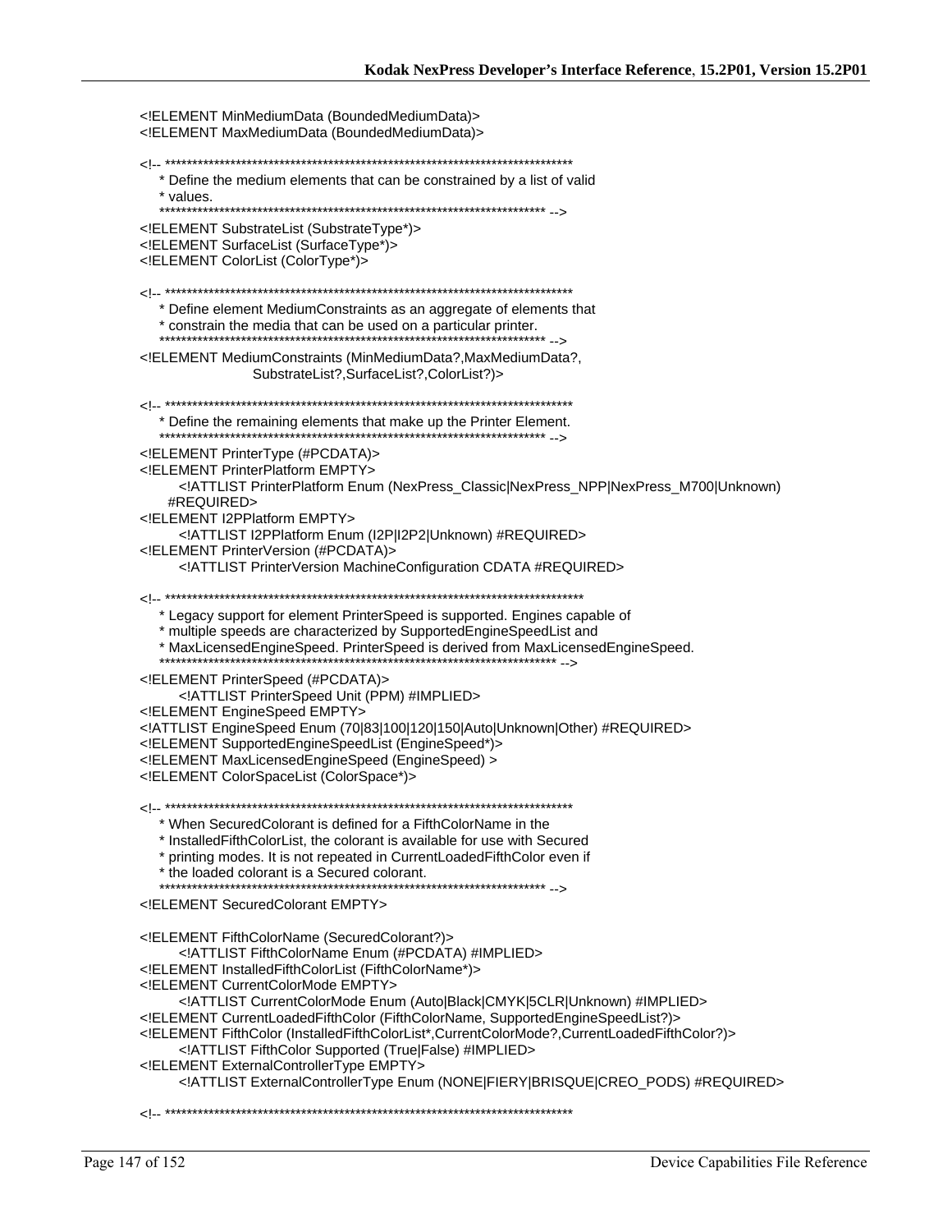```
<!ELEMENT MinMediumData (BoundedMediumData)>
<!ELEMENT MaxMediumData (BoundedMediumData)>

<!-- ***************************************************************************
   * Define the medium elements that can be constrained by a list of valid
   * values.
   ************************************************************************* -->
<!ELEMENT SubstrateList (SubstrateType*)>
<!ELEMENT SurfaceList (SurfaceType*)>
<!ELEMENT ColorList (ColorType*)>

<!-- ***************************************************************************
   * Define element MediumConstraints as an aggregate of elements that
   * constrain the media that can be used on a particular printer.
   ************************************************************************* -->
<!ELEMENT MediumConstraints (MinMediumData?,MaxMediumData?,
                    SubstrateList?,SurfaceList?,ColorList?)>

<!-- ***************************************************************************
   * Define the remaining elements that make up the Printer Element.
   ************************************************************************* -->
<!ELEMENT PrinterType (#PCDATA)>
<!ELEMENT PrinterPlatform EMPTY>
      <!ATTLIST PrinterPlatform Enum (NexPress_Classic|NexPress_NPP|NexPress_M700|Unknown)
    #REQUIRED>
<!ELEMENT I2PPlatform EMPTY>
      <!ATTLIST I2PPlatform Enum (I2P|I2P2|Unknown) #REQUIRED>
<!ELEMENT PrinterVersion (#PCDATA)>
      <!ATTLIST PrinterVersion MachineConfiguration CDATA #REQUIRED>

<!-- *****************************************************************************
   * Legacy support for element PrinterSpeed is supported. Engines capable of
   * multiple speeds are characterized by SupportedEngineSpeedList and
   * MaxLicensedEngineSpeed. PrinterSpeed is derived from MaxLicensedEngineSpeed.
   ************************************************************************* -->
<!ELEMENT PrinterSpeed (#PCDATA)>
      <!ATTLIST PrinterSpeed Unit (PPM) #IMPLIED>
<!ELEMENT EngineSpeed EMPTY>
<!ATTLIST EngineSpeed Enum (70|83|100|120|150|Auto|Unknown|Other) #REQUIRED>
<!ELEMENT SupportedEngineSpeedList (EngineSpeed*)>
<!ELEMENT MaxLicensedEngineSpeed (EngineSpeed) >
<!ELEMENT ColorSpaceList (ColorSpace*)>

<!-- ***************************************************************************
   * When SecuredColorant is defined for a FifthColorName in the
   * InstalledFifthColorList, the colorant is available for use with Secured
   * printing modes. It is not repeated in CurrentLoadedFifthColor even if
   * the loaded colorant is a Secured colorant.
   ************************************************************************* -->
<!ELEMENT SecuredColorant EMPTY>

<!ELEMENT FifthColorName (SecuredColorant?)>
      <!ATTLIST FifthColorName Enum (#PCDATA) #IMPLIED>
<!ELEMENT InstalledFifthColorList (FifthColorName*)>
<!ELEMENT CurrentColorMode EMPTY>
      <!ATTLIST CurrentColorMode Enum (Auto|Black|CMYK|5CLR|Unknown) #IMPLIED>
<!ELEMENT CurrentLoadedFifthColor (FifthColorName, SupportedEngineSpeedList?)>
<!ELEMENT FifthColor (InstalledFifthColorList*,CurrentColorMode?,CurrentLoadedFifthColor?)>
      <!ATTLIST FifthColor Supported (True|False) #IMPLIED>
<!ELEMENT ExternalControllerType EMPTY>
      <!ATTLIST ExternalControllerType Enum (NONE|FIERY|BRISQUE|CREO_PODS) #REQUIRED>

<!-- ***************************************************************************
```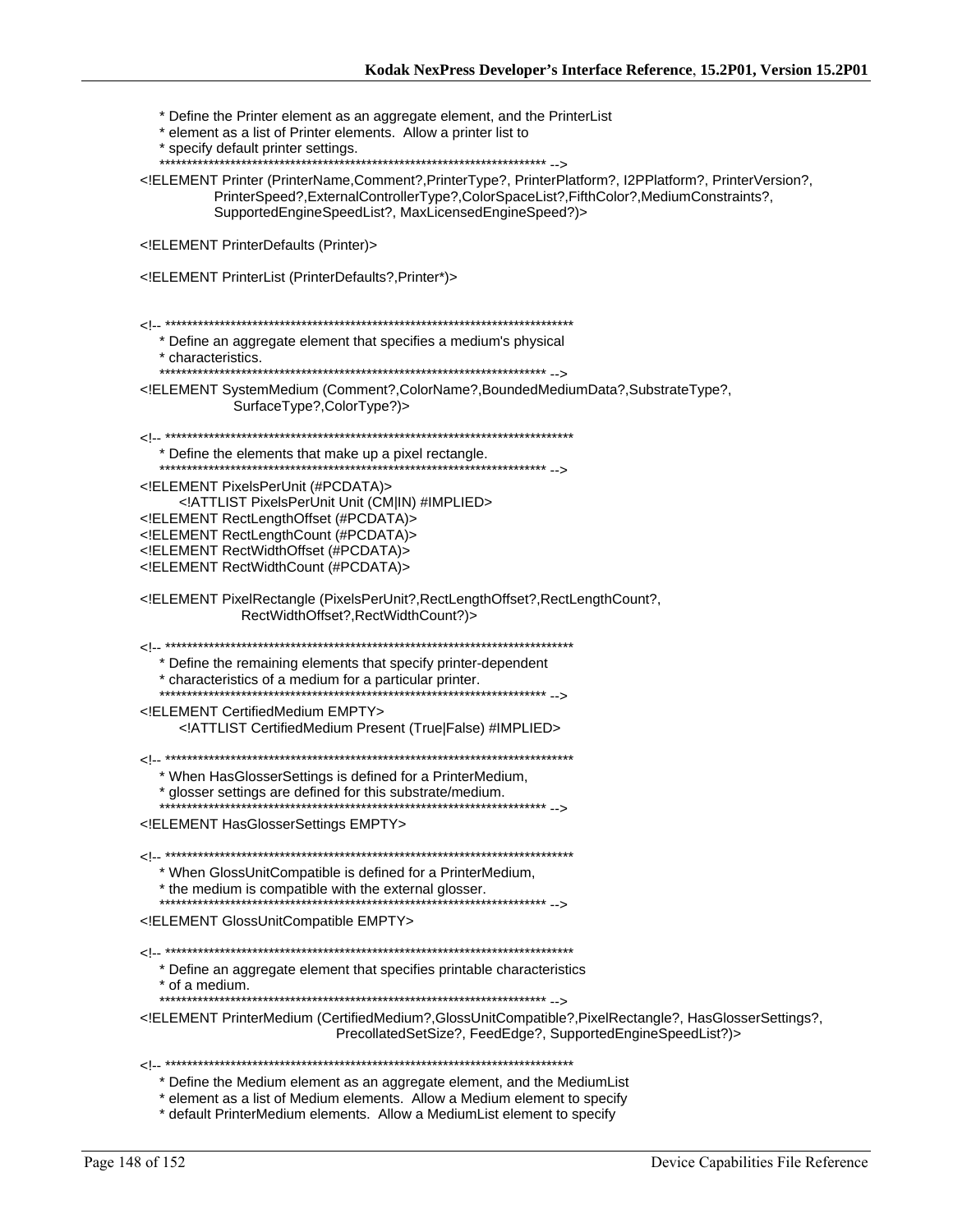```
   * Define the Printer element as an aggregate element, and the PrinterList
   * element as a list of Printer elements.  Allow a printer list to
   * specify default printer settings.
   ************************************************************************ -->
<!ELEMENT Printer (PrinterName,Comment?,PrinterType?, PrinterPlatform?, I2PPlatform?, PrinterVersion?,
            PrinterSpeed?,ExternalControllerType?,ColorSpaceList?,FifthColor?,MediumConstraints?,
            SupportedEngineSpeedList?, MaxLicensedEngineSpeed?)>

<!ELEMENT PrinterDefaults (Printer)>

<!ELEMENT PrinterList (PrinterDefaults?,Printer*)>


<!-- ************************************************************************
   * Define an aggregate element that specifies a medium's physical
   * characteristics.
   ************************************************************************ -->
<!ELEMENT SystemMedium (Comment?,ColorName?,BoundedMediumData?,SubstrateType?,
               SurfaceType?,ColorType?)>

<!-- ************************************************************************
   * Define the elements that make up a pixel rectangle.
   ************************************************************************ -->
<!ELEMENT PixelsPerUnit (#PCDATA)>
      <!ATTLIST PixelsPerUnit Unit (CM|IN) #IMPLIED>
<!ELEMENT RectLengthOffset (#PCDATA)>
<!ELEMENT RectLengthCount (#PCDATA)>
<!ELEMENT RectWidthOffset (#PCDATA)>
<!ELEMENT RectWidthCount (#PCDATA)>

<!ELEMENT PixelRectangle (PixelsPerUnit?,RectLengthOffset?,RectLengthCount?,
                RectWidthOffset?,RectWidthCount?)>

<!-- ************************************************************************
   * Define the remaining elements that specify printer-dependent
   * characteristics of a medium for a particular printer.
   ************************************************************************ -->
<!ELEMENT CertifiedMedium EMPTY>
      <!ATTLIST CertifiedMedium Present (True|False) #IMPLIED>

<!-- ************************************************************************
   * When HasGlosserSettings is defined for a PrinterMedium,
   * glosser settings are defined for this substrate/medium.
   ************************************************************************ -->
<!ELEMENT HasGlosserSettings EMPTY>

<!-- ************************************************************************
   * When GlossUnitCompatible is defined for a PrinterMedium,
   * the medium is compatible with the external glosser.
   ************************************************************************ -->
<!ELEMENT GlossUnitCompatible EMPTY>

<!-- ************************************************************************
   * Define an aggregate element that specifies printable characteristics
   * of a medium.
   ************************************************************************ -->
<!ELEMENT PrinterMedium (CertifiedMedium?,GlossUnitCompatible?,PixelRectangle?, HasGlosserSettings?,
                        PrecollatedSetSize?, FeedEdge?, SupportedEngineSpeedList?)>

<!-- ************************************************************************
   * Define the Medium element as an aggregate element, and the MediumList
   * element as a list of Medium elements.  Allow a Medium element to specify
   * default PrinterMedium elements.  Allow a MediumList element to specify
```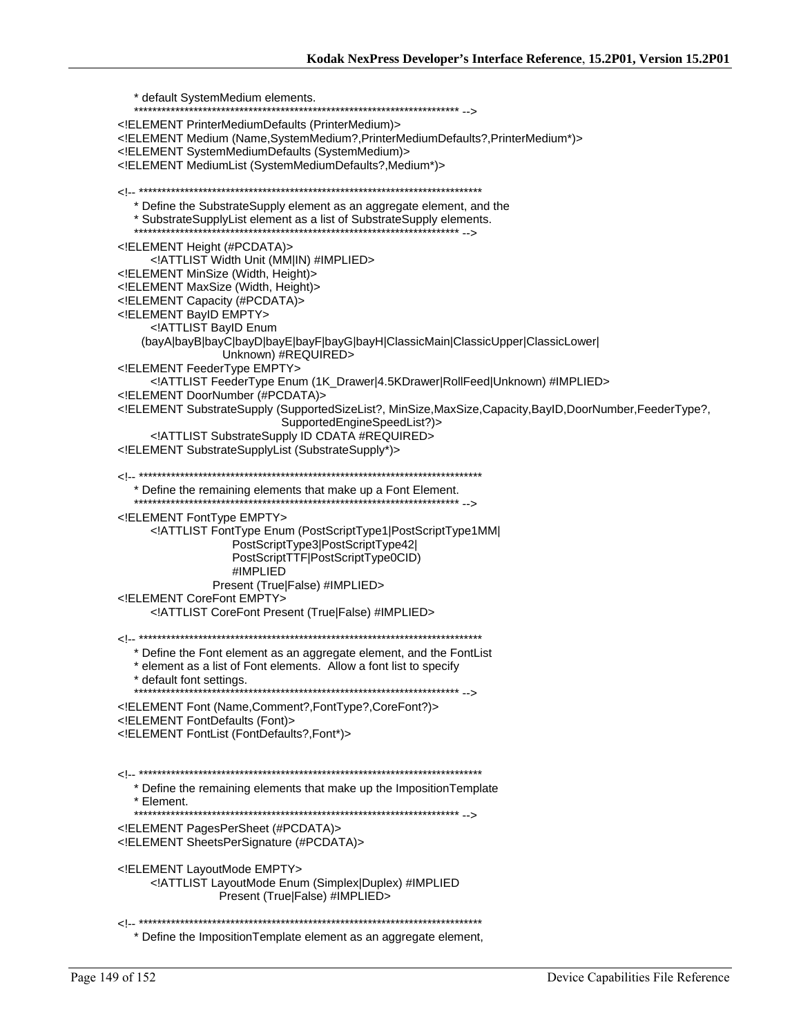```
   * default SystemMedium elements.
   ************************************************************************ -->
<!ELEMENT PrinterMediumDefaults (PrinterMedium)>
<!ELEMENT Medium (Name,SystemMedium?,PrinterMediumDefaults?,PrinterMedium*)>
<!ELEMENT SystemMediumDefaults (SystemMedium)>
<!ELEMENT MediumList (SystemMediumDefaults?,Medium*)>

<!-- ***************************************************************************
   * Define the SubstrateSupply element as an aggregate element, and the
   * SubstrateSupplyList element as a list of SubstrateSupply elements.
   ************************************************************************ -->
<!ELEMENT Height (#PCDATA)>
      <!ATTLIST Width Unit (MM|IN) #IMPLIED>
<!ELEMENT MinSize (Width, Height)>
<!ELEMENT MaxSize (Width, Height)>
<!ELEMENT Capacity (#PCDATA)>
<!ELEMENT BayID EMPTY>
      <!ATTLIST BayID Enum
    (bayA|bayB|bayC|bayD|bayE|bayF|bayG|bayH|ClassicMain|ClassicUpper|ClassicLower|
                  Unknown) #REQUIRED>
<!ELEMENT FeederType EMPTY>
      <!ATTLIST FeederType Enum (1K_Drawer|4.5KDrawer|RollFeed|Unknown) #IMPLIED>
<!ELEMENT DoorNumber (#PCDATA)>
<!ELEMENT SubstrateSupply (SupportedSizeList?, MinSize,MaxSize,Capacity,BayID,DoorNumber,FeederType?,
                              SupportedEngineSpeedList?)>
      <!ATTLIST SubstrateSupply ID CDATA #REQUIRED>
<!ELEMENT SubstrateSupplyList (SubstrateSupply*)>

<!-- ***************************************************************************
   * Define the remaining elements that make up a Font Element.
   ************************************************************************ -->
<!ELEMENT FontType EMPTY>
      <!ATTLIST FontType Enum (PostScriptType1|PostScriptType1MM|
                        PostScriptType3|PostScriptType42|
                        PostScriptTTF|PostScriptType0CID)
                        #IMPLIED
                  Present (True|False) #IMPLIED>
<!ELEMENT CoreFont EMPTY>
      <!ATTLIST CoreFont Present (True|False) #IMPLIED>

<!-- ***************************************************************************
   * Define the Font element as an aggregate element, and the FontList
   * element as a list of Font elements.  Allow a font list to specify
   * default font settings.
   ************************************************************************ -->
<!ELEMENT Font (Name,Comment?,FontType?,CoreFont?)>
<!ELEMENT FontDefaults (Font)>
<!ELEMENT FontList (FontDefaults?,Font*)>


<!-- ***************************************************************************
   * Define the remaining elements that make up the ImpositionTemplate
   * Element.
   ************************************************************************ -->
<!ELEMENT PagesPerSheet (#PCDATA)>
<!ELEMENT SheetsPerSignature (#PCDATA)>

<!ELEMENT LayoutMode EMPTY>
      <!ATTLIST LayoutMode Enum (Simplex|Duplex) #IMPLIED
                  Present (True|False) #IMPLIED>

<!-- ***************************************************************************
   * Define the ImpositionTemplate element as an aggregate element,
```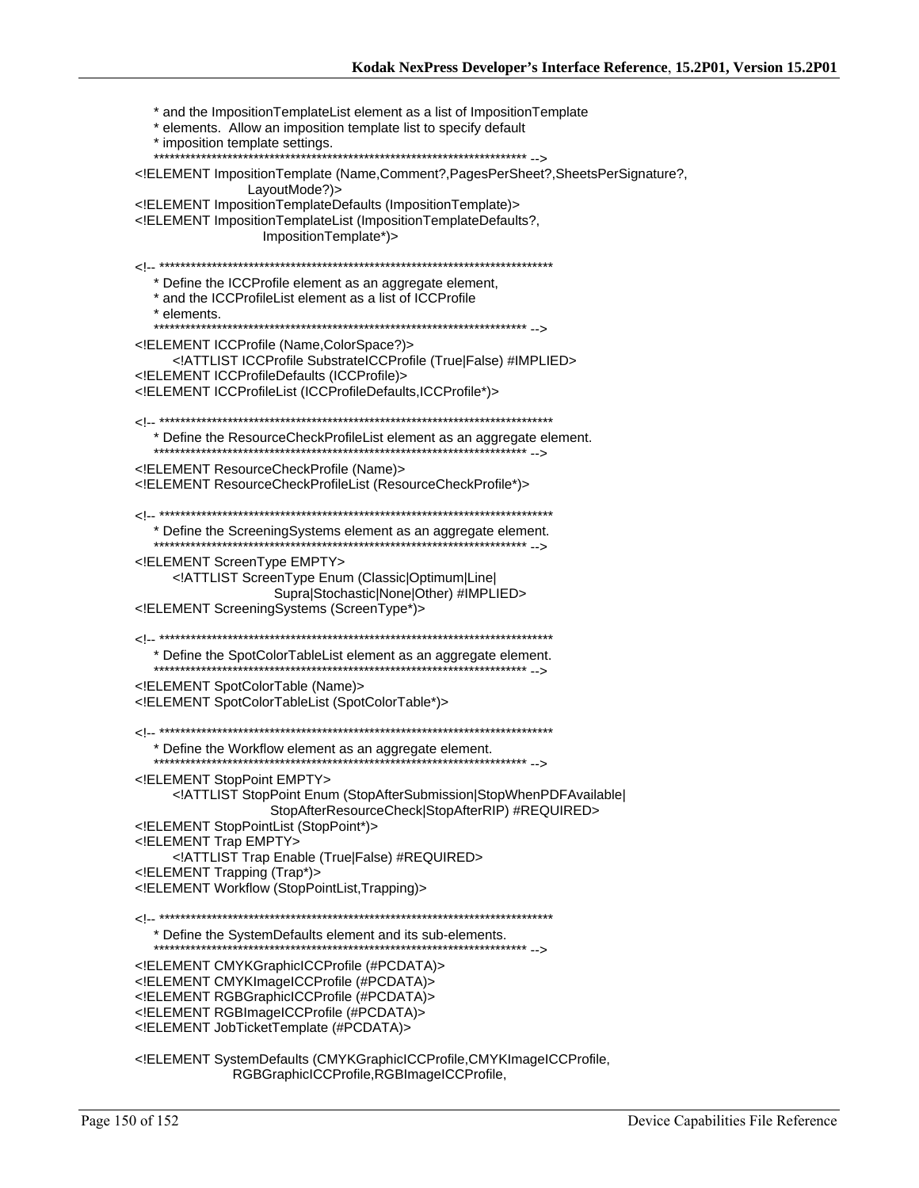```
   * and the ImpositionTemplateList element as a list of ImpositionTemplate
   * elements.  Allow an imposition template list to specify default
   * imposition template settings.
   ********************************************************************** -->
<!ELEMENT ImpositionTemplate (Name,Comment?,PagesPerSheet?,SheetsPerSignature?,
                  LayoutMode?)>
<!ELEMENT ImpositionTemplateDefaults (ImpositionTemplate)>
<!ELEMENT ImpositionTemplateList (ImpositionTemplateDefaults?,
                   ImpositionTemplate*)>

<!-- *************************************************************************
   * Define the ICCProfile element as an aggregate element,
   * and the ICCProfileList element as a list of ICCProfile
   * elements.
   ********************************************************************** -->
<!ELEMENT ICCProfile (Name,ColorSpace?)>
      <!ATTLIST ICCProfile SubstrateICCProfile (True|False) #IMPLIED>
<!ELEMENT ICCProfileDefaults (ICCProfile)>
<!ELEMENT ICCProfileList (ICCProfileDefaults,ICCProfile*)>

<!-- *************************************************************************
   * Define the ResourceCheckProfileList element as an aggregate element.
   ********************************************************************** -->
<!ELEMENT ResourceCheckProfile (Name)>
<!ELEMENT ResourceCheckProfileList (ResourceCheckProfile*)>

<!-- *************************************************************************
   * Define the ScreeningSystems element as an aggregate element.
   ********************************************************************** -->
<!ELEMENT ScreenType EMPTY>
      <!ATTLIST ScreenType Enum (Classic|Optimum|Line|
                    Supra|Stochastic|None|Other) #IMPLIED>
<!ELEMENT ScreeningSystems (ScreenType*)>

<!-- *************************************************************************
   * Define the SpotColorTableList element as an aggregate element.
   ********************************************************************** -->
<!ELEMENT SpotColorTable (Name)>
<!ELEMENT SpotColorTableList (SpotColorTable*)>

<!-- *************************************************************************
   * Define the Workflow element as an aggregate element.
   ********************************************************************** -->
<!ELEMENT StopPoint EMPTY>
      <!ATTLIST StopPoint Enum (StopAfterSubmission|StopWhenPDFAvailable|
                    StopAfterResourceCheck|StopAfterRIP) #REQUIRED>
<!ELEMENT StopPointList (StopPoint*)>
<!ELEMENT Trap EMPTY>
      <!ATTLIST Trap Enable (True|False) #REQUIRED>
<!ELEMENT Trapping (Trap*)>
<!ELEMENT Workflow (StopPointList,Trapping)>

<!-- *************************************************************************
   * Define the SystemDefaults element and its sub-elements.
   ********************************************************************** -->
<!ELEMENT CMYKGraphicICCProfile (#PCDATA)>
<!ELEMENT CMYKImageICCProfile (#PCDATA)>
<!ELEMENT RGBGraphicICCProfile (#PCDATA)>
<!ELEMENT RGBImageICCProfile (#PCDATA)>
<!ELEMENT JobTicketTemplate (#PCDATA)>

<!ELEMENT SystemDefaults (CMYKGraphicICCProfile,CMYKImageICCProfile,
                RGBGraphicICCProfile,RGBImageICCProfile,
```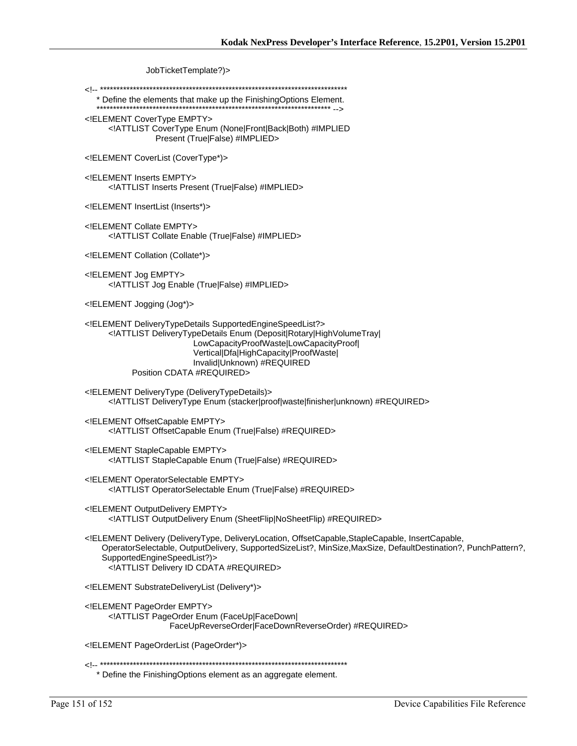```
                  JobTicketTemplate?)>

<!-- ***************************************************************************
   * Define the elements that make up the FinishingOptions Element.
   *********************************************************************** -->
<!ELEMENT CoverType EMPTY>
       <!ATTLIST CoverType Enum (None|Front|Back|Both) #IMPLIED
                    Present (True|False) #IMPLIED>

<!ELEMENT CoverList (CoverType*)>

<!ELEMENT Inserts EMPTY>
       <!ATTLIST Inserts Present (True|False) #IMPLIED>

<!ELEMENT InsertList (Inserts*)>

<!ELEMENT Collate EMPTY>
       <!ATTLIST Collate Enable (True|False) #IMPLIED>

<!ELEMENT Collation (Collate*)>

<!ELEMENT Jog EMPTY>
       <!ATTLIST Jog Enable (True|False) #IMPLIED>

<!ELEMENT Jogging (Jog*)>

<!ELEMENT DeliveryTypeDetails SupportedEngineSpeedList?>
       <!ATTLIST DeliveryTypeDetails Enum (Deposit|Rotary|HighVolumeTray|
                             LowCapacityProofWaste|LowCapacityProof|
                             Vertical|Dfa|HighCapacity|ProofWaste|
                             Invalid|Unknown) #REQUIRED
            Position CDATA #REQUIRED>

<!ELEMENT DeliveryType (DeliveryTypeDetails)>
       <!ATTLIST DeliveryType Enum (stacker|proof|waste|finisher|unknown) #REQUIRED>

<!ELEMENT OffsetCapable EMPTY>
       <!ATTLIST OffsetCapable Enum (True|False) #REQUIRED>

<!ELEMENT StapleCapable EMPTY>
       <!ATTLIST StapleCapable Enum (True|False) #REQUIRED>

<!ELEMENT OperatorSelectable EMPTY>
       <!ATTLIST OperatorSelectable Enum (True|False) #REQUIRED>

<!ELEMENT OutputDelivery EMPTY>
       <!ATTLIST OutputDelivery Enum (SheetFlip|NoSheetFlip) #REQUIRED>

<!ELEMENT Delivery (DeliveryType, DeliveryLocation, OffsetCapable,StapleCapable, InsertCapable,
     OperatorSelectable, OutputDelivery, SupportedSizeList?, MinSize,MaxSize, DefaultDestination?, PunchPattern?,
     SupportedEngineSpeedList?)>
       <!ATTLIST Delivery ID CDATA #REQUIRED>

<!ELEMENT SubstrateDeliveryList (Delivery*)>

<!ELEMENT PageOrder EMPTY>
       <!ATTLIST PageOrder Enum (FaceUp|FaceDown|
                        FaceUpReverseOrder|FaceDownReverseOrder) #REQUIRED>

<!ELEMENT PageOrderList (PageOrder*)>

<!-- ***************************************************************************
   * Define the FinishingOptions element as an aggregate element.
```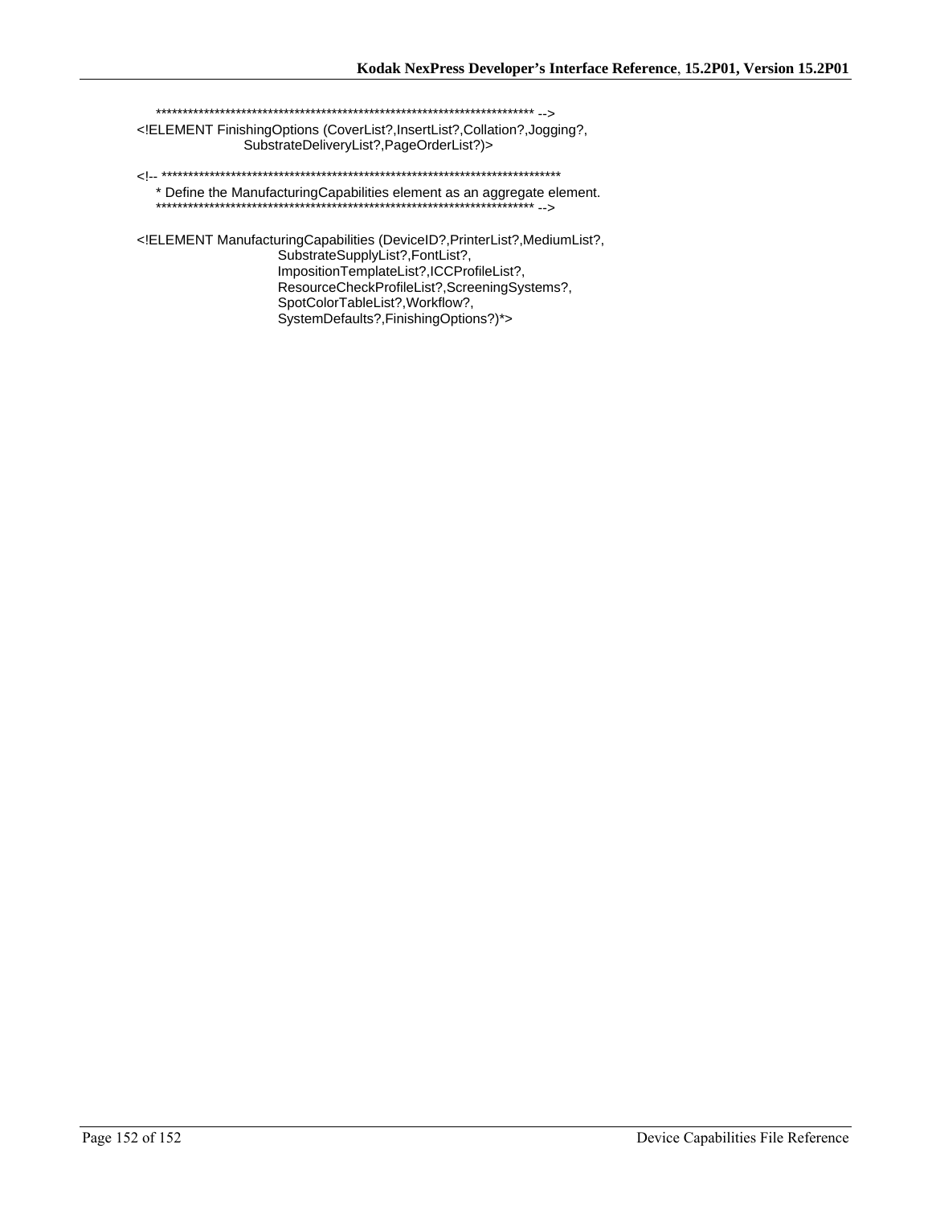```
    ************************************************************************** -->
<!ELEMENT FinishingOptions (CoverList?,InsertList?,Collation?,Jogging?,
                    SubstrateDeliveryList?,PageOrderList?)>

<!-- ****************************************************************************
    * Define the ManufacturingCapabilities element as an aggregate element.
    ************************************************************************** -->

<!ELEMENT ManufacturingCapabilities (DeviceID?,PrinterList?,MediumList?,
                        SubstrateSupplyList?,FontList?,
                        ImpositionTemplateList?,ICCProfileList?,
                        ResourceCheckProfileList?,ScreeningSystems?,
                        SpotColorTableList?,Workflow?,
                        SystemDefaults?,FinishingOptions?)*>
```